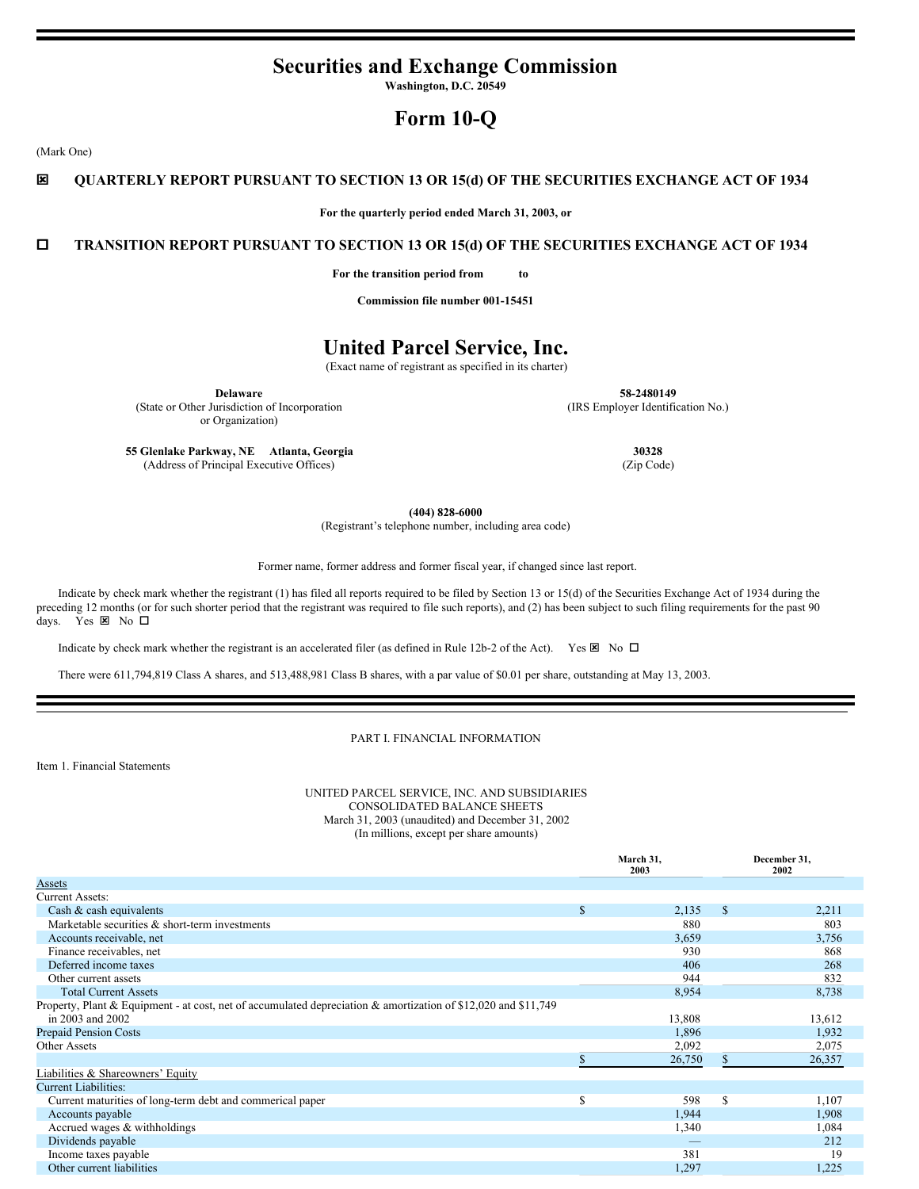# Securities and Exchange Commission

**Washington, D.C. 20549**

# Form 10-Q

(Mark One)

☒ **QUARTERLY REPORT PURSUANT TO SECTION 13 OR 15(d) OF THE SECURITIES EXCHANGE ACT OF 1934**

**For the quarterly period ended March 31, 2003, or**

☐ **TRANSITION REPORT PURSUANT TO SECTION 13 OR 15(d) OF THE SECURITIES EXCHANGE ACT OF 1934**

**For the transition period from to**

**Commission file number 001-15451**

# United Parcel Service, Inc.

(Exact name of registrant as specified in its charter)

| | |
|---|---|
| **Delaware** (State or Other Jurisdiction of Incorporation or Organization) | **58-2480149** (IRS Employer Identification No.) |
| **55 Glenlake Parkway, NE Atlanta, Georgia** (Address of Principal Executive Offices) | **30328** (Zip Code) |

**(404) 828-6000**
(Registrant's telephone number, including area code)

Former name, former address and former fiscal year, if changed since last report.

Indicate by check mark whether the registrant (1) has filed all reports required to be filed by Section 13 or 15(d) of the Securities Exchange Act of 1934 during the preceding 12 months (or for such shorter period that the registrant was required to file such reports), and (2) has been subject to such filing requirements for the past 90 days. Yes ☒ No ☐

Indicate by check mark whether the registrant is an accelerated filer (as defined in Rule 12b-2 of the Act). Yes ☒ No ☐

There were 611,794,819 Class A shares, and 513,488,981 Class B shares, with a par value of $0.01 per share, outstanding at May 13, 2003.

PART I. FINANCIAL INFORMATION

Item 1. Financial Statements

UNITED PARCEL SERVICE, INC. AND SUBSIDIARIES
CONSOLIDATED BALANCE SHEETS
March 31, 2003 (unaudited) and December 31, 2002
(In millions, except per share amounts)

| | March 31, 2003 | December 31, 2002 |
|---|---|---|
| Assets | | |
| Current Assets: | | |
| Cash & cash equivalents | $ 2,135 | $ 2,211 |
| Marketable securities & short-term investments | 880 | 803 |
| Accounts receivable, net | 3,659 | 3,756 |
| Finance receivables, net | 930 | 868 |
| Deferred income taxes | 406 | 268 |
| Other current assets | 944 | 832 |
| Total Current Assets | 8,954 | 8,738 |
| Property, Plant & Equipment - at cost, net of accumulated depreciation & amortization of $12,020 and $11,749 in 2003 and 2002 | 13,808 | 13,612 |
| Prepaid Pension Costs | 1,896 | 1,932 |
| Other Assets | 2,092 | 2,075 |
| | $ 26,750 | $ 26,357 |
| Liabilities & Shareowners' Equity | | |
| Current Liabilities: | | |
| Current maturities of long-term debt and commerical paper | $ 598 | $ 1,107 |
| Accounts payable | 1,944 | 1,908 |
| Accrued wages & withholdings | 1,340 | 1,084 |
| Dividends payable | — | 212 |
| Income taxes payable | 381 | 19 |
| Other current liabilities | 1,297 | 1,225 |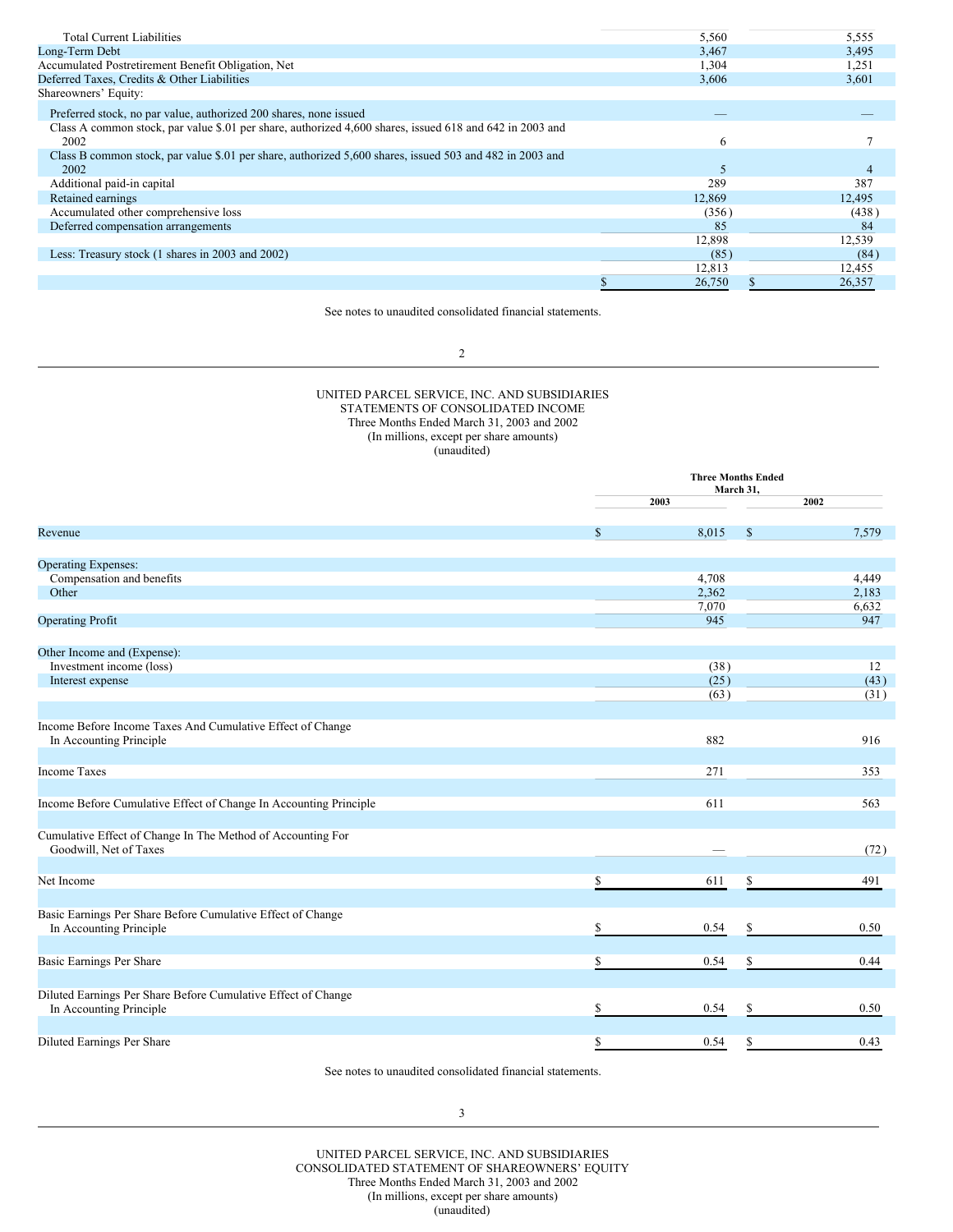| | 2003 | 2002 |
|---|---|---|
| Total Current Liabilities | 5,560 | 5,555 |
| Long-Term Debt | 3,467 | 3,495 |
| Accumulated Postretirement Benefit Obligation, Net | 1,304 | 1,251 |
| Deferred Taxes, Credits & Other Liabilities | 3,606 | 3,601 |
| Shareowners' Equity: | | |
| Preferred stock, no par value, authorized 200 shares, none issued | — | — |
| Class A common stock, par value $.01 per share, authorized 4,600 shares, issued 618 and 642 in 2003 and 2002 | 6 | 7 |
| Class B common stock, par value $.01 per share, authorized 5,600 shares, issued 503 and 482 in 2003 and 2002 | 5 | 4 |
| Additional paid-in capital | 289 | 387 |
| Retained earnings | 12,869 | 12,495 |
| Accumulated other comprehensive loss | (356) | (438) |
| Deferred compensation arrangements | 85 | 84 |
| | 12,898 | 12,539 |
| Less: Treasury stock (1 shares in 2003 and 2002) | (85) | (84) |
| | 12,813 | 12,455 |
| | $ 26,750 | $ 26,357 |

See notes to unaudited consolidated financial statements.

# UNITED PARCEL SERVICE, INC. AND SUBSIDIARIES
## STATEMENTS OF CONSOLIDATED INCOME
Three Months Ended March 31, 2003 and 2002
(In millions, except per share amounts)
(unaudited)

| | Three Months Ended March 31, | |
|---|---|---|
| | 2003 | 2002 |
| Revenue | $ 8,015 | $ 7,579 |
| Operating Expenses: | | |
| Compensation and benefits | 4,708 | 4,449 |
| Other | 2,362 | 2,183 |
| | 7,070 | 6,632 |
| Operating Profit | 945 | 947 |
| Other Income and (Expense): | | |
| Investment income (loss) | (38) | 12 |
| Interest expense | (25) | (43) |
| | (63) | (31) |
| Income Before Income Taxes And Cumulative Effect of Change In Accounting Principle | 882 | 916 |
| Income Taxes | 271 | 353 |
| Income Before Cumulative Effect of Change In Accounting Principle | 611 | 563 |
| Cumulative Effect of Change In The Method of Accounting For Goodwill, Net of Taxes | — | (72) |
| Net Income | $ 611 | $ 491 |
| Basic Earnings Per Share Before Cumulative Effect of Change In Accounting Principle | $ 0.54 | $ 0.50 |
| Basic Earnings Per Share | $ 0.54 | $ 0.44 |
| Diluted Earnings Per Share Before Cumulative Effect of Change In Accounting Principle | $ 0.54 | $ 0.50 |
| Diluted Earnings Per Share | $ 0.54 | $ 0.43 |

See notes to unaudited consolidated financial statements.

# UNITED PARCEL SERVICE, INC. AND SUBSIDIARIES
## CONSOLIDATED STATEMENT OF SHAREOWNERS' EQUITY
Three Months Ended March 31, 2003 and 2002
(In millions, except per share amounts)
(unaudited)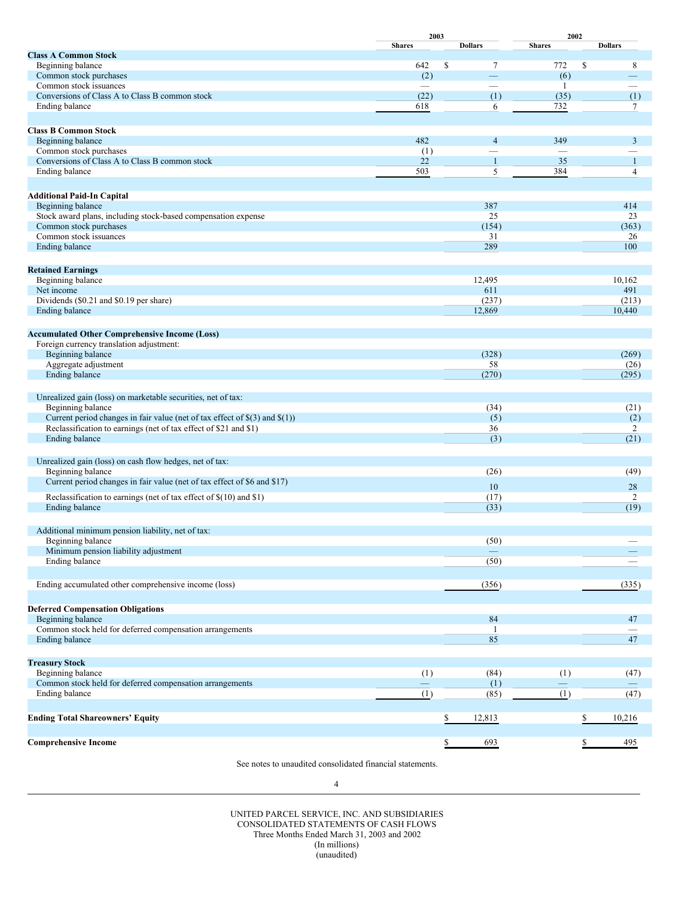| | 2003 | | 2002 | |
|---|---|---|---|---|
| | Shares | Dollars | Shares | Dollars |
| **Class A Common Stock** | | | | |
| Beginning balance | 642 | $ 7 | 772 | $ 8 |
| Common stock purchases | (2) | — | (6) | — |
| Common stock issuances | — | — | 1 | — |
| Conversions of Class A to Class B common stock | (22) | (1) | (35) | (1) |
| Ending balance | 618 | 6 | 732 | 7 |
| **Class B Common Stock** | | | | |
| Beginning balance | 482 | 4 | 349 | 3 |
| Common stock purchases | (1) | — | — | — |
| Conversions of Class A to Class B common stock | 22 | 1 | 35 | 1 |
| Ending balance | 503 | 5 | 384 | 4 |
| **Additional Paid-In Capital** | | | | |
| Beginning balance | | 387 | | 414 |
| Stock award plans, including stock-based compensation expense | | 25 | | 23 |
| Common stock purchases | | (154) | | (363) |
| Common stock issuances | | 31 | | 26 |
| Ending balance | | 289 | | 100 |
| **Retained Earnings** | | | | |
| Beginning balance | | 12,495 | | 10,162 |
| Net income | | 611 | | 491 |
| Dividends ($0.21 and $0.19 per share) | | (237) | | (213) |
| Ending balance | | 12,869 | | 10,440 |
| **Accumulated Other Comprehensive Income (Loss)** | | | | |
| Foreign currency translation adjustment: | | | | |
| Beginning balance | | (328) | | (269) |
| Aggregate adjustment | | 58 | | (26) |
| Ending balance | | (270) | | (295) |
| Unrealized gain (loss) on marketable securities, net of tax: | | | | |
| Beginning balance | | (34) | | (21) |
| Current period changes in fair value (net of tax effect of $(3) and $(1)) | | (5) | | (2) |
| Reclassification to earnings (net of tax effect of $21 and $1) | | 36 | | 2 |
| Ending balance | | (3) | | (21) |
| Unrealized gain (loss) on cash flow hedges, net of tax: | | | | |
| Beginning balance | | (26) | | (49) |
| Current period changes in fair value (net of tax effect of $6 and $17) | | 10 | | 28 |
| Reclassification to earnings (net of tax effect of $(10) and $1) | | (17) | | 2 |
| Ending balance | | (33) | | (19) |
| Additional minimum pension liability, net of tax: | | | | |
| Beginning balance | | (50) | | — |
| Minimum pension liability adjustment | | — | | — |
| Ending balance | | (50) | | — |
| Ending accumulated other comprehensive income (loss) | | (356) | | (335) |
| **Deferred Compensation Obligations** | | | | |
| Beginning balance | | 84 | | 47 |
| Common stock held for deferred compensation arrangements | | 1 | | — |
| Ending balance | | 85 | | 47 |
| **Treasury Stock** | | | | |
| Beginning balance | (1) | (84) | (1) | (47) |
| Common stock held for deferred compensation arrangements | — | (1) | — | — |
| Ending balance | (1) | (85) | (1) | (47) |
| **Ending Total Shareowners' Equity** | | $ 12,813 | | $ 10,216 |
| **Comprehensive Income** | | $ 693 | | $ 495 |

See notes to unaudited consolidated financial statements.

UNITED PARCEL SERVICE, INC. AND SUBSIDIARIES
CONSOLIDATED STATEMENTS OF CASH FLOWS
Three Months Ended March 31, 2003 and 2002
(In millions)
(unaudited)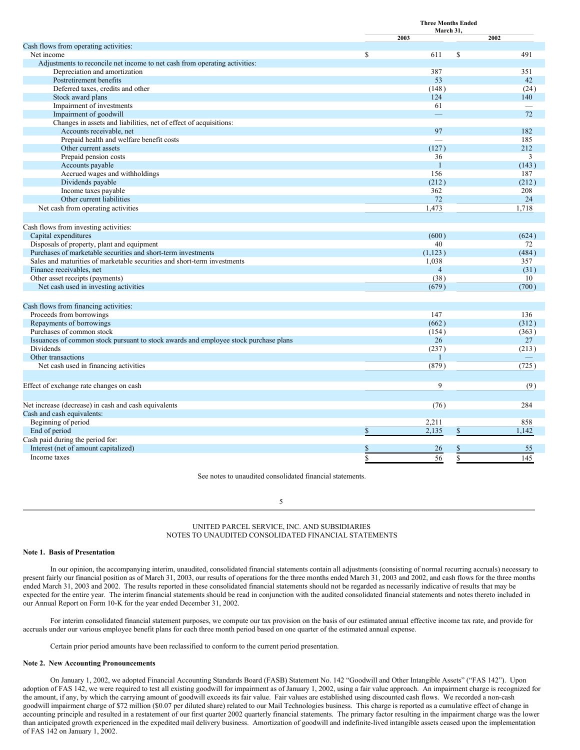| | Three Months Ended March 31, | |
|---|---|---|
| | 2003 | 2002 |
| Cash flows from operating activities: | | |
| Net income | $ 611 | $ 491 |
| Adjustments to reconcile net income to net cash from operating activities: | | |
| Depreciation and amortization | 387 | 351 |
| Postretirement benefits | 53 | 42 |
| Deferred taxes, credits and other | (148) | (24) |
| Stock award plans | 124 | 140 |
| Impairment of investments | 61 | — |
| Impairment of goodwill | — | 72 |
| Changes in assets and liabilities, net of effect of acquisitions: | | |
| Accounts receivable, net | 97 | 182 |
| Prepaid health and welfare benefit costs | — | 185 |
| Other current assets | (127) | 212 |
| Prepaid pension costs | 36 | 3 |
| Accounts payable | 1 | (143) |
| Accrued wages and withholdings | 156 | 187 |
| Dividends payable | (212) | (212) |
| Income taxes payable | 362 | 208 |
| Other current liabilities | 72 | 24 |
| Net cash from operating activities | 1,473 | 1,718 |
| | | |
| Cash flows from investing activities: | | |
| Capital expenditures | (600) | (624) |
| Disposals of property, plant and equipment | 40 | 72 |
| Purchases of marketable securities and short-term investments | (1,123) | (484) |
| Sales and maturities of marketable securities and short-term investments | 1,038 | 357 |
| Finance receivables, net | 4 | (31) |
| Other asset receipts (payments) | (38) | 10 |
| Net cash used in investing activities | (679) | (700) |
| | | |
| Cash flows from financing activities: | | |
| Proceeds from borrowings | 147 | 136 |
| Repayments of borrowings | (662) | (312) |
| Purchases of common stock | (154) | (363) |
| Issuances of common stock pursuant to stock awards and employee stock purchase plans | 26 | 27 |
| Dividends | (237) | (213) |
| Other transactions | 1 | — |
| Net cash used in financing activities | (879) | (725) |
| | | |
| Effect of exchange rate changes on cash | 9 | (9) |
| | | |
| Net increase (decrease) in cash and cash equivalents | (76) | 284 |
| Cash and cash equivalents: | | |
| Beginning of period | 2,211 | 858 |
| End of period | $ 2,135 | $ 1,142 |
| Cash paid during the period for: | | |
| Interest (net of amount capitalized) | $ 26 | $ 55 |
| Income taxes | $ 56 | $ 145 |

See notes to unaudited consolidated financial statements.

UNITED PARCEL SERVICE, INC. AND SUBSIDIARIES
NOTES TO UNAUDITED CONSOLIDATED FINANCIAL STATEMENTS

**Note 1. Basis of Presentation**

In our opinion, the accompanying interim, unaudited, consolidated financial statements contain all adjustments (consisting of normal recurring accruals) necessary to present fairly our financial position as of March 31, 2003, our results of operations for the three months ended March 31, 2003 and 2002, and cash flows for the three months ended March 31, 2003 and 2002. The results reported in these consolidated financial statements should not be regarded as necessarily indicative of results that may be expected for the entire year. The interim financial statements should be read in conjunction with the audited consolidated financial statements and notes thereto included in our Annual Report on Form 10-K for the year ended December 31, 2002.

For interim consolidated financial statement purposes, we compute our tax provision on the basis of our estimated annual effective income tax rate, and provide for accruals under our various employee benefit plans for each three month period based on one quarter of the estimated annual expense.

Certain prior period amounts have been reclassified to conform to the current period presentation.

**Note 2. New Accounting Pronouncements**

On January 1, 2002, we adopted Financial Accounting Standards Board (FASB) Statement No. 142 "Goodwill and Other Intangible Assets" ("FAS 142"). Upon adoption of FAS 142, we were required to test all existing goodwill for impairment as of January 1, 2002, using a fair value approach. An impairment charge is recognized for the amount, if any, by which the carrying amount of goodwill exceeds its fair value. Fair values are established using discounted cash flows. We recorded a non-cash goodwill impairment charge of $72 million ($0.07 per diluted share) related to our Mail Technologies business. This charge is reported as a cumulative effect of change in accounting principle and resulted in a restatement of our first quarter 2002 quarterly financial statements. The primary factor resulting in the impairment charge was the lower than anticipated growth experienced in the expedited mail delivery business. Amortization of goodwill and indefinite-lived intangible assets ceased upon the implementation of FAS 142 on January 1, 2002.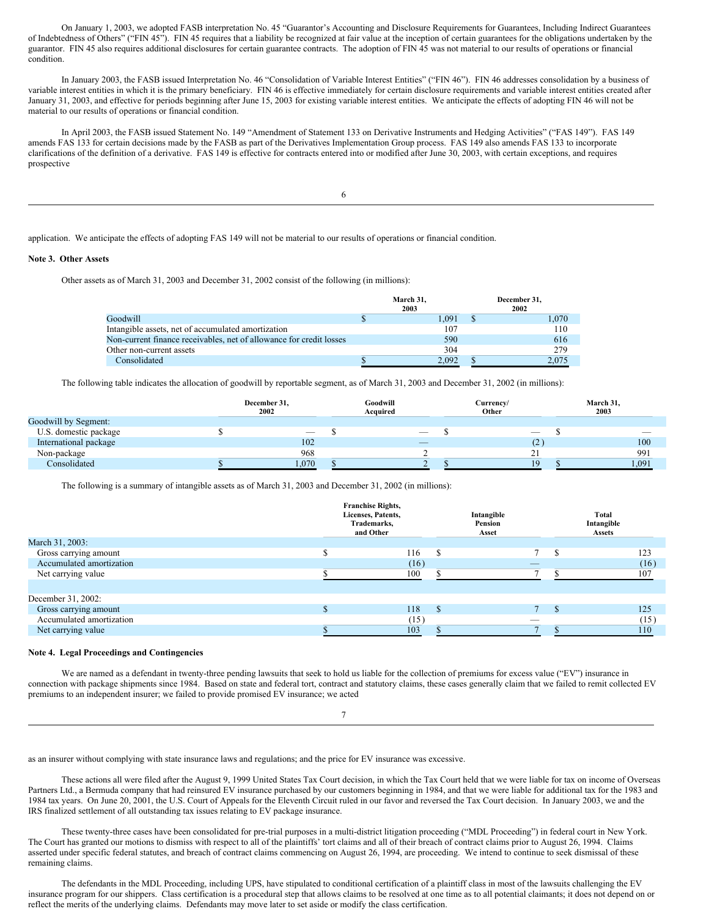On January 1, 2003, we adopted FASB interpretation No. 45 "Guarantor's Accounting and Disclosure Requirements for Guarantees, Including Indirect Guarantees of Indebtedness of Others" ("FIN 45"). FIN 45 requires that a liability be recognized at fair value at the inception of certain guarantees for the obligations undertaken by the guarantor. FIN 45 also requires additional disclosures for certain guarantee contracts. The adoption of FIN 45 was not material to our results of operations or financial condition.

In January 2003, the FASB issued Interpretation No. 46 "Consolidation of Variable Interest Entities" ("FIN 46"). FIN 46 addresses consolidation by a business of variable interest entities in which it is the primary beneficiary. FIN 46 is effective immediately for certain disclosure requirements and variable interest entities created after January 31, 2003, and effective for periods beginning after June 15, 2003 for existing variable interest entities. We anticipate the effects of adopting FIN 46 will not be material to our results of operations or financial condition.

In April 2003, the FASB issued Statement No. 149 "Amendment of Statement 133 on Derivative Instruments and Hedging Activities" ("FAS 149"). FAS 149 amends FAS 133 for certain decisions made by the FASB as part of the Derivatives Implementation Group process. FAS 149 also amends FAS 133 to incorporate clarifications of the definition of a derivative. FAS 149 is effective for contracts entered into or modified after June 30, 2003, with certain exceptions, and requires prospective application. We anticipate the effects of adopting FAS 149 will not be material to our results of operations or financial condition.

**Note 3. Other Assets**

Other assets as of March 31, 2003 and December 31, 2002 consist of the following (in millions):

| | March 31, 2003 | December 31, 2002 |
|---|---|---|
| Goodwill | $ 1,091 | $ 1,070 |
| Intangible assets, net of accumulated amortization | 107 | 110 |
| Non-current finance receivables, net of allowance for credit losses | 590 | 616 |
| Other non-current assets | 304 | 279 |
| Consolidated | $ 2,092 | $ 2,075 |

The following table indicates the allocation of goodwill by reportable segment, as of March 31, 2003 and December 31, 2002 (in millions):

| | December 31, 2002 | Goodwill Acquired | Currency/ Other | March 31, 2003 |
|---|---|---|---|---|
| Goodwill by Segment: | | | | |
| U.S. domestic package | $ — | $ — | $ — | $ — |
| International package | 102 | — | (2) | 100 |
| Non-package | 968 | 2 | 21 | 991 |
| Consolidated | $ 1,070 | $ 2 | $ 19 | $ 1,091 |

The following is a summary of intangible assets as of March 31, 2003 and December 31, 2002 (in millions):

| | Franchise Rights, Licenses, Patents, Trademarks, and Other | Intangible Pension Asset | Total Intangible Assets |
|---|---|---|---|
| March 31, 2003: | | | |
| Gross carrying amount | $ 116 | $ 7 | $ 123 |
| Accumulated amortization | (16) | — | (16) |
| Net carrying value | $ 100 | $ 7 | $ 107 |
| | | | |
| December 31, 2002: | | | |
| Gross carrying amount | $ 118 | $ 7 | $ 125 |
| Accumulated amortization | (15) | — | (15) |
| Net carrying value | $ 103 | $ 7 | $ 110 |

**Note 4. Legal Proceedings and Contingencies**

We are named as a defendant in twenty-three pending lawsuits that seek to hold us liable for the collection of premiums for excess value ("EV") insurance in connection with package shipments since 1984. Based on state and federal tort, contract and statutory claims, these cases generally claim that we failed to remit collected EV premiums to an independent insurer; we failed to provide promised EV insurance; we acted as an insurer without complying with state insurance laws and regulations; and the price for EV insurance was excessive.

These actions all were filed after the August 9, 1999 United States Tax Court decision, in which the Tax Court held that we were liable for tax on income of Overseas Partners Ltd., a Bermuda company that had reinsured EV insurance purchased by our customers beginning in 1984, and that we were liable for additional tax for the 1983 and 1984 tax years. On June 20, 2001, the U.S. Court of Appeals for the Eleventh Circuit ruled in our favor and reversed the Tax Court decision. In January 2003, we and the IRS finalized settlement of all outstanding tax issues relating to EV package insurance.

These twenty-three cases have been consolidated for pre-trial purposes in a multi-district litigation proceeding ("MDL Proceeding") in federal court in New York. The Court has granted our motions to dismiss with respect to all of the plaintiffs' tort claims and all of their breach of contract claims prior to August 26, 1994. Claims asserted under specific federal statutes, and breach of contract claims commencing on August 26, 1994, are proceeding. We intend to continue to seek dismissal of these remaining claims.

The defendants in the MDL Proceeding, including UPS, have stipulated to conditional certification of a plaintiff class in most of the lawsuits challenging the EV insurance program for our shippers. Class certification is a procedural step that allows claims to be resolved at one time as to all potential claimants; it does not depend on or reflect the merits of the underlying claims. Defendants may move later to set aside or modify the class certification.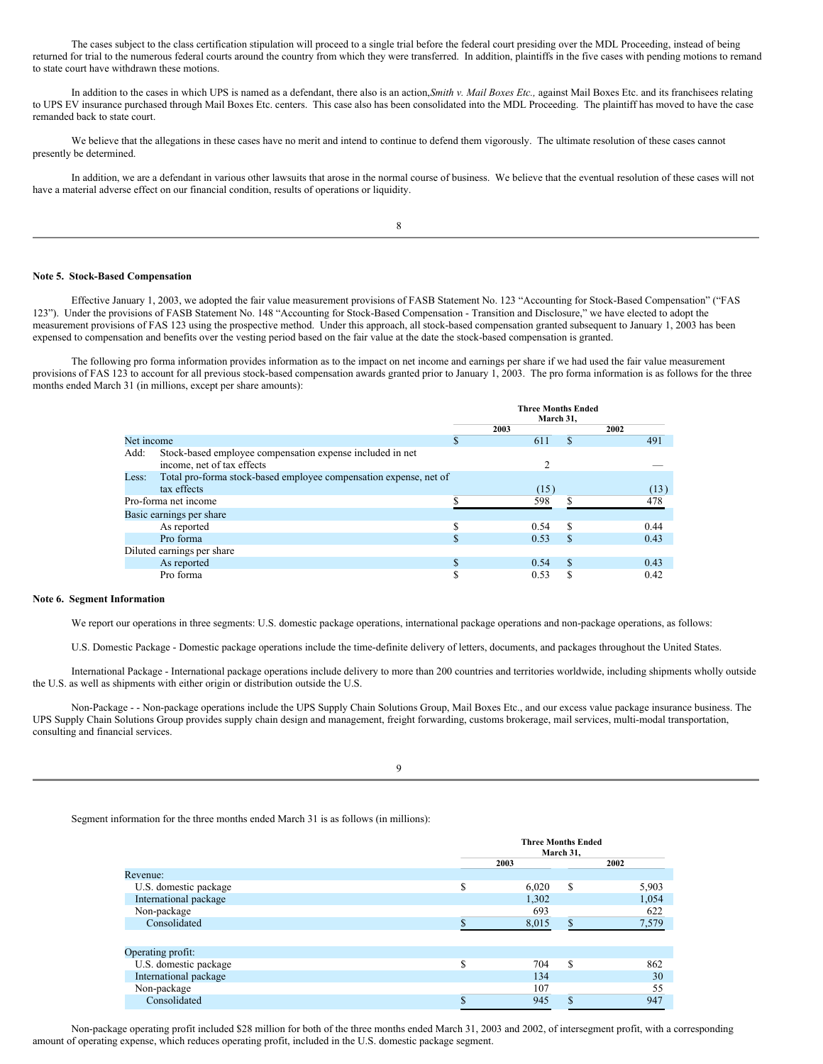The cases subject to the class certification stipulation will proceed to a single trial before the federal court presiding over the MDL Proceeding, instead of being returned for trial to the numerous federal courts around the country from which they were transferred. In addition, plaintiffs in the five cases with pending motions to remand to state court have withdrawn these motions.

In addition to the cases in which UPS is named as a defendant, there also is an action, *Smith v. Mail Boxes Etc.,* against Mail Boxes Etc. and its franchisees relating to UPS EV insurance purchased through Mail Boxes Etc. centers. This case also has been consolidated into the MDL Proceeding. The plaintiff has moved to have the case remanded back to state court.

We believe that the allegations in these cases have no merit and intend to continue to defend them vigorously. The ultimate resolution of these cases cannot presently be determined.

In addition, we are a defendant in various other lawsuits that arose in the normal course of business. We believe that the eventual resolution of these cases will not have a material adverse effect on our financial condition, results of operations or liquidity.

**Note 5. Stock-Based Compensation**

Effective January 1, 2003, we adopted the fair value measurement provisions of FASB Statement No. 123 "Accounting for Stock-Based Compensation" ("FAS 123"). Under the provisions of FASB Statement No. 148 "Accounting for Stock-Based Compensation - Transition and Disclosure," we have elected to adopt the measurement provisions of FAS 123 using the prospective method. Under this approach, all stock-based compensation granted subsequent to January 1, 2003 has been expensed to compensation and benefits over the vesting period based on the fair value at the date the stock-based compensation is granted.

The following pro forma information provides information as to the impact on net income and earnings per share if we had used the fair value measurement provisions of FAS 123 to account for all previous stock-based compensation awards granted prior to January 1, 2003. The pro forma information is as follows for the three months ended March 31 (in millions, except per share amounts):

| | Three Months Ended March 31, | |
|---|---|---|
| | 2003 | 2002 |
| Net income | $ 611 | $ 491 |
| Add: Stock-based employee compensation expense included in net income, net of tax effects | 2 | — |
| Less: Total pro-forma stock-based employee compensation expense, net of tax effects | (15) | (13) |
| Pro-forma net income | $ 598 | $ 478 |
| Basic earnings per share | | |
| As reported | $ 0.54 | $ 0.44 |
| Pro forma | $ 0.53 | $ 0.43 |
| Diluted earnings per share | | |
| As reported | $ 0.54 | $ 0.43 |
| Pro forma | $ 0.53 | $ 0.42 |

**Note 6. Segment Information**

We report our operations in three segments: U.S. domestic package operations, international package operations and non-package operations, as follows:

U.S. Domestic Package - Domestic package operations include the time-definite delivery of letters, documents, and packages throughout the United States.

International Package - International package operations include delivery to more than 200 countries and territories worldwide, including shipments wholly outside the U.S. as well as shipments with either origin or distribution outside the U.S.

Non-Package - - Non-package operations include the UPS Supply Chain Solutions Group, Mail Boxes Etc., and our excess value package insurance business. The UPS Supply Chain Solutions Group provides supply chain design and management, freight forwarding, customs brokerage, mail services, multi-modal transportation, consulting and financial services.

Segment information for the three months ended March 31 is as follows (in millions):

| | Three Months Ended March 31, | |
|---|---|---|
| | 2003 | 2002 |
| Revenue: | | |
| U.S. domestic package | $ 6,020 | $ 5,903 |
| International package | 1,302 | 1,054 |
| Non-package | 693 | 622 |
| Consolidated | $ 8,015 | $ 7,579 |
| | | |
| Operating profit: | | |
| U.S. domestic package | $ 704 | $ 862 |
| International package | 134 | 30 |
| Non-package | 107 | 55 |
| Consolidated | $ 945 | $ 947 |

Non-package operating profit included $28 million for both of the three months ended March 31, 2003 and 2002, of intersegment profit, with a corresponding amount of operating expense, which reduces operating profit, included in the U.S. domestic package segment.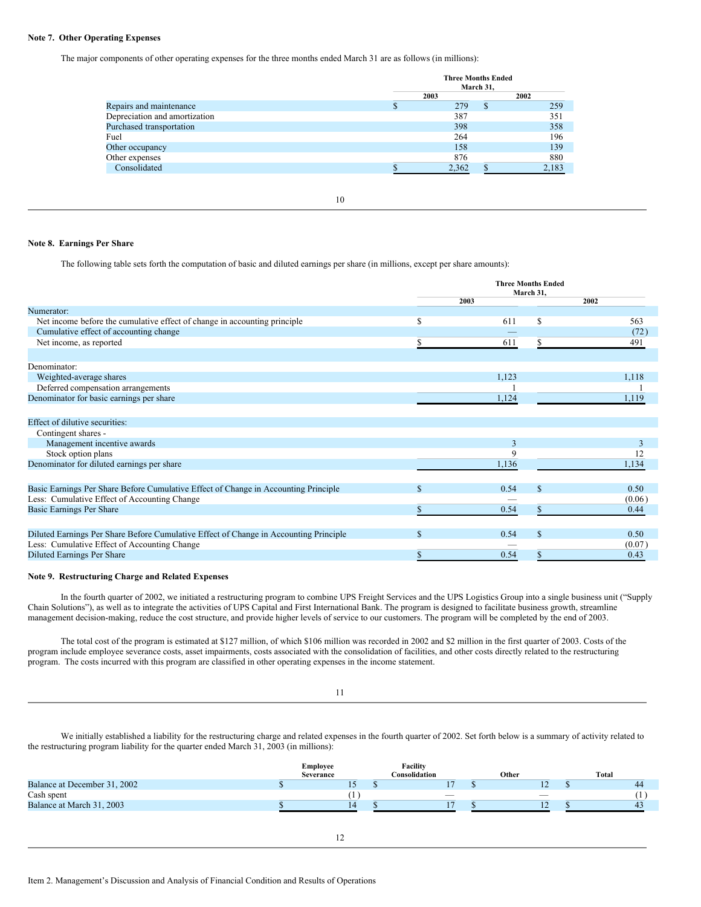**Note 7. Other Operating Expenses**

The major components of other operating expenses for the three months ended March 31 are as follows (in millions):

| | Three Months Ended March 31, | |
|---|---|---|
| | 2003 | 2002 |
| Repairs and maintenance | $ 279 | $ 259 |
| Depreciation and amortization | 387 | 351 |
| Purchased transportation | 398 | 358 |
| Fuel | 264 | 196 |
| Other occupancy | 158 | 139 |
| Other expenses | 876 | 880 |
| Consolidated | $ 2,362 | $ 2,183 |

**Note 8. Earnings Per Share**

The following table sets forth the computation of basic and diluted earnings per share (in millions, except per share amounts):

| | Three Months Ended March 31, | |
|---|---|---|
| | 2003 | 2002 |
| Numerator: | | |
| Net income before the cumulative effect of change in accounting principle | $ 611 | $ 563 |
| Cumulative effect of accounting change | — | (72) |
| Net income, as reported | $ 611 | $ 491 |
| | | |
| Denominator: | | |
| Weighted-average shares | 1,123 | 1,118 |
| Deferred compensation arrangements | 1 | 1 |
| Denominator for basic earnings per share | 1,124 | 1,119 |
| | | |
| Effect of dilutive securities: | | |
| Contingent shares - | | |
| Management incentive awards | 3 | 3 |
| Stock option plans | 9 | 12 |
| Denominator for diluted earnings per share | 1,136 | 1,134 |
| | | |
| Basic Earnings Per Share Before Cumulative Effect of Change in Accounting Principle | $ 0.54 | $ 0.50 |
| Less: Cumulative Effect of Accounting Change | — | (0.06) |
| Basic Earnings Per Share | $ 0.54 | $ 0.44 |
| | | |
| Diluted Earnings Per Share Before Cumulative Effect of Change in Accounting Principle | $ 0.54 | $ 0.50 |
| Less: Cumulative Effect of Accounting Change | — | (0.07) |
| Diluted Earnings Per Share | $ 0.54 | $ 0.43 |

**Note 9. Restructuring Charge and Related Expenses**

In the fourth quarter of 2002, we initiated a restructuring program to combine UPS Freight Services and the UPS Logistics Group into a single business unit ("Supply Chain Solutions"), as well as to integrate the activities of UPS Capital and First International Bank. The program is designed to facilitate business growth, streamline management decision-making, reduce the cost structure, and provide higher levels of service to our customers. The program will be completed by the end of 2003.

The total cost of the program is estimated at $127 million, of which $106 million was recorded in 2002 and $2 million in the first quarter of 2003. Costs of the program include employee severance costs, asset impairments, costs associated with the consolidation of facilities, and other costs directly related to the restructuring program. The costs incurred with this program are classified in other operating expenses in the income statement.

We initially established a liability for the restructuring charge and related expenses in the fourth quarter of 2002. Set forth below is a summary of activity related to the restructuring program liability for the quarter ended March 31, 2003 (in millions):

| | Employee Severance | Facility Consolidation | Other | Total |
|---|---|---|---|---|
| Balance at December 31, 2002 | $ 15 | $ 17 | $ 12 | $ 44 |
| Cash spent | (1) | — | — | (1) |
| Balance at March 31, 2003 | $ 14 | $ 17 | $ 12 | $ 43 |

Item 2. Management's Discussion and Analysis of Financial Condition and Results of Operations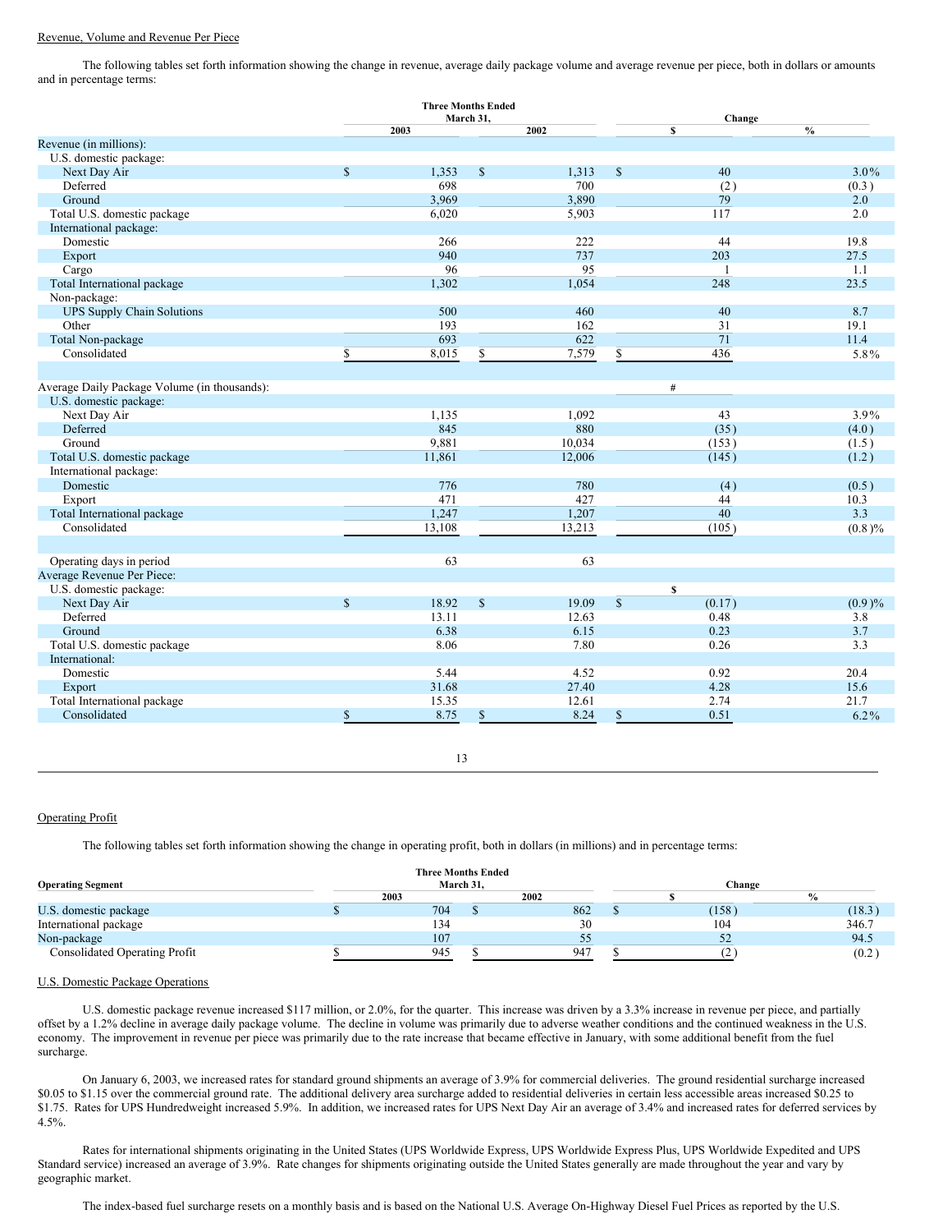Revenue, Volume and Revenue Per Piece

The following tables set forth information showing the change in revenue, average daily package volume and average revenue per piece, both in dollars or amounts and in percentage terms:

| | Three Months Ended March 31, 2003 | Three Months Ended March 31, 2002 | Change $ | Change % |
|---|---|---|---|---|
| Revenue (in millions): | | | | |
| U.S. domestic package: | | | | |
| Next Day Air | $ 1,353 | $ 1,313 | $ 40 | 3.0% |
| Deferred | 698 | 700 | (2) | (0.3) |
| Ground | 3,969 | 3,890 | 79 | 2.0 |
| Total U.S. domestic package | 6,020 | 5,903 | 117 | 2.0 |
| International package: | | | | |
| Domestic | 266 | 222 | 44 | 19.8 |
| Export | 940 | 737 | 203 | 27.5 |
| Cargo | 96 | 95 | 1 | 1.1 |
| Total International package | 1,302 | 1,054 | 248 | 23.5 |
| Non-package: | | | | |
| UPS Supply Chain Solutions | 500 | 460 | 40 | 8.7 |
| Other | 193 | 162 | 31 | 19.1 |
| Total Non-package | 693 | 622 | 71 | 11.4 |
| Consolidated | $ 8,015 | $ 7,579 | $ 436 | 5.8% |
| | | | | |
| Average Daily Package Volume (in thousands): | | | # | |
| U.S. domestic package: | | | | |
| Next Day Air | 1,135 | 1,092 | 43 | 3.9% |
| Deferred | 845 | 880 | (35) | (4.0) |
| Ground | 9,881 | 10,034 | (153) | (1.5) |
| Total U.S. domestic package | 11,861 | 12,006 | (145) | (1.2) |
| International package: | | | | |
| Domestic | 776 | 780 | (4) | (0.5) |
| Export | 471 | 427 | 44 | 10.3 |
| Total International package | 1,247 | 1,207 | 40 | 3.3 |
| Consolidated | 13,108 | 13,213 | (105) | (0.8)% |
| | | | | |
| Operating days in period | 63 | 63 | | |
| Average Revenue Per Piece: | | | | |
| U.S. domestic package: | | | $ | |
| Next Day Air | $ 18.92 | $ 19.09 | $ (0.17) | (0.9)% |
| Deferred | 13.11 | 12.63 | 0.48 | 3.8 |
| Ground | 6.38 | 6.15 | 0.23 | 3.7 |
| Total U.S. domestic package | 8.06 | 7.80 | 0.26 | 3.3 |
| International: | | | | |
| Domestic | 5.44 | 4.52 | 0.92 | 20.4 |
| Export | 31.68 | 27.40 | 4.28 | 15.6 |
| Total International package | 15.35 | 12.61 | 2.74 | 21.7 |
| Consolidated | $ 8.75 | $ 8.24 | $ 0.51 | 6.2% |

Operating Profit

The following tables set forth information showing the change in operating profit, both in dollars (in millions) and in percentage terms:

| Operating Segment | Three Months Ended March 31, 2003 | Three Months Ended March 31, 2002 | Change $ | Change % |
|---|---|---|---|---|
| U.S. domestic package | $ 704 | $ 862 | $ (158) | (18.3) |
| International package | 134 | 30 | 104 | 346.7 |
| Non-package | 107 | 55 | 52 | 94.5 |
| Consolidated Operating Profit | $ 945 | $ 947 | $ (2) | (0.2) |

U.S. Domestic Package Operations

U.S. domestic package revenue increased $117 million, or 2.0%, for the quarter. This increase was driven by a 3.3% increase in revenue per piece, and partially offset by a 1.2% decline in average daily package volume. The decline in volume was primarily due to adverse weather conditions and the continued weakness in the U.S. economy. The improvement in revenue per piece was primarily due to the rate increase that became effective in January, with some additional benefit from the fuel surcharge.

On January 6, 2003, we increased rates for standard ground shipments an average of 3.9% for commercial deliveries. The ground residential surcharge increased $0.05 to $1.15 over the commercial ground rate. The additional delivery area surcharge added to residential deliveries in certain less accessible areas increased $0.25 to $1.75. Rates for UPS Hundredweight increased 5.9%. In addition, we increased rates for UPS Next Day Air an average of 3.4% and increased rates for deferred services by 4.5%.

Rates for international shipments originating in the United States (UPS Worldwide Express, UPS Worldwide Express Plus, UPS Worldwide Expedited and UPS Standard service) increased an average of 3.9%. Rate changes for shipments originating outside the United States generally are made throughout the year and vary by geographic market.

The index-based fuel surcharge resets on a monthly basis and is based on the National U.S. Average On-Highway Diesel Fuel Prices as reported by the U.S.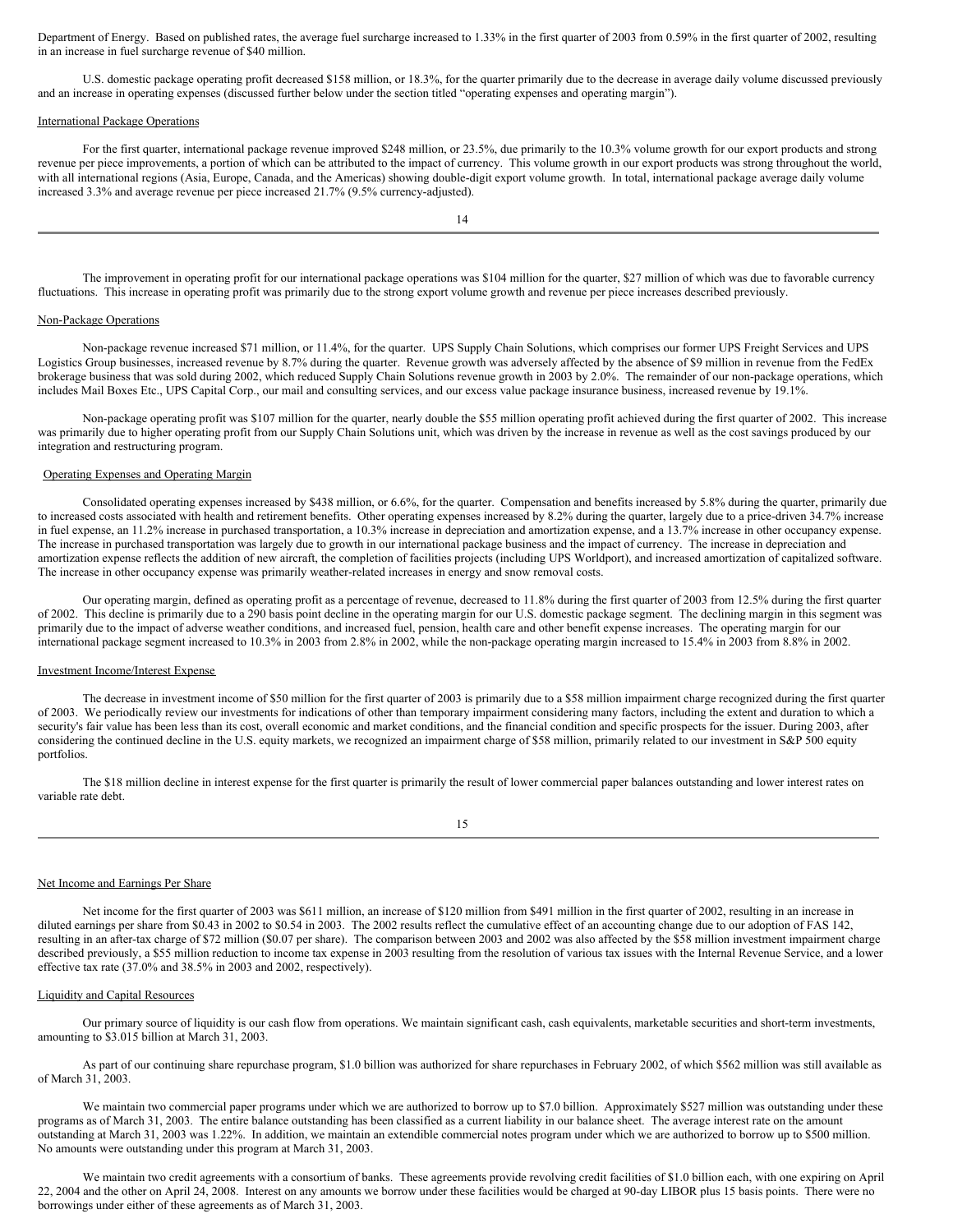Department of Energy. Based on published rates, the average fuel surcharge increased to 1.33% in the first quarter of 2003 from 0.59% in the first quarter of 2002, resulting in an increase in fuel surcharge revenue of $40 million.

U.S. domestic package operating profit decreased $158 million, or 18.3%, for the quarter primarily due to the decrease in average daily volume discussed previously and an increase in operating expenses (discussed further below under the section titled "operating expenses and operating margin").

International Package Operations

For the first quarter, international package revenue improved $248 million, or 23.5%, due primarily to the 10.3% volume growth for our export products and strong revenue per piece improvements, a portion of which can be attributed to the impact of currency. This volume growth in our export products was strong throughout the world, with all international regions (Asia, Europe, Canada, and the Americas) showing double-digit export volume growth. In total, international package average daily volume increased 3.3% and average revenue per piece increased 21.7% (9.5% currency-adjusted).

The improvement in operating profit for our international package operations was $104 million for the quarter, $27 million of which was due to favorable currency fluctuations. This increase in operating profit was primarily due to the strong export volume growth and revenue per piece increases described previously.

Non-Package Operations

Non-package revenue increased $71 million, or 11.4%, for the quarter. UPS Supply Chain Solutions, which comprises our former UPS Freight Services and UPS Logistics Group businesses, increased revenue by 8.7% during the quarter. Revenue growth was adversely affected by the absence of $9 million in revenue from the FedEx brokerage business that was sold during 2002, which reduced Supply Chain Solutions revenue growth in 2003 by 2.0%. The remainder of our non-package operations, which includes Mail Boxes Etc., UPS Capital Corp., our mail and consulting services, and our excess value package insurance business, increased revenue by 19.1%.

Non-package operating profit was $107 million for the quarter, nearly double the $55 million operating profit achieved during the first quarter of 2002. This increase was primarily due to higher operating profit from our Supply Chain Solutions unit, which was driven by the increase in revenue as well as the cost savings produced by our integration and restructuring program.

Operating Expenses and Operating Margin

Consolidated operating expenses increased by $438 million, or 6.6%, for the quarter. Compensation and benefits increased by 5.8% during the quarter, primarily due to increased costs associated with health and retirement benefits. Other operating expenses increased by 8.2% during the quarter, largely due to a price-driven 34.7% increase in fuel expense, an 11.2% increase in purchased transportation, a 10.3% increase in depreciation and amortization expense, and a 13.7% increase in other occupancy expense. The increase in purchased transportation was largely due to growth in our international package business and the impact of currency. The increase in depreciation and amortization expense reflects the addition of new aircraft, the completion of facilities projects (including UPS Worldport), and increased amortization of capitalized software. The increase in other occupancy expense was primarily weather-related increases in energy and snow removal costs.

Our operating margin, defined as operating profit as a percentage of revenue, decreased to 11.8% during the first quarter of 2003 from 12.5% during the first quarter of 2002. This decline is primarily due to a 290 basis point decline in the operating margin for our U.S. domestic package segment. The declining margin in this segment was primarily due to the impact of adverse weather conditions, and increased fuel, pension, health care and other benefit expense increases. The operating margin for our international package segment increased to 10.3% in 2003 from 2.8% in 2002, while the non-package operating margin increased to 15.4% in 2003 from 8.8% in 2002.

Investment Income/Interest Expense

The decrease in investment income of $50 million for the first quarter of 2003 is primarily due to a $58 million impairment charge recognized during the first quarter of 2003. We periodically review our investments for indications of other than temporary impairment considering many factors, including the extent and duration to which a security's fair value has been less than its cost, overall economic and market conditions, and the financial condition and specific prospects for the issuer. During 2003, after considering the continued decline in the U.S. equity markets, we recognized an impairment charge of $58 million, primarily related to our investment in S&P 500 equity portfolios.

The $18 million decline in interest expense for the first quarter is primarily the result of lower commercial paper balances outstanding and lower interest rates on variable rate debt.

Net Income and Earnings Per Share

Net income for the first quarter of 2003 was $611 million, an increase of $120 million from $491 million in the first quarter of 2002, resulting in an increase in diluted earnings per share from $0.43 in 2002 to $0.54 in 2003. The 2002 results reflect the cumulative effect of an accounting change due to our adoption of FAS 142, resulting in an after-tax charge of $72 million ($0.07 per share). The comparison between 2003 and 2002 was also affected by the $58 million investment impairment charge described previously, a $55 million reduction to income tax expense in 2003 resulting from the resolution of various tax issues with the Internal Revenue Service, and a lower effective tax rate (37.0% and 38.5% in 2003 and 2002, respectively).

Liquidity and Capital Resources

Our primary source of liquidity is our cash flow from operations. We maintain significant cash, cash equivalents, marketable securities and short-term investments, amounting to $3.015 billion at March 31, 2003.

As part of our continuing share repurchase program, $1.0 billion was authorized for share repurchases in February 2002, of which $562 million was still available as of March 31, 2003.

We maintain two commercial paper programs under which we are authorized to borrow up to $7.0 billion. Approximately $527 million was outstanding under these programs as of March 31, 2003. The entire balance outstanding has been classified as a current liability in our balance sheet. The average interest rate on the amount outstanding at March 31, 2003 was 1.22%. In addition, we maintain an extendible commercial notes program under which we are authorized to borrow up to $500 million. No amounts were outstanding under this program at March 31, 2003.

We maintain two credit agreements with a consortium of banks. These agreements provide revolving credit facilities of $1.0 billion each, with one expiring on April 22, 2004 and the other on April 24, 2008. Interest on any amounts we borrow under these facilities would be charged at 90-day LIBOR plus 15 basis points. There were no borrowings under either of these agreements as of March 31, 2003.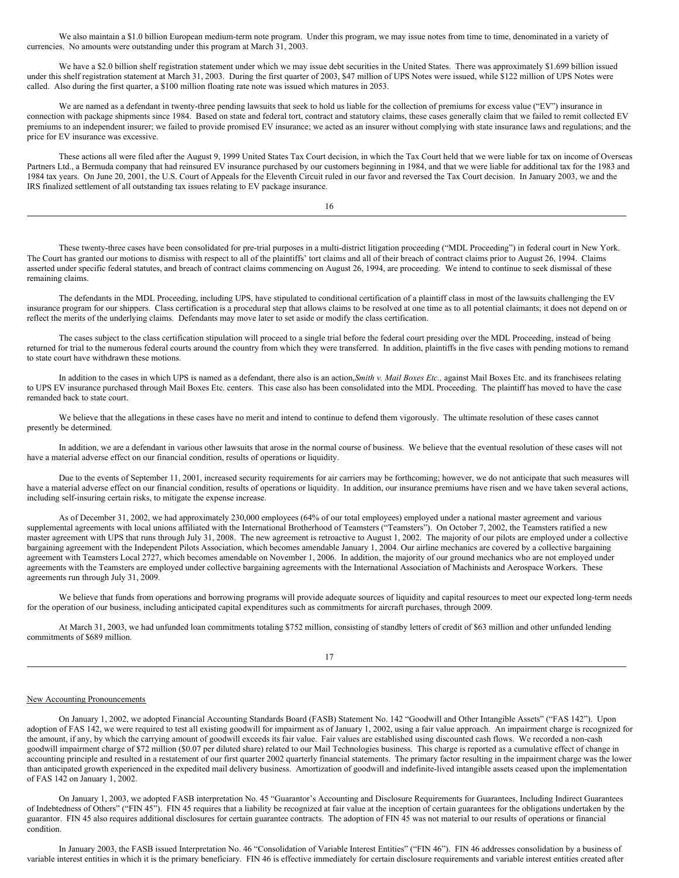We also maintain a $1.0 billion European medium-term note program. Under this program, we may issue notes from time to time, denominated in a variety of currencies. No amounts were outstanding under this program at March 31, 2003.

We have a $2.0 billion shelf registration statement under which we may issue debt securities in the United States. There was approximately $1.699 billion issued under this shelf registration statement at March 31, 2003. During the first quarter of 2003, $47 million of UPS Notes were issued, while $122 million of UPS Notes were called. Also during the first quarter, a $100 million floating rate note was issued which matures in 2053.

We are named as a defendant in twenty-three pending lawsuits that seek to hold us liable for the collection of premiums for excess value ("EV") insurance in connection with package shipments since 1984. Based on state and federal tort, contract and statutory claims, these cases generally claim that we failed to remit collected EV premiums to an independent insurer; we failed to provide promised EV insurance; we acted as an insurer without complying with state insurance laws and regulations; and the price for EV insurance was excessive.

These actions all were filed after the August 9, 1999 United States Tax Court decision, in which the Tax Court held that we were liable for tax on income of Overseas Partners Ltd., a Bermuda company that had reinsured EV insurance purchased by our customers beginning in 1984, and that we were liable for additional tax for the 1983 and 1984 tax years. On June 20, 2001, the U.S. Court of Appeals for the Eleventh Circuit ruled in our favor and reversed the Tax Court decision. In January 2003, we and the IRS finalized settlement of all outstanding tax issues relating to EV package insurance.

These twenty-three cases have been consolidated for pre-trial purposes in a multi-district litigation proceeding ("MDL Proceeding") in federal court in New York. The Court has granted our motions to dismiss with respect to all of the plaintiffs' tort claims and all of their breach of contract claims prior to August 26, 1994. Claims asserted under specific federal statutes, and breach of contract claims commencing on August 26, 1994, are proceeding. We intend to continue to seek dismissal of these remaining claims.

The defendants in the MDL Proceeding, including UPS, have stipulated to conditional certification of a plaintiff class in most of the lawsuits challenging the EV insurance program for our shippers. Class certification is a procedural step that allows claims to be resolved at one time as to all potential claimants; it does not depend on or reflect the merits of the underlying claims. Defendants may move later to set aside or modify the class certification.

The cases subject to the class certification stipulation will proceed to a single trial before the federal court presiding over the MDL Proceeding, instead of being returned for trial to the numerous federal courts around the country from which they were transferred. In addition, plaintiffs in the five cases with pending motions to remand to state court have withdrawn these motions.

In addition to the cases in which UPS is named as a defendant, there also is an action, *Smith v. Mail Boxes Etc.,* against Mail Boxes Etc. and its franchisees relating to UPS EV insurance purchased through Mail Boxes Etc. centers. This case also has been consolidated into the MDL Proceeding. The plaintiff has moved to have the case remanded back to state court.

We believe that the allegations in these cases have no merit and intend to continue to defend them vigorously. The ultimate resolution of these cases cannot presently be determined.

In addition, we are a defendant in various other lawsuits that arose in the normal course of business. We believe that the eventual resolution of these cases will not have a material adverse effect on our financial condition, results of operations or liquidity.

Due to the events of September 11, 2001, increased security requirements for air carriers may be forthcoming; however, we do not anticipate that such measures will have a material adverse effect on our financial condition, results of operations or liquidity. In addition, our insurance premiums have risen and we have taken several actions, including self-insuring certain risks, to mitigate the expense increase.

As of December 31, 2002, we had approximately 230,000 employees (64% of our total employees) employed under a national master agreement and various supplemental agreements with local unions affiliated with the International Brotherhood of Teamsters ("Teamsters"). On October 7, 2002, the Teamsters ratified a new master agreement with UPS that runs through July 31, 2008. The new agreement is retroactive to August 1, 2002. The majority of our pilots are employed under a collective bargaining agreement with the Independent Pilots Association, which becomes amendable January 1, 2004. Our airline mechanics are covered by a collective bargaining agreement with Teamsters Local 2727, which becomes amendable on November 1, 2006. In addition, the majority of our ground mechanics who are not employed under agreements with the Teamsters are employed under collective bargaining agreements with the International Association of Machinists and Aerospace Workers. These agreements run through July 31, 2009.

We believe that funds from operations and borrowing programs will provide adequate sources of liquidity and capital resources to meet our expected long-term needs for the operation of our business, including anticipated capital expenditures such as commitments for aircraft purchases, through 2009.

At March 31, 2003, we had unfunded loan commitments totaling $752 million, consisting of standby letters of credit of $63 million and other unfunded lending commitments of $689 million.

## New Accounting Pronouncements

On January 1, 2002, we adopted Financial Accounting Standards Board (FASB) Statement No. 142 "Goodwill and Other Intangible Assets" ("FAS 142"). Upon adoption of FAS 142, we were required to test all existing goodwill for impairment as of January 1, 2002, using a fair value approach. An impairment charge is recognized for the amount, if any, by which the carrying amount of goodwill exceeds its fair value. Fair values are established using discounted cash flows. We recorded a non-cash goodwill impairment charge of $72 million ($0.07 per diluted share) related to our Mail Technologies business. This charge is reported as a cumulative effect of change in accounting principle and resulted in a restatement of our first quarter 2002 quarterly financial statements. The primary factor resulting in the impairment charge was the lower than anticipated growth experienced in the expedited mail delivery business. Amortization of goodwill and indefinite-lived intangible assets ceased upon the implementation of FAS 142 on January 1, 2002.

On January 1, 2003, we adopted FASB interpretation No. 45 "Guarantor's Accounting and Disclosure Requirements for Guarantees, Including Indirect Guarantees of Indebtedness of Others" ("FIN 45"). FIN 45 requires that a liability be recognized at fair value at the inception of certain guarantees for the obligations undertaken by the guarantor. FIN 45 also requires additional disclosures for certain guarantee contracts. The adoption of FIN 45 was not material to our results of operations or financial condition.

In January 2003, the FASB issued Interpretation No. 46 "Consolidation of Variable Interest Entities" ("FIN 46"). FIN 46 addresses consolidation by a business of variable interest entities in which it is the primary beneficiary. FIN 46 is effective immediately for certain disclosure requirements and variable interest entities created after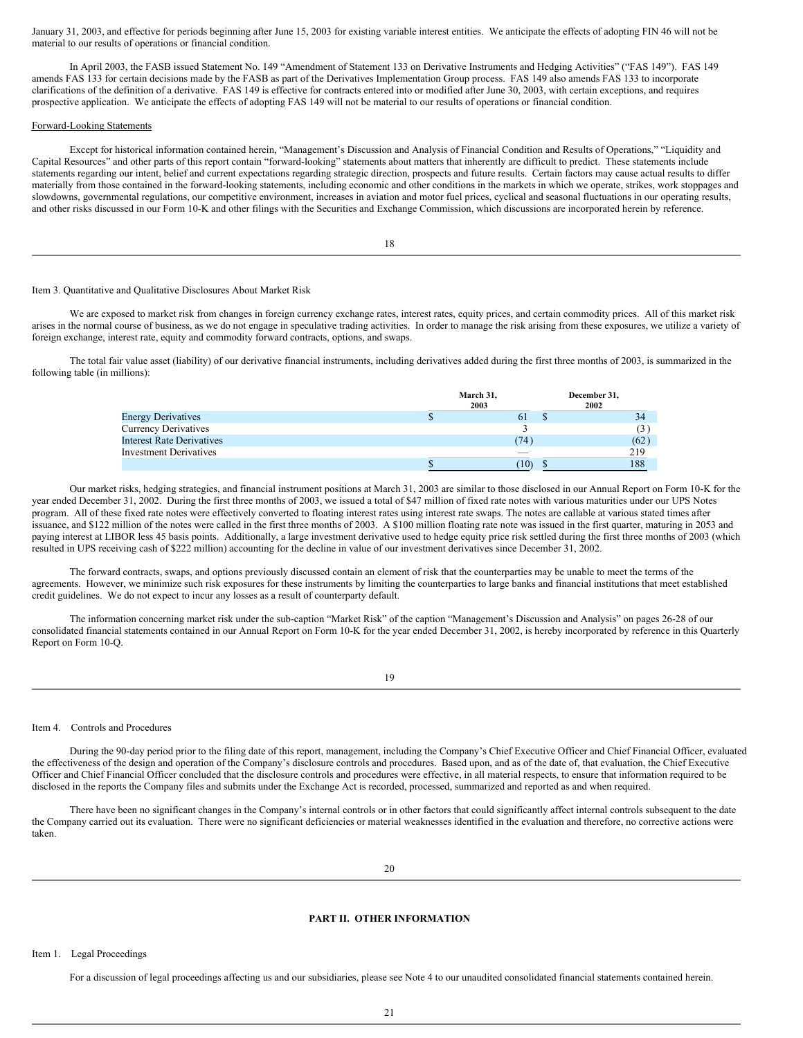January 31, 2003, and effective for periods beginning after June 15, 2003 for existing variable interest entities. We anticipate the effects of adopting FIN 46 will not be material to our results of operations or financial condition.

In April 2003, the FASB issued Statement No. 149 "Amendment of Statement 133 on Derivative Instruments and Hedging Activities" ("FAS 149"). FAS 149 amends FAS 133 for certain decisions made by the FASB as part of the Derivatives Implementation Group process. FAS 149 also amends FAS 133 to incorporate clarifications of the definition of a derivative. FAS 149 is effective for contracts entered into or modified after June 30, 2003, with certain exceptions, and requires prospective application. We anticipate the effects of adopting FAS 149 will not be material to our results of operations or financial condition.

Forward-Looking Statements

Except for historical information contained herein, "Management's Discussion and Analysis of Financial Condition and Results of Operations," "Liquidity and Capital Resources" and other parts of this report contain "forward-looking" statements about matters that inherently are difficult to predict. These statements include statements regarding our intent, belief and current expectations regarding strategic direction, prospects and future results. Certain factors may cause actual results to differ materially from those contained in the forward-looking statements, including economic and other conditions in the markets in which we operate, strikes, work stoppages and slowdowns, governmental regulations, our competitive environment, increases in aviation and motor fuel prices, cyclical and seasonal fluctuations in our operating results, and other risks discussed in our Form 10-K and other filings with the Securities and Exchange Commission, which discussions are incorporated herein by reference.

## Item 3. Quantitative and Qualitative Disclosures About Market Risk

We are exposed to market risk from changes in foreign currency exchange rates, interest rates, equity prices, and certain commodity prices. All of this market risk arises in the normal course of business, as we do not engage in speculative trading activities. In order to manage the risk arising from these exposures, we utilize a variety of foreign exchange, interest rate, equity and commodity forward contracts, options, and swaps.

The total fair value asset (liability) of our derivative financial instruments, including derivatives added during the first three months of 2003, is summarized in the following table (in millions):

| | March 31, 2003 | December 31, 2002 |
|---|---|---|
| Energy Derivatives | $ 61 | $ 34 |
| Currency Derivatives | 3 | (3) |
| Interest Rate Derivatives | (74) | (62) |
| Investment Derivatives | — | 219 |
| | $ (10) | $ 188 |

Our market risks, hedging strategies, and financial instrument positions at March 31, 2003 are similar to those disclosed in our Annual Report on Form 10-K for the year ended December 31, 2002. During the first three months of 2003, we issued a total of $47 million of fixed rate notes with various maturities under our UPS Notes program. All of these fixed rate notes were effectively converted to floating interest rates using interest rate swaps. The notes are callable at various stated times after issuance, and $122 million of the notes were called in the first three months of 2003. A $100 million floating rate note was issued in the first quarter, maturing in 2053 and paying interest at LIBOR less 45 basis points. Additionally, a large investment derivative used to hedge equity price risk settled during the first three months of 2003 (which resulted in UPS receiving cash of $222 million) accounting for the decline in value of our investment derivatives since December 31, 2002.

The forward contracts, swaps, and options previously discussed contain an element of risk that the counterparties may be unable to meet the terms of the agreements. However, we minimize such risk exposures for these instruments by limiting the counterparties to large banks and financial institutions that meet established credit guidelines. We do not expect to incur any losses as a result of counterparty default.

The information concerning market risk under the sub-caption "Market Risk" of the caption "Management's Discussion and Analysis" on pages 26-28 of our consolidated financial statements contained in our Annual Report on Form 10-K for the year ended December 31, 2002, is hereby incorporated by reference in this Quarterly Report on Form 10-Q.

## Item 4. Controls and Procedures

During the 90-day period prior to the filing date of this report, management, including the Company's Chief Executive Officer and Chief Financial Officer, evaluated the effectiveness of the design and operation of the Company's disclosure controls and procedures. Based upon, and as of the date of, that evaluation, the Chief Executive Officer and Chief Financial Officer concluded that the disclosure controls and procedures were effective, in all material respects, to ensure that information required to be disclosed in the reports the Company files and submits under the Exchange Act is recorded, processed, summarized and reported as and when required.

There have been no significant changes in the Company's internal controls or in other factors that could significantly affect internal controls subsequent to the date the Company carried out its evaluation. There were no significant deficiencies or material weaknesses identified in the evaluation and therefore, no corrective actions were taken.

# PART II. OTHER INFORMATION

## Item 1. Legal Proceedings

For a discussion of legal proceedings affecting us and our subsidiaries, please see Note 4 to our unaudited consolidated financial statements contained herein.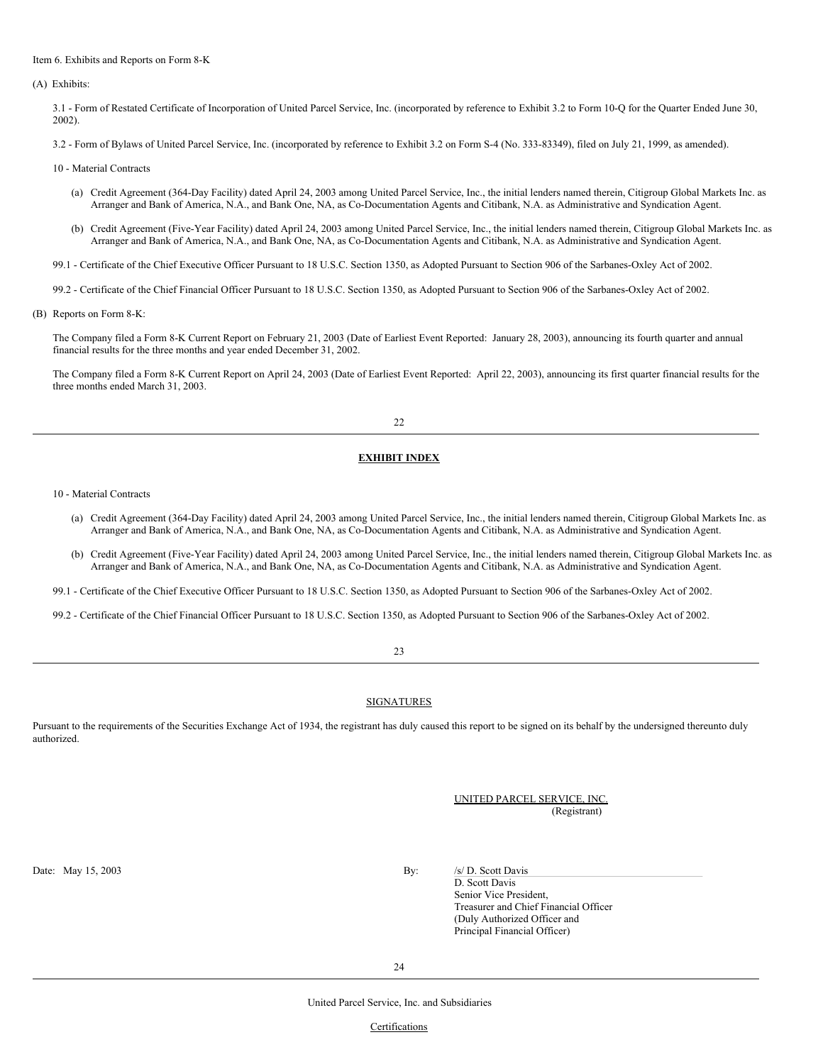Item 6. Exhibits and Reports on Form 8-K

(A) Exhibits:

3.1 - Form of Restated Certificate of Incorporation of United Parcel Service, Inc. (incorporated by reference to Exhibit 3.2 to Form 10-Q for the Quarter Ended June 30, 2002).

3.2 - Form of Bylaws of United Parcel Service, Inc. (incorporated by reference to Exhibit 3.2 on Form S-4 (No. 333-83349), filed on July 21, 1999, as amended).

10 - Material Contracts

(a) Credit Agreement (364-Day Facility) dated April 24, 2003 among United Parcel Service, Inc., the initial lenders named therein, Citigroup Global Markets Inc. as Arranger and Bank of America, N.A., and Bank One, NA, as Co-Documentation Agents and Citibank, N.A. as Administrative and Syndication Agent.

(b) Credit Agreement (Five-Year Facility) dated April 24, 2003 among United Parcel Service, Inc., the initial lenders named therein, Citigroup Global Markets Inc. as Arranger and Bank of America, N.A., and Bank One, NA, as Co-Documentation Agents and Citibank, N.A. as Administrative and Syndication Agent.

99.1 - Certificate of the Chief Executive Officer Pursuant to 18 U.S.C. Section 1350, as Adopted Pursuant to Section 906 of the Sarbanes-Oxley Act of 2002.

99.2 - Certificate of the Chief Financial Officer Pursuant to 18 U.S.C. Section 1350, as Adopted Pursuant to Section 906 of the Sarbanes-Oxley Act of 2002.

(B) Reports on Form 8-K:

The Company filed a Form 8-K Current Report on February 21, 2003 (Date of Earliest Event Reported: January 28, 2003), announcing its fourth quarter and annual financial results for the three months and year ended December 31, 2002.

The Company filed a Form 8-K Current Report on April 24, 2003 (Date of Earliest Event Reported: April 22, 2003), announcing its first quarter financial results for the three months ended March 31, 2003.

## EXHIBIT INDEX

10 - Material Contracts

(a) Credit Agreement (364-Day Facility) dated April 24, 2003 among United Parcel Service, Inc., the initial lenders named therein, Citigroup Global Markets Inc. as Arranger and Bank of America, N.A., and Bank One, NA, as Co-Documentation Agents and Citibank, N.A. as Administrative and Syndication Agent.

(b) Credit Agreement (Five-Year Facility) dated April 24, 2003 among United Parcel Service, Inc., the initial lenders named therein, Citigroup Global Markets Inc. as Arranger and Bank of America, N.A., and Bank One, NA, as Co-Documentation Agents and Citibank, N.A. as Administrative and Syndication Agent.

99.1 - Certificate of the Chief Executive Officer Pursuant to 18 U.S.C. Section 1350, as Adopted Pursuant to Section 906 of the Sarbanes-Oxley Act of 2002.

99.2 - Certificate of the Chief Financial Officer Pursuant to 18 U.S.C. Section 1350, as Adopted Pursuant to Section 906 of the Sarbanes-Oxley Act of 2002.

## SIGNATURES

Pursuant to the requirements of the Securities Exchange Act of 1934, the registrant has duly caused this report to be signed on its behalf by the undersigned thereunto duly authorized.

UNITED PARCEL SERVICE, INC.
(Registrant)

Date: May 15, 2003

By: /s/ D. Scott Davis
D. Scott Davis
Senior Vice President,
Treasurer and Chief Financial Officer
(Duly Authorized Officer and
Principal Financial Officer)

United Parcel Service, Inc. and Subsidiaries

Certifications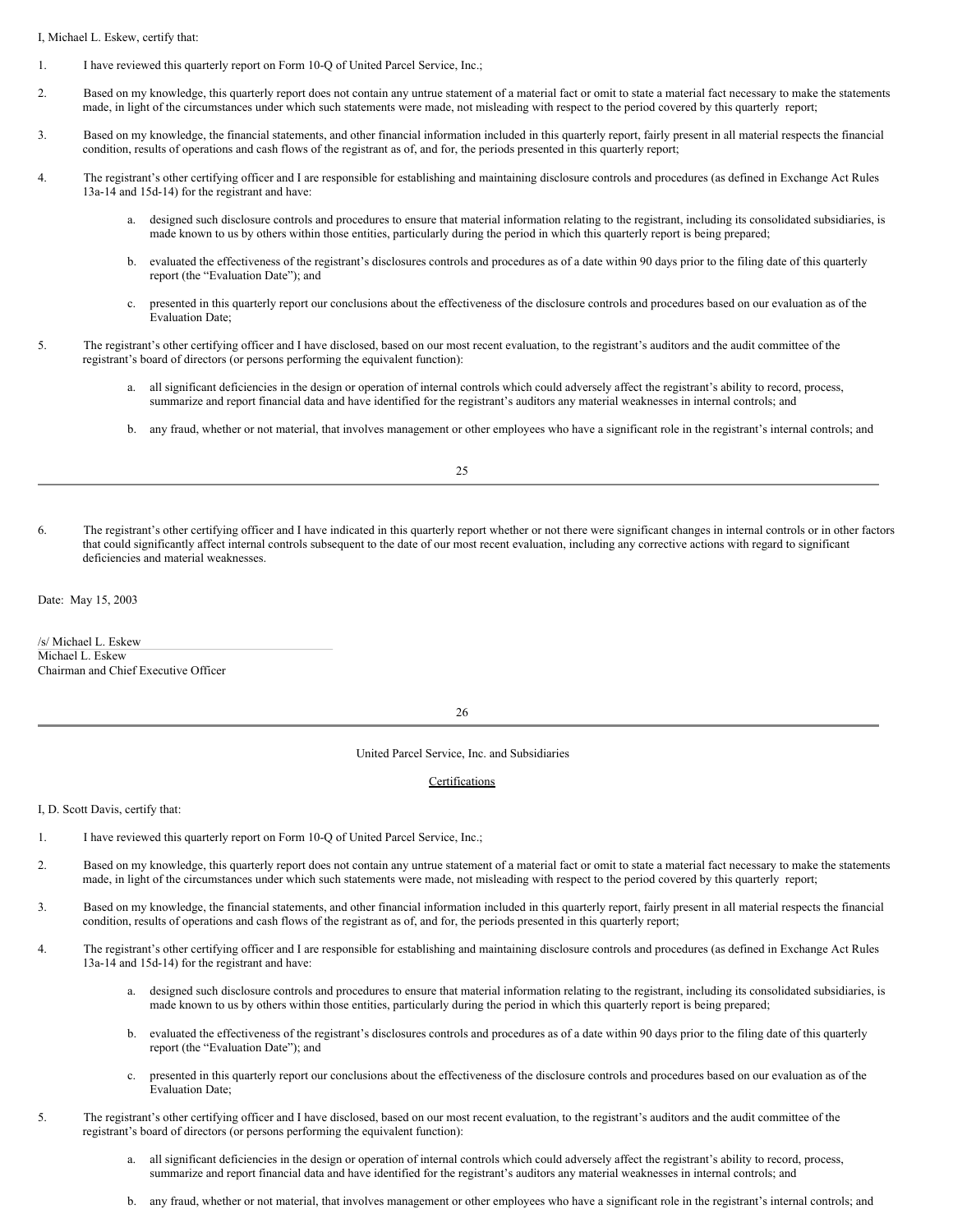I, Michael L. Eskew, certify that:

1. I have reviewed this quarterly report on Form 10-Q of United Parcel Service, Inc.;

2. Based on my knowledge, this quarterly report does not contain any untrue statement of a material fact or omit to state a material fact necessary to make the statements made, in light of the circumstances under which such statements were made, not misleading with respect to the period covered by this quarterly report;

3. Based on my knowledge, the financial statements, and other financial information included in this quarterly report, fairly present in all material respects the financial condition, results of operations and cash flows of the registrant as of, and for, the periods presented in this quarterly report;

4. The registrant's other certifying officer and I are responsible for establishing and maintaining disclosure controls and procedures (as defined in Exchange Act Rules 13a-14 and 15d-14) for the registrant and have:

   a. designed such disclosure controls and procedures to ensure that material information relating to the registrant, including its consolidated subsidiaries, is made known to us by others within those entities, particularly during the period in which this quarterly report is being prepared;

   b. evaluated the effectiveness of the registrant's disclosures controls and procedures as of a date within 90 days prior to the filing date of this quarterly report (the "Evaluation Date"); and

   c. presented in this quarterly report our conclusions about the effectiveness of the disclosure controls and procedures based on our evaluation as of the Evaluation Date;

5. The registrant's other certifying officer and I have disclosed, based on our most recent evaluation, to the registrant's auditors and the audit committee of the registrant's board of directors (or persons performing the equivalent function):

   a. all significant deficiencies in the design or operation of internal controls which could adversely affect the registrant's ability to record, process, summarize and report financial data and have identified for the registrant's auditors any material weaknesses in internal controls; and

   b. any fraud, whether or not material, that involves management or other employees who have a significant role in the registrant's internal controls; and

6. The registrant's other certifying officer and I have indicated in this quarterly report whether or not there were significant changes in internal controls or in other factors that could significantly affect internal controls subsequent to the date of our most recent evaluation, including any corrective actions with regard to significant deficiencies and material weaknesses.

Date: May 15, 2003

/s/ Michael L. Eskew
Michael L. Eskew
Chairman and Chief Executive Officer

United Parcel Service, Inc. and Subsidiaries

Certifications

I, D. Scott Davis, certify that:

1. I have reviewed this quarterly report on Form 10-Q of United Parcel Service, Inc.;

2. Based on my knowledge, this quarterly report does not contain any untrue statement of a material fact or omit to state a material fact necessary to make the statements made, in light of the circumstances under which such statements were made, not misleading with respect to the period covered by this quarterly report;

3. Based on my knowledge, the financial statements, and other financial information included in this quarterly report, fairly present in all material respects the financial condition, results of operations and cash flows of the registrant as of, and for, the periods presented in this quarterly report;

4. The registrant's other certifying officer and I are responsible for establishing and maintaining disclosure controls and procedures (as defined in Exchange Act Rules 13a-14 and 15d-14) for the registrant and have:

   a. designed such disclosure controls and procedures to ensure that material information relating to the registrant, including its consolidated subsidiaries, is made known to us by others within those entities, particularly during the period in which this quarterly report is being prepared;

   b. evaluated the effectiveness of the registrant's disclosures controls and procedures as of a date within 90 days prior to the filing date of this quarterly report (the "Evaluation Date"); and

   c. presented in this quarterly report our conclusions about the effectiveness of the disclosure controls and procedures based on our evaluation as of the Evaluation Date;

5. The registrant's other certifying officer and I have disclosed, based on our most recent evaluation, to the registrant's auditors and the audit committee of the registrant's board of directors (or persons performing the equivalent function):

   a. all significant deficiencies in the design or operation of internal controls which could adversely affect the registrant's ability to record, process, summarize and report financial data and have identified for the registrant's auditors any material weaknesses in internal controls; and

   b. any fraud, whether or not material, that involves management or other employees who have a significant role in the registrant's internal controls; and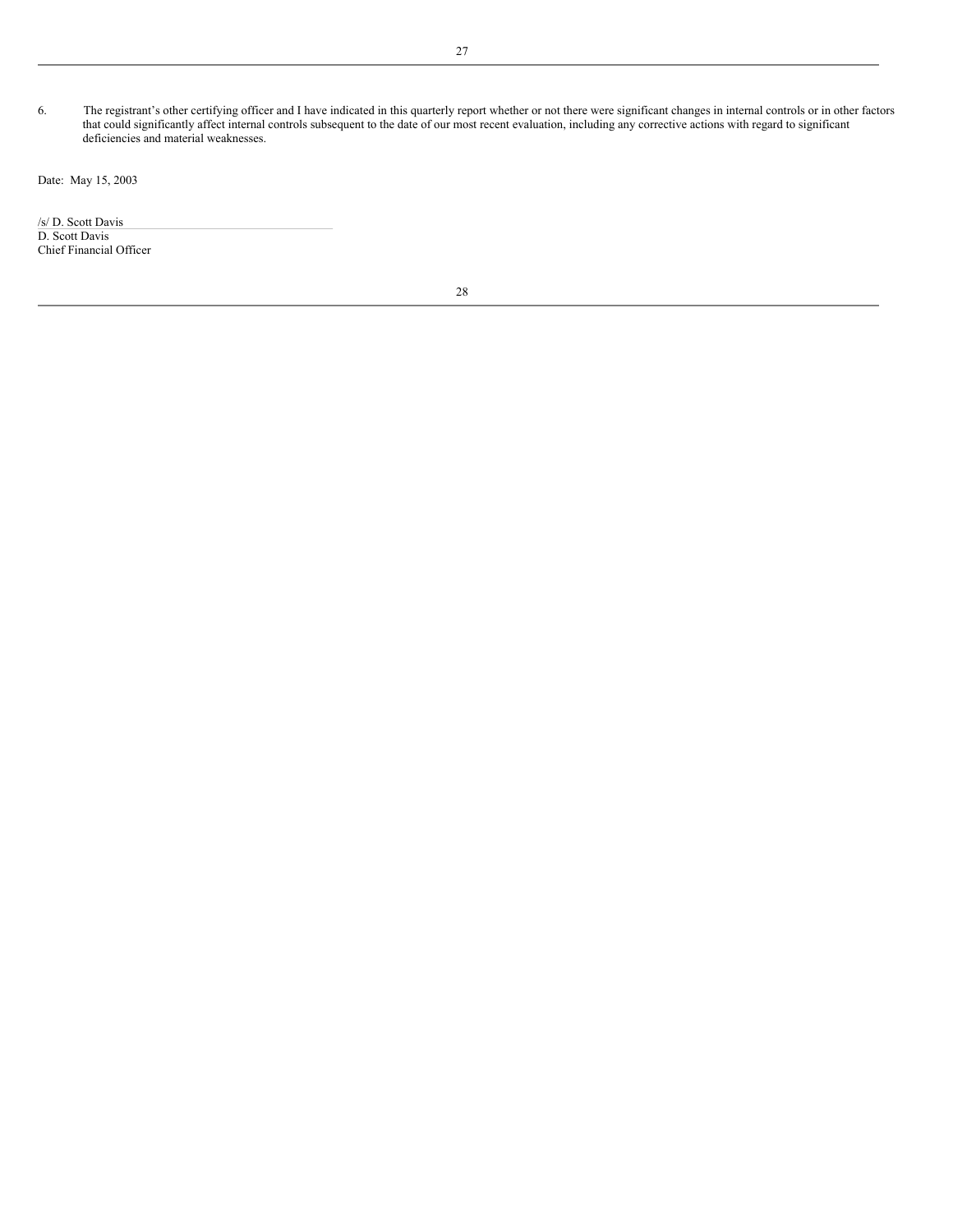6. The registrant's other certifying officer and I have indicated in this quarterly report whether or not there were significant changes in internal controls or in other factors that could significantly affect internal controls subsequent to the date of our most recent evaluation, including any corrective actions with regard to significant deficiencies and material weaknesses.

Date: May 15, 2003

/s/ D. Scott Davis

D. Scott Davis

Chief Financial Officer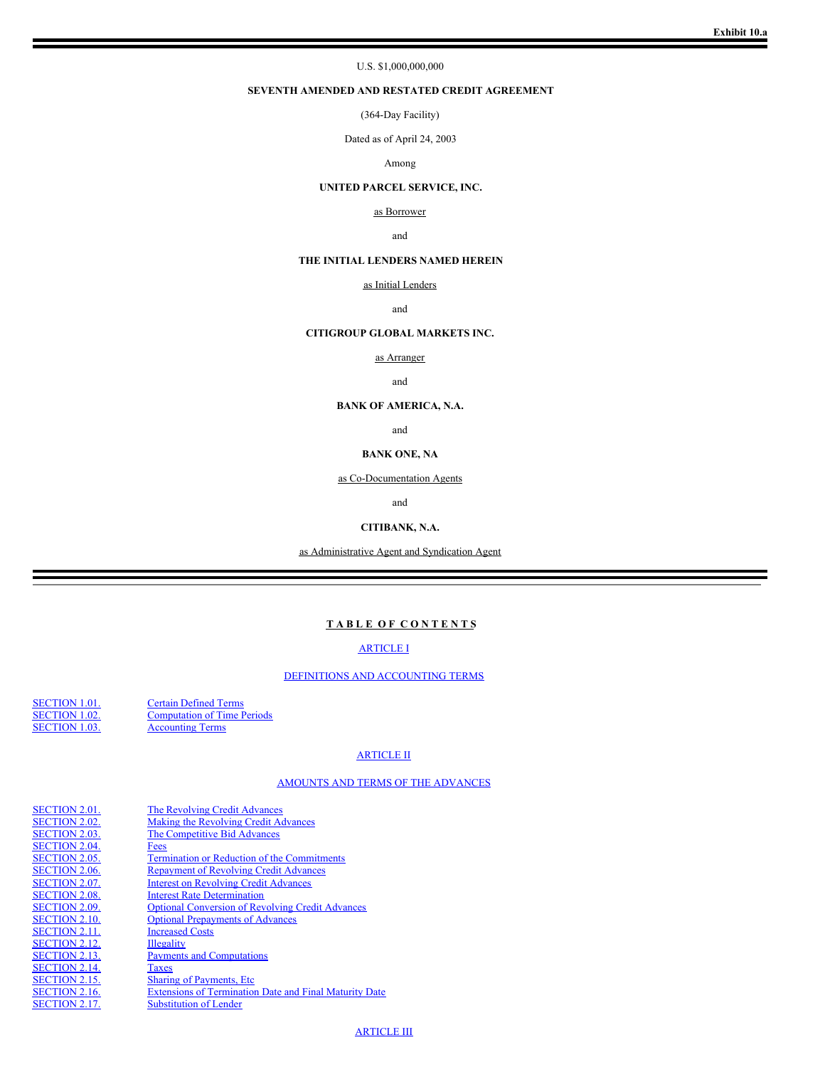Exhibit 10.a

U.S. $1,000,000,000

**SEVENTH AMENDED AND RESTATED CREDIT AGREEMENT**

(364-Day Facility)

Dated as of April 24, 2003

Among

**UNITED PARCEL SERVICE, INC.**

as Borrower

and

**THE INITIAL LENDERS NAMED HEREIN**

as Initial Lenders

and

**CITIGROUP GLOBAL MARKETS INC.**

as Arranger

and

**BANK OF AMERICA, N.A.**

and

**BANK ONE, NA**

as Co-Documentation Agents

and

**CITIBANK, N.A.**

as Administrative Agent and Syndication Agent

---

**T A B L E O F C O N T E N T S**

ARTICLE I

DEFINITIONS AND ACCOUNTING TERMS

| | |
|---|---|
| SECTION 1.01. | Certain Defined Terms |
| SECTION 1.02. | Computation of Time Periods |
| SECTION 1.03. | Accounting Terms |

ARTICLE II

AMOUNTS AND TERMS OF THE ADVANCES

| | |
|---|---|
| SECTION 2.01. | The Revolving Credit Advances |
| SECTION 2.02. | Making the Revolving Credit Advances |
| SECTION 2.03. | The Competitive Bid Advances |
| SECTION 2.04. | Fees |
| SECTION 2.05. | Termination or Reduction of the Commitments |
| SECTION 2.06. | Repayment of Revolving Credit Advances |
| SECTION 2.07. | Interest on Revolving Credit Advances |
| SECTION 2.08. | Interest Rate Determination |
| SECTION 2.09. | Optional Conversion of Revolving Credit Advances |
| SECTION 2.10. | Optional Prepayments of Advances |
| SECTION 2.11. | Increased Costs |
| SECTION 2.12. | Illegality |
| SECTION 2.13. | Payments and Computations |
| SECTION 2.14. | Taxes |
| SECTION 2.15. | Sharing of Payments, Etc |
| SECTION 2.16. | Extensions of Termination Date and Final Maturity Date |
| SECTION 2.17. | Substitution of Lender |

ARTICLE III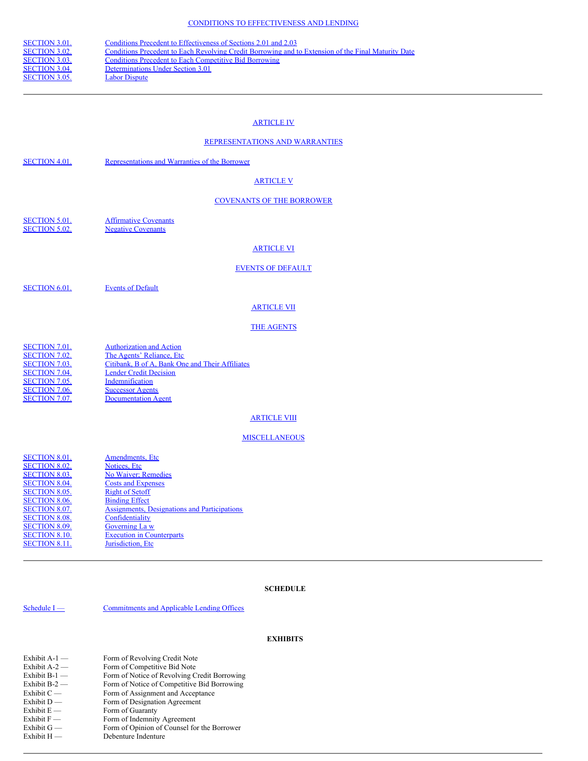CONDITIONS TO EFFECTIVENESS AND LENDING

| | |
|---|---|
| SECTION 3.01. | Conditions Precedent to Effectiveness of Sections 2.01 and 2.03 |
| SECTION 3.02. | Conditions Precedent to Each Revolving Credit Borrowing and to Extension of the Final Maturity Date |
| SECTION 3.03. | Conditions Precedent to Each Competitive Bid Borrowing |
| SECTION 3.04. | Determinations Under Section 3.01 |
| SECTION 3.05. | Labor Dispute |

---

ARTICLE IV

REPRESENTATIONS AND WARRANTIES

| | |
|---|---|
| SECTION 4.01. | Representations and Warranties of the Borrower |

ARTICLE V

COVENANTS OF THE BORROWER

| | |
|---|---|
| SECTION 5.01. | Affirmative Covenants |
| SECTION 5.02. | Negative Covenants |

ARTICLE VI

EVENTS OF DEFAULT

| | |
|---|---|
| SECTION 6.01. | Events of Default |

ARTICLE VII

THE AGENTS

| | |
|---|---|
| SECTION 7.01. | Authorization and Action |
| SECTION 7.02. | The Agents' Reliance, Etc |
| SECTION 7.03. | Citibank, B of A, Bank One and Their Affiliates |
| SECTION 7.04. | Lender Credit Decision |
| SECTION 7.05. | Indemnification |
| SECTION 7.06. | Successor Agents |
| SECTION 7.07. | Documentation Agent |

ARTICLE VIII

MISCELLANEOUS

| | |
|---|---|
| SECTION 8.01. | Amendments, Etc |
| SECTION 8.02. | Notices, Etc |
| SECTION 8.03. | No Waiver; Remedies |
| SECTION 8.04. | Costs and Expenses |
| SECTION 8.05. | Right of Setoff |
| SECTION 8.06. | Binding Effect |
| SECTION 8.07. | Assignments, Designations and Participations |
| SECTION 8.08. | Confidentiality |
| SECTION 8.09. | Governing La w |
| SECTION 8.10. | Execution in Counterparts |
| SECTION 8.11. | Jurisdiction, Etc |

---

**SCHEDULE**

| | |
|---|---|
| Schedule I — | Commitments and Applicable Lending Offices |

**EXHIBITS**

| | |
|---|---|
| Exhibit A-1 — | Form of Revolving Credit Note |
| Exhibit A-2 — | Form of Competitive Bid Note |
| Exhibit B-1 — | Form of Notice of Revolving Credit Borrowing |
| Exhibit B-2 — | Form of Notice of Competitive Bid Borrowing |
| Exhibit C — | Form of Assignment and Acceptance |
| Exhibit D — | Form of Designation Agreement |
| Exhibit E — | Form of Guaranty |
| Exhibit F — | Form of Indemnity Agreement |
| Exhibit G — | Form of Opinion of Counsel for the Borrower |
| Exhibit H — | Debenture Indenture |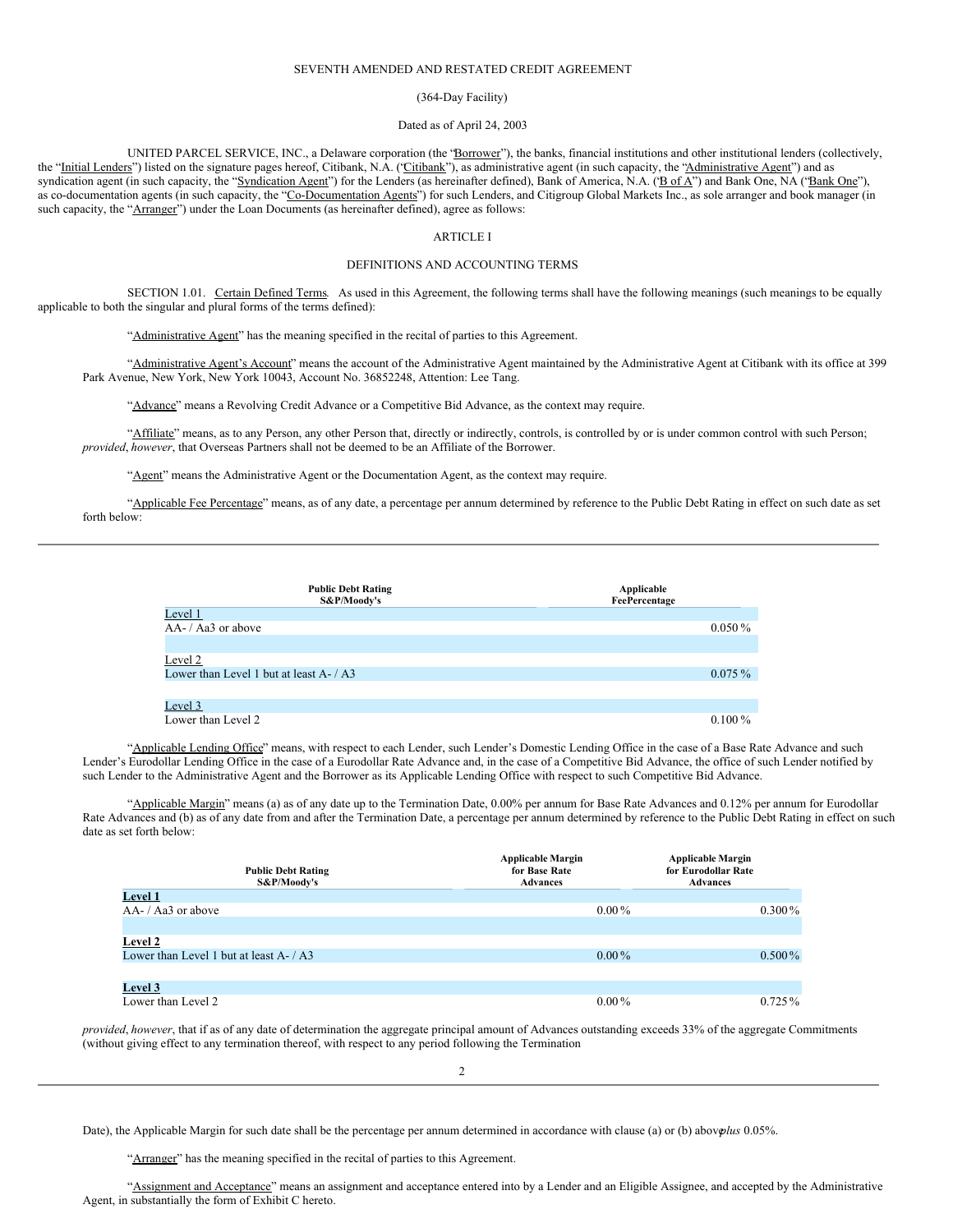SEVENTH AMENDED AND RESTATED CREDIT AGREEMENT

(364-Day Facility)

Dated as of April 24, 2003

UNITED PARCEL SERVICE, INC., a Delaware corporation (the "Borrower"), the banks, financial institutions and other institutional lenders (collectively, the "Initial Lenders") listed on the signature pages hereof, Citibank, N.A. ("Citibank"), as administrative agent (in such capacity, the "Administrative Agent") and as syndication agent (in such capacity, the "Syndication Agent") for the Lenders (as hereinafter defined), Bank of America, N.A. ("B of A") and Bank One, NA ("Bank One"), as co-documentation agents (in such capacity, the "Co-Documentation Agents") for such Lenders, and Citigroup Global Markets Inc., as sole arranger and book manager (in such capacity, the "Arranger") under the Loan Documents (as hereinafter defined), agree as follows:

## ARTICLE I

## DEFINITIONS AND ACCOUNTING TERMS

SECTION 1.01. Certain Defined Terms. As used in this Agreement, the following terms shall have the following meanings (such meanings to be equally applicable to both the singular and plural forms of the terms defined):

"Administrative Agent" has the meaning specified in the recital of parties to this Agreement.

"Administrative Agent's Account" means the account of the Administrative Agent maintained by the Administrative Agent at Citibank with its office at 399 Park Avenue, New York, New York 10043, Account No. 36852248, Attention: Lee Tang.

"Advance" means a Revolving Credit Advance or a Competitive Bid Advance, as the context may require.

"Affiliate" means, as to any Person, any other Person that, directly or indirectly, controls, is controlled by or is under common control with such Person; *provided*, *however*, that Overseas Partners shall not be deemed to be an Affiliate of the Borrower.

"Agent" means the Administrative Agent or the Documentation Agent, as the context may require.

"Applicable Fee Percentage" means, as of any date, a percentage per annum determined by reference to the Public Debt Rating in effect on such date as set forth below:

| Public Debt Rating S&P/Moody's | Applicable Fee Percentage |
|---|---|
| Level 1 | |
| AA- / Aa3 or above | 0.050 % |
| Level 2 | |
| Lower than Level 1 but at least A- / A3 | 0.075 % |
| Level 3 | |
| Lower than Level 2 | 0.100 % |

"Applicable Lending Office" means, with respect to each Lender, such Lender's Domestic Lending Office in the case of a Base Rate Advance and such Lender's Eurodollar Lending Office in the case of a Eurodollar Rate Advance and, in the case of a Competitive Bid Advance, the office of such Lender notified by such Lender to the Administrative Agent and the Borrower as its Applicable Lending Office with respect to such Competitive Bid Advance.

"Applicable Margin" means (a) as of any date up to the Termination Date, 0.00% per annum for Base Rate Advances and 0.12% per annum for Eurodollar Rate Advances and (b) as of any date from and after the Termination Date, a percentage per annum determined by reference to the Public Debt Rating in effect on such date as set forth below:

| Public Debt Rating S&P/Moody's | Applicable Margin for Base Rate Advances | Applicable Margin for Eurodollar Rate Advances |
|---|---|---|
| **Level 1** | | |
| AA- / Aa3 or above | 0.00 % | 0.300 % |
| **Level 2** | | |
| Lower than Level 1 but at least A- / A3 | 0.00 % | 0.500 % |
| **Level 3** | | |
| Lower than Level 2 | 0.00 % | 0.725 % |

*provided*, *however*, that if as of any date of determination the aggregate principal amount of Advances outstanding exceeds 33% of the aggregate Commitments (without giving effect to any termination thereof, with respect to any period following the Termination Date), the Applicable Margin for such date shall be the percentage per annum determined in accordance with clause (a) or (b) above *plus* 0.05%.

"Arranger" has the meaning specified in the recital of parties to this Agreement.

"Assignment and Acceptance" means an assignment and acceptance entered into by a Lender and an Eligible Assignee, and accepted by the Administrative Agent, in substantially the form of Exhibit C hereto.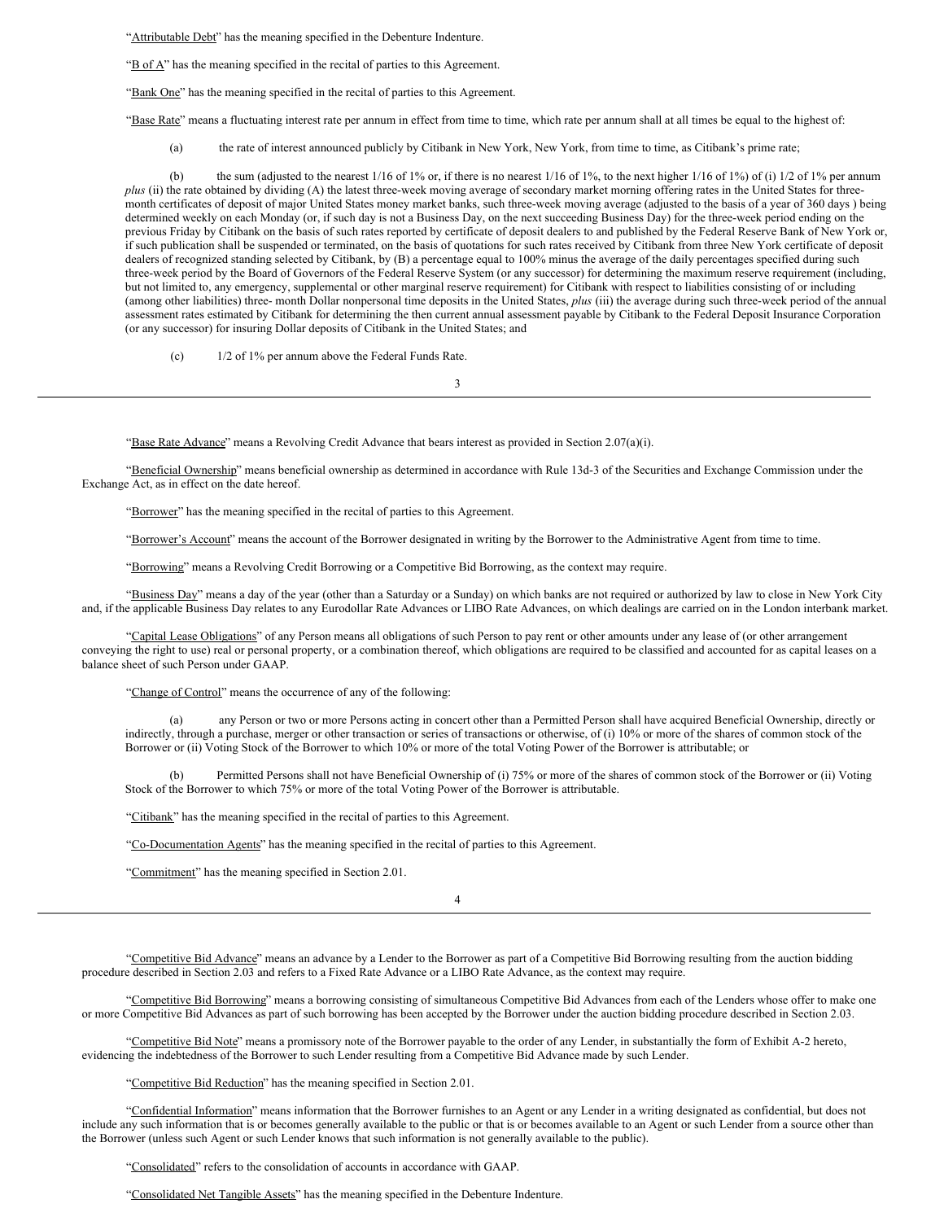"Attributable Debt" has the meaning specified in the Debenture Indenture.

"B of A" has the meaning specified in the recital of parties to this Agreement.

"Bank One" has the meaning specified in the recital of parties to this Agreement.

"Base Rate" means a fluctuating interest rate per annum in effect from time to time, which rate per annum shall at all times be equal to the highest of:

(a) the rate of interest announced publicly by Citibank in New York, New York, from time to time, as Citibank's prime rate;

(b) the sum (adjusted to the nearest 1/16 of 1% or, if there is no nearest 1/16 of 1%, to the next higher 1/16 of 1%) of (i) 1/2 of 1% per annum *plus* (ii) the rate obtained by dividing (A) the latest three-week moving average of secondary market morning offering rates in the United States for three-month certificates of deposit of major United States money market banks, such three-week moving average (adjusted to the basis of a year of 360 days ) being determined weekly on each Monday (or, if such day is not a Business Day, on the next succeeding Business Day) for the three-week period ending on the previous Friday by Citibank on the basis of such rates reported by certificate of deposit dealers to and published by the Federal Reserve Bank of New York or, if such publication shall be suspended or terminated, on the basis of quotations for such rates received by Citibank from three New York certificate of deposit dealers of recognized standing selected by Citibank, by (B) a percentage equal to 100% minus the average of the daily percentages specified during such three-week period by the Board of Governors of the Federal Reserve System (or any successor) for determining the maximum reserve requirement (including, but not limited to, any emergency, supplemental or other marginal reserve requirement) for Citibank with respect to liabilities consisting of or including (among other liabilities) three- month Dollar nonpersonal time deposits in the United States, *plus* (iii) the average during such three-week period of the annual assessment rates estimated by Citibank for determining the then current annual assessment payable by Citibank to the Federal Deposit Insurance Corporation (or any successor) for insuring Dollar deposits of Citibank in the United States; and

(c) 1/2 of 1% per annum above the Federal Funds Rate.

"Base Rate Advance" means a Revolving Credit Advance that bears interest as provided in Section 2.07(a)(i).

"Beneficial Ownership" means beneficial ownership as determined in accordance with Rule 13d-3 of the Securities and Exchange Commission under the Exchange Act, as in effect on the date hereof.

"Borrower" has the meaning specified in the recital of parties to this Agreement.

"Borrower's Account" means the account of the Borrower designated in writing by the Borrower to the Administrative Agent from time to time.

"Borrowing" means a Revolving Credit Borrowing or a Competitive Bid Borrowing, as the context may require.

"Business Day" means a day of the year (other than a Saturday or a Sunday) on which banks are not required or authorized by law to close in New York City and, if the applicable Business Day relates to any Eurodollar Rate Advances or LIBO Rate Advances, on which dealings are carried on in the London interbank market.

"Capital Lease Obligations" of any Person means all obligations of such Person to pay rent or other amounts under any lease of (or other arrangement conveying the right to use) real or personal property, or a combination thereof, which obligations are required to be classified and accounted for as capital leases on a balance sheet of such Person under GAAP.

"Change of Control" means the occurrence of any of the following:

(a) any Person or two or more Persons acting in concert other than a Permitted Person shall have acquired Beneficial Ownership, directly or indirectly, through a purchase, merger or other transaction or series of transactions or otherwise, of (i) 10% or more of the shares of common stock of the Borrower or (ii) Voting Stock of the Borrower to which 10% or more of the total Voting Power of the Borrower is attributable; or

(b) Permitted Persons shall not have Beneficial Ownership of (i) 75% or more of the shares of common stock of the Borrower or (ii) Voting Stock of the Borrower to which 75% or more of the total Voting Power of the Borrower is attributable.

"Citibank" has the meaning specified in the recital of parties to this Agreement.

"Co-Documentation Agents" has the meaning specified in the recital of parties to this Agreement.

"Commitment" has the meaning specified in Section 2.01.

"Competitive Bid Advance" means an advance by a Lender to the Borrower as part of a Competitive Bid Borrowing resulting from the auction bidding procedure described in Section 2.03 and refers to a Fixed Rate Advance or a LIBO Rate Advance, as the context may require.

"Competitive Bid Borrowing" means a borrowing consisting of simultaneous Competitive Bid Advances from each of the Lenders whose offer to make one or more Competitive Bid Advances as part of such borrowing has been accepted by the Borrower under the auction bidding procedure described in Section 2.03.

"Competitive Bid Note" means a promissory note of the Borrower payable to the order of any Lender, in substantially the form of Exhibit A-2 hereto, evidencing the indebtedness of the Borrower to such Lender resulting from a Competitive Bid Advance made by such Lender.

"Competitive Bid Reduction" has the meaning specified in Section 2.01.

"Confidential Information" means information that the Borrower furnishes to an Agent or any Lender in a writing designated as confidential, but does not include any such information that is or becomes generally available to the public or that is or becomes available to an Agent or such Lender from a source other than the Borrower (unless such Agent or such Lender knows that such information is not generally available to the public).

"Consolidated" refers to the consolidation of accounts in accordance with GAAP.

"Consolidated Net Tangible Assets" has the meaning specified in the Debenture Indenture.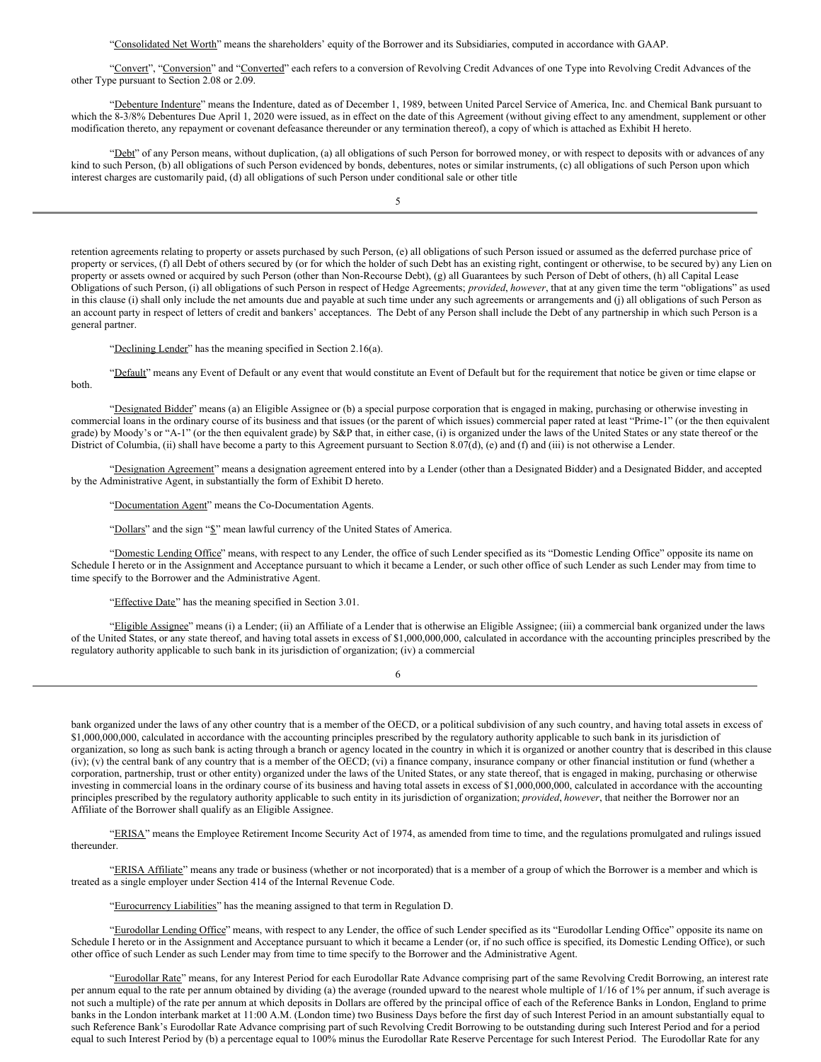"Consolidated Net Worth" means the shareholders' equity of the Borrower and its Subsidiaries, computed in accordance with GAAP.

"Convert", "Conversion" and "Converted" each refers to a conversion of Revolving Credit Advances of one Type into Revolving Credit Advances of the other Type pursuant to Section 2.08 or 2.09.

"Debenture Indenture" means the Indenture, dated as of December 1, 1989, between United Parcel Service of America, Inc. and Chemical Bank pursuant to which the 8-3/8% Debentures Due April 1, 2020 were issued, as in effect on the date of this Agreement (without giving effect to any amendment, supplement or other modification thereto, any repayment or covenant defeasance thereunder or any termination thereof), a copy of which is attached as Exhibit H hereto.

"Debt" of any Person means, without duplication, (a) all obligations of such Person for borrowed money, or with respect to deposits with or advances of any kind to such Person, (b) all obligations of such Person evidenced by bonds, debentures, notes or similar instruments, (c) all obligations of such Person upon which interest charges are customarily paid, (d) all obligations of such Person under conditional sale or other title retention agreements relating to property or assets purchased by such Person, (e) all obligations of such Person issued or assumed as the deferred purchase price of property or services, (f) all Debt of others secured by (or for which the holder of such Debt has an existing right, contingent or otherwise, to be secured by) any Lien on property or assets owned or acquired by such Person (other than Non-Recourse Debt), (g) all Guarantees by such Person of Debt of others, (h) all Capital Lease Obligations of such Person, (i) all obligations of such Person in respect of Hedge Agreements; *provided*, *however*, that at any given time the term "obligations" as used in this clause (i) shall only include the net amounts due and payable at such time under any such agreements or arrangements and (j) all obligations of such Person as an account party in respect of letters of credit and bankers' acceptances. The Debt of any Person shall include the Debt of any partnership in which such Person is a general partner.

"Declining Lender" has the meaning specified in Section 2.16(a).

"Default" means any Event of Default or any event that would constitute an Event of Default but for the requirement that notice be given or time elapse or both.

"Designated Bidder" means (a) an Eligible Assignee or (b) a special purpose corporation that is engaged in making, purchasing or otherwise investing in commercial loans in the ordinary course of its business and that issues (or the parent of which issues) commercial paper rated at least "Prime-1" (or the then equivalent grade) by Moody's or "A-1" (or the then equivalent grade) by S&P that, in either case, (i) is organized under the laws of the United States or any state thereof or the District of Columbia, (ii) shall have become a party to this Agreement pursuant to Section 8.07(d), (e) and (f) and (iii) is not otherwise a Lender.

"Designation Agreement" means a designation agreement entered into by a Lender (other than a Designated Bidder) and a Designated Bidder, and accepted by the Administrative Agent, in substantially the form of Exhibit D hereto.

"Documentation Agent" means the Co-Documentation Agents.

"Dollars" and the sign "$" mean lawful currency of the United States of America.

"Domestic Lending Office" means, with respect to any Lender, the office of such Lender specified as its "Domestic Lending Office" opposite its name on Schedule I hereto or in the Assignment and Acceptance pursuant to which it became a Lender, or such other office of such Lender as such Lender may from time to time specify to the Borrower and the Administrative Agent.

"Effective Date" has the meaning specified in Section 3.01.

"Eligible Assignee" means (i) a Lender; (ii) an Affiliate of a Lender that is otherwise an Eligible Assignee; (iii) a commercial bank organized under the laws of the United States, or any state thereof, and having total assets in excess of $1,000,000,000, calculated in accordance with the accounting principles prescribed by the regulatory authority applicable to such bank in its jurisdiction of organization; (iv) a commercial bank organized under the laws of any other country that is a member of the OECD, or a political subdivision of any such country, and having total assets in excess of $1,000,000,000, calculated in accordance with the accounting principles prescribed by the regulatory authority applicable to such bank in its jurisdiction of organization, so long as such bank is acting through a branch or agency located in the country in which it is organized or another country that is described in this clause (iv); (v) the central bank of any country that is a member of the OECD; (vi) a finance company, insurance company or other financial institution or fund (whether a corporation, partnership, trust or other entity) organized under the laws of the United States, or any state thereof, that is engaged in making, purchasing or otherwise investing in commercial loans in the ordinary course of its business and having total assets in excess of $1,000,000,000, calculated in accordance with the accounting principles prescribed by the regulatory authority applicable to such entity in its jurisdiction of organization; *provided*, *however*, that neither the Borrower nor an Affiliate of the Borrower shall qualify as an Eligible Assignee.

"ERISA" means the Employee Retirement Income Security Act of 1974, as amended from time to time, and the regulations promulgated and rulings issued thereunder.

"ERISA Affiliate" means any trade or business (whether or not incorporated) that is a member of a group of which the Borrower is a member and which is treated as a single employer under Section 414 of the Internal Revenue Code.

"Eurocurrency Liabilities" has the meaning assigned to that term in Regulation D.

"Eurodollar Lending Office" means, with respect to any Lender, the office of such Lender specified as its "Eurodollar Lending Office" opposite its name on Schedule I hereto or in the Assignment and Acceptance pursuant to which it became a Lender (or, if no such office is specified, its Domestic Lending Office), or such other office of such Lender as such Lender may from time to time specify to the Borrower and the Administrative Agent.

"Eurodollar Rate" means, for any Interest Period for each Eurodollar Rate Advance comprising part of the same Revolving Credit Borrowing, an interest rate per annum equal to the rate per annum obtained by dividing (a) the average (rounded upward to the nearest whole multiple of 1/16 of 1% per annum, if such average is not such a multiple) of the rate per annum at which deposits in Dollars are offered by the principal office of each of the Reference Banks in London, England to prime banks in the London interbank market at 11:00 A.M. (London time) two Business Days before the first day of such Interest Period in an amount substantially equal to such Reference Bank's Eurodollar Rate Advance comprising part of such Revolving Credit Borrowing to be outstanding during such Interest Period and for a period equal to such Interest Period by (b) a percentage equal to 100% minus the Eurodollar Rate Reserve Percentage for such Interest Period. The Eurodollar Rate for any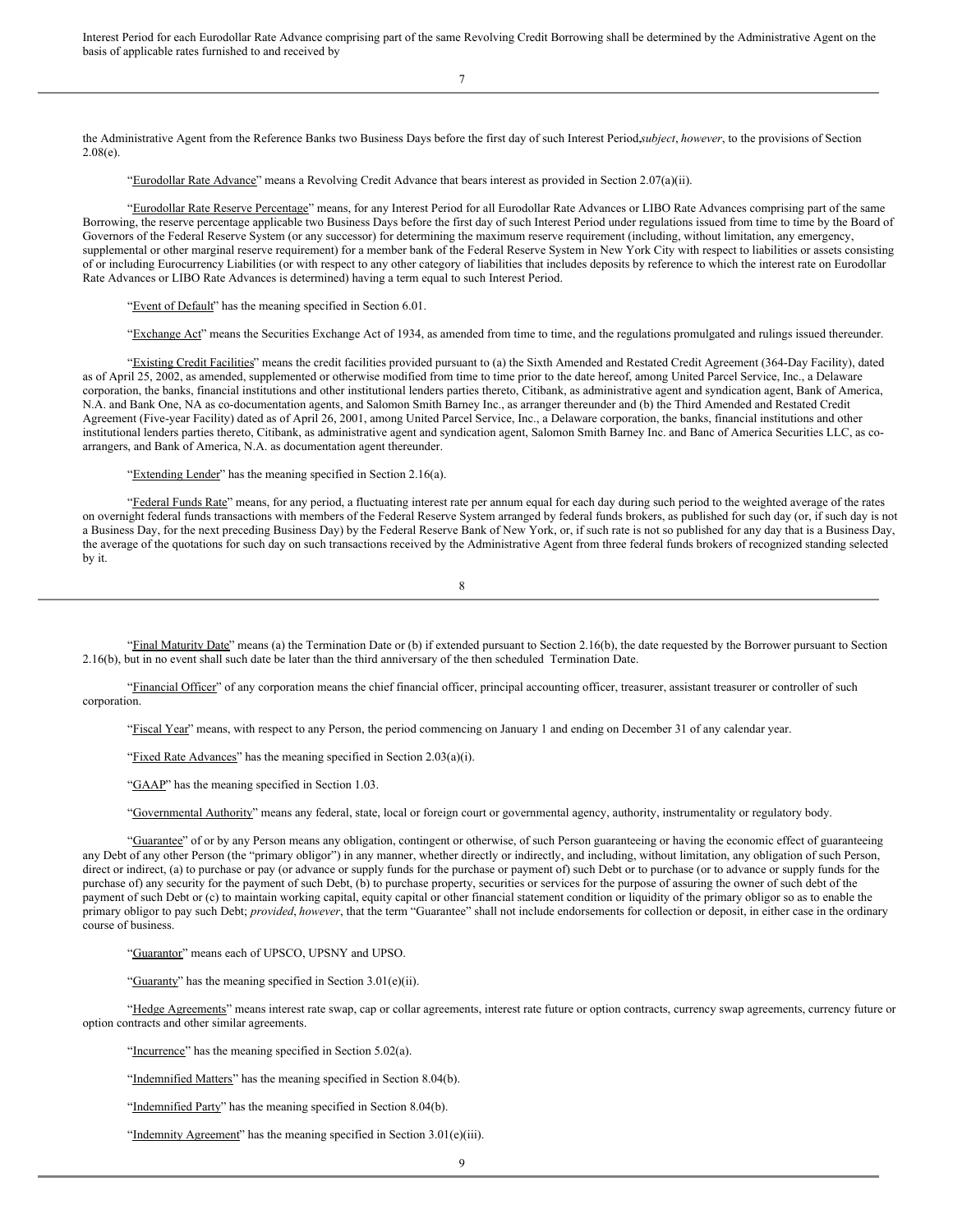Interest Period for each Eurodollar Rate Advance comprising part of the same Revolving Credit Borrowing shall be determined by the Administrative Agent on the basis of applicable rates furnished to and received by

the Administrative Agent from the Reference Banks two Business Days before the first day of such Interest Period, *subject*, *however*, to the provisions of Section 2.08(e).

"Eurodollar Rate Advance" means a Revolving Credit Advance that bears interest as provided in Section 2.07(a)(ii).

"Eurodollar Rate Reserve Percentage" means, for any Interest Period for all Eurodollar Rate Advances or LIBO Rate Advances comprising part of the same Borrowing, the reserve percentage applicable two Business Days before the first day of such Interest Period under regulations issued from time to time by the Board of Governors of the Federal Reserve System (or any successor) for determining the maximum reserve requirement (including, without limitation, any emergency, supplemental or other marginal reserve requirement) for a member bank of the Federal Reserve System in New York City with respect to liabilities or assets consisting of or including Eurocurrency Liabilities (or with respect to any other category of liabilities that includes deposits by reference to which the interest rate on Eurodollar Rate Advances or LIBO Rate Advances is determined) having a term equal to such Interest Period.

"Event of Default" has the meaning specified in Section 6.01.

"Exchange Act" means the Securities Exchange Act of 1934, as amended from time to time, and the regulations promulgated and rulings issued thereunder.

"Existing Credit Facilities" means the credit facilities provided pursuant to (a) the Sixth Amended and Restated Credit Agreement (364-Day Facility), dated as of April 25, 2002, as amended, supplemented or otherwise modified from time to time prior to the date hereof, among United Parcel Service, Inc., a Delaware corporation, the banks, financial institutions and other institutional lenders parties thereto, Citibank, as administrative agent and syndication agent, Bank of America, N.A. and Bank One, NA as co-documentation agents, and Salomon Smith Barney Inc., as arranger thereunder and (b) the Third Amended and Restated Credit Agreement (Five-year Facility) dated as of April 26, 2001, among United Parcel Service, Inc., a Delaware corporation, the banks, financial institutions and other institutional lenders parties thereto, Citibank, as administrative agent and syndication agent, Salomon Smith Barney Inc. and Banc of America Securities LLC, as co-arrangers, and Bank of America, N.A. as documentation agent thereunder.

"Extending Lender" has the meaning specified in Section 2.16(a).

"Federal Funds Rate" means, for any period, a fluctuating interest rate per annum equal for each day during such period to the weighted average of the rates on overnight federal funds transactions with members of the Federal Reserve System arranged by federal funds brokers, as published for such day (or, if such day is not a Business Day, for the next preceding Business Day) by the Federal Reserve Bank of New York, or, if such rate is not so published for any day that is a Business Day, the average of the quotations for such day on such transactions received by the Administrative Agent from three federal funds brokers of recognized standing selected by it.

"Final Maturity Date" means (a) the Termination Date or (b) if extended pursuant to Section 2.16(b), the date requested by the Borrower pursuant to Section 2.16(b), but in no event shall such date be later than the third anniversary of the then scheduled Termination Date.

"Financial Officer" of any corporation means the chief financial officer, principal accounting officer, treasurer, assistant treasurer or controller of such corporation.

"Fiscal Year" means, with respect to any Person, the period commencing on January 1 and ending on December 31 of any calendar year.

"Fixed Rate Advances" has the meaning specified in Section 2.03(a)(i).

"GAAP" has the meaning specified in Section 1.03.

"Governmental Authority" means any federal, state, local or foreign court or governmental agency, authority, instrumentality or regulatory body.

"Guarantee" of or by any Person means any obligation, contingent or otherwise, of such Person guaranteeing or having the economic effect of guaranteeing any Debt of any other Person (the "primary obligor") in any manner, whether directly or indirectly, and including, without limitation, any obligation of such Person, direct or indirect, (a) to purchase or pay (or advance or supply funds for the purchase or payment of) such Debt or to purchase (or to advance or supply funds for the purchase of) any security for the payment of such Debt, (b) to purchase property, securities or services for the purpose of assuring the owner of such debt of the payment of such Debt or (c) to maintain working capital, equity capital or other financial statement condition or liquidity of the primary obligor so as to enable the primary obligor to pay such Debt; *provided*, *however*, that the term "Guarantee" shall not include endorsements for collection or deposit, in either case in the ordinary course of business.

"Guarantor" means each of UPSCO, UPSNY and UPSO.

"Guaranty" has the meaning specified in Section 3.01(e)(ii).

"Hedge Agreements" means interest rate swap, cap or collar agreements, interest rate future or option contracts, currency swap agreements, currency future or option contracts and other similar agreements.

"Incurrence" has the meaning specified in Section 5.02(a).

"Indemnified Matters" has the meaning specified in Section 8.04(b).

"Indemnified Party" has the meaning specified in Section 8.04(b).

"Indemnity Agreement" has the meaning specified in Section 3.01(e)(iii).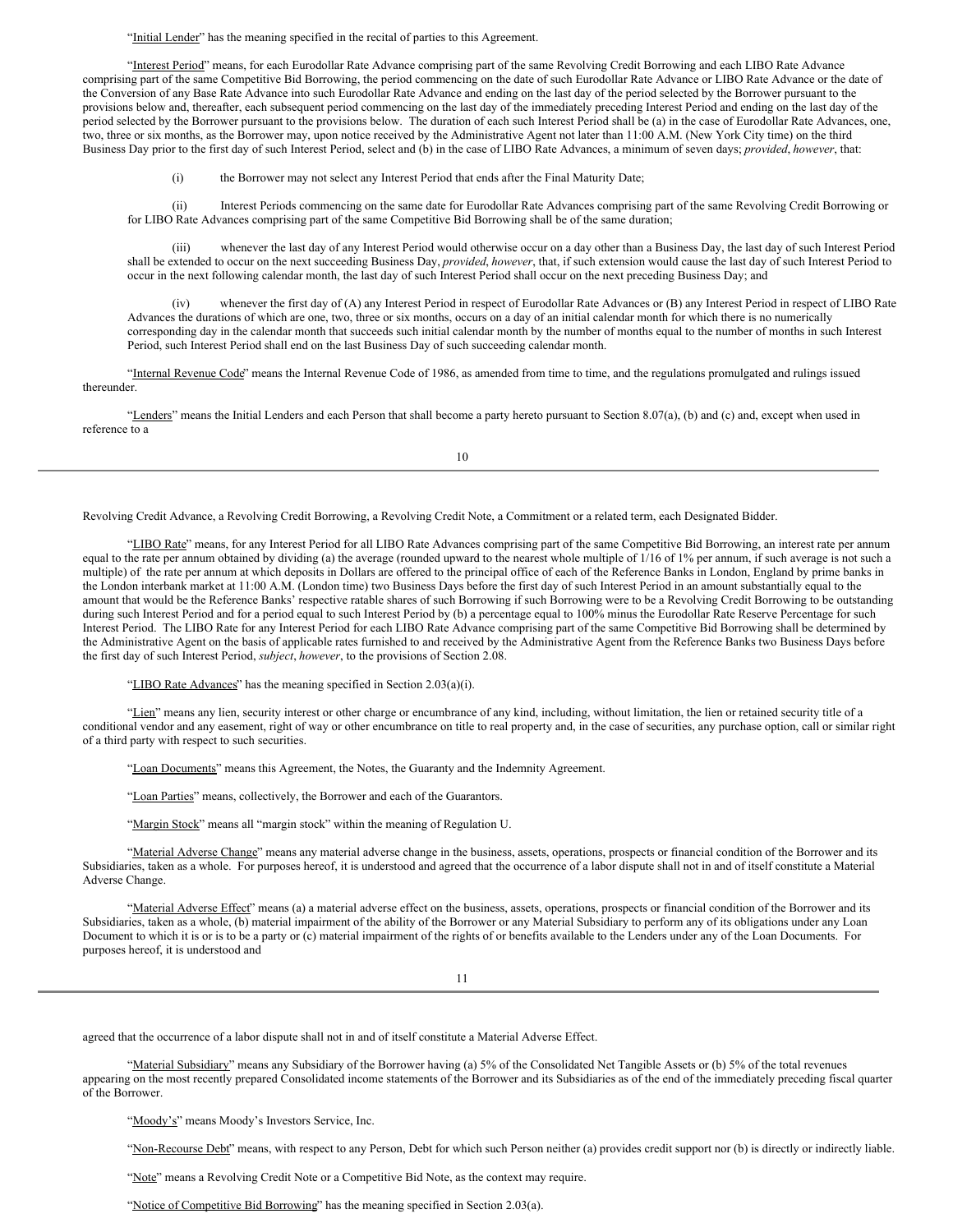"Initial Lender" has the meaning specified in the recital of parties to this Agreement.

"Interest Period" means, for each Eurodollar Rate Advance comprising part of the same Revolving Credit Borrowing and each LIBO Rate Advance comprising part of the same Competitive Bid Borrowing, the period commencing on the date of such Eurodollar Rate Advance or LIBO Rate Advance or the date of the Conversion of any Base Rate Advance into such Eurodollar Rate Advance and ending on the last day of the period selected by the Borrower pursuant to the provisions below and, thereafter, each subsequent period commencing on the last day of the immediately preceding Interest Period and ending on the last day of the period selected by the Borrower pursuant to the provisions below. The duration of each such Interest Period shall be (a) in the case of Eurodollar Rate Advances, one, two, three or six months, as the Borrower may, upon notice received by the Administrative Agent not later than 11:00 A.M. (New York City time) on the third Business Day prior to the first day of such Interest Period, select and (b) in the case of LIBO Rate Advances, a minimum of seven days; *provided*, *however*, that:

(i) the Borrower may not select any Interest Period that ends after the Final Maturity Date;

(ii) Interest Periods commencing on the same date for Eurodollar Rate Advances comprising part of the same Revolving Credit Borrowing or for LIBO Rate Advances comprising part of the same Competitive Bid Borrowing shall be of the same duration;

(iii) whenever the last day of any Interest Period would otherwise occur on a day other than a Business Day, the last day of such Interest Period shall be extended to occur on the next succeeding Business Day, *provided*, *however*, that, if such extension would cause the last day of such Interest Period to occur in the next following calendar month, the last day of such Interest Period shall occur on the next preceding Business Day; and

(iv) whenever the first day of (A) any Interest Period in respect of Eurodollar Rate Advances or (B) any Interest Period in respect of LIBO Rate Advances the durations of which are one, two, three or six months, occurs on a day of an initial calendar month for which there is no numerically corresponding day in the calendar month that succeeds such initial calendar month by the number of months equal to the number of months in such Interest Period, such Interest Period shall end on the last Business Day of such succeeding calendar month.

"Internal Revenue Code" means the Internal Revenue Code of 1986, as amended from time to time, and the regulations promulgated and rulings issued thereunder.

"Lenders" means the Initial Lenders and each Person that shall become a party hereto pursuant to Section 8.07(a), (b) and (c) and, except when used in reference to a Revolving Credit Advance, a Revolving Credit Borrowing, a Revolving Credit Note, a Commitment or a related term, each Designated Bidder.

"LIBO Rate" means, for any Interest Period for all LIBO Rate Advances comprising part of the same Competitive Bid Borrowing, an interest rate per annum equal to the rate per annum obtained by dividing (a) the average (rounded upward to the nearest whole multiple of 1/16 of 1% per annum, if such average is not such a multiple) of the rate per annum at which deposits in Dollars are offered to the principal office of each of the Reference Banks in London, England by prime banks in the London interbank market at 11:00 A.M. (London time) two Business Days before the first day of such Interest Period in an amount substantially equal to the amount that would be the Reference Banks' respective ratable shares of such Borrowing if such Borrowing were to be a Revolving Credit Borrowing to be outstanding during such Interest Period and for a period equal to such Interest Period by (b) a percentage equal to 100% minus the Eurodollar Rate Reserve Percentage for such Interest Period. The LIBO Rate for any Interest Period for each LIBO Rate Advance comprising part of the same Competitive Bid Borrowing shall be determined by the Administrative Agent on the basis of applicable rates furnished to and received by the Administrative Agent from the Reference Banks two Business Days before the first day of such Interest Period, *subject*, *however*, to the provisions of Section 2.08.

"LIBO Rate Advances" has the meaning specified in Section 2.03(a)(i).

"Lien" means any lien, security interest or other charge or encumbrance of any kind, including, without limitation, the lien or retained security title of a conditional vendor and any easement, right of way or other encumbrance on title to real property and, in the case of securities, any purchase option, call or similar right of a third party with respect to such securities.

"Loan Documents" means this Agreement, the Notes, the Guaranty and the Indemnity Agreement.

"Loan Parties" means, collectively, the Borrower and each of the Guarantors.

"Margin Stock" means all "margin stock" within the meaning of Regulation U.

"Material Adverse Change" means any material adverse change in the business, assets, operations, prospects or financial condition of the Borrower and its Subsidiaries, taken as a whole. For purposes hereof, it is understood and agreed that the occurrence of a labor dispute shall not in and of itself constitute a Material Adverse Change.

"Material Adverse Effect" means (a) a material adverse effect on the business, assets, operations, prospects or financial condition of the Borrower and its Subsidiaries, taken as a whole, (b) material impairment of the ability of the Borrower or any Material Subsidiary to perform any of its obligations under any Loan Document to which it is or is to be a party or (c) material impairment of the rights of or benefits available to the Lenders under any of the Loan Documents. For purposes hereof, it is understood and agreed that the occurrence of a labor dispute shall not in and of itself constitute a Material Adverse Effect.

"Material Subsidiary" means any Subsidiary of the Borrower having (a) 5% of the Consolidated Net Tangible Assets or (b) 5% of the total revenues appearing on the most recently prepared Consolidated income statements of the Borrower and its Subsidiaries as of the end of the immediately preceding fiscal quarter of the Borrower.

"Moody's" means Moody's Investors Service, Inc.

"Non-Recourse Debt" means, with respect to any Person, Debt for which such Person neither (a) provides credit support nor (b) is directly or indirectly liable.

"Note" means a Revolving Credit Note or a Competitive Bid Note, as the context may require.

"Notice of Competitive Bid Borrowing" has the meaning specified in Section 2.03(a).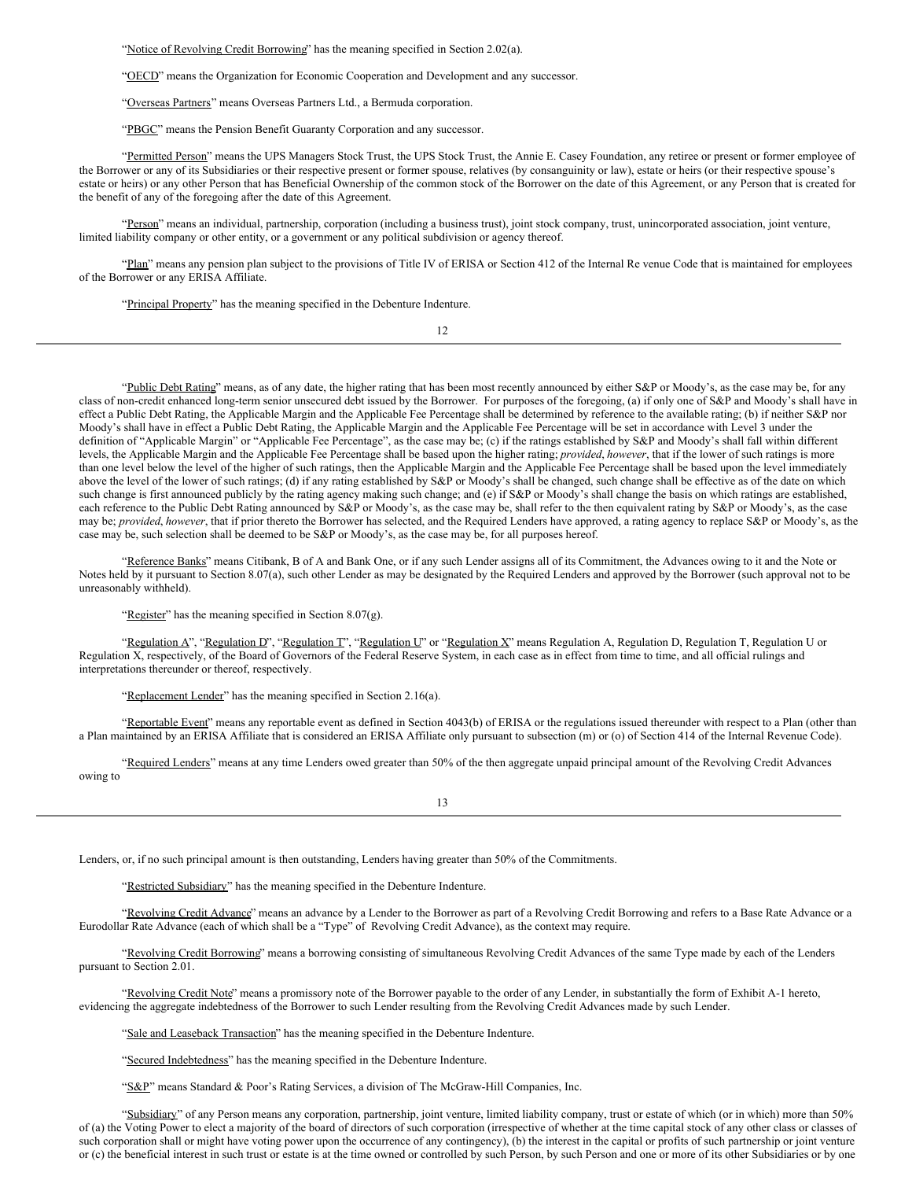"Notice of Revolving Credit Borrowing" has the meaning specified in Section 2.02(a).

"OECD" means the Organization for Economic Cooperation and Development and any successor.

"Overseas Partners" means Overseas Partners Ltd., a Bermuda corporation.

"PBGC" means the Pension Benefit Guaranty Corporation and any successor.

"Permitted Person" means the UPS Managers Stock Trust, the UPS Stock Trust, the Annie E. Casey Foundation, any retiree or present or former employee of the Borrower or any of its Subsidiaries or their respective present or former spouse, relatives (by consanguinity or law), estate or heirs (or their respective spouse's estate or heirs) or any other Person that has Beneficial Ownership of the common stock of the Borrower on the date of this Agreement, or any Person that is created for the benefit of any of the foregoing after the date of this Agreement.

"Person" means an individual, partnership, corporation (including a business trust), joint stock company, trust, unincorporated association, joint venture, limited liability company or other entity, or a government or any political subdivision or agency thereof.

"Plan" means any pension plan subject to the provisions of Title IV of ERISA or Section 412 of the Internal Re venue Code that is maintained for employees of the Borrower or any ERISA Affiliate.

"Principal Property" has the meaning specified in the Debenture Indenture.

"Public Debt Rating" means, as of any date, the higher rating that has been most recently announced by either S&P or Moody's, as the case may be, for any class of non-credit enhanced long-term senior unsecured debt issued by the Borrower. For purposes of the foregoing, (a) if only one of S&P and Moody's shall have in effect a Public Debt Rating, the Applicable Margin and the Applicable Fee Percentage shall be determined by reference to the available rating; (b) if neither S&P nor Moody's shall have in effect a Public Debt Rating, the Applicable Margin and the Applicable Fee Percentage will be set in accordance with Level 3 under the definition of "Applicable Margin" or "Applicable Fee Percentage", as the case may be; (c) if the ratings established by S&P and Moody's shall fall within different levels, the Applicable Margin and the Applicable Fee Percentage shall be based upon the higher rating; *provided*, *however*, that if the lower of such ratings is more than one level below the level of the higher of such ratings, then the Applicable Margin and the Applicable Fee Percentage shall be based upon the level immediately above the level of the lower of such ratings; (d) if any rating established by S&P or Moody's shall be changed, such change shall be effective as of the date on which such change is first announced publicly by the rating agency making such change; and (e) if S&P or Moody's shall change the basis on which ratings are established, each reference to the Public Debt Rating announced by S&P or Moody's, as the case may be, shall refer to the then equivalent rating by S&P or Moody's, as the case may be; *provided*, *however*, that if prior thereto the Borrower has selected, and the Required Lenders have approved, a rating agency to replace S&P or Moody's, as the case may be, such selection shall be deemed to be S&P or Moody's, as the case may be, for all purposes hereof.

"Reference Banks" means Citibank, B of A and Bank One, or if any such Lender assigns all of its Commitment, the Advances owing to it and the Note or Notes held by it pursuant to Section 8.07(a), such other Lender as may be designated by the Required Lenders and approved by the Borrower (such approval not to be unreasonably withheld).

"Register" has the meaning specified in Section 8.07(g).

"Regulation A", "Regulation D", "Regulation T", "Regulation U" or "Regulation X" means Regulation A, Regulation D, Regulation T, Regulation U or Regulation X, respectively, of the Board of Governors of the Federal Reserve System, in each case as in effect from time to time, and all official rulings and interpretations thereunder or thereof, respectively.

"Replacement Lender" has the meaning specified in Section 2.16(a).

"Reportable Event" means any reportable event as defined in Section 4043(b) of ERISA or the regulations issued thereunder with respect to a Plan (other than a Plan maintained by an ERISA Affiliate that is considered an ERISA Affiliate only pursuant to subsection (m) or (o) of Section 414 of the Internal Revenue Code).

"Required Lenders" means at any time Lenders owed greater than 50% of the then aggregate unpaid principal amount of the Revolving Credit Advances owing to Lenders, or, if no such principal amount is then outstanding, Lenders having greater than 50% of the Commitments.

"Restricted Subsidiary" has the meaning specified in the Debenture Indenture.

"Revolving Credit Advance" means an advance by a Lender to the Borrower as part of a Revolving Credit Borrowing and refers to a Base Rate Advance or a Eurodollar Rate Advance (each of which shall be a "Type" of Revolving Credit Advance), as the context may require.

"Revolving Credit Borrowing" means a borrowing consisting of simultaneous Revolving Credit Advances of the same Type made by each of the Lenders pursuant to Section 2.01.

"Revolving Credit Note" means a promissory note of the Borrower payable to the order of any Lender, in substantially the form of Exhibit A-1 hereto, evidencing the aggregate indebtedness of the Borrower to such Lender resulting from the Revolving Credit Advances made by such Lender.

"Sale and Leaseback Transaction" has the meaning specified in the Debenture Indenture.

"Secured Indebtedness" has the meaning specified in the Debenture Indenture.

"S&P" means Standard & Poor's Rating Services, a division of The McGraw-Hill Companies, Inc.

"Subsidiary" of any Person means any corporation, partnership, joint venture, limited liability company, trust or estate of which (or in which) more than 50% of (a) the Voting Power to elect a majority of the board of directors of such corporation (irrespective of whether at the time capital stock of any other class or classes of such corporation shall or might have voting power upon the occurrence of any contingency), (b) the interest in the capital or profits of such partnership or joint venture or (c) the beneficial interest in such trust or estate is at the time owned or controlled by such Person, by such Person and one or more of its other Subsidiaries or by one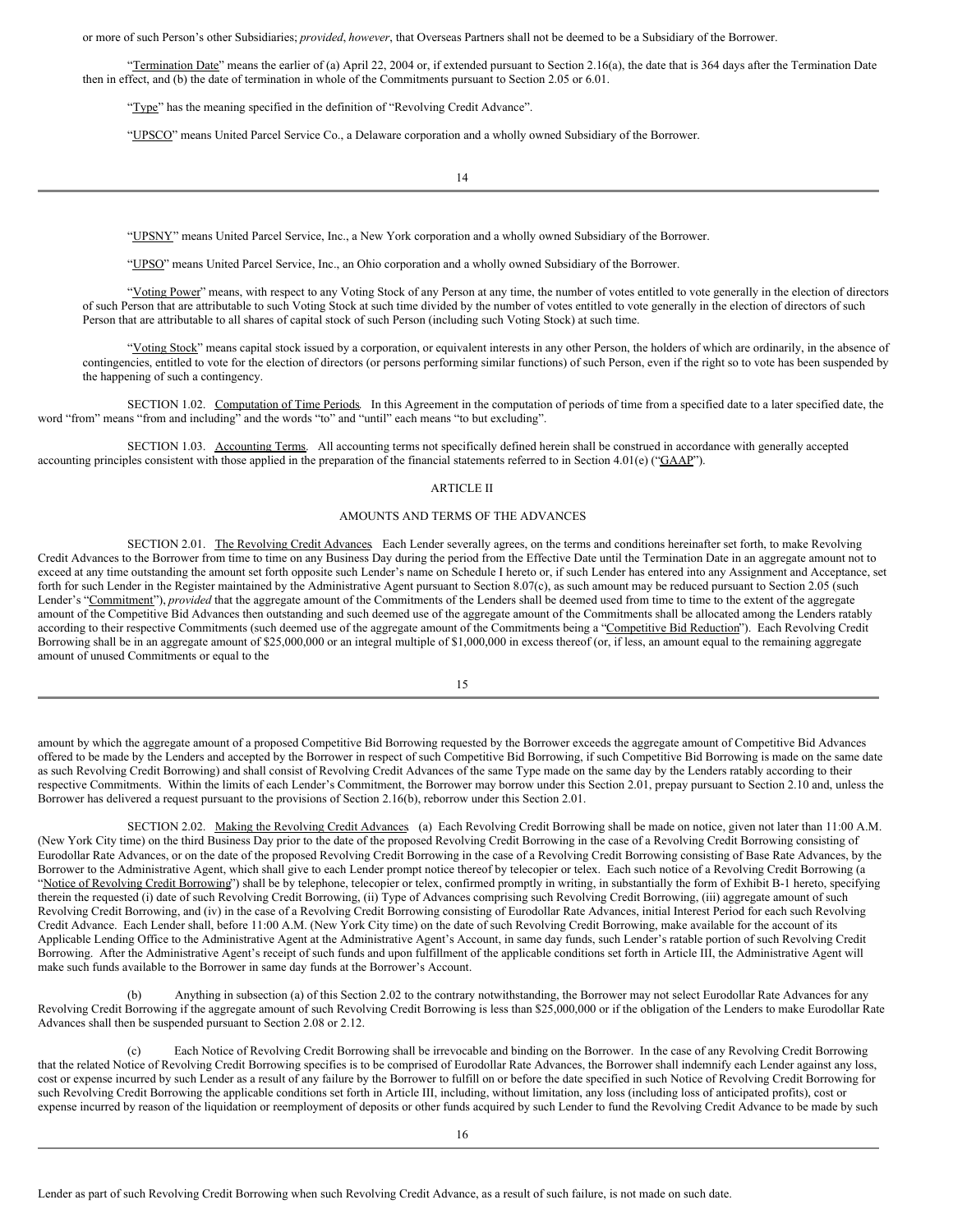or more of such Person's other Subsidiaries; *provided*, *however*, that Overseas Partners shall not be deemed to be a Subsidiary of the Borrower.

"Termination Date" means the earlier of (a) April 22, 2004 or, if extended pursuant to Section 2.16(a), the date that is 364 days after the Termination Date then in effect, and (b) the date of termination in whole of the Commitments pursuant to Section 2.05 or 6.01.

"Type" has the meaning specified in the definition of "Revolving Credit Advance".

"UPSCO" means United Parcel Service Co., a Delaware corporation and a wholly owned Subsidiary of the Borrower.

"UPSNY" means United Parcel Service, Inc., a New York corporation and a wholly owned Subsidiary of the Borrower.

"UPSO" means United Parcel Service, Inc., an Ohio corporation and a wholly owned Subsidiary of the Borrower.

"Voting Power" means, with respect to any Voting Stock of any Person at any time, the number of votes entitled to vote generally in the election of directors of such Person that are attributable to such Voting Stock at such time divided by the number of votes entitled to vote generally in the election of directors of such Person that are attributable to all shares of capital stock of such Person (including such Voting Stock) at such time.

"Voting Stock" means capital stock issued by a corporation, or equivalent interests in any other Person, the holders of which are ordinarily, in the absence of contingencies, entitled to vote for the election of directors (or persons performing similar functions) of such Person, even if the right so to vote has been suspended by the happening of such a contingency.

SECTION 1.02. Computation of Time Periods. In this Agreement in the computation of periods of time from a specified date to a later specified date, the word "from" means "from and including" and the words "to" and "until" each means "to but excluding".

SECTION 1.03. Accounting Terms. All accounting terms not specifically defined herein shall be construed in accordance with generally accepted accounting principles consistent with those applied in the preparation of the financial statements referred to in Section 4.01(e) ("GAAP").

## ARTICLE II

## AMOUNTS AND TERMS OF THE ADVANCES

SECTION 2.01. The Revolving Credit Advances. Each Lender severally agrees, on the terms and conditions hereinafter set forth, to make Revolving Credit Advances to the Borrower from time to time on any Business Day during the period from the Effective Date until the Termination Date in an aggregate amount not to exceed at any time outstanding the amount set forth opposite such Lender's name on Schedule I hereto or, if such Lender has entered into any Assignment and Acceptance, set forth for such Lender in the Register maintained by the Administrative Agent pursuant to Section 8.07(c), as such amount may be reduced pursuant to Section 2.05 (such Lender's "Commitment"), *provided* that the aggregate amount of the Commitments of the Lenders shall be deemed used from time to time to the extent of the aggregate amount of the Competitive Bid Advances then outstanding and such deemed use of the aggregate amount of the Commitments shall be allocated among the Lenders ratably according to their respective Commitments (such deemed use of the aggregate amount of the Commitments being a "Competitive Bid Reduction"). Each Revolving Credit Borrowing shall be in an aggregate amount of $25,000,000 or an integral multiple of $1,000,000 in excess thereof (or, if less, an amount equal to the remaining aggregate amount of unused Commitments or equal to the amount by which the aggregate amount of a proposed Competitive Bid Borrowing requested by the Borrower exceeds the aggregate amount of Competitive Bid Advances offered to be made by the Lenders and accepted by the Borrower in respect of such Competitive Bid Borrowing, if such Competitive Bid Borrowing is made on the same date as such Revolving Credit Borrowing) and shall consist of Revolving Credit Advances of the same Type made on the same day by the Lenders ratably according to their respective Commitments. Within the limits of each Lender's Commitment, the Borrower may borrow under this Section 2.01, prepay pursuant to Section 2.10 and, unless the Borrower has delivered a request pursuant to the provisions of Section 2.16(b), reborrow under this Section 2.01.

SECTION 2.02. Making the Revolving Credit Advances. (a) Each Revolving Credit Borrowing shall be made on notice, given not later than 11:00 A.M. (New York City time) on the third Business Day prior to the date of the proposed Revolving Credit Borrowing in the case of a Revolving Credit Borrowing consisting of Eurodollar Rate Advances, or on the date of the proposed Revolving Credit Borrowing in the case of a Revolving Credit Borrowing consisting of Base Rate Advances, by the Borrower to the Administrative Agent, which shall give to each Lender prompt notice thereof by telecopier or telex. Each such notice of a Revolving Credit Borrowing (a "Notice of Revolving Credit Borrowing") shall be by telephone, telecopier or telex, confirmed promptly in writing, in substantially the form of Exhibit B-1 hereto, specifying therein the requested (i) date of such Revolving Credit Borrowing, (ii) Type of Advances comprising such Revolving Credit Borrowing, (iii) aggregate amount of such Revolving Credit Borrowing, and (iv) in the case of a Revolving Credit Borrowing consisting of Eurodollar Rate Advances, initial Interest Period for each such Revolving Credit Advance. Each Lender shall, before 11:00 A.M. (New York City time) on the date of such Revolving Credit Borrowing, make available for the account of its Applicable Lending Office to the Administrative Agent at the Administrative Agent's Account, in same day funds, such Lender's ratable portion of such Revolving Credit Borrowing. After the Administrative Agent's receipt of such funds and upon fulfillment of the applicable conditions set forth in Article III, the Administrative Agent will make such funds available to the Borrower in same day funds at the Borrower's Account.

(b) Anything in subsection (a) of this Section 2.02 to the contrary notwithstanding, the Borrower may not select Eurodollar Rate Advances for any Revolving Credit Borrowing if the aggregate amount of such Revolving Credit Borrowing is less than $25,000,000 or if the obligation of the Lenders to make Eurodollar Rate Advances shall then be suspended pursuant to Section 2.08 or 2.12.

(c) Each Notice of Revolving Credit Borrowing shall be irrevocable and binding on the Borrower. In the case of any Revolving Credit Borrowing that the related Notice of Revolving Credit Borrowing specifies is to be comprised of Eurodollar Rate Advances, the Borrower shall indemnify each Lender against any loss, cost or expense incurred by such Lender as a result of any failure by the Borrower to fulfill on or before the date specified in such Notice of Revolving Credit Borrowing for such Revolving Credit Borrowing the applicable conditions set forth in Article III, including, without limitation, any loss (including loss of anticipated profits), cost or expense incurred by reason of the liquidation or reemployment of deposits or other funds acquired by such Lender to fund the Revolving Credit Advance to be made by such Lender as part of such Revolving Credit Borrowing when such Revolving Credit Advance, as a result of such failure, is not made on such date.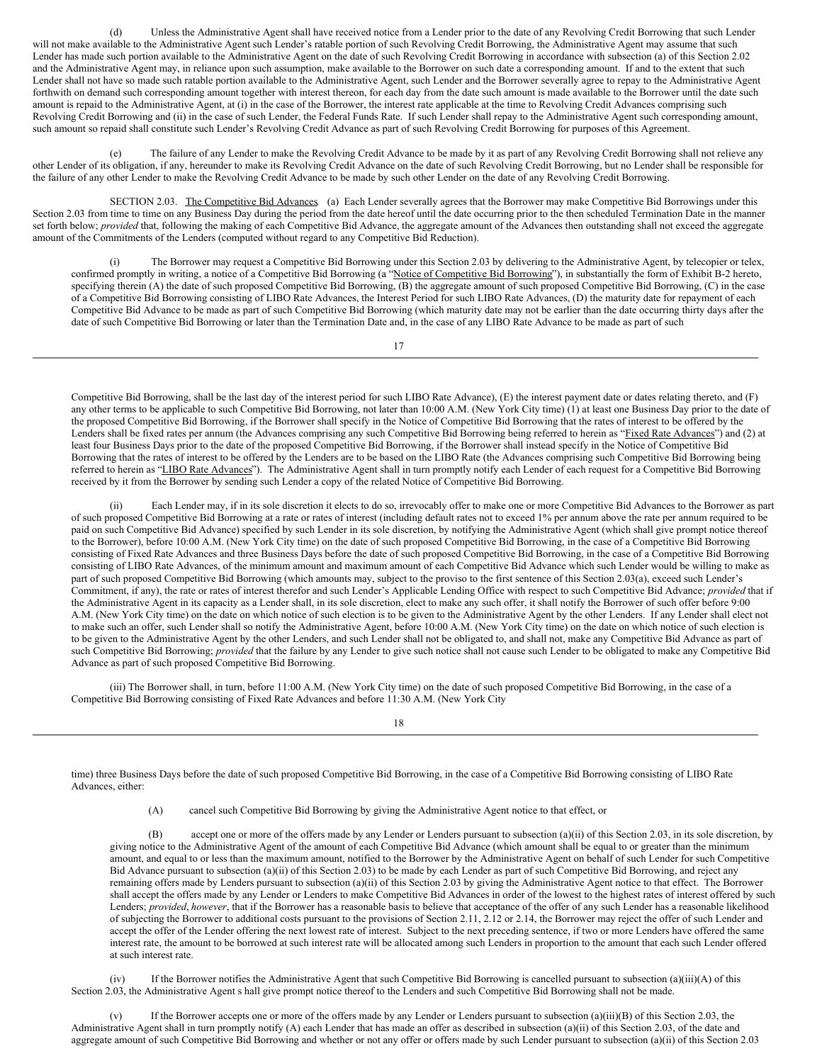(d) Unless the Administrative Agent shall have received notice from a Lender prior to the date of any Revolving Credit Borrowing that such Lender will not make available to the Administrative Agent such Lender's ratable portion of such Revolving Credit Borrowing, the Administrative Agent may assume that such Lender has made such portion available to the Administrative Agent on the date of such Revolving Credit Borrowing in accordance with subsection (a) of this Section 2.02 and the Administrative Agent may, in reliance upon such assumption, make available to the Borrower on such date a corresponding amount. If and to the extent that such Lender shall not have so made such ratable portion available to the Administrative Agent, such Lender and the Borrower severally agree to repay to the Administrative Agent forthwith on demand such corresponding amount together with interest thereon, for each day from the date such amount is made available to the Borrower until the date such amount is repaid to the Administrative Agent, at (i) in the case of the Borrower, the interest rate applicable at the time to Revolving Credit Advances comprising such Revolving Credit Borrowing and (ii) in the case of such Lender, the Federal Funds Rate. If such Lender shall repay to the Administrative Agent such corresponding amount, such amount so repaid shall constitute such Lender's Revolving Credit Advance as part of such Revolving Credit Borrowing for purposes of this Agreement.

(e) The failure of any Lender to make the Revolving Credit Advance to be made by it as part of any Revolving Credit Borrowing shall not relieve any other Lender of its obligation, if any, hereunder to make its Revolving Credit Advance on the date of such Revolving Credit Borrowing, but no Lender shall be responsible for the failure of any other Lender to make the Revolving Credit Advance to be made by such other Lender on the date of any Revolving Credit Borrowing.

SECTION 2.03. The Competitive Bid Advances. (a) Each Lender severally agrees that the Borrower may make Competitive Bid Borrowings under this Section 2.03 from time to time on any Business Day during the period from the date hereof until the date occurring prior to the then scheduled Termination Date in the manner set forth below; *provided* that, following the making of each Competitive Bid Advance, the aggregate amount of the Advances then outstanding shall not exceed the aggregate amount of the Commitments of the Lenders (computed without regard to any Competitive Bid Reduction).

(i) The Borrower may request a Competitive Bid Borrowing under this Section 2.03 by delivering to the Administrative Agent, by telecopier or telex, confirmed promptly in writing, a notice of a Competitive Bid Borrowing (a "Notice of Competitive Bid Borrowing"), in substantially the form of Exhibit B-2 hereto, specifying therein (A) the date of such proposed Competitive Bid Borrowing, (B) the aggregate amount of such proposed Competitive Bid Borrowing, (C) in the case of a Competitive Bid Borrowing consisting of LIBO Rate Advances, the Interest Period for such LIBO Rate Advances, (D) the maturity date for repayment of each Competitive Bid Advance to be made as part of such Competitive Bid Borrowing (which maturity date may not be earlier than the date occurring thirty days after the date of such Competitive Bid Borrowing or later than the Termination Date and, in the case of any LIBO Rate Advance to be made as part of such Competitive Bid Borrowing, shall be the last day of the interest period for such LIBO Rate Advance), (E) the interest payment date or dates relating thereto, and (F) any other terms to be applicable to such Competitive Bid Borrowing, not later than 10:00 A.M. (New York City time) (1) at least one Business Day prior to the date of the proposed Competitive Bid Borrowing, if the Borrower shall specify in the Notice of Competitive Bid Borrowing that the rates of interest to be offered by the Lenders shall be fixed rates per annum (the Advances comprising any such Competitive Bid Borrowing being referred to herein as "Fixed Rate Advances") and (2) at least four Business Days prior to the date of the proposed Competitive Bid Borrowing, if the Borrower shall instead specify in the Notice of Competitive Bid Borrowing that the rates of interest to be offered by the Lenders are to be based on the LIBO Rate (the Advances comprising such Competitive Bid Borrowing being referred to herein as "LIBO Rate Advances"). The Administrative Agent shall in turn promptly notify each Lender of each request for a Competitive Bid Borrowing received by it from the Borrower by sending such Lender a copy of the related Notice of Competitive Bid Borrowing.

(ii) Each Lender may, if in its sole discretion it elects to do so, irrevocably offer to make one or more Competitive Bid Advances to the Borrower as part of such proposed Competitive Bid Borrowing at a rate or rates of interest (including default rates not to exceed 1% per annum above the rate per annum required to be paid on such Competitive Bid Advance) specified by such Lender in its sole discretion, by notifying the Administrative Agent (which shall give prompt notice thereof to the Borrower), before 10:00 A.M. (New York City time) on the date of such proposed Competitive Bid Borrowing, in the case of a Competitive Bid Borrowing consisting of Fixed Rate Advances and three Business Days before the date of such proposed Competitive Bid Borrowing, in the case of a Competitive Bid Borrowing consisting of LIBO Rate Advances, of the minimum amount and maximum amount of each Competitive Bid Advance which such Lender would be willing to make as part of such proposed Competitive Bid Borrowing (which amounts may, subject to the proviso to the first sentence of this Section 2.03(a), exceed such Lender's Commitment, if any), the rate or rates of interest therefor and such Lender's Applicable Lending Office with respect to such Competitive Bid Advance; *provided* that if the Administrative Agent in its capacity as a Lender shall, in its sole discretion, elect to make any such offer, it shall notify the Borrower of such offer before 9:00 A.M. (New York City time) on the date on which notice of such election is to be given to the Administrative Agent by the other Lenders. If any Lender shall elect not to make such an offer, such Lender shall so notify the Administrative Agent, before 10:00 A.M. (New York City time) on the date on which notice of such election is to be given to the Administrative Agent by the other Lenders, and such Lender shall not be obligated to, and shall not, make any Competitive Bid Advance as part of such Competitive Bid Borrowing; *provided* that the failure by any Lender to give such notice shall not cause such Lender to be obligated to make any Competitive Bid Advance as part of such proposed Competitive Bid Borrowing.

(iii) The Borrower shall, in turn, before 11:00 A.M. (New York City time) on the date of such proposed Competitive Bid Borrowing, in the case of a Competitive Bid Borrowing consisting of Fixed Rate Advances and before 11:30 A.M. (New York City time) three Business Days before the date of such proposed Competitive Bid Borrowing, in the case of a Competitive Bid Borrowing consisting of LIBO Rate Advances, either:

(A) cancel such Competitive Bid Borrowing by giving the Administrative Agent notice to that effect, or

(B) accept one or more of the offers made by any Lender or Lenders pursuant to subsection (a)(ii) of this Section 2.03, in its sole discretion, by giving notice to the Administrative Agent of the amount of each Competitive Bid Advance (which amount shall be equal to or greater than the minimum amount, and equal to or less than the maximum amount, notified to the Borrower by the Administrative Agent on behalf of such Lender for such Competitive Bid Advance pursuant to subsection (a)(ii) of this Section 2.03) to be made by each Lender as part of such Competitive Bid Borrowing, and reject any remaining offers made by Lenders pursuant to subsection (a)(ii) of this Section 2.03 by giving the Administrative Agent notice to that effect. The Borrower shall accept the offers made by any Lender or Lenders to make Competitive Bid Advances in order of the lowest to the highest rates of interest offered by such Lenders; *provided*, *however*, that if the Borrower has a reasonable basis to believe that acceptance of the offer of any such Lender has a reasonable likelihood of subjecting the Borrower to additional costs pursuant to the provisions of Section 2.11, 2.12 or 2.14, the Borrower may reject the offer of such Lender and accept the offer of the Lender offering the next lowest rate of interest. Subject to the next preceding sentence, if two or more Lenders have offered the same interest rate, the amount to be borrowed at such interest rate will be allocated among such Lenders in proportion to the amount that each such Lender offered at such interest rate.

(iv) If the Borrower notifies the Administrative Agent that such Competitive Bid Borrowing is cancelled pursuant to subsection (a)(iii)(A) of this Section 2.03, the Administrative Agent s hall give prompt notice thereof to the Lenders and such Competitive Bid Borrowing shall not be made.

(v) If the Borrower accepts one or more of the offers made by any Lender or Lenders pursuant to subsection (a)(iii)(B) of this Section 2.03, the Administrative Agent shall in turn promptly notify (A) each Lender that has made an offer as described in subsection (a)(ii) of this Section 2.03, of the date and aggregate amount of such Competitive Bid Borrowing and whether or not any offer or offers made by such Lender pursuant to subsection (a)(ii) of this Section 2.03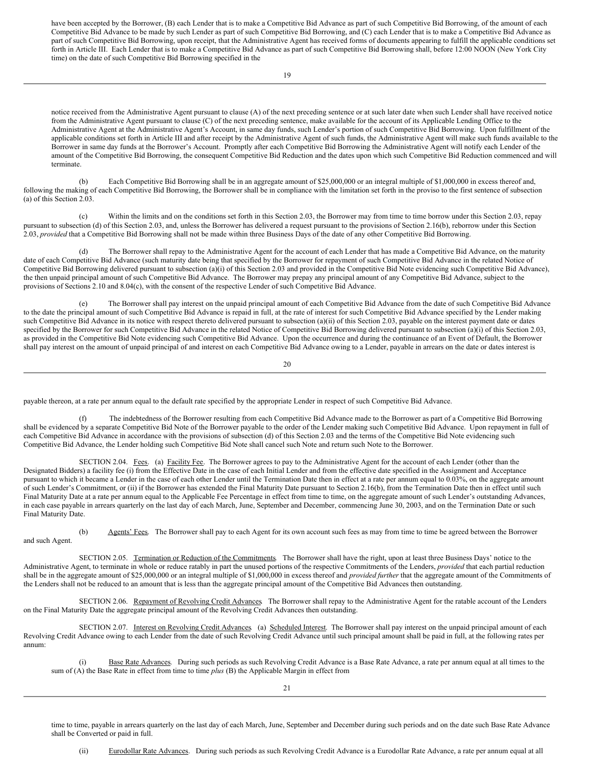have been accepted by the Borrower, (B) each Lender that is to make a Competitive Bid Advance as part of such Competitive Bid Borrowing, of the amount of each Competitive Bid Advance to be made by such Lender as part of such Competitive Bid Borrowing, and (C) each Lender that is to make a Competitive Bid Advance as part of such Competitive Bid Borrowing, upon receipt, that the Administrative Agent has received forms of documents appearing to fulfill the applicable conditions set forth in Article III. Each Lender that is to make a Competitive Bid Advance as part of such Competitive Bid Borrowing shall, before 12:00 NOON (New York City time) on the date of such Competitive Bid Borrowing specified in the notice received from the Administrative Agent pursuant to clause (A) of the next preceding sentence or at such later date when such Lender shall have received notice from the Administrative Agent pursuant to clause (C) of the next preceding sentence, make available for the account of its Applicable Lending Office to the Administrative Agent at the Administrative Agent's Account, in same day funds, such Lender's portion of such Competitive Bid Borrowing. Upon fulfillment of the applicable conditions set forth in Article III and after receipt by the Administrative Agent of such funds, the Administrative Agent will make such funds available to the Borrower in same day funds at the Borrower's Account. Promptly after each Competitive Bid Borrowing the Administrative Agent will notify each Lender of the amount of the Competitive Bid Borrowing, the consequent Competitive Bid Reduction and the dates upon which such Competitive Bid Reduction commenced and will terminate.

(b) Each Competitive Bid Borrowing shall be in an aggregate amount of $25,000,000 or an integral multiple of $1,000,000 in excess thereof and, following the making of each Competitive Bid Borrowing, the Borrower shall be in compliance with the limitation set forth in the proviso to the first sentence of subsection (a) of this Section 2.03.

(c) Within the limits and on the conditions set forth in this Section 2.03, the Borrower may from time to time borrow under this Section 2.03, repay pursuant to subsection (d) of this Section 2.03, and, unless the Borrower has delivered a request pursuant to the provisions of Section 2.16(b), reborrow under this Section 2.03, *provided* that a Competitive Bid Borrowing shall not be made within three Business Days of the date of any other Competitive Bid Borrowing.

(d) The Borrower shall repay to the Administrative Agent for the account of each Lender that has made a Competitive Bid Advance, on the maturity date of each Competitive Bid Advance (such maturity date being that specified by the Borrower for repayment of such Competitive Bid Advance in the related Notice of Competitive Bid Borrowing delivered pursuant to subsection (a)(i) of this Section 2.03 and provided in the Competitive Bid Note evidencing such Competitive Bid Advance), the then unpaid principal amount of such Competitive Bid Advance. The Borrower may prepay any principal amount of any Competitive Bid Advance, subject to the provisions of Sections 2.10 and 8.04(c), with the consent of the respective Lender of such Competitive Bid Advance.

(e) The Borrower shall pay interest on the unpaid principal amount of each Competitive Bid Advance from the date of such Competitive Bid Advance to the date the principal amount of such Competitive Bid Advance is repaid in full, at the rate of interest for such Competitive Bid Advance specified by the Lender making such Competitive Bid Advance in its notice with respect thereto delivered pursuant to subsection (a)(ii) of this Section 2.03, payable on the interest payment date or dates specified by the Borrower for such Competitive Bid Advance in the related Notice of Competitive Bid Borrowing delivered pursuant to subsection (a)(i) of this Section 2.03, as provided in the Competitive Bid Note evidencing such Competitive Bid Advance. Upon the occurrence and during the continuance of an Event of Default, the Borrower shall pay interest on the amount of unpaid principal of and interest on each Competitive Bid Advance owing to a Lender, payable in arrears on the date or dates interest is payable thereon, at a rate per annum equal to the default rate specified by the appropriate Lender in respect of such Competitive Bid Advance.

(f) The indebtedness of the Borrower resulting from each Competitive Bid Advance made to the Borrower as part of a Competitive Bid Borrowing shall be evidenced by a separate Competitive Bid Note of the Borrower payable to the order of the Lender making such Competitive Bid Advance. Upon repayment in full of each Competitive Bid Advance in accordance with the provisions of subsection (d) of this Section 2.03 and the terms of the Competitive Bid Note evidencing such Competitive Bid Advance, the Lender holding such Competitive Bid Note shall cancel such Note and return such Note to the Borrower.

SECTION 2.04. Fees. (a) Facility Fee. The Borrower agrees to pay to the Administrative Agent for the account of each Lender (other than the Designated Bidders) a facility fee (i) from the Effective Date in the case of each Initial Lender and from the effective date specified in the Assignment and Acceptance pursuant to which it became a Lender in the case of each other Lender until the Termination Date then in effect at a rate per annum equal to 0.03%, on the aggregate amount of such Lender's Commitment, or (ii) if the Borrower has extended the Final Maturity Date pursuant to Section 2.16(b), from the Termination Date then in effect until such Final Maturity Date at a rate per annum equal to the Applicable Fee Percentage in effect from time to time, on the aggregate amount of such Lender's outstanding Advances, in each case payable in arrears quarterly on the last day of each March, June, September and December, commencing June 30, 2003, and on the Termination Date or such Final Maturity Date.

(b) Agents' Fees. The Borrower shall pay to each Agent for its own account such fees as may from time to time be agreed between the Borrower and such Agent.

SECTION 2.05. Termination or Reduction of the Commitments. The Borrower shall have the right, upon at least three Business Days' notice to the Administrative Agent, to terminate in whole or reduce ratably in part the unused portions of the respective Commitments of the Lenders, *provided* that each partial reduction shall be in the aggregate amount of $25,000,000 or an integral multiple of $1,000,000 in excess thereof and *provided further* that the aggregate amount of the Commitments of the Lenders shall not be reduced to an amount that is less than the aggregate principal amount of the Competitive Bid Advances then outstanding.

SECTION 2.06. Repayment of Revolving Credit Advances. The Borrower shall repay to the Administrative Agent for the ratable account of the Lenders on the Final Maturity Date the aggregate principal amount of the Revolving Credit Advances then outstanding.

SECTION 2.07. Interest on Revolving Credit Advances. (a) Scheduled Interest. The Borrower shall pay interest on the unpaid principal amount of each Revolving Credit Advance owing to each Lender from the date of such Revolving Credit Advance until such principal amount shall be paid in full, at the following rates per annum:

(i) Base Rate Advances. During such periods as such Revolving Credit Advance is a Base Rate Advance, a rate per annum equal at all times to the sum of (A) the Base Rate in effect from time to time *plus* (B) the Applicable Margin in effect from time to time, payable in arrears quarterly on the last day of each March, June, September and December during such periods and on the date such Base Rate Advance shall be Converted or paid in full.

(ii) Eurodollar Rate Advances. During such periods as such Revolving Credit Advance is a Eurodollar Rate Advance, a rate per annum equal at all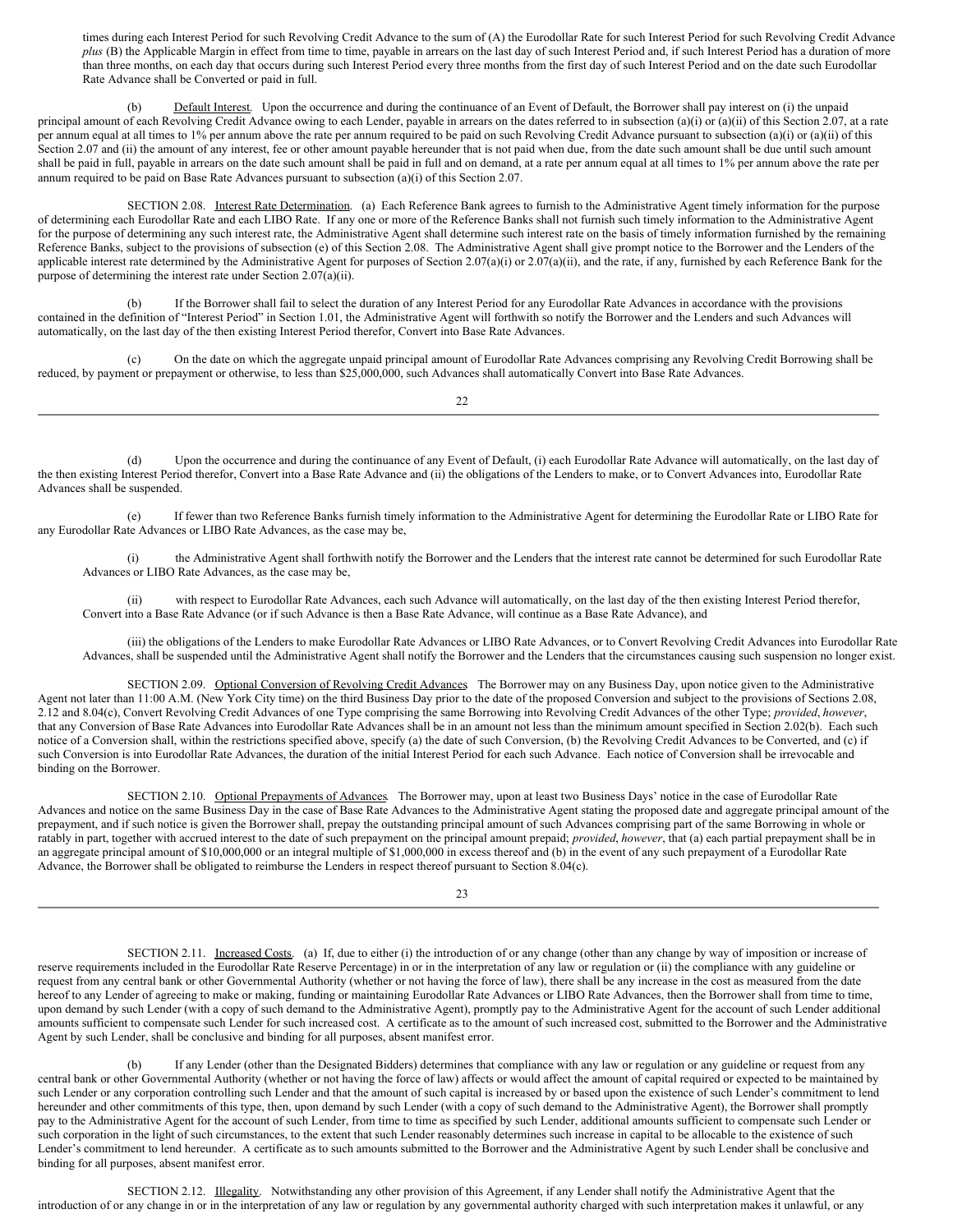times during each Interest Period for such Revolving Credit Advance to the sum of (A) the Eurodollar Rate for such Interest Period for such Revolving Credit Advance *plus* (B) the Applicable Margin in effect from time to time, payable in arrears on the last day of such Interest Period and, if such Interest Period has a duration of more than three months, on each day that occurs during such Interest Period every three months from the first day of such Interest Period and on the date such Eurodollar Rate Advance shall be Converted or paid in full.

(b) Default Interest. Upon the occurrence and during the continuance of an Event of Default, the Borrower shall pay interest on (i) the unpaid principal amount of each Revolving Credit Advance owing to each Lender, payable in arrears on the dates referred to in subsection (a)(i) or (a)(ii) of this Section 2.07, at a rate per annum equal at all times to 1% per annum above the rate per annum required to be paid on such Revolving Credit Advance pursuant to subsection (a)(i) or (a)(ii) of this Section 2.07 and (ii) the amount of any interest, fee or other amount payable hereunder that is not paid when due, from the date such amount shall be due until such amount shall be paid in full, payable in arrears on the date such amount shall be paid in full and on demand, at a rate per annum equal at all times to 1% per annum above the rate per annum required to be paid on Base Rate Advances pursuant to subsection (a)(i) of this Section 2.07.

SECTION 2.08. Interest Rate Determination. (a) Each Reference Bank agrees to furnish to the Administrative Agent timely information for the purpose of determining each Eurodollar Rate and each LIBO Rate. If any one or more of the Reference Banks shall not furnish such timely information to the Administrative Agent for the purpose of determining any such interest rate, the Administrative Agent shall determine such interest rate on the basis of timely information furnished by the remaining Reference Banks, subject to the provisions of subsection (e) of this Section 2.08. The Administrative Agent shall give prompt notice to the Borrower and the Lenders of the applicable interest rate determined by the Administrative Agent for purposes of Section 2.07(a)(i) or 2.07(a)(ii), and the rate, if any, furnished by each Reference Bank for the purpose of determining the interest rate under Section 2.07(a)(ii).

(b) If the Borrower shall fail to select the duration of any Interest Period for any Eurodollar Rate Advances in accordance with the provisions contained in the definition of "Interest Period" in Section 1.01, the Administrative Agent will forthwith so notify the Borrower and the Lenders and such Advances will automatically, on the last day of the then existing Interest Period therefor, Convert into Base Rate Advances.

(c) On the date on which the aggregate unpaid principal amount of Eurodollar Rate Advances comprising any Revolving Credit Borrowing shall be reduced, by payment or prepayment or otherwise, to less than $25,000,000, such Advances shall automatically Convert into Base Rate Advances.

(d) Upon the occurrence and during the continuance of any Event of Default, (i) each Eurodollar Rate Advance will automatically, on the last day of the then existing Interest Period therefor, Convert into a Base Rate Advance and (ii) the obligations of the Lenders to make, or to Convert Advances into, Eurodollar Rate Advances shall be suspended.

(e) If fewer than two Reference Banks furnish timely information to the Administrative Agent for determining the Eurodollar Rate or LIBO Rate for any Eurodollar Rate Advances or LIBO Rate Advances, as the case may be,

(i) the Administrative Agent shall forthwith notify the Borrower and the Lenders that the interest rate cannot be determined for such Eurodollar Rate Advances or LIBO Rate Advances, as the case may be,

(ii) with respect to Eurodollar Rate Advances, each such Advance will automatically, on the last day of the then existing Interest Period therefor, Convert into a Base Rate Advance (or if such Advance is then a Base Rate Advance, will continue as a Base Rate Advance), and

(iii) the obligations of the Lenders to make Eurodollar Rate Advances or LIBO Rate Advances, or to Convert Revolving Credit Advances into Eurodollar Rate Advances, shall be suspended until the Administrative Agent shall notify the Borrower and the Lenders that the circumstances causing such suspension no longer exist.

SECTION 2.09. Optional Conversion of Revolving Credit Advances. The Borrower may on any Business Day, upon notice given to the Administrative Agent not later than 11:00 A.M. (New York City time) on the third Business Day prior to the date of the proposed Conversion and subject to the provisions of Sections 2.08, 2.12 and 8.04(c), Convert Revolving Credit Advances of one Type comprising the same Borrowing into Revolving Credit Advances of the other Type; *provided*, *however*, that any Conversion of Base Rate Advances into Eurodollar Rate Advances shall be in an amount not less than the minimum amount specified in Section 2.02(b). Each such notice of a Conversion shall, within the restrictions specified above, specify (a) the date of such Conversion, (b) the Revolving Credit Advances to be Converted, and (c) if such Conversion is into Eurodollar Rate Advances, the duration of the initial Interest Period for each such Advance. Each notice of Conversion shall be irrevocable and binding on the Borrower.

SECTION 2.10. Optional Prepayments of Advances. The Borrower may, upon at least two Business Days' notice in the case of Eurodollar Rate Advances and notice on the same Business Day in the case of Base Rate Advances to the Administrative Agent stating the proposed date and aggregate principal amount of the prepayment, and if such notice is given the Borrower shall, prepay the outstanding principal amount of such Advances comprising part of the same Borrowing in whole or ratably in part, together with accrued interest to the date of such prepayment on the principal amount prepaid; *provided*, *however*, that (a) each partial prepayment shall be in an aggregate principal amount of $10,000,000 or an integral multiple of $1,000,000 in excess thereof and (b) in the event of any such prepayment of a Eurodollar Rate Advance, the Borrower shall be obligated to reimburse the Lenders in respect thereof pursuant to Section 8.04(c).

SECTION 2.11. Increased Costs. (a) If, due to either (i) the introduction of or any change (other than any change by way of imposition or increase of reserve requirements included in the Eurodollar Rate Reserve Percentage) in or in the interpretation of any law or regulation or (ii) the compliance with any guideline or request from any central bank or other Governmental Authority (whether or not having the force of law), there shall be any increase in the cost as measured from the date hereof to any Lender of agreeing to make or making, funding or maintaining Eurodollar Rate Advances or LIBO Rate Advances, then the Borrower shall from time to time, upon demand by such Lender (with a copy of such demand to the Administrative Agent), promptly pay to the Administrative Agent for the account of such Lender additional amounts sufficient to compensate such Lender for such increased cost. A certificate as to the amount of such increased cost, submitted to the Borrower and the Administrative Agent by such Lender, shall be conclusive and binding for all purposes, absent manifest error.

(b) If any Lender (other than the Designated Bidders) determines that compliance with any law or regulation or any guideline or request from any central bank or other Governmental Authority (whether or not having the force of law) affects or would affect the amount of capital required or expected to be maintained by such Lender or any corporation controlling such Lender and that the amount of such capital is increased by or based upon the existence of such Lender's commitment to lend hereunder and other commitments of this type, then, upon demand by such Lender (with a copy of such demand to the Administrative Agent), the Borrower shall promptly pay to the Administrative Agent for the account of such Lender, from time to time as specified by such Lender, additional amounts sufficient to compensate such Lender or such corporation in the light of such circumstances, to the extent that such Lender reasonably determines such increase in capital to be allocable to the existence of such Lender's commitment to lend hereunder. A certificate as to such amounts submitted to the Borrower and the Administrative Agent by such Lender shall be conclusive and binding for all purposes, absent manifest error.

SECTION 2.12. Illegality. Notwithstanding any other provision of this Agreement, if any Lender shall notify the Administrative Agent that the introduction of or any change in or in the interpretation of any law or regulation by any governmental authority charged with such interpretation makes it unlawful, or any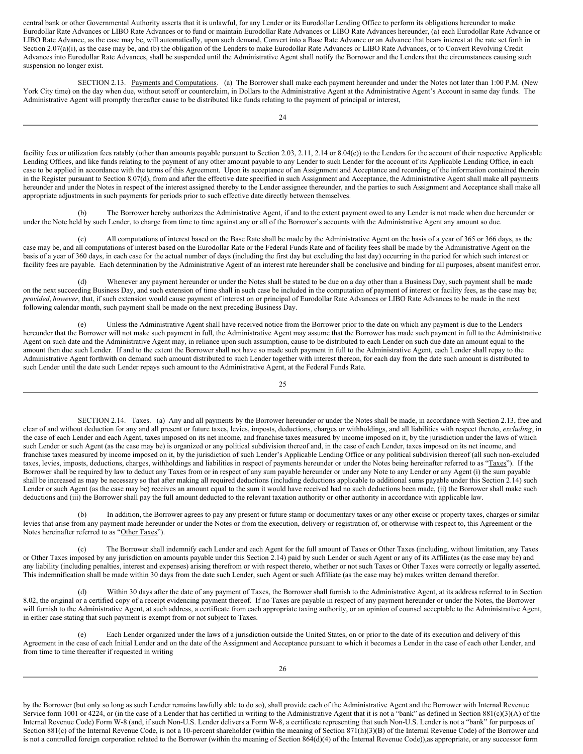central bank or other Governmental Authority asserts that it is unlawful, for any Lender or its Eurodollar Lending Office to perform its obligations hereunder to make Eurodollar Rate Advances or LIBO Rate Advances or to fund or maintain Eurodollar Rate Advances or LIBO Rate Advances hereunder, (a) each Eurodollar Rate Advance or LIBO Rate Advance, as the case may be, will automatically, upon such demand, Convert into a Base Rate Advance or an Advance that bears interest at the rate set forth in Section 2.07(a)(i), as the case may be, and (b) the obligation of the Lenders to make Eurodollar Rate Advances or LIBO Rate Advances, or to Convert Revolving Credit Advances into Eurodollar Rate Advances, shall be suspended until the Administrative Agent shall notify the Borrower and the Lenders that the circumstances causing such suspension no longer exist.

SECTION 2.13. Payments and Computations. (a) The Borrower shall make each payment hereunder and under the Notes not later than 1:00 P.M. (New York City time) on the day when due, without setoff or counterclaim, in Dollars to the Administrative Agent at the Administrative Agent's Account in same day funds. The Administrative Agent will promptly thereafter cause to be distributed like funds relating to the payment of principal or interest, facility fees or utilization fees ratably (other than amounts payable pursuant to Section 2.03, 2.11, 2.14 or 8.04(c)) to the Lenders for the account of their respective Applicable Lending Offices, and like funds relating to the payment of any other amount payable to any Lender to such Lender for the account of its Applicable Lending Office, in each case to be applied in accordance with the terms of this Agreement. Upon its acceptance of an Assignment and Acceptance and recording of the information contained therein in the Register pursuant to Section 8.07(d), from and after the effective date specified in such Assignment and Acceptance, the Administrative Agent shall make all payments hereunder and under the Notes in respect of the interest assigned thereby to the Lender assignee thereunder, and the parties to such Assignment and Acceptance shall make all appropriate adjustments in such payments for periods prior to such effective date directly between themselves.

(b) The Borrower hereby authorizes the Administrative Agent, if and to the extent payment owed to any Lender is not made when due hereunder or under the Note held by such Lender, to charge from time to time against any or all of the Borrower's accounts with the Administrative Agent any amount so due.

(c) All computations of interest based on the Base Rate shall be made by the Administrative Agent on the basis of a year of 365 or 366 days, as the case may be, and all computations of interest based on the Eurodollar Rate or the Federal Funds Rate and of facility fees shall be made by the Administrative Agent on the basis of a year of 360 days, in each case for the actual number of days (including the first day but excluding the last day) occurring in the period for which such interest or facility fees are payable. Each determination by the Administrative Agent of an interest rate hereunder shall be conclusive and binding for all purposes, absent manifest error.

(d) Whenever any payment hereunder or under the Notes shall be stated to be due on a day other than a Business Day, such payment shall be made on the next succeeding Business Day, and such extension of time shall in such case be included in the computation of payment of interest or facility fees, as the case may be; *provided, however*, that, if such extension would cause payment of interest on or principal of Eurodollar Rate Advances or LIBO Rate Advances to be made in the next following calendar month, such payment shall be made on the next preceding Business Day.

(e) Unless the Administrative Agent shall have received notice from the Borrower prior to the date on which any payment is due to the Lenders hereunder that the Borrower will not make such payment in full, the Administrative Agent may assume that the Borrower has made such payment in full to the Administrative Agent on such date and the Administrative Agent may, in reliance upon such assumption, cause to be distributed to each Lender on such due date an amount equal to the amount then due such Lender. If and to the extent the Borrower shall not have so made such payment in full to the Administrative Agent, each Lender shall repay to the Administrative Agent forthwith on demand such amount distributed to such Lender together with interest thereon, for each day from the date such amount is distributed to such Lender until the date such Lender repays such amount to the Administrative Agent, at the Federal Funds Rate.

SECTION 2.14. Taxes. (a) Any and all payments by the Borrower hereunder or under the Notes shall be made, in accordance with Section 2.13, free and clear of and without deduction for any and all present or future taxes, levies, imposts, deductions, charges or withholdings, and all liabilities with respect thereto, *excluding*, in the case of each Lender and each Agent, taxes imposed on its net income, and franchise taxes measured by income imposed on it, by the jurisdiction under the laws of which such Lender or such Agent (as the case may be) is organized or any political subdivision thereof and, in the case of each Lender, taxes imposed on its net income, and franchise taxes measured by income imposed on it, by the jurisdiction of such Lender's Applicable Lending Office or any political subdivision thereof (all such non-excluded taxes, levies, imposts, deductions, charges, withholdings and liabilities in respect of payments hereunder or under the Notes being hereinafter referred to as "Taxes"). If the Borrower shall be required by law to deduct any Taxes from or in respect of any sum payable hereunder or under any Note to any Lender or any Agent (i) the sum payable shall be increased as may be necessary so that after making all required deductions (including deductions applicable to additional sums payable under this Section 2.14) such Lender or such Agent (as the case may be) receives an amount equal to the sum it would have received had no such deductions been made, (ii) the Borrower shall make such deductions and (iii) the Borrower shall pay the full amount deducted to the relevant taxation authority or other authority in accordance with applicable law.

(b) In addition, the Borrower agrees to pay any present or future stamp or documentary taxes or any other excise or property taxes, charges or similar levies that arise from any payment made hereunder or under the Notes or from the execution, delivery or registration of, or otherwise with respect to, this Agreement or the Notes hereinafter referred to as "Other Taxes").

(c) The Borrower shall indemnify each Lender and each Agent for the full amount of Taxes or Other Taxes (including, without limitation, any Taxes or Other Taxes imposed by any jurisdiction on amounts payable under this Section 2.14) paid by such Lender or such Agent or any of its Affiliates (as the case may be) and any liability (including penalties, interest and expenses) arising therefrom or with respect thereto, whether or not such Taxes or Other Taxes were correctly or legally asserted. This indemnification shall be made within 30 days from the date such Lender, such Agent or such Affiliate (as the case may be) makes written demand therefor.

(d) Within 30 days after the date of any payment of Taxes, the Borrower shall furnish to the Administrative Agent, at its address referred to in Section 8.02, the original or a certified copy of a receipt evidencing payment thereof. If no Taxes are payable in respect of any payment hereunder or under the Notes, the Borrower will furnish to the Administrative Agent, at such address, a certificate from each appropriate taxing authority, or an opinion of counsel acceptable to the Administrative Agent, in either case stating that such payment is exempt from or not subject to Taxes.

(e) Each Lender organized under the laws of a jurisdiction outside the United States, on or prior to the date of its execution and delivery of this Agreement in the case of each Initial Lender and on the date of the Assignment and Acceptance pursuant to which it becomes a Lender in the case of each other Lender, and from time to time thereafter if requested in writing by the Borrower (but only so long as such Lender remains lawfully able to do so), shall provide each of the Administrative Agent and the Borrower with Internal Revenue Service form 1001 or 4224, or (in the case of a Lender that has certified in writing to the Administrative Agent that it is not a "bank" as defined in Section 881(c)(3)(A) of the Internal Revenue Code) Form W-8 (and, if such Non-U.S. Lender delivers a Form W-8, a certificate representing that such Non-U.S. Lender is not a "bank" for purposes of Section 881(c) of the Internal Revenue Code, is not a 10-percent shareholder (within the meaning of Section 871(h)(3)(B) of the Internal Revenue Code) of the Borrower and is not a controlled foreign corporation related to the Borrower (within the meaning of Section 864(d)(4) of the Internal Revenue Code)),as appropriate, or any successor form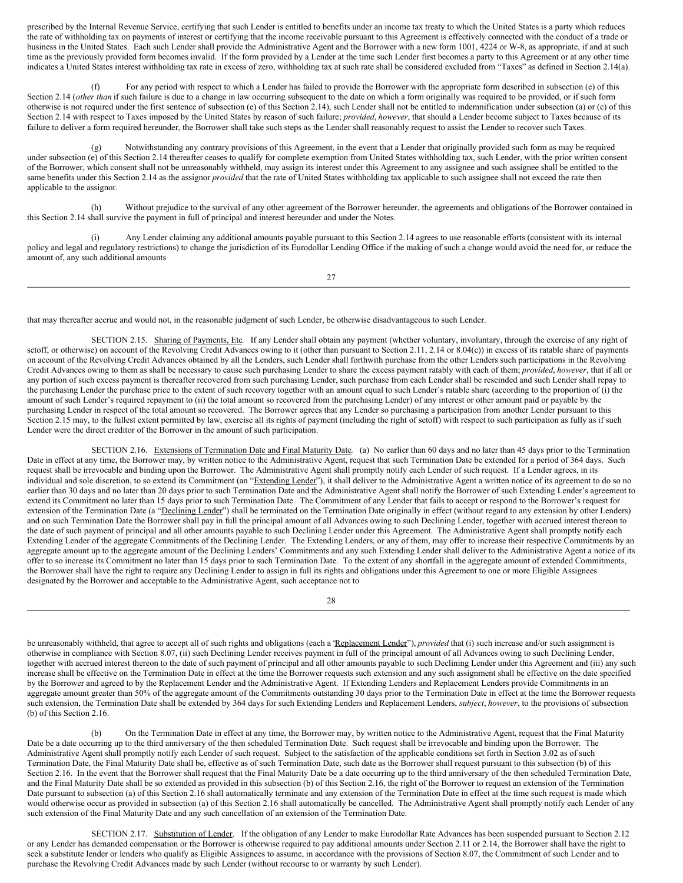prescribed by the Internal Revenue Service, certifying that such Lender is entitled to benefits under an income tax treaty to which the United States is a party which reduces the rate of withholding tax on payments of interest or certifying that the income receivable pursuant to this Agreement is effectively connected with the conduct of a trade or business in the United States. Each such Lender shall provide the Administrative Agent and the Borrower with a new form 1001, 4224 or W-8, as appropriate, if and at such time as the previously provided form becomes invalid. If the form provided by a Lender at the time such Lender first becomes a party to this Agreement or at any other time indicates a United States interest withholding tax rate in excess of zero, withholding tax at such rate shall be considered excluded from "Taxes" as defined in Section 2.14(a).

(f) For any period with respect to which a Lender has failed to provide the Borrower with the appropriate form described in subsection (e) of this Section 2.14 (*other than* if such failure is due to a change in law occurring subsequent to the date on which a form originally was required to be provided, or if such form otherwise is not required under the first sentence of subsection (e) of this Section 2.14), such Lender shall not be entitled to indemnification under subsection (a) or (c) of this Section 2.14 with respect to Taxes imposed by the United States by reason of such failure; *provided*, *however*, that should a Lender become subject to Taxes because of its failure to deliver a form required hereunder, the Borrower shall take such steps as the Lender shall reasonably request to assist the Lender to recover such Taxes.

(g) Notwithstanding any contrary provisions of this Agreement, in the event that a Lender that originally provided such form as may be required under subsection (e) of this Section 2.14 thereafter ceases to qualify for complete exemption from United States withholding tax, such Lender, with the prior written consent of the Borrower, which consent shall not be unreasonably withheld, may assign its interest under this Agreement to any assignee and such assignee shall be entitled to the same benefits under this Section 2.14 as the assignor *provided* that the rate of United States withholding tax applicable to such assignee shall not exceed the rate then applicable to the assignor.

(h) Without prejudice to the survival of any other agreement of the Borrower hereunder, the agreements and obligations of the Borrower contained in this Section 2.14 shall survive the payment in full of principal and interest hereunder and under the Notes.

(i) Any Lender claiming any additional amounts payable pursuant to this Section 2.14 agrees to use reasonable efforts (consistent with its internal policy and legal and regulatory restrictions) to change the jurisdiction of its Eurodollar Lending Office if the making of such a change would avoid the need for, or reduce the amount of, any such additional amounts that may thereafter accrue and would not, in the reasonable judgment of such Lender, be otherwise disadvantageous to such Lender.

SECTION 2.15. Sharing of Payments, Etc. If any Lender shall obtain any payment (whether voluntary, involuntary, through the exercise of any right of setoff, or otherwise) on account of the Revolving Credit Advances owing to it (other than pursuant to Section 2.11, 2.14 or 8.04(c)) in excess of its ratable share of payments on account of the Revolving Credit Advances obtained by all the Lenders, such Lender shall forthwith purchase from the other Lenders such participations in the Revolving Credit Advances owing to them as shall be necessary to cause such purchasing Lender to share the excess payment ratably with each of them; *provided*, *however*, that if all or any portion of such excess payment is thereafter recovered from such purchasing Lender, such purchase from each Lender shall be rescinded and such Lender shall repay to the purchasing Lender the purchase price to the extent of such recovery together with an amount equal to such Lender's ratable share (according to the proportion of (i) the amount of such Lender's required repayment to (ii) the total amount so recovered from the purchasing Lender) of any interest or other amount paid or payable by the purchasing Lender in respect of the total amount so recovered. The Borrower agrees that any Lender so purchasing a participation from another Lender pursuant to this Section 2.15 may, to the fullest extent permitted by law, exercise all its rights of payment (including the right of setoff) with respect to such participation as fully as if such Lender were the direct creditor of the Borrower in the amount of such participation.

SECTION 2.16. Extensions of Termination Date and Final Maturity Date. (a) No earlier than 60 days and no later than 45 days prior to the Termination Date in effect at any time, the Borrower may, by written notice to the Administrative Agent, request that such Termination Date be extended for a period of 364 days. Such request shall be irrevocable and binding upon the Borrower. The Administrative Agent shall promptly notify each Lender of such request. If a Lender agrees, in its individual and sole discretion, to so extend its Commitment (an "Extending Lender"), it shall deliver to the Administrative Agent a written notice of its agreement to do so no earlier than 30 days and no later than 20 days prior to such Termination Date and the Administrative Agent shall notify the Borrower of such Extending Lender's agreement to extend its Commitment no later than 15 days prior to such Termination Date. The Commitment of any Lender that fails to accept or respond to the Borrower's request for extension of the Termination Date (a "Declining Lender") shall be terminated on the Termination Date originally in effect (without regard to any extension by other Lenders) and on such Termination Date the Borrower shall pay in full the principal amount of all Advances owing to such Declining Lender, together with accrued interest thereon to the date of such payment of principal and all other amounts payable to such Declining Lender under this Agreement. The Administrative Agent shall promptly notify each Extending Lender of the aggregate Commitments of the Declining Lender. The Extending Lenders, or any of them, may offer to increase their respective Commitments by an aggregate amount up to the aggregate amount of the Declining Lenders' Commitments and any such Extending Lender shall deliver to the Administrative Agent a notice of its offer to so increase its Commitment no later than 15 days prior to such Termination Date. To the extent of any shortfall in the aggregate amount of extended Commitments, the Borrower shall have the right to require any Declining Lender to assign in full its rights and obligations under this Agreement to one or more Eligible Assignees designated by the Borrower and acceptable to the Administrative Agent, such acceptance not to be unreasonably withheld, that agree to accept all of such rights and obligations (each a "Replacement Lender"), *provided* that (i) such increase and/or such assignment is otherwise in compliance with Section 8.07, (ii) such Declining Lender receives payment in full of the principal amount of all Advances owing to such Declining Lender, together with accrued interest thereon to the date of such payment of principal and all other amounts payable to such Declining Lender under this Agreement and (iii) any such increase shall be effective on the Termination Date in effect at the time the Borrower requests such extension and any such assignment shall be effective on the date specified by the Borrower and agreed to by the Replacement Lender and the Administrative Agent. If Extending Lenders and Replacement Lenders provide Commitments in an aggregate amount greater than 50% of the aggregate amount of the Commitments outstanding 30 days prior to the Termination Date in effect at the time the Borrower requests such extension, the Termination Date shall be extended by 364 days for such Extending Lenders and Replacement Lenders, *subject*, *however*, to the provisions of subsection (b) of this Section 2.16.

(b) On the Termination Date in effect at any time, the Borrower may, by written notice to the Administrative Agent, request that the Final Maturity Date be a date occurring up to the third anniversary of the then scheduled Termination Date. Such request shall be irrevocable and binding upon the Borrower. The Administrative Agent shall promptly notify each Lender of such request. Subject to the satisfaction of the applicable conditions set forth in Section 3.02 as of such Termination Date, the Final Maturity Date shall be, effective as of such Termination Date, such date as the Borrower shall request pursuant to this subsection (b) of this Section 2.16. In the event that the Borrower shall request that the Final Maturity Date be a date occurring up to the third anniversary of the then scheduled Termination Date, and the Final Maturity Date shall be so extended as provided in this subsection (b) of this Section 2.16, the right of the Borrower to request an extension of the Termination Date pursuant to subsection (a) of this Section 2.16 shall automatically terminate and any extension of the Termination Date in effect at the time such request is made which would otherwise occur as provided in subsection (a) of this Section 2.16 shall automatically be cancelled. The Administrative Agent shall promptly notify each Lender of any such extension of the Final Maturity Date and any such cancellation of an extension of the Termination Date.

SECTION 2.17. Substitution of Lender. If the obligation of any Lender to make Eurodollar Rate Advances has been suspended pursuant to Section 2.12 or any Lender has demanded compensation or the Borrower is otherwise required to pay additional amounts under Section 2.11 or 2.14, the Borrower shall have the right to seek a substitute lender or lenders who qualify as Eligible Assignees to assume, in accordance with the provisions of Section 8.07, the Commitment of such Lender and to purchase the Revolving Credit Advances made by such Lender (without recourse to or warranty by such Lender).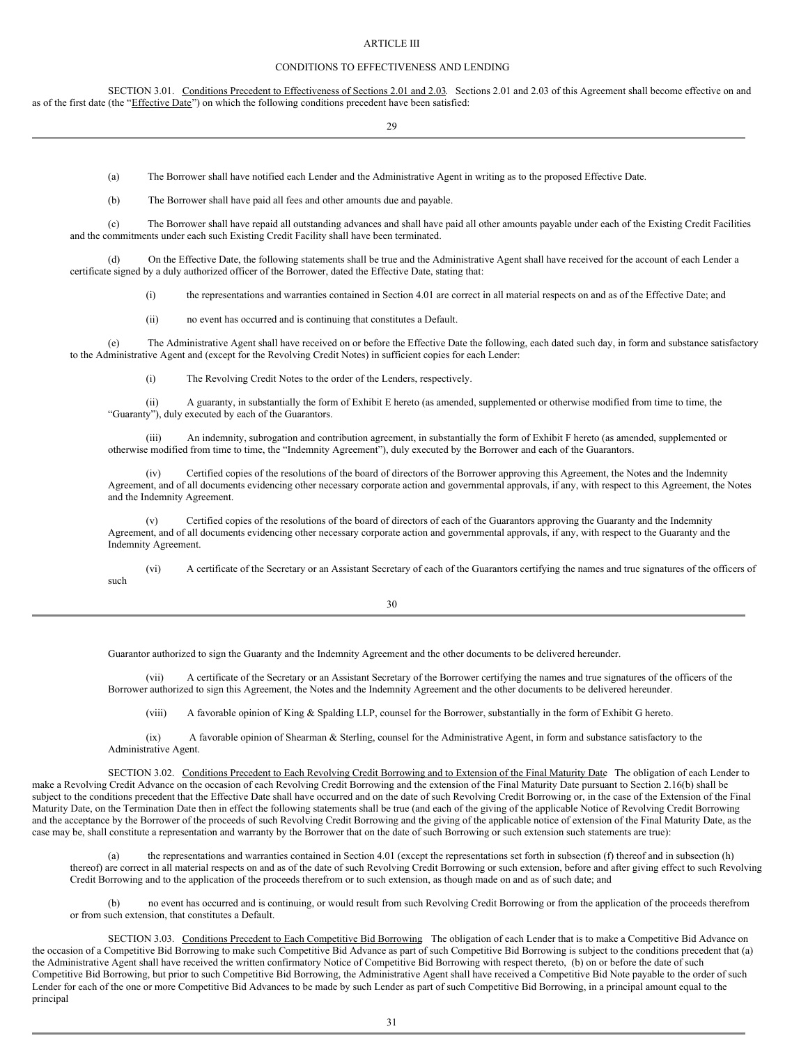ARTICLE III

CONDITIONS TO EFFECTIVENESS AND LENDING

SECTION 3.01. Conditions Precedent to Effectiveness of Sections 2.01 and 2.03. Sections 2.01 and 2.03 of this Agreement shall become effective on and as of the first date (the "Effective Date") on which the following conditions precedent have been satisfied:

(a) The Borrower shall have notified each Lender and the Administrative Agent in writing as to the proposed Effective Date.

(b) The Borrower shall have paid all fees and other amounts due and payable.

(c) The Borrower shall have repaid all outstanding advances and shall have paid all other amounts payable under each of the Existing Credit Facilities and the commitments under each such Existing Credit Facility shall have been terminated.

(d) On the Effective Date, the following statements shall be true and the Administrative Agent shall have received for the account of each Lender a certificate signed by a duly authorized officer of the Borrower, dated the Effective Date, stating that:

(i) the representations and warranties contained in Section 4.01 are correct in all material respects on and as of the Effective Date; and

(ii) no event has occurred and is continuing that constitutes a Default.

(e) The Administrative Agent shall have received on or before the Effective Date the following, each dated such day, in form and substance satisfactory to the Administrative Agent and (except for the Revolving Credit Notes) in sufficient copies for each Lender:

(i) The Revolving Credit Notes to the order of the Lenders, respectively.

(ii) A guaranty, in substantially the form of Exhibit E hereto (as amended, supplemented or otherwise modified from time to time, the "Guaranty"), duly executed by each of the Guarantors.

(iii) An indemnity, subrogation and contribution agreement, in substantially the form of Exhibit F hereto (as amended, supplemented or otherwise modified from time to time, the "Indemnity Agreement"), duly executed by the Borrower and each of the Guarantors.

(iv) Certified copies of the resolutions of the board of directors of the Borrower approving this Agreement, the Notes and the Indemnity Agreement, and of all documents evidencing other necessary corporate action and governmental approvals, if any, with respect to this Agreement, the Notes and the Indemnity Agreement.

(v) Certified copies of the resolutions of the board of directors of each of the Guarantors approving the Guaranty and the Indemnity Agreement, and of all documents evidencing other necessary corporate action and governmental approvals, if any, with respect to the Guaranty and the Indemnity Agreement.

(vi) A certificate of the Secretary or an Assistant Secretary of each of the Guarantors certifying the names and true signatures of the officers of such Guarantor authorized to sign the Guaranty and the Indemnity Agreement and the other documents to be delivered hereunder.

(vii) A certificate of the Secretary or an Assistant Secretary of the Borrower certifying the names and true signatures of the officers of the Borrower authorized to sign this Agreement, the Notes and the Indemnity Agreement and the other documents to be delivered hereunder.

(viii) A favorable opinion of King & Spalding LLP, counsel for the Borrower, substantially in the form of Exhibit G hereto.

(ix) A favorable opinion of Shearman & Sterling, counsel for the Administrative Agent, in form and substance satisfactory to the Administrative Agent.

SECTION 3.02. Conditions Precedent to Each Revolving Credit Borrowing and to Extension of the Final Maturity Date The obligation of each Lender to make a Revolving Credit Advance on the occasion of each Revolving Credit Borrowing and the extension of the Final Maturity Date pursuant to Section 2.16(b) shall be subject to the conditions precedent that the Effective Date shall have occurred and on the date of such Revolving Credit Borrowing or, in the case of the Extension of the Final Maturity Date, on the Termination Date then in effect the following statements shall be true (and each of the giving of the applicable Notice of Revolving Credit Borrowing and the acceptance by the Borrower of the proceeds of such Revolving Credit Borrowing and the giving of the applicable notice of extension of the Final Maturity Date, as the case may be, shall constitute a representation and warranty by the Borrower that on the date of such Borrowing or such extension such statements are true):

(a) the representations and warranties contained in Section 4.01 (except the representations set forth in subsection (f) thereof and in subsection (h) thereof) are correct in all material respects on and as of the date of such Revolving Credit Borrowing or such extension, before and after giving effect to such Revolving Credit Borrowing and to the application of the proceeds therefrom or to such extension, as though made on and as of such date; and

(b) no event has occurred and is continuing, or would result from such Revolving Credit Borrowing or from the application of the proceeds therefrom or from such extension, that constitutes a Default.

SECTION 3.03. Conditions Precedent to Each Competitive Bid Borrowing The obligation of each Lender that is to make a Competitive Bid Advance on the occasion of a Competitive Bid Borrowing to make such Competitive Bid Advance as part of such Competitive Bid Borrowing is subject to the conditions precedent that (a) the Administrative Agent shall have received the written confirmatory Notice of Competitive Bid Borrowing with respect thereto, (b) on or before the date of such Competitive Bid Borrowing, but prior to such Competitive Bid Borrowing, the Administrative Agent shall have received a Competitive Bid Note payable to the order of such Lender for each of the one or more Competitive Bid Advances to be made by such Lender as part of such Competitive Bid Borrowing, in a principal amount equal to the principal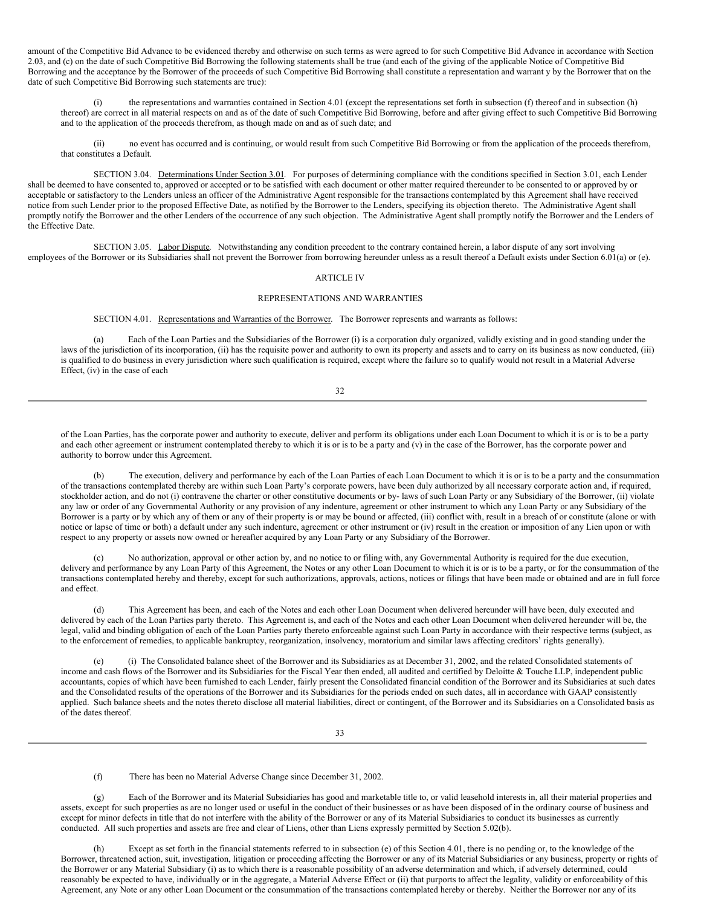amount of the Competitive Bid Advance to be evidenced thereby and otherwise on such terms as were agreed to for such Competitive Bid Advance in accordance with Section 2.03, and (c) on the date of such Competitive Bid Borrowing the following statements shall be true (and each of the giving of the applicable Notice of Competitive Bid Borrowing and the acceptance by the Borrower of the proceeds of such Competitive Bid Borrowing shall constitute a representation and warrant y by the Borrower that on the date of such Competitive Bid Borrowing such statements are true):

(i) the representations and warranties contained in Section 4.01 (except the representations set forth in subsection (f) thereof and in subsection (h) thereof) are correct in all material respects on and as of the date of such Competitive Bid Borrowing, before and after giving effect to such Competitive Bid Borrowing and to the application of the proceeds therefrom, as though made on and as of such date; and

(ii) no event has occurred and is continuing, or would result from such Competitive Bid Borrowing or from the application of the proceeds therefrom, that constitutes a Default.

SECTION 3.04. Determinations Under Section 3.01. For purposes of determining compliance with the conditions specified in Section 3.01, each Lender shall be deemed to have consented to, approved or accepted or to be satisfied with each document or other matter required thereunder to be consented to or approved by or acceptable or satisfactory to the Lenders unless an officer of the Administrative Agent responsible for the transactions contemplated by this Agreement shall have received notice from such Lender prior to the proposed Effective Date, as notified by the Borrower to the Lenders, specifying its objection thereto. The Administrative Agent shall promptly notify the Borrower and the other Lenders of the occurrence of any such objection. The Administrative Agent shall promptly notify the Borrower and the Lenders of the Effective Date.

SECTION 3.05. Labor Dispute. Notwithstanding any condition precedent to the contrary contained herein, a labor dispute of any sort involving employees of the Borrower or its Subsidiaries shall not prevent the Borrower from borrowing hereunder unless as a result thereof a Default exists under Section 6.01(a) or (e).

ARTICLE IV

REPRESENTATIONS AND WARRANTIES

SECTION 4.01. Representations and Warranties of the Borrower. The Borrower represents and warrants as follows:

(a) Each of the Loan Parties and the Subsidiaries of the Borrower (i) is a corporation duly organized, validly existing and in good standing under the laws of the jurisdiction of its incorporation, (ii) has the requisite power and authority to own its property and assets and to carry on its business as now conducted, (iii) is qualified to do business in every jurisdiction where such qualification is required, except where the failure so to qualify would not result in a Material Adverse Effect, (iv) in the case of each of the Loan Parties, has the corporate power and authority to execute, deliver and perform its obligations under each Loan Document to which it is or is to be a party and each other agreement or instrument contemplated thereby to which it is or is to be a party and (v) in the case of the Borrower, has the corporate power and authority to borrow under this Agreement.

(b) The execution, delivery and performance by each of the Loan Parties of each Loan Document to which it is or is to be a party and the consummation of the transactions contemplated thereby are within such Loan Party's corporate powers, have been duly authorized by all necessary corporate action and, if required, stockholder action, and do not (i) contravene the charter or other constitutive documents or by- laws of such Loan Party or any Subsidiary of the Borrower, (ii) violate any law or order of any Governmental Authority or any provision of any indenture, agreement or other instrument to which any Loan Party or any Subsidiary of the Borrower is a party or by which any of them or any of their property is or may be bound or affected, (iii) conflict with, result in a breach of or constitute (alone or with notice or lapse of time or both) a default under any such indenture, agreement or other instrument or (iv) result in the creation or imposition of any Lien upon or with respect to any property or assets now owned or hereafter acquired by any Loan Party or any Subsidiary of the Borrower.

(c) No authorization, approval or other action by, and no notice to or filing with, any Governmental Authority is required for the due execution, delivery and performance by any Loan Party of this Agreement, the Notes or any other Loan Document to which it is or is to be a party, or for the consummation of the transactions contemplated hereby and thereby, except for such authorizations, approvals, actions, notices or filings that have been made or obtained and are in full force and effect.

(d) This Agreement has been, and each of the Notes and each other Loan Document when delivered hereunder will have been, duly executed and delivered by each of the Loan Parties party thereto. This Agreement is, and each of the Notes and each other Loan Document when delivered hereunder will be, the legal, valid and binding obligation of each of the Loan Parties party thereto enforceable against such Loan Party in accordance with their respective terms (subject, as to the enforcement of remedies, to applicable bankruptcy, reorganization, insolvency, moratorium and similar laws affecting creditors' rights generally).

(e) (i) The Consolidated balance sheet of the Borrower and its Subsidiaries as at December 31, 2002, and the related Consolidated statements of income and cash flows of the Borrower and its Subsidiaries for the Fiscal Year then ended, all audited and certified by Deloitte & Touche LLP, independent public accountants, copies of which have been furnished to each Lender, fairly present the Consolidated financial condition of the Borrower and its Subsidiaries at such dates and the Consolidated results of the operations of the Borrower and its Subsidiaries for the periods ended on such dates, all in accordance with GAAP consistently applied. Such balance sheets and the notes thereto disclose all material liabilities, direct or contingent, of the Borrower and its Subsidiaries on a Consolidated basis as of the dates thereof.

(f) There has been no Material Adverse Change since December 31, 2002.

(g) Each of the Borrower and its Material Subsidiaries has good and marketable title to, or valid leasehold interests in, all their material properties and assets, except for such properties as are no longer used or useful in the conduct of their businesses or as have been disposed of in the ordinary course of business and except for minor defects in title that do not interfere with the ability of the Borrower or any of its Material Subsidiaries to conduct its businesses as currently conducted. All such properties and assets are free and clear of Liens, other than Liens expressly permitted by Section 5.02(b).

(h) Except as set forth in the financial statements referred to in subsection (e) of this Section 4.01, there is no pending or, to the knowledge of the Borrower, threatened action, suit, investigation, litigation or proceeding affecting the Borrower or any of its Material Subsidiaries or any business, property or rights of the Borrower or any Material Subsidiary (i) as to which there is a reasonable possibility of an adverse determination and which, if adversely determined, could reasonably be expected to have, individually or in the aggregate, a Material Adverse Effect or (ii) that purports to affect the legality, validity or enforceability of this Agreement, any Note or any other Loan Document or the consummation of the transactions contemplated hereby or thereby. Neither the Borrower nor any of its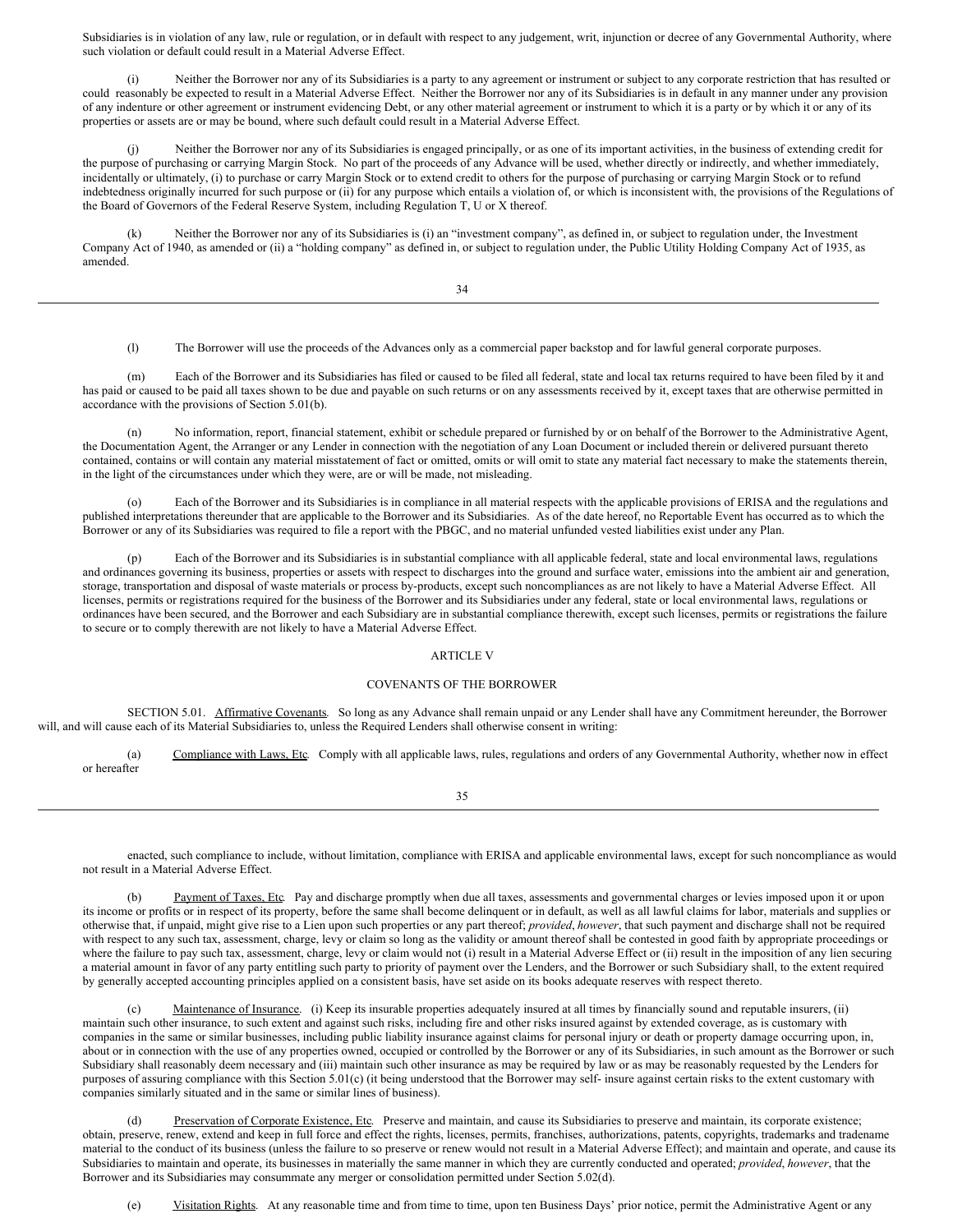Subsidiaries is in violation of any law, rule or regulation, or in default with respect to any judgement, writ, injunction or decree of any Governmental Authority, where such violation or default could result in a Material Adverse Effect.

(i) Neither the Borrower nor any of its Subsidiaries is a party to any agreement or instrument or subject to any corporate restriction that has resulted or could reasonably be expected to result in a Material Adverse Effect. Neither the Borrower nor any of its Subsidiaries is in default in any manner under any provision of any indenture or other agreement or instrument evidencing Debt, or any other material agreement or instrument to which it is a party or by which it or any of its properties or assets are or may be bound, where such default could result in a Material Adverse Effect.

(j) Neither the Borrower nor any of its Subsidiaries is engaged principally, or as one of its important activities, in the business of extending credit for the purpose of purchasing or carrying Margin Stock. No part of the proceeds of any Advance will be used, whether directly or indirectly, and whether immediately, incidentally or ultimately, (i) to purchase or carry Margin Stock or to extend credit to others for the purpose of purchasing or carrying Margin Stock or to refund indebtedness originally incurred for such purpose or (ii) for any purpose which entails a violation of, or which is inconsistent with, the provisions of the Regulations of the Board of Governors of the Federal Reserve System, including Regulation T, U or X thereof.

(k) Neither the Borrower nor any of its Subsidiaries is (i) an "investment company", as defined in, or subject to regulation under, the Investment Company Act of 1940, as amended or (ii) a "holding company" as defined in, or subject to regulation under, the Public Utility Holding Company Act of 1935, as amended.

(l) The Borrower will use the proceeds of the Advances only as a commercial paper backstop and for lawful general corporate purposes.

(m) Each of the Borrower and its Subsidiaries has filed or caused to be filed all federal, state and local tax returns required to have been filed by it and has paid or caused to be paid all taxes shown to be due and payable on such returns or on any assessments received by it, except taxes that are otherwise permitted in accordance with the provisions of Section 5.01(b).

(n) No information, report, financial statement, exhibit or schedule prepared or furnished by or on behalf of the Borrower to the Administrative Agent, the Documentation Agent, the Arranger or any Lender in connection with the negotiation of any Loan Document or included therein or delivered pursuant thereto contained, contains or will contain any material misstatement of fact or omitted, omits or will omit to state any material fact necessary to make the statements therein, in the light of the circumstances under which they were, are or will be made, not misleading.

(o) Each of the Borrower and its Subsidiaries is in compliance in all material respects with the applicable provisions of ERISA and the regulations and published interpretations thereunder that are applicable to the Borrower and its Subsidiaries. As of the date hereof, no Reportable Event has occurred as to which the Borrower or any of its Subsidiaries was required to file a report with the PBGC, and no material unfunded vested liabilities exist under any Plan.

(p) Each of the Borrower and its Subsidiaries is in substantial compliance with all applicable federal, state and local environmental laws, regulations and ordinances governing its business, properties or assets with respect to discharges into the ground and surface water, emissions into the ambient air and generation, storage, transportation and disposal of waste materials or process by-products, except such noncompliances as are not likely to have a Material Adverse Effect. All licenses, permits or registrations required for the business of the Borrower and its Subsidiaries under any federal, state or local environmental laws, regulations or ordinances have been secured, and the Borrower and each Subsidiary are in substantial compliance therewith, except such licenses, permits or registrations the failure to secure or to comply therewith are not likely to have a Material Adverse Effect.

## ARTICLE V

## COVENANTS OF THE BORROWER

SECTION 5.01. Affirmative Covenants. So long as any Advance shall remain unpaid or any Lender shall have any Commitment hereunder, the Borrower will, and will cause each of its Material Subsidiaries to, unless the Required Lenders shall otherwise consent in writing:

(a) Compliance with Laws, Etc. Comply with all applicable laws, rules, regulations and orders of any Governmental Authority, whether now in effect or hereafter enacted, such compliance to include, without limitation, compliance with ERISA and applicable environmental laws, except for such noncompliance as would not result in a Material Adverse Effect.

(b) Payment of Taxes, Etc. Pay and discharge promptly when due all taxes, assessments and governmental charges or levies imposed upon it or upon its income or profits or in respect of its property, before the same shall become delinquent or in default, as well as all lawful claims for labor, materials and supplies or otherwise that, if unpaid, might give rise to a Lien upon such properties or any part thereof; *provided*, *however*, that such payment and discharge shall not be required with respect to any such tax, assessment, charge, levy or claim so long as the validity or amount thereof shall be contested in good faith by appropriate proceedings or where the failure to pay such tax, assessment, charge, levy or claim would not (i) result in a Material Adverse Effect or (ii) result in the imposition of any lien securing a material amount in favor of any party entitling such party to priority of payment over the Lenders, and the Borrower or such Subsidiary shall, to the extent required by generally accepted accounting principles applied on a consistent basis, have set aside on its books adequate reserves with respect thereto.

(c) Maintenance of Insurance. (i) Keep its insurable properties adequately insured at all times by financially sound and reputable insurers, (ii) maintain such other insurance, to such extent and against such risks, including fire and other risks insured against by extended coverage, as is customary with companies in the same or similar businesses, including public liability insurance against claims for personal injury or death or property damage occurring upon, in, about or in connection with the use of any properties owned, occupied or controlled by the Borrower or any of its Subsidiaries, in such amount as the Borrower or such Subsidiary shall reasonably deem necessary and (iii) maintain such other insurance as may be required by law or as may be reasonably requested by the Lenders for purposes of assuring compliance with this Section 5.01(c) (it being understood that the Borrower may self- insure against certain risks to the extent customary with companies similarly situated and in the same or similar lines of business).

(d) Preservation of Corporate Existence, Etc. Preserve and maintain, and cause its Subsidiaries to preserve and maintain, its corporate existence; obtain, preserve, renew, extend and keep in full force and effect the rights, licenses, permits, franchises, authorizations, patents, copyrights, trademarks and tradename material to the conduct of its business (unless the failure to so preserve or renew would not result in a Material Adverse Effect); and maintain and operate, and cause its Subsidiaries to maintain and operate, its businesses in materially the same manner in which they are currently conducted and operated; *provided*, *however*, that the Borrower and its Subsidiaries may consummate any merger or consolidation permitted under Section 5.02(d).

(e) Visitation Rights. At any reasonable time and from time to time, upon ten Business Days' prior notice, permit the Administrative Agent or any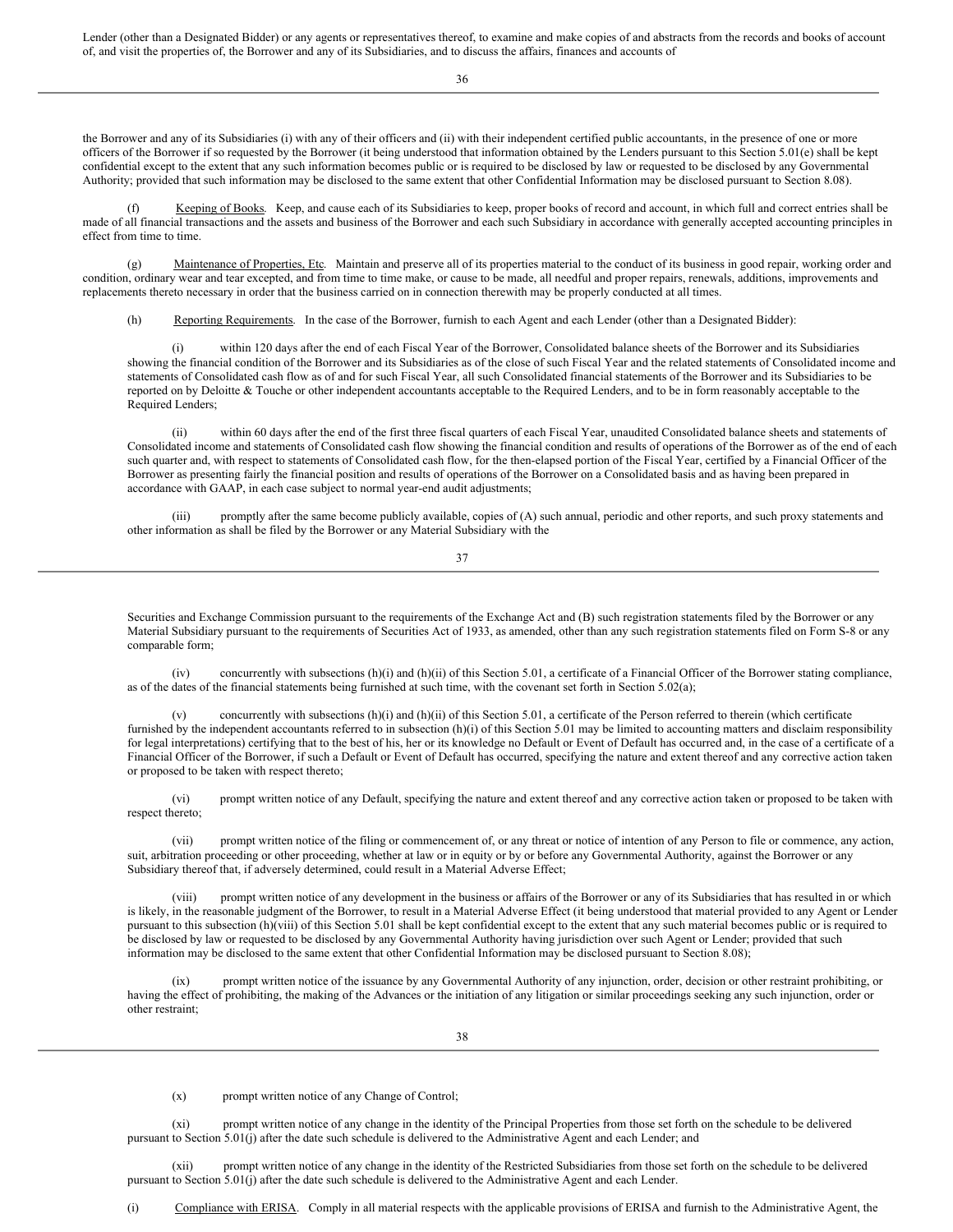Lender (other than a Designated Bidder) or any agents or representatives thereof, to examine and make copies of and abstracts from the records and books of account of, and visit the properties of, the Borrower and any of its Subsidiaries, and to discuss the affairs, finances and accounts of the Borrower and any of its Subsidiaries (i) with any of their officers and (ii) with their independent certified public accountants, in the presence of one or more officers of the Borrower if so requested by the Borrower (it being understood that information obtained by the Lenders pursuant to this Section 5.01(e) shall be kept confidential except to the extent that any such information becomes public or is required to be disclosed by law or requested to be disclosed by any Governmental Authority; provided that such information may be disclosed to the same extent that other Confidential Information may be disclosed pursuant to Section 8.08).

(f) Keeping of Books. Keep, and cause each of its Subsidiaries to keep, proper books of record and account, in which full and correct entries shall be made of all financial transactions and the assets and business of the Borrower and each such Subsidiary in accordance with generally accepted accounting principles in effect from time to time.

(g) Maintenance of Properties, Etc. Maintain and preserve all of its properties material to the conduct of its business in good repair, working order and condition, ordinary wear and tear excepted, and from time to time make, or cause to be made, all needful and proper repairs, renewals, additions, improvements and replacements thereto necessary in order that the business carried on in connection therewith may be properly conducted at all times.

(h) Reporting Requirements. In the case of the Borrower, furnish to each Agent and each Lender (other than a Designated Bidder):

(i) within 120 days after the end of each Fiscal Year of the Borrower, Consolidated balance sheets of the Borrower and its Subsidiaries showing the financial condition of the Borrower and its Subsidiaries as of the close of such Fiscal Year and the related statements of Consolidated income and statements of Consolidated cash flow as of and for such Fiscal Year, all such Consolidated financial statements of the Borrower and its Subsidiaries to be reported on by Deloitte & Touche or other independent accountants acceptable to the Required Lenders, and to be in form reasonably acceptable to the Required Lenders;

(ii) within 60 days after the end of the first three fiscal quarters of each Fiscal Year, unaudited Consolidated balance sheets and statements of Consolidated income and statements of Consolidated cash flow showing the financial condition and results of operations of the Borrower as of the end of each such quarter and, with respect to statements of Consolidated cash flow, for the then-elapsed portion of the Fiscal Year, certified by a Financial Officer of the Borrower as presenting fairly the financial position and results of operations of the Borrower on a Consolidated basis and as having been prepared in accordance with GAAP, in each case subject to normal year-end audit adjustments;

(iii) promptly after the same become publicly available, copies of (A) such annual, periodic and other reports, and such proxy statements and other information as shall be filed by the Borrower or any Material Subsidiary with the Securities and Exchange Commission pursuant to the requirements of the Exchange Act and (B) such registration statements filed by the Borrower or any Material Subsidiary pursuant to the requirements of Securities Act of 1933, as amended, other than any such registration statements filed on Form S-8 or any comparable form;

(iv) concurrently with subsections (h)(i) and (h)(ii) of this Section 5.01, a certificate of a Financial Officer of the Borrower stating compliance, as of the dates of the financial statements being furnished at such time, with the covenant set forth in Section 5.02(a);

(v) concurrently with subsections (h)(i) and (h)(ii) of this Section 5.01, a certificate of the Person referred to therein (which certificate furnished by the independent accountants referred to in subsection (h)(i) of this Section 5.01 may be limited to accounting matters and disclaim responsibility for legal interpretations) certifying that to the best of his, her or its knowledge no Default or Event of Default has occurred and, in the case of a certificate of a Financial Officer of the Borrower, if such a Default or Event of Default has occurred, specifying the nature and extent thereof and any corrective action taken or proposed to be taken with respect thereto;

(vi) prompt written notice of any Default, specifying the nature and extent thereof and any corrective action taken or proposed to be taken with respect thereto;

(vii) prompt written notice of the filing or commencement of, or any threat or notice of intention of any Person to file or commence, any action, suit, arbitration proceeding or other proceeding, whether at law or in equity or by or before any Governmental Authority, against the Borrower or any Subsidiary thereof that, if adversely determined, could result in a Material Adverse Effect;

(viii) prompt written notice of any development in the business or affairs of the Borrower or any of its Subsidiaries that has resulted in or which is likely, in the reasonable judgment of the Borrower, to result in a Material Adverse Effect (it being understood that material provided to any Agent or Lender pursuant to this subsection (h)(viii) of this Section 5.01 shall be kept confidential except to the extent that any such material becomes public or is required to be disclosed by law or requested to be disclosed by any Governmental Authority having jurisdiction over such Agent or Lender; provided that such information may be disclosed to the same extent that other Confidential Information may be disclosed pursuant to Section 8.08);

(ix) prompt written notice of the issuance by any Governmental Authority of any injunction, order, decision or other restraint prohibiting, or having the effect of prohibiting, the making of the Advances or the initiation of any litigation or similar proceedings seeking any such injunction, order or other restraint;

(x) prompt written notice of any Change of Control;

(xi) prompt written notice of any change in the identity of the Principal Properties from those set forth on the schedule to be delivered pursuant to Section 5.01(j) after the date such schedule is delivered to the Administrative Agent and each Lender; and

(xii) prompt written notice of any change in the identity of the Restricted Subsidiaries from those set forth on the schedule to be delivered pursuant to Section 5.01(j) after the date such schedule is delivered to the Administrative Agent and each Lender.

(i) Compliance with ERISA. Comply in all material respects with the applicable provisions of ERISA and furnish to the Administrative Agent, the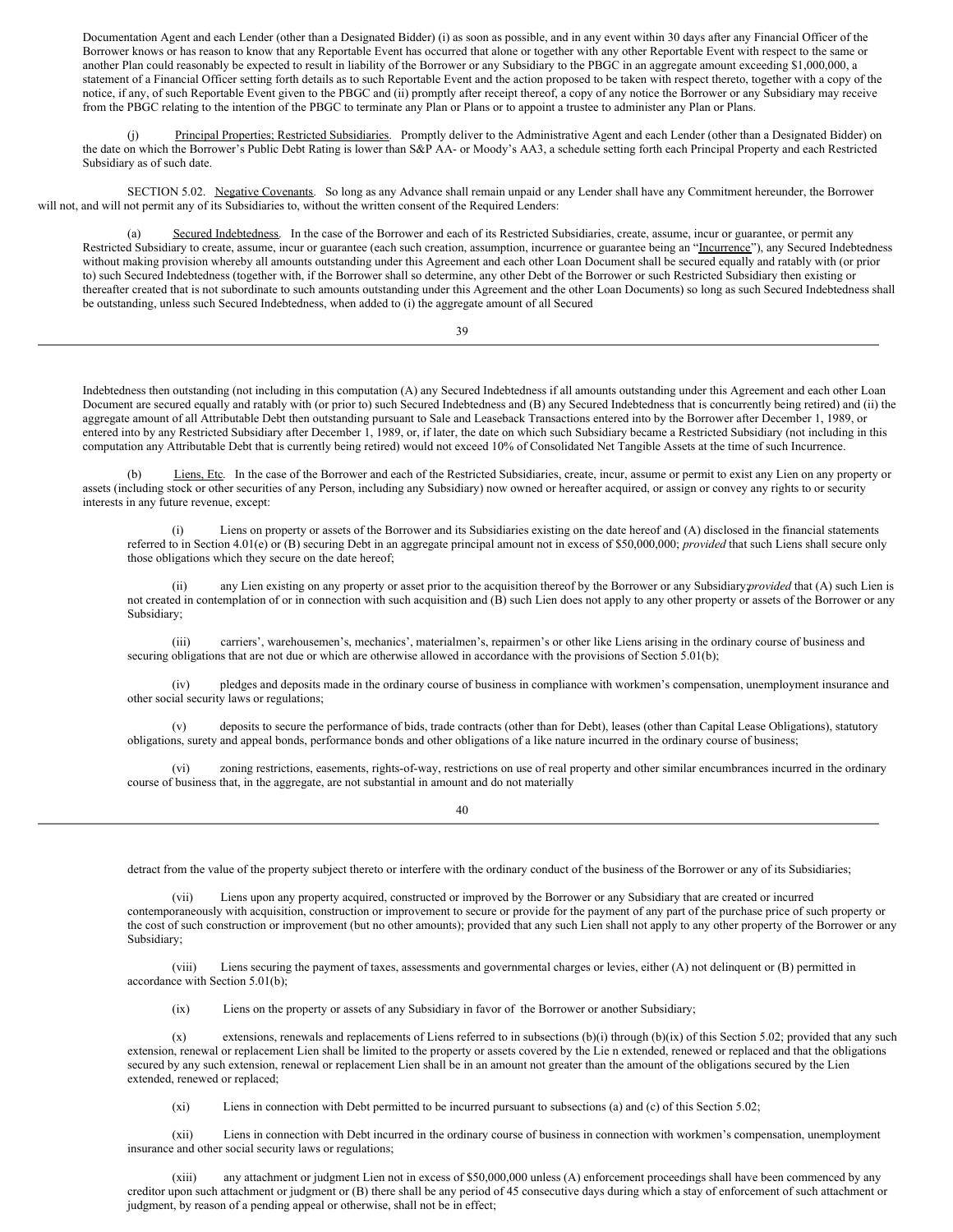Documentation Agent and each Lender (other than a Designated Bidder) (i) as soon as possible, and in any event within 30 days after any Financial Officer of the Borrower knows or has reason to know that any Reportable Event has occurred that alone or together with any other Reportable Event with respect to the same or another Plan could reasonably be expected to result in liability of the Borrower or any Subsidiary to the PBGC in an aggregate amount exceeding $1,000,000, a statement of a Financial Officer setting forth details as to such Reportable Event and the action proposed to be taken with respect thereto, together with a copy of the notice, if any, of such Reportable Event given to the PBGC and (ii) promptly after receipt thereof, a copy of any notice the Borrower or any Subsidiary may receive from the PBGC relating to the intention of the PBGC to terminate any Plan or Plans or to appoint a trustee to administer any Plan or Plans.

(j) Principal Properties; Restricted Subsidiaries. Promptly deliver to the Administrative Agent and each Lender (other than a Designated Bidder) on the date on which the Borrower's Public Debt Rating is lower than S&P AA- or Moody's AA3, a schedule setting forth each Principal Property and each Restricted Subsidiary as of such date.

SECTION 5.02. Negative Covenants. So long as any Advance shall remain unpaid or any Lender shall have any Commitment hereunder, the Borrower will not, and will not permit any of its Subsidiaries to, without the written consent of the Required Lenders:

(a) Secured Indebtedness. In the case of the Borrower and each of its Restricted Subsidiaries, create, assume, incur or guarantee, or permit any Restricted Subsidiary to create, assume, incur or guarantee (each such creation, assumption, incurrence or guarantee being an "Incurrence"), any Secured Indebtedness without making provision whereby all amounts outstanding under this Agreement and each other Loan Document shall be secured equally and ratably with (or prior to) such Secured Indebtedness (together with, if the Borrower shall so determine, any other Debt of the Borrower or such Restricted Subsidiary then existing or thereafter created that is not subordinate to such amounts outstanding under this Agreement and the other Loan Documents) so long as such Secured Indebtedness shall be outstanding, unless such Secured Indebtedness, when added to (i) the aggregate amount of all Secured Indebtedness then outstanding (not including in this computation (A) any Secured Indebtedness if all amounts outstanding under this Agreement and each other Loan Document are secured equally and ratably with (or prior to) such Secured Indebtedness and (B) any Secured Indebtedness that is concurrently being retired) and (ii) the aggregate amount of all Attributable Debt then outstanding pursuant to Sale and Leaseback Transactions entered into by the Borrower after December 1, 1989, or entered into by any Restricted Subsidiary after December 1, 1989, or, if later, the date on which such Subsidiary became a Restricted Subsidiary (not including in this computation any Attributable Debt that is currently being retired) would not exceed 10% of Consolidated Net Tangible Assets at the time of such Incurrence.

(b) Liens, Etc. In the case of the Borrower and each of the Restricted Subsidiaries, create, incur, assume or permit to exist any Lien on any property or assets (including stock or other securities of any Person, including any Subsidiary) now owned or hereafter acquired, or assign or convey any rights to or security interests in any future revenue, except:

(i) Liens on property or assets of the Borrower and its Subsidiaries existing on the date hereof and (A) disclosed in the financial statements referred to in Section 4.01(e) or (B) securing Debt in an aggregate principal amount not in excess of $50,000,000; *provided* that such Liens shall secure only those obligations which they secure on the date hereof;

(ii) any Lien existing on any property or asset prior to the acquisition thereof by the Borrower or any Subsidiary; *provided* that (A) such Lien is not created in contemplation of or in connection with such acquisition and (B) such Lien does not apply to any other property or assets of the Borrower or any Subsidiary;

(iii) carriers', warehousemen's, mechanics', materialmen's, repairmen's or other like Liens arising in the ordinary course of business and securing obligations that are not due or which are otherwise allowed in accordance with the provisions of Section 5.01(b);

(iv) pledges and deposits made in the ordinary course of business in compliance with workmen's compensation, unemployment insurance and other social security laws or regulations;

(v) deposits to secure the performance of bids, trade contracts (other than for Debt), leases (other than Capital Lease Obligations), statutory obligations, surety and appeal bonds, performance bonds and other obligations of a like nature incurred in the ordinary course of business;

(vi) zoning restrictions, easements, rights-of-way, restrictions on use of real property and other similar encumbrances incurred in the ordinary course of business that, in the aggregate, are not substantial in amount and do not materially detract from the value of the property subject thereto or interfere with the ordinary conduct of the business of the Borrower or any of its Subsidiaries;

(vii) Liens upon any property acquired, constructed or improved by the Borrower or any Subsidiary that are created or incurred contemporaneously with acquisition, construction or improvement to secure or provide for the payment of any part of the purchase price of such property or the cost of such construction or improvement (but no other amounts); provided that any such Lien shall not apply to any other property of the Borrower or any Subsidiary;

(viii) Liens securing the payment of taxes, assessments and governmental charges or levies, either (A) not delinquent or (B) permitted in accordance with Section 5.01(b);

(ix) Liens on the property or assets of any Subsidiary in favor of the Borrower or another Subsidiary;

(x) extensions, renewals and replacements of Liens referred to in subsections (b)(i) through (b)(ix) of this Section 5.02; provided that any such extension, renewal or replacement Lien shall be limited to the property or assets covered by the Lie n extended, renewed or replaced and that the obligations secured by any such extension, renewal or replacement Lien shall be in an amount not greater than the amount of the obligations secured by the Lien extended, renewed or replaced;

(xi) Liens in connection with Debt permitted to be incurred pursuant to subsections (a) and (c) of this Section 5.02;

(xii) Liens in connection with Debt incurred in the ordinary course of business in connection with workmen's compensation, unemployment insurance and other social security laws or regulations;

(xiii) any attachment or judgment Lien not in excess of $50,000,000 unless (A) enforcement proceedings shall have been commenced by any creditor upon such attachment or judgment or (B) there shall be any period of 45 consecutive days during which a stay of enforcement of such attachment or judgment, by reason of a pending appeal or otherwise, shall not be in effect;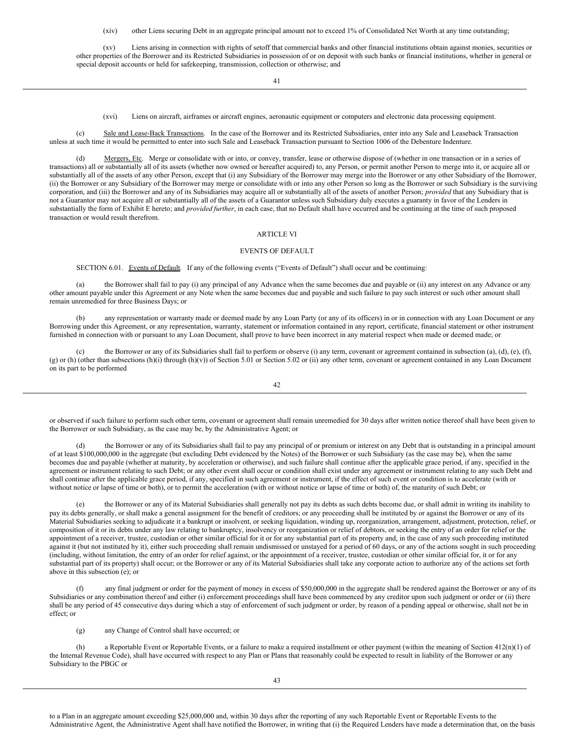(xiv) other Liens securing Debt in an aggregate principal amount not to exceed 1% of Consolidated Net Worth at any time outstanding;

(xv) Liens arising in connection with rights of setoff that commercial banks and other financial institutions obtain against monies, securities or other properties of the Borrower and its Restricted Subsidiaries in possession of or on deposit with such banks or financial institutions, whether in general or special deposit accounts or held for safekeeping, transmission, collection or otherwise; and

(xvi) Liens on aircraft, airframes or aircraft engines, aeronautic equipment or computers and electronic data processing equipment.

(c) Sale and Lease-Back Transactions. In the case of the Borrower and its Restricted Subsidiaries, enter into any Sale and Leaseback Transaction unless at such time it would be permitted to enter into such Sale and Leaseback Transaction pursuant to Section 1006 of the Debenture Indenture.

(d) Mergers, Etc. Merge or consolidate with or into, or convey, transfer, lease or otherwise dispose of (whether in one transaction or in a series of transactions) all or substantially all of its assets (whether now owned or hereafter acquired) to, any Person, or permit another Person to merge into it, or acquire all or substantially all of the assets of any other Person, except that (i) any Subsidiary of the Borrower may merge into the Borrower or any other Subsidiary of the Borrower, (ii) the Borrower or any Subsidiary of the Borrower may merge or consolidate with or into any other Person so long as the Borrower or such Subsidiary is the surviving corporation, and (iii) the Borrower and any of its Subsidiaries may acquire all or substantially all of the assets of another Person; *provided* that any Subsidiary that is not a Guarantor may not acquire all or substantially all of the assets of a Guarantor unless such Subsidiary duly executes a guaranty in favor of the Lenders in substantially the form of Exhibit E hereto; and *provided further*, in each case, that no Default shall have occurred and be continuing at the time of such proposed transaction or would result therefrom.

## ARTICLE VI

## EVENTS OF DEFAULT

SECTION 6.01. Events of Default. If any of the following events ("Events of Default") shall occur and be continuing:

(a) the Borrower shall fail to pay (i) any principal of any Advance when the same becomes due and payable or (ii) any interest on any Advance or any other amount payable under this Agreement or any Note when the same becomes due and payable and such failure to pay such interest or such other amount shall remain unremedied for three Business Days; or

(b) any representation or warranty made or deemed made by any Loan Party (or any of its officers) in or in connection with any Loan Document or any Borrowing under this Agreement, or any representation, warranty, statement or information contained in any report, certificate, financial statement or other instrument furnished in connection with or pursuant to any Loan Document, shall prove to have been incorrect in any material respect when made or deemed made; or

(c) the Borrower or any of its Subsidiaries shall fail to perform or observe (i) any term, covenant or agreement contained in subsection (a), (d), (e), (f), (g) or (h) (other than subsections (h)(i) through (h)(v)) of Section 5.01 or Section 5.02 or (ii) any other term, covenant or agreement contained in any Loan Document on its part to be performed or observed if such failure to perform such other term, covenant or agreement shall remain unremedied for 30 days after written notice thereof shall have been given to the Borrower or such Subsidiary, as the case may be, by the Administrative Agent; or

(d) the Borrower or any of its Subsidiaries shall fail to pay any principal of or premium or interest on any Debt that is outstanding in a principal amount of at least $100,000,000 in the aggregate (but excluding Debt evidenced by the Notes) of the Borrower or such Subsidiary (as the case may be), when the same becomes due and payable (whether at maturity, by acceleration or otherwise), and such failure shall continue after the applicable grace period, if any, specified in the agreement or instrument relating to such Debt; or any other event shall occur or condition shall exist under any agreement or instrument relating to any such Debt and shall continue after the applicable grace period, if any, specified in such agreement or instrument, if the effect of such event or condition is to accelerate (with or without notice or lapse of time or both), or to permit the acceleration (with or without notice or lapse of time or both) of, the maturity of such Debt; or

(e) the Borrower or any of its Material Subsidiaries shall generally not pay its debts as such debts become due, or shall admit in writing its inability to pay its debts generally, or shall make a general assignment for the benefit of creditors; or any proceeding shall be instituted by or against the Borrower or any of its Material Subsidiaries seeking to adjudicate it a bankrupt or insolvent, or seeking liquidation, winding up, reorganization, arrangement, adjustment, protection, relief, or composition of it or its debts under any law relating to bankruptcy, insolvency or reorganization or relief of debtors, or seeking the entry of an order for relief or the appointment of a receiver, trustee, custodian or other similar official for it or for any substantial part of its property and, in the case of any such proceeding instituted against it (but not instituted by it), either such proceeding shall remain undismissed or unstayed for a period of 60 days, or any of the actions sought in such proceeding (including, without limitation, the entry of an order for relief against, or the appointment of a receiver, trustee, custodian or other similar official for, it or for any substantial part of its property) shall occur; or the Borrower or any of its Material Subsidiaries shall take any corporate action to authorize any of the actions set forth above in this subsection (e); or

(f) any final judgment or order for the payment of money in excess of $50,000,000 in the aggregate shall be rendered against the Borrower or any of its Subsidiaries or any combination thereof and either (i) enforcement proceedings shall have been commenced by any creditor upon such judgment or order or (ii) there shall be any period of 45 consecutive days during which a stay of enforcement of such judgment or order, by reason of a pending appeal or otherwise, shall not be in effect; or

(g) any Change of Control shall have occurred; or

(h) a Reportable Event or Reportable Events, or a failure to make a required installment or other payment (within the meaning of Section 412(n)(1) of the Internal Revenue Code), shall have occurred with respect to any Plan or Plans that reasonably could be expected to result in liability of the Borrower or any Subsidiary to the PBGC or to a Plan in an aggregate amount exceeding $25,000,000 and, within 30 days after the reporting of any such Reportable Event or Reportable Events to the Administrative Agent, the Administrative Agent shall have notified the Borrower, in writing that (i) the Required Lenders have made a determination that, on the basis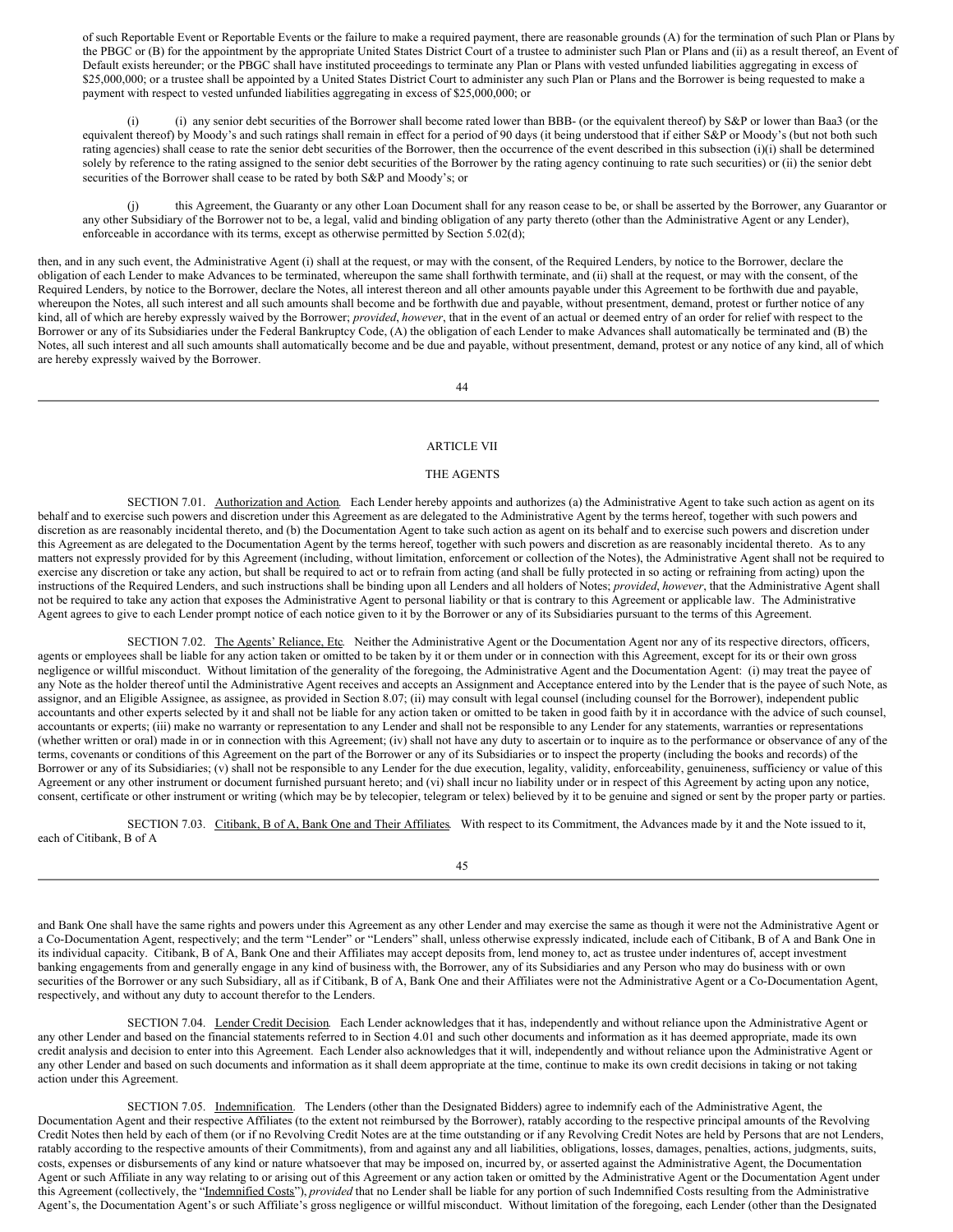of such Reportable Event or Reportable Events or the failure to make a required payment, there are reasonable grounds (A) for the termination of such Plan or Plans by the PBGC or (B) for the appointment by the appropriate United States District Court of a trustee to administer such Plan or Plans and (ii) as a result thereof, an Event of Default exists hereunder; or the PBGC shall have instituted proceedings to terminate any Plan or Plans with vested unfunded liabilities aggregating in excess of $25,000,000; or a trustee shall be appointed by a United States District Court to administer any such Plan or Plans and the Borrower is being requested to make a payment with respect to vested unfunded liabilities aggregating in excess of $25,000,000; or

(i) (i) any senior debt securities of the Borrower shall become rated lower than BBB- (or the equivalent thereof) by S&P or lower than Baa3 (or the equivalent thereof) by Moody's and such ratings shall remain in effect for a period of 90 days (it being understood that if either S&P or Moody's (but not both such rating agencies) shall cease to rate the senior debt securities of the Borrower, then the occurrence of the event described in this subsection (i)(i) shall be determined solely by reference to the rating assigned to the senior debt securities of the Borrower by the rating agency continuing to rate such securities) or (ii) the senior debt securities of the Borrower shall cease to be rated by both S&P and Moody's; or

(j) this Agreement, the Guaranty or any other Loan Document shall for any reason cease to be, or shall be asserted by the Borrower, any Guarantor or any other Subsidiary of the Borrower not to be, a legal, valid and binding obligation of any party thereto (other than the Administrative Agent or any Lender), enforceable in accordance with its terms, except as otherwise permitted by Section 5.02(d);

then, and in any such event, the Administrative Agent (i) shall at the request, or may with the consent, of the Required Lenders, by notice to the Borrower, declare the obligation of each Lender to make Advances to be terminated, whereupon the same shall forthwith terminate, and (ii) shall at the request, or may with the consent, of the Required Lenders, by notice to the Borrower, declare the Notes, all interest thereon and all other amounts payable under this Agreement to be forthwith due and payable, whereupon the Notes, all such interest and all such amounts shall become and be forthwith due and payable, without presentment, demand, protest or further notice of any kind, all of which are hereby expressly waived by the Borrower; *provided*, *however*, that in the event of an actual or deemed entry of an order for relief with respect to the Borrower or any of its Subsidiaries under the Federal Bankruptcy Code, (A) the obligation of each Lender to make Advances shall automatically be terminated and (B) the Notes, all such interest and all such amounts shall automatically become and be due and payable, without presentment, demand, protest or any notice of any kind, all of which are hereby expressly waived by the Borrower.

## ARTICLE VII

## THE AGENTS

SECTION 7.01. Authorization and Action. Each Lender hereby appoints and authorizes (a) the Administrative Agent to take such action as agent on its behalf and to exercise such powers and discretion under this Agreement as are delegated to the Administrative Agent by the terms hereof, together with such powers and discretion as are reasonably incidental thereto, and (b) the Documentation Agent to take such action as agent on its behalf and to exercise such powers and discretion under this Agreement as are delegated to the Documentation Agent by the terms hereof, together with such powers and discretion as are reasonably incidental thereto. As to any matters not expressly provided for by this Agreement (including, without limitation, enforcement or collection of the Notes), the Administrative Agent shall not be required to exercise any discretion or take any action, but shall be required to act or to refrain from acting (and shall be fully protected in so acting or refraining from acting) upon the instructions of the Required Lenders, and such instructions shall be binding upon all Lenders and all holders of Notes; *provided*, *however*, that the Administrative Agent shall not be required to take any action that exposes the Administrative Agent to personal liability or that is contrary to this Agreement or applicable law. The Administrative Agent agrees to give to each Lender prompt notice of each notice given to it by the Borrower or any of its Subsidiaries pursuant to the terms of this Agreement.

SECTION 7.02. The Agents' Reliance, Etc. Neither the Administrative Agent or the Documentation Agent nor any of its respective directors, officers, agents or employees shall be liable for any action taken or omitted to be taken by it or them under or in connection with this Agreement, except for its or their own gross negligence or willful misconduct. Without limitation of the generality of the foregoing, the Administrative Agent and the Documentation Agent: (i) may treat the payee of any Note as the holder thereof until the Administrative Agent receives and accepts an Assignment and Acceptance entered into by the Lender that is the payee of such Note, as assignor, and an Eligible Assignee, as assignee, as provided in Section 8.07; (ii) may consult with legal counsel (including counsel for the Borrower), independent public accountants and other experts selected by it and shall not be liable for any action taken or omitted to be taken in good faith by it in accordance with the advice of such counsel, accountants or experts; (iii) make no warranty or representation to any Lender and shall not be responsible to any Lender for any statements, warranties or representations (whether written or oral) made in or in connection with this Agreement; (iv) shall not have any duty to ascertain or to inquire as to the performance or observance of any of the terms, covenants or conditions of this Agreement on the part of the Borrower or any of its Subsidiaries or to inspect the property (including the books and records) of the Borrower or any of its Subsidiaries; (v) shall not be responsible to any Lender for the due execution, legality, validity, enforceability, genuineness, sufficiency or value of this Agreement or any other instrument or document furnished pursuant hereto; and (vi) shall incur no liability under or in respect of this Agreement by acting upon any notice, consent, certificate or other instrument or writing (which may be by telecopier, telegram or telex) believed by it to be genuine and signed or sent by the proper party or parties.

SECTION 7.03. Citibank, B of A, Bank One and Their Affiliates. With respect to its Commitment, the Advances made by it and the Note issued to it, each of Citibank, B of A and Bank One shall have the same rights and powers under this Agreement as any other Lender and may exercise the same as though it were not the Administrative Agent or a Co-Documentation Agent, respectively; and the term "Lender" or "Lenders" shall, unless otherwise expressly indicated, include each of Citibank, B of A and Bank One in its individual capacity. Citibank, B of A, Bank One and their Affiliates may accept deposits from, lend money to, act as trustee under indentures of, accept investment banking engagements from and generally engage in any kind of business with, the Borrower, any of its Subsidiaries and any Person who may do business with or own securities of the Borrower or any such Subsidiary, all as if Citibank, B of A, Bank One and their Affiliates were not the Administrative Agent or a Co-Documentation Agent, respectively, and without any duty to account therefor to the Lenders.

SECTION 7.04. Lender Credit Decision. Each Lender acknowledges that it has, independently and without reliance upon the Administrative Agent or any other Lender and based on the financial statements referred to in Section 4.01 and such other documents and information as it has deemed appropriate, made its own credit analysis and decision to enter into this Agreement. Each Lender also acknowledges that it will, independently and without reliance upon the Administrative Agent or any other Lender and based on such documents and information as it shall deem appropriate at the time, continue to make its own credit decisions in taking or not taking action under this Agreement.

SECTION 7.05. Indemnification. The Lenders (other than the Designated Bidders) agree to indemnify each of the Administrative Agent, the Documentation Agent and their respective Affiliates (to the extent not reimbursed by the Borrower), ratably according to the respective principal amounts of the Revolving Credit Notes then held by each of them (or if no Revolving Credit Notes are at the time outstanding or if any Revolving Credit Notes are held by Persons that are not Lenders, ratably according to the respective amounts of their Commitments), from and against any and all liabilities, obligations, losses, damages, penalties, actions, judgments, suits, costs, expenses or disbursements of any kind or nature whatsoever that may be imposed on, incurred by, or asserted against the Administrative Agent, the Documentation Agent or such Affiliate in any way relating to or arising out of this Agreement or any action taken or omitted by the Administrative Agent or the Documentation Agent under this Agreement (collectively, the "Indemnified Costs"), *provided* that no Lender shall be liable for any portion of such Indemnified Costs resulting from the Administrative Agent's, the Documentation Agent's or such Affiliate's gross negligence or willful misconduct. Without limitation of the foregoing, each Lender (other than the Designated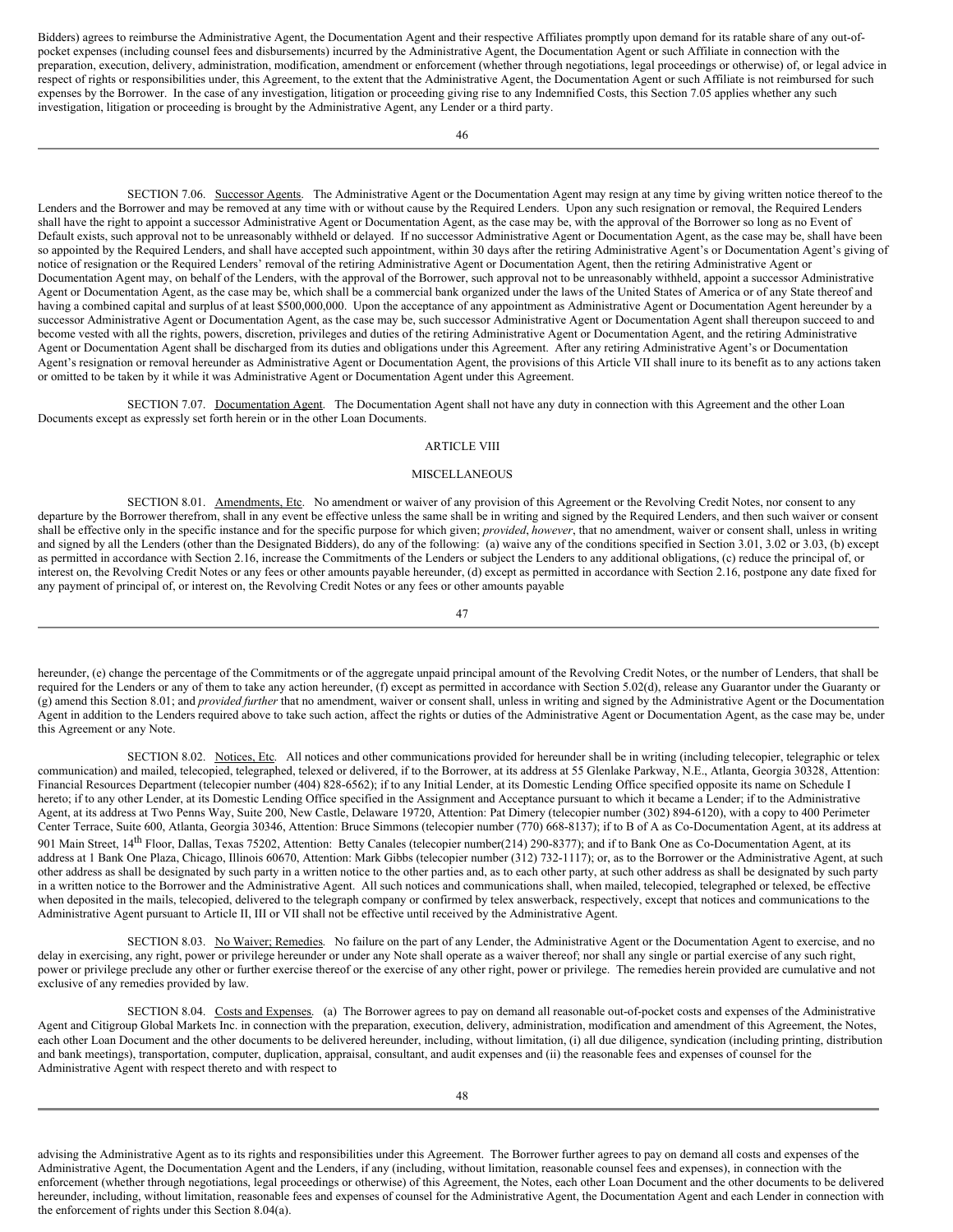Bidders) agrees to reimburse the Administrative Agent, the Documentation Agent and their respective Affiliates promptly upon demand for its ratable share of any out-of-pocket expenses (including counsel fees and disbursements) incurred by the Administrative Agent, the Documentation Agent or such Affiliate in connection with the preparation, execution, delivery, administration, modification, amendment or enforcement (whether through negotiations, legal proceedings or otherwise) of, or legal advice in respect of rights or responsibilities under, this Agreement, to the extent that the Administrative Agent, the Documentation Agent or such Affiliate is not reimbursed for such expenses by the Borrower. In the case of any investigation, litigation or proceeding giving rise to any Indemnified Costs, this Section 7.05 applies whether any such investigation, litigation or proceeding is brought by the Administrative Agent, any Lender or a third party.

SECTION 7.06. Successor Agents. The Administrative Agent or the Documentation Agent may resign at any time by giving written notice thereof to the Lenders and the Borrower and may be removed at any time with or without cause by the Required Lenders. Upon any such resignation or removal, the Required Lenders shall have the right to appoint a successor Administrative Agent or Documentation Agent, as the case may be, with the approval of the Borrower so long as no Event of Default exists, such approval not to be unreasonably withheld or delayed. If no successor Administrative Agent or Documentation Agent, as the case may be, shall have been so appointed by the Required Lenders, and shall have accepted such appointment, within 30 days after the retiring Administrative Agent's or Documentation Agent's giving of notice of resignation or the Required Lenders' removal of the retiring Administrative Agent or Documentation Agent, then the retiring Administrative Agent or Documentation Agent may, on behalf of the Lenders, with the approval of the Borrower, such approval not to be unreasonably withheld, appoint a successor Administrative Agent or Documentation Agent, as the case may be, which shall be a commercial bank organized under the laws of the United States of America or of any State thereof and having a combined capital and surplus of at least $500,000,000. Upon the acceptance of any appointment as Administrative Agent or Documentation Agent hereunder by a successor Administrative Agent or Documentation Agent, as the case may be, such successor Administrative Agent or Documentation Agent shall thereupon succeed to and become vested with all the rights, powers, discretion, privileges and duties of the retiring Administrative Agent or Documentation Agent, and the retiring Administrative Agent or Documentation Agent shall be discharged from its duties and obligations under this Agreement. After any retiring Administrative Agent's or Documentation Agent's resignation or removal hereunder as Administrative Agent or Documentation Agent, the provisions of this Article VII shall inure to its benefit as to any actions taken or omitted to be taken by it while it was Administrative Agent or Documentation Agent under this Agreement.

SECTION 7.07. Documentation Agent. The Documentation Agent shall not have any duty in connection with this Agreement and the other Loan Documents except as expressly set forth herein or in the other Loan Documents.

## ARTICLE VIII

## MISCELLANEOUS

SECTION 8.01. Amendments, Etc. No amendment or waiver of any provision of this Agreement or the Revolving Credit Notes, nor consent to any departure by the Borrower therefrom, shall in any event be effective unless the same shall be in writing and signed by the Required Lenders, and then such waiver or consent shall be effective only in the specific instance and for the specific purpose for which given; *provided*, *however*, that no amendment, waiver or consent shall, unless in writing and signed by all the Lenders (other than the Designated Bidders), do any of the following: (a) waive any of the conditions specified in Section 3.01, 3.02 or 3.03, (b) except as permitted in accordance with Section 2.16, increase the Commitments of the Lenders or subject the Lenders to any additional obligations, (c) reduce the principal of, or interest on, the Revolving Credit Notes or any fees or other amounts payable hereunder, (d) except as permitted in accordance with Section 2.16, postpone any date fixed for any payment of principal of, or interest on, the Revolving Credit Notes or any fees or other amounts payable hereunder, (e) change the percentage of the Commitments or of the aggregate unpaid principal amount of the Revolving Credit Notes, or the number of Lenders, that shall be required for the Lenders or any of them to take any action hereunder, (f) except as permitted in accordance with Section 5.02(d), release any Guarantor under the Guaranty or (g) amend this Section 8.01; and *provided further* that no amendment, waiver or consent shall, unless in writing and signed by the Administrative Agent or the Documentation Agent in addition to the Lenders required above to take such action, affect the rights or duties of the Administrative Agent or Documentation Agent, as the case may be, under this Agreement or any Note.

SECTION 8.02. Notices, Etc. All notices and other communications provided for hereunder shall be in writing (including telecopier, telegraphic or telex communication) and mailed, telecopied, telegraphed, telexed or delivered, if to the Borrower, at its address at 55 Glenlake Parkway, N.E., Atlanta, Georgia 30328, Attention: Financial Resources Department (telecopier number (404) 828-6562); if to any Initial Lender, at its Domestic Lending Office specified opposite its name on Schedule I hereto; if to any other Lender, at its Domestic Lending Office specified in the Assignment and Acceptance pursuant to which it became a Lender; if to the Administrative Agent, at its address at Two Penns Way, Suite 200, New Castle, Delaware 19720, Attention: Pat Dimery (telecopier number (302) 894-6120), with a copy to 400 Perimeter Center Terrace, Suite 600, Atlanta, Georgia 30346, Attention: Bruce Simmons (telecopier number (770) 668-8137); if to B of A as Co-Documentation Agent, at its address at 901 Main Street, 14th Floor, Dallas, Texas 75202, Attention: Betty Canales (telecopier number(214) 290-8377); and if to Bank One as Co-Documentation Agent, at its address at 1 Bank One Plaza, Chicago, Illinois 60670, Attention: Mark Gibbs (telecopier number (312) 732-1117); or, as to the Borrower or the Administrative Agent, at such other address as shall be designated by such party in a written notice to the other parties and, as to each other party, at such other address as shall be designated by such party in a written notice to the Borrower and the Administrative Agent. All such notices and communications shall, when mailed, telecopied, telegraphed or telexed, be effective when deposited in the mails, telecopied, delivered to the telegraph company or confirmed by telex answerback, respectively, except that notices and communications to the Administrative Agent pursuant to Article II, III or VII shall not be effective until received by the Administrative Agent.

SECTION 8.03. No Waiver; Remedies. No failure on the part of any Lender, the Administrative Agent or the Documentation Agent to exercise, and no delay in exercising, any right, power or privilege hereunder or under any Note shall operate as a waiver thereof; nor shall any single or partial exercise of any such right, power or privilege preclude any other or further exercise thereof or the exercise of any other right, power or privilege. The remedies herein provided are cumulative and not exclusive of any remedies provided by law.

SECTION 8.04. Costs and Expenses. (a) The Borrower agrees to pay on demand all reasonable out-of-pocket costs and expenses of the Administrative Agent and Citigroup Global Markets Inc. in connection with the preparation, execution, delivery, administration, modification and amendment of this Agreement, the Notes, each other Loan Document and the other documents to be delivered hereunder, including, without limitation, (i) all due diligence, syndication (including printing, distribution and bank meetings), transportation, computer, duplication, appraisal, consultant, and audit expenses and (ii) the reasonable fees and expenses of counsel for the Administrative Agent with respect thereto and with respect to advising the Administrative Agent as to its rights and responsibilities under this Agreement. The Borrower further agrees to pay on demand all costs and expenses of the Administrative Agent, the Documentation Agent and the Lenders, if any (including, without limitation, reasonable counsel fees and expenses), in connection with the enforcement (whether through negotiations, legal proceedings or otherwise) of this Agreement, the Notes, each other Loan Document and the other documents to be delivered hereunder, including, without limitation, reasonable fees and expenses of counsel for the Administrative Agent, the Documentation Agent and each Lender in connection with the enforcement of rights under this Section 8.04(a).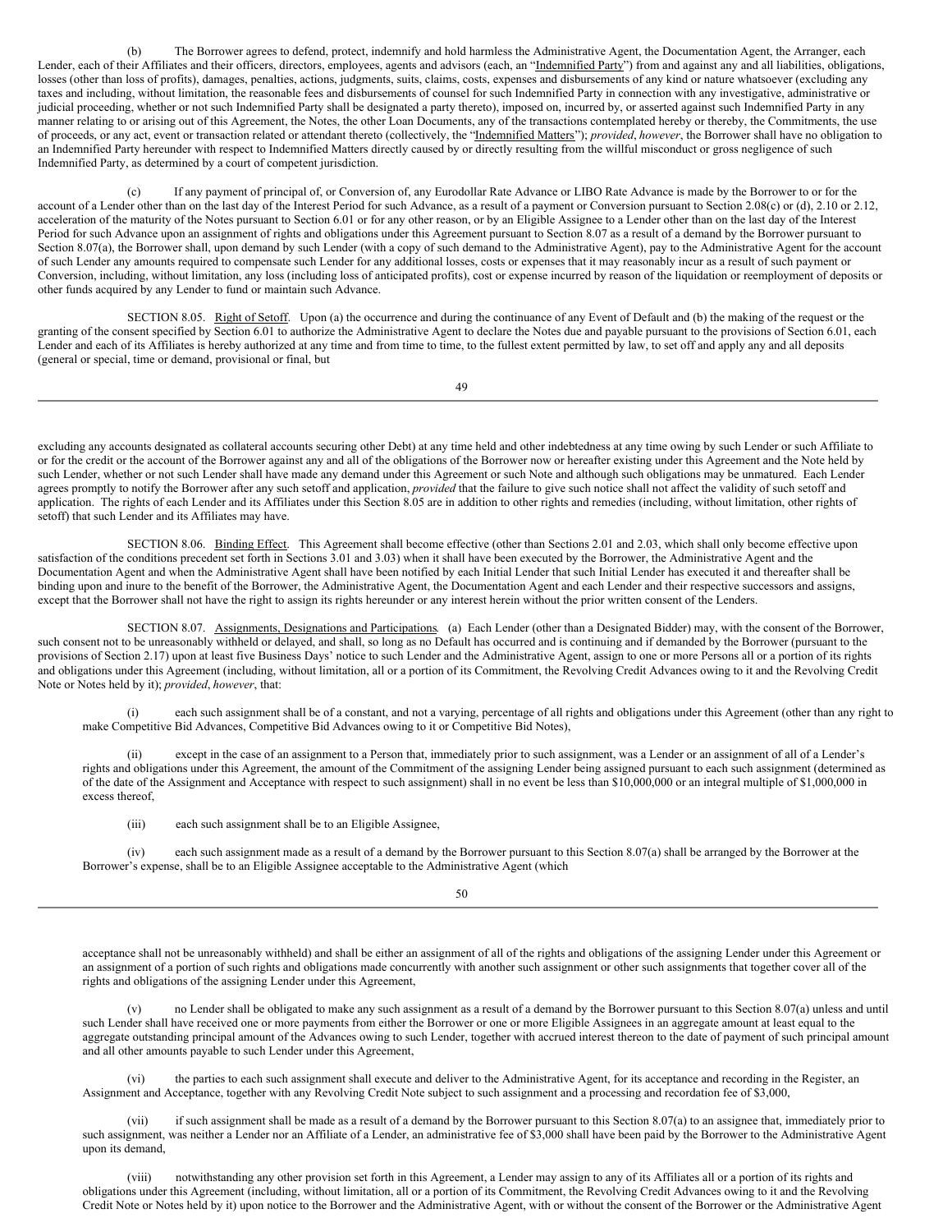(b) The Borrower agrees to defend, protect, indemnify and hold harmless the Administrative Agent, the Documentation Agent, the Arranger, each Lender, each of their Affiliates and their officers, directors, employees, agents and advisors (each, an "Indemnified Party") from and against any and all liabilities, obligations, losses (other than loss of profits), damages, penalties, actions, judgments, suits, claims, costs, expenses and disbursements of any kind or nature whatsoever (excluding any taxes and including, without limitation, the reasonable fees and disbursements of counsel for such Indemnified Party in connection with any investigative, administrative or judicial proceeding, whether or not such Indemnified Party shall be designated a party thereto), imposed on, incurred by, or asserted against such Indemnified Party in any manner relating to or arising out of this Agreement, the Notes, the other Loan Documents, any of the transactions contemplated hereby or thereby, the Commitments, the use of proceeds, or any act, event or transaction related or attendant thereto (collectively, the "Indemnified Matters"); *provided*, *however*, the Borrower shall have no obligation to an Indemnified Party hereunder with respect to Indemnified Matters directly caused by or directly resulting from the willful misconduct or gross negligence of such Indemnified Party, as determined by a court of competent jurisdiction.

(c) If any payment of principal of, or Conversion of, any Eurodollar Rate Advance or LIBO Rate Advance is made by the Borrower to or for the account of a Lender other than on the last day of the Interest Period for such Advance, as a result of a payment or Conversion pursuant to Section 2.08(c) or (d), 2.10 or 2.12, acceleration of the maturity of the Notes pursuant to Section 6.01 or for any other reason, or by an Eligible Assignee to a Lender other than on the last day of the Interest Period for such Advance upon an assignment of rights and obligations under this Agreement pursuant to Section 8.07 as a result of a demand by the Borrower pursuant to Section 8.07(a), the Borrower shall, upon demand by such Lender (with a copy of such demand to the Administrative Agent), pay to the Administrative Agent for the account of such Lender any amounts required to compensate such Lender for any additional losses, costs or expenses that it may reasonably incur as a result of such payment or Conversion, including, without limitation, any loss (including loss of anticipated profits), cost or expense incurred by reason of the liquidation or reemployment of deposits or other funds acquired by any Lender to fund or maintain such Advance.

SECTION 8.05. Right of Setoff. Upon (a) the occurrence and during the continuance of any Event of Default and (b) the making of the request or the granting of the consent specified by Section 6.01 to authorize the Administrative Agent to declare the Notes due and payable pursuant to the provisions of Section 6.01, each Lender and each of its Affiliates is hereby authorized at any time and from time to time, to the fullest extent permitted by law, to set off and apply any and all deposits (general or special, time or demand, provisional or final, but excluding any accounts designated as collateral accounts securing other Debt) at any time held and other indebtedness at any time owing by such Lender or such Affiliate to or for the credit or the account of the Borrower against any and all of the obligations of the Borrower now or hereafter existing under this Agreement and the Note held by such Lender, whether or not such Lender shall have made any demand under this Agreement or such Note and although such obligations may be unmatured. Each Lender agrees promptly to notify the Borrower after any such setoff and application, *provided* that the failure to give such notice shall not affect the validity of such setoff and application. The rights of each Lender and its Affiliates under this Section 8.05 are in addition to other rights and remedies (including, without limitation, other rights of setoff) that such Lender and its Affiliates may have.

SECTION 8.06. Binding Effect. This Agreement shall become effective (other than Sections 2.01 and 2.03, which shall only become effective upon satisfaction of the conditions precedent set forth in Sections 3.01 and 3.03) when it shall have been executed by the Borrower, the Administrative Agent and the Documentation Agent and when the Administrative Agent shall have been notified by each Initial Lender that such Initial Lender has executed it and thereafter shall be binding upon and inure to the benefit of the Borrower, the Administrative Agent, the Documentation Agent and each Lender and their respective successors and assigns, except that the Borrower shall not have the right to assign its rights hereunder or any interest herein without the prior written consent of the Lenders.

SECTION 8.07. Assignments, Designations and Participations. (a) Each Lender (other than a Designated Bidder) may, with the consent of the Borrower, such consent not to be unreasonably withheld or delayed, and shall, so long as no Default has occurred and is continuing and if demanded by the Borrower (pursuant to the provisions of Section 2.17) upon at least five Business Days' notice to such Lender and the Administrative Agent, assign to one or more Persons all or a portion of its rights and obligations under this Agreement (including, without limitation, all or a portion of its Commitment, the Revolving Credit Advances owing to it and the Revolving Credit Note or Notes held by it); *provided*, *however*, that:

(i) each such assignment shall be of a constant, and not a varying, percentage of all rights and obligations under this Agreement (other than any right to make Competitive Bid Advances, Competitive Bid Advances owing to it or Competitive Bid Notes),

(ii) except in the case of an assignment to a Person that, immediately prior to such assignment, was a Lender or an assignment of all of a Lender's rights and obligations under this Agreement, the amount of the Commitment of the assigning Lender being assigned pursuant to each such assignment (determined as of the date of the Assignment and Acceptance with respect to such assignment) shall in no event be less than $10,000,000 or an integral multiple of $1,000,000 in excess thereof,

(iii) each such assignment shall be to an Eligible Assignee,

(iv) each such assignment made as a result of a demand by the Borrower pursuant to this Section 8.07(a) shall be arranged by the Borrower at the Borrower's expense, shall be to an Eligible Assignee acceptable to the Administrative Agent (which acceptance shall not be unreasonably withheld) and shall be either an assignment of all of the rights and obligations of the assigning Lender under this Agreement or an assignment of a portion of such rights and obligations made concurrently with another such assignment or other such assignments that together cover all of the rights and obligations of the assigning Lender under this Agreement,

(v) no Lender shall be obligated to make any such assignment as a result of a demand by the Borrower pursuant to this Section 8.07(a) unless and until such Lender shall have received one or more payments from either the Borrower or one or more Eligible Assignees in an aggregate amount at least equal to the aggregate outstanding principal amount of the Advances owing to such Lender, together with accrued interest thereon to the date of payment of such principal amount and all other amounts payable to such Lender under this Agreement,

(vi) the parties to each such assignment shall execute and deliver to the Administrative Agent, for its acceptance and recording in the Register, an Assignment and Acceptance, together with any Revolving Credit Note subject to such assignment and a processing and recordation fee of $3,000,

(vii) if such assignment shall be made as a result of a demand by the Borrower pursuant to this Section 8.07(a) to an assignee that, immediately prior to such assignment, was neither a Lender nor an Affiliate of a Lender, an administrative fee of $3,000 shall have been paid by the Borrower to the Administrative Agent upon its demand,

(viii) notwithstanding any other provision set forth in this Agreement, a Lender may assign to any of its Affiliates all or a portion of its rights and obligations under this Agreement (including, without limitation, all or a portion of its Commitment, the Revolving Credit Advances owing to it and the Revolving Credit Note or Notes held by it) upon notice to the Borrower and the Administrative Agent, with or without the consent of the Borrower or the Administrative Agent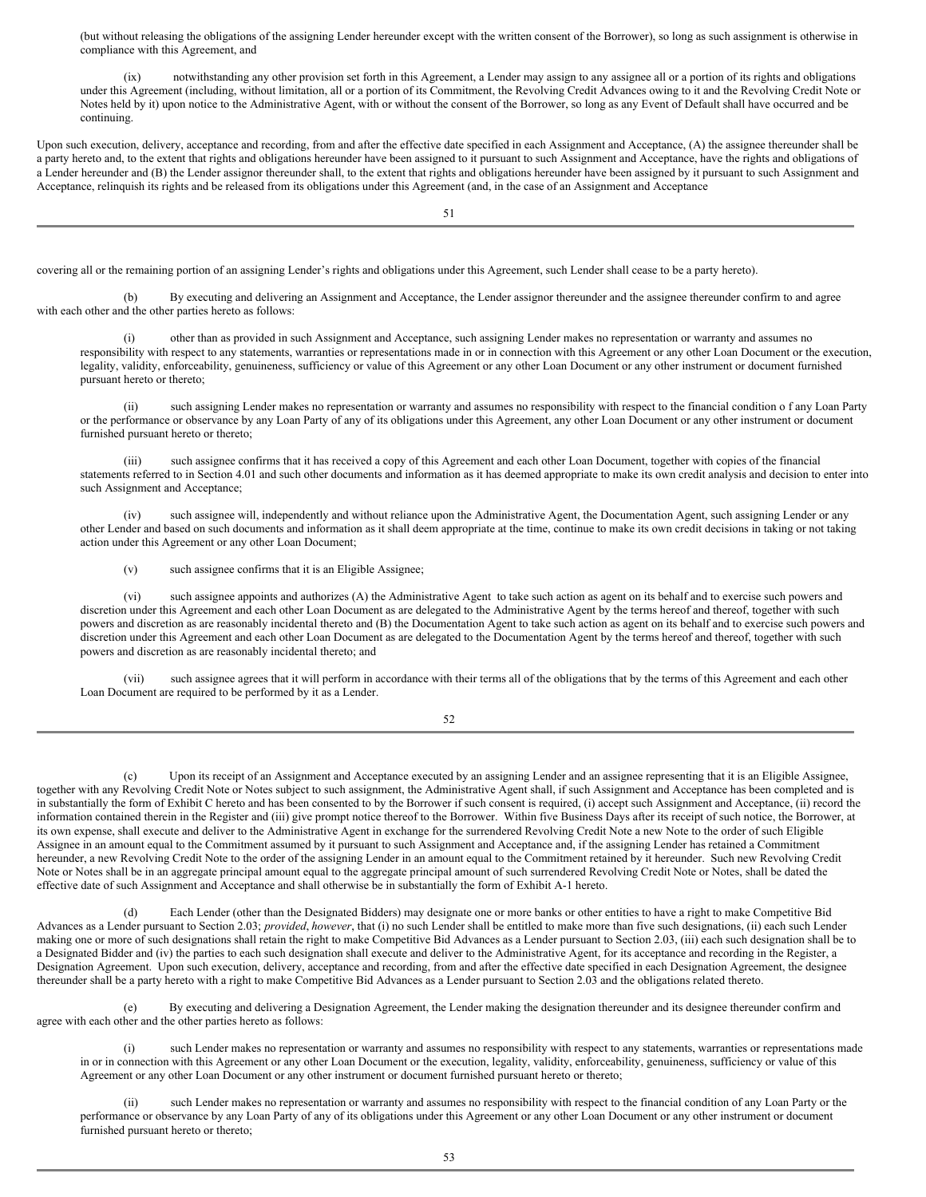(but without releasing the obligations of the assigning Lender hereunder except with the written consent of the Borrower), so long as such assignment is otherwise in compliance with this Agreement, and

(ix) notwithstanding any other provision set forth in this Agreement, a Lender may assign to any assignee all or a portion of its rights and obligations under this Agreement (including, without limitation, all or a portion of its Commitment, the Revolving Credit Advances owing to it and the Revolving Credit Note or Notes held by it) upon notice to the Administrative Agent, with or without the consent of the Borrower, so long as any Event of Default shall have occurred and be continuing.

Upon such execution, delivery, acceptance and recording, from and after the effective date specified in each Assignment and Acceptance, (A) the assignee thereunder shall be a party hereto and, to the extent that rights and obligations hereunder have been assigned to it pursuant to such Assignment and Acceptance, have the rights and obligations of a Lender hereunder and (B) the Lender assignor thereunder shall, to the extent that rights and obligations hereunder have been assigned by it pursuant to such Assignment and Acceptance, relinquish its rights and be released from its obligations under this Agreement (and, in the case of an Assignment and Acceptance covering all or the remaining portion of an assigning Lender's rights and obligations under this Agreement, such Lender shall cease to be a party hereto).

(b) By executing and delivering an Assignment and Acceptance, the Lender assignor thereunder and the assignee thereunder confirm to and agree with each other and the other parties hereto as follows:

(i) other than as provided in such Assignment and Acceptance, such assigning Lender makes no representation or warranty and assumes no responsibility with respect to any statements, warranties or representations made in or in connection with this Agreement or any other Loan Document or the execution, legality, validity, enforceability, genuineness, sufficiency or value of this Agreement or any other Loan Document or any other instrument or document furnished pursuant hereto or thereto;

(ii) such assigning Lender makes no representation or warranty and assumes no responsibility with respect to the financial condition o f any Loan Party or the performance or observance by any Loan Party of any of its obligations under this Agreement, any other Loan Document or any other instrument or document furnished pursuant hereto or thereto;

(iii) such assignee confirms that it has received a copy of this Agreement and each other Loan Document, together with copies of the financial statements referred to in Section 4.01 and such other documents and information as it has deemed appropriate to make its own credit analysis and decision to enter into such Assignment and Acceptance;

(iv) such assignee will, independently and without reliance upon the Administrative Agent, the Documentation Agent, such assigning Lender or any other Lender and based on such documents and information as it shall deem appropriate at the time, continue to make its own credit decisions in taking or not taking action under this Agreement or any other Loan Document;

(v) such assignee confirms that it is an Eligible Assignee;

(vi) such assignee appoints and authorizes (A) the Administrative Agent to take such action as agent on its behalf and to exercise such powers and discretion under this Agreement and each other Loan Document as are delegated to the Administrative Agent by the terms hereof and thereof, together with such powers and discretion as are reasonably incidental thereto and (B) the Documentation Agent to take such action as agent on its behalf and to exercise such powers and discretion under this Agreement and each other Loan Document as are delegated to the Documentation Agent by the terms hereof and thereof, together with such powers and discretion as are reasonably incidental thereto; and

(vii) such assignee agrees that it will perform in accordance with their terms all of the obligations that by the terms of this Agreement and each other Loan Document are required to be performed by it as a Lender.

(c) Upon its receipt of an Assignment and Acceptance executed by an assigning Lender and an assignee representing that it is an Eligible Assignee, together with any Revolving Credit Note or Notes subject to such assignment, the Administrative Agent shall, if such Assignment and Acceptance has been completed and is in substantially the form of Exhibit C hereto and has been consented to by the Borrower if such consent is required, (i) accept such Assignment and Acceptance, (ii) record the information contained therein in the Register and (iii) give prompt notice thereof to the Borrower. Within five Business Days after its receipt of such notice, the Borrower, at its own expense, shall execute and deliver to the Administrative Agent in exchange for the surrendered Revolving Credit Note a new Note to the order of such Eligible Assignee in an amount equal to the Commitment assumed by it pursuant to such Assignment and Acceptance and, if the assigning Lender has retained a Commitment hereunder, a new Revolving Credit Note to the order of the assigning Lender in an amount equal to the Commitment retained by it hereunder. Such new Revolving Credit Note or Notes shall be in an aggregate principal amount equal to the aggregate principal amount of such surrendered Revolving Credit Note or Notes, shall be dated the effective date of such Assignment and Acceptance and shall otherwise be in substantially the form of Exhibit A-1 hereto.

(d) Each Lender (other than the Designated Bidders) may designate one or more banks or other entities to have a right to make Competitive Bid Advances as a Lender pursuant to Section 2.03; *provided*, *however*, that (i) no such Lender shall be entitled to make more than five such designations, (ii) each such Lender making one or more of such designations shall retain the right to make Competitive Bid Advances as a Lender pursuant to Section 2.03, (iii) each such designation shall be to a Designated Bidder and (iv) the parties to each such designation shall execute and deliver to the Administrative Agent, for its acceptance and recording in the Register, a Designation Agreement. Upon such execution, delivery, acceptance and recording, from and after the effective date specified in each Designation Agreement, the designee thereunder shall be a party hereto with a right to make Competitive Bid Advances as a Lender pursuant to Section 2.03 and the obligations related thereto.

(e) By executing and delivering a Designation Agreement, the Lender making the designation thereunder and its designee thereunder confirm and agree with each other and the other parties hereto as follows:

(i) such Lender makes no representation or warranty and assumes no responsibility with respect to any statements, warranties or representations made in or in connection with this Agreement or any other Loan Document or the execution, legality, validity, enforceability, genuineness, sufficiency or value of this Agreement or any other Loan Document or any other instrument or document furnished pursuant hereto or thereto;

(ii) such Lender makes no representation or warranty and assumes no responsibility with respect to the financial condition of any Loan Party or the performance or observance by any Loan Party of any of its obligations under this Agreement or any other Loan Document or any other instrument or document furnished pursuant hereto or thereto;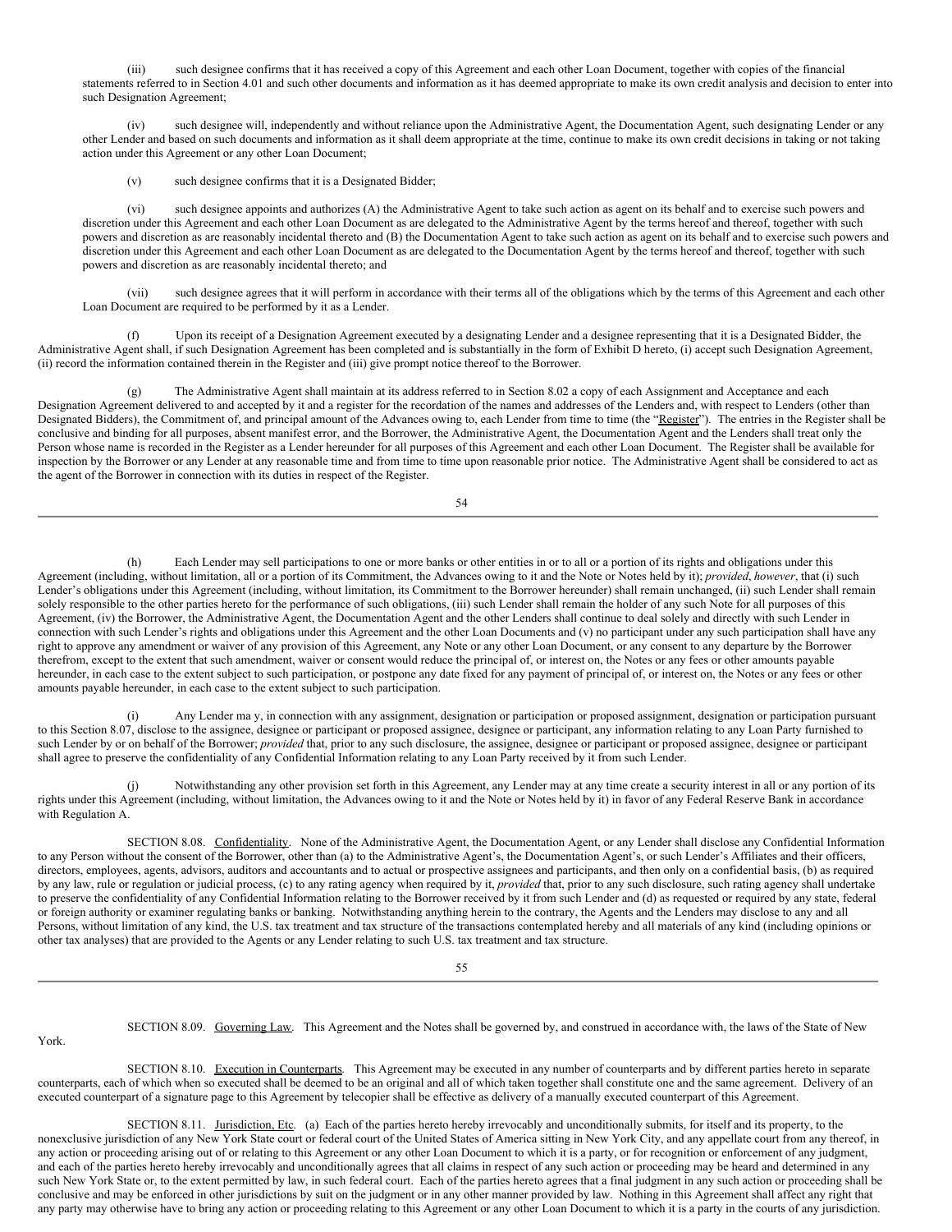(iii) such designee confirms that it has received a copy of this Agreement and each other Loan Document, together with copies of the financial statements referred to in Section 4.01 and such other documents and information as it has deemed appropriate to make its own credit analysis and decision to enter into such Designation Agreement;

(iv) such designee will, independently and without reliance upon the Administrative Agent, the Documentation Agent, such designating Lender or any other Lender and based on such documents and information as it shall deem appropriate at the time, continue to make its own credit decisions in taking or not taking action under this Agreement or any other Loan Document;

(v) such designee confirms that it is a Designated Bidder;

(vi) such designee appoints and authorizes (A) the Administrative Agent to take such action as agent on its behalf and to exercise such powers and discretion under this Agreement and each other Loan Document as are delegated to the Administrative Agent by the terms hereof and thereof, together with such powers and discretion as are reasonably incidental thereto and (B) the Documentation Agent to take such action as agent on its behalf and to exercise such powers and discretion under this Agreement and each other Loan Document as are delegated to the Documentation Agent by the terms hereof and thereof, together with such powers and discretion as are reasonably incidental thereto; and

(vii) such designee agrees that it will perform in accordance with their terms all of the obligations which by the terms of this Agreement and each other Loan Document are required to be performed by it as a Lender.

(f) Upon its receipt of a Designation Agreement executed by a designating Lender and a designee representing that it is a Designated Bidder, the Administrative Agent shall, if such Designation Agreement has been completed and is substantially in the form of Exhibit D hereto, (i) accept such Designation Agreement, (ii) record the information contained therein in the Register and (iii) give prompt notice thereof to the Borrower.

(g) The Administrative Agent shall maintain at its address referred to in Section 8.02 a copy of each Assignment and Acceptance and each Designation Agreement delivered to and accepted by it and a register for the recordation of the names and addresses of the Lenders and, with respect to Lenders (other than Designated Bidders), the Commitment of, and principal amount of the Advances owing to, each Lender from time to time (the "Register"). The entries in the Register shall be conclusive and binding for all purposes, absent manifest error, and the Borrower, the Administrative Agent, the Documentation Agent and the Lenders shall treat only the Person whose name is recorded in the Register as a Lender hereunder for all purposes of this Agreement and each other Loan Document. The Register shall be available for inspection by the Borrower or any Lender at any reasonable time and from time to time upon reasonable prior notice. The Administrative Agent shall be considered to act as the agent of the Borrower in connection with its duties in respect of the Register.

(h) Each Lender may sell participations to one or more banks or other entities in or to all or a portion of its rights and obligations under this Agreement (including, without limitation, all or a portion of its Commitment, the Advances owing to it and the Note or Notes held by it); *provided*, *however*, that (i) such Lender's obligations under this Agreement (including, without limitation, its Commitment to the Borrower hereunder) shall remain unchanged, (ii) such Lender shall remain solely responsible to the other parties hereto for the performance of such obligations, (iii) such Lender shall remain the holder of any such Note for all purposes of this Agreement, (iv) the Borrower, the Administrative Agent, the Documentation Agent and the other Lenders shall continue to deal solely and directly with such Lender in connection with such Lender's rights and obligations under this Agreement and the other Loan Documents and (v) no participant under any such participation shall have any right to approve any amendment or waiver of any provision of this Agreement, any Note or any other Loan Document, or any consent to any departure by the Borrower therefrom, except to the extent that such amendment, waiver or consent would reduce the principal of, or interest on, the Notes or any fees or other amounts payable hereunder, in each case to the extent subject to such participation, or postpone any date fixed for any payment of principal of, or interest on, the Notes or any fees or other amounts payable hereunder, in each case to the extent subject to such participation.

(i) Any Lender ma y, in connection with any assignment, designation or participation or proposed assignment, designation or participation pursuant to this Section 8.07, disclose to the assignee, designee or participant or proposed assignee, designee or participant, any information relating to any Loan Party furnished to such Lender by or on behalf of the Borrower; *provided* that, prior to any such disclosure, the assignee, designee or participant or proposed assignee, designee or participant shall agree to preserve the confidentiality of any Confidential Information relating to any Loan Party received by it from such Lender.

(j) Notwithstanding any other provision set forth in this Agreement, any Lender may at any time create a security interest in all or any portion of its rights under this Agreement (including, without limitation, the Advances owing to it and the Note or Notes held by it) in favor of any Federal Reserve Bank in accordance with Regulation A.

SECTION 8.08. Confidentiality. None of the Administrative Agent, the Documentation Agent, or any Lender shall disclose any Confidential Information to any Person without the consent of the Borrower, other than (a) to the Administrative Agent's, the Documentation Agent's, or such Lender's Affiliates and their officers, directors, employees, agents, advisors, auditors and accountants and to actual or prospective assignees and participants, and then only on a confidential basis, (b) as required by any law, rule or regulation or judicial process, (c) to any rating agency when required by it, *provided* that, prior to any such disclosure, such rating agency shall undertake to preserve the confidentiality of any Confidential Information relating to the Borrower received by it from such Lender and (d) as requested or required by any state, federal or foreign authority or examiner regulating banks or banking. Notwithstanding anything herein to the contrary, the Agents and the Lenders may disclose to any and all Persons, without limitation of any kind, the U.S. tax treatment and tax structure of the transactions contemplated hereby and all materials of any kind (including opinions or other tax analyses) that are provided to the Agents or any Lender relating to such U.S. tax treatment and tax structure.

SECTION 8.09. Governing Law. This Agreement and the Notes shall be governed by, and construed in accordance with, the laws of the State of New York.

SECTION 8.10. Execution in Counterparts. This Agreement may be executed in any number of counterparts and by different parties hereto in separate counterparts, each of which when so executed shall be deemed to be an original and all of which taken together shall constitute one and the same agreement. Delivery of an executed counterpart of a signature page to this Agreement by telecopier shall be effective as delivery of a manually executed counterpart of this Agreement.

SECTION 8.11. Jurisdiction, Etc. (a) Each of the parties hereto hereby irrevocably and unconditionally submits, for itself and its property, to the nonexclusive jurisdiction of any New York State court or federal court of the United States of America sitting in New York City, and any appellate court from any thereof, in any action or proceeding arising out of or relating to this Agreement or any other Loan Document to which it is a party, or for recognition or enforcement of any judgment, and each of the parties hereto hereby irrevocably and unconditionally agrees that all claims in respect of any such action or proceeding may be heard and determined in any such New York State or, to the extent permitted by law, in such federal court. Each of the parties hereto agrees that a final judgment in any such action or proceeding shall be conclusive and may be enforced in other jurisdictions by suit on the judgment or in any other manner provided by law. Nothing in this Agreement shall affect any right that any party may otherwise have to bring any action or proceeding relating to this Agreement or any other Loan Document to which it is a party in the courts of any jurisdiction.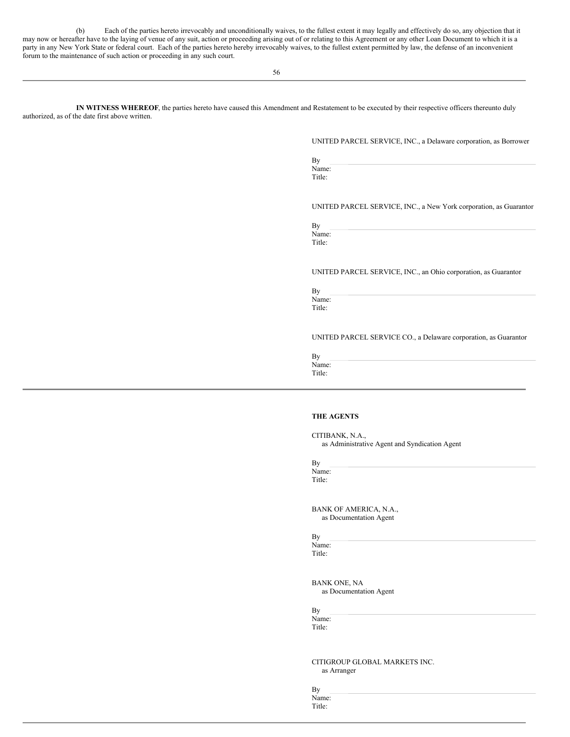(b) Each of the parties hereto irrevocably and unconditionally waives, to the fullest extent it may legally and effectively do so, any objection that it may now or hereafter have to the laying of venue of any suit, action or proceeding arising out of or relating to this Agreement or any other Loan Document to which it is a party in any New York State or federal court. Each of the parties hereto hereby irrevocably waives, to the fullest extent permitted by law, the defense of an inconvenient forum to the maintenance of such action or proceeding in any such court.

---

**IN WITNESS WHEREOF**, the parties hereto have caused this Amendment and Restatement to be executed by their respective officers thereunto duly authorized, as of the date first above written.

UNITED PARCEL SERVICE, INC., a Delaware corporation, as Borrower

By
Name:
Title:

UNITED PARCEL SERVICE, INC., a New York corporation, as Guarantor

By
Name:
Title:

UNITED PARCEL SERVICE, INC., an Ohio corporation, as Guarantor

By
Name:
Title:

UNITED PARCEL SERVICE CO., a Delaware corporation, as Guarantor

By
Name:
Title:

---

**THE AGENTS**

CITIBANK, N.A.,
as Administrative Agent and Syndication Agent

By
Name:
Title:

BANK OF AMERICA, N.A.,
as Documentation Agent

By
Name:
Title:

BANK ONE, NA
as Documentation Agent

By
Name:
Title:

CITIGROUP GLOBAL MARKETS INC.
as Arranger

By
Name:
Title: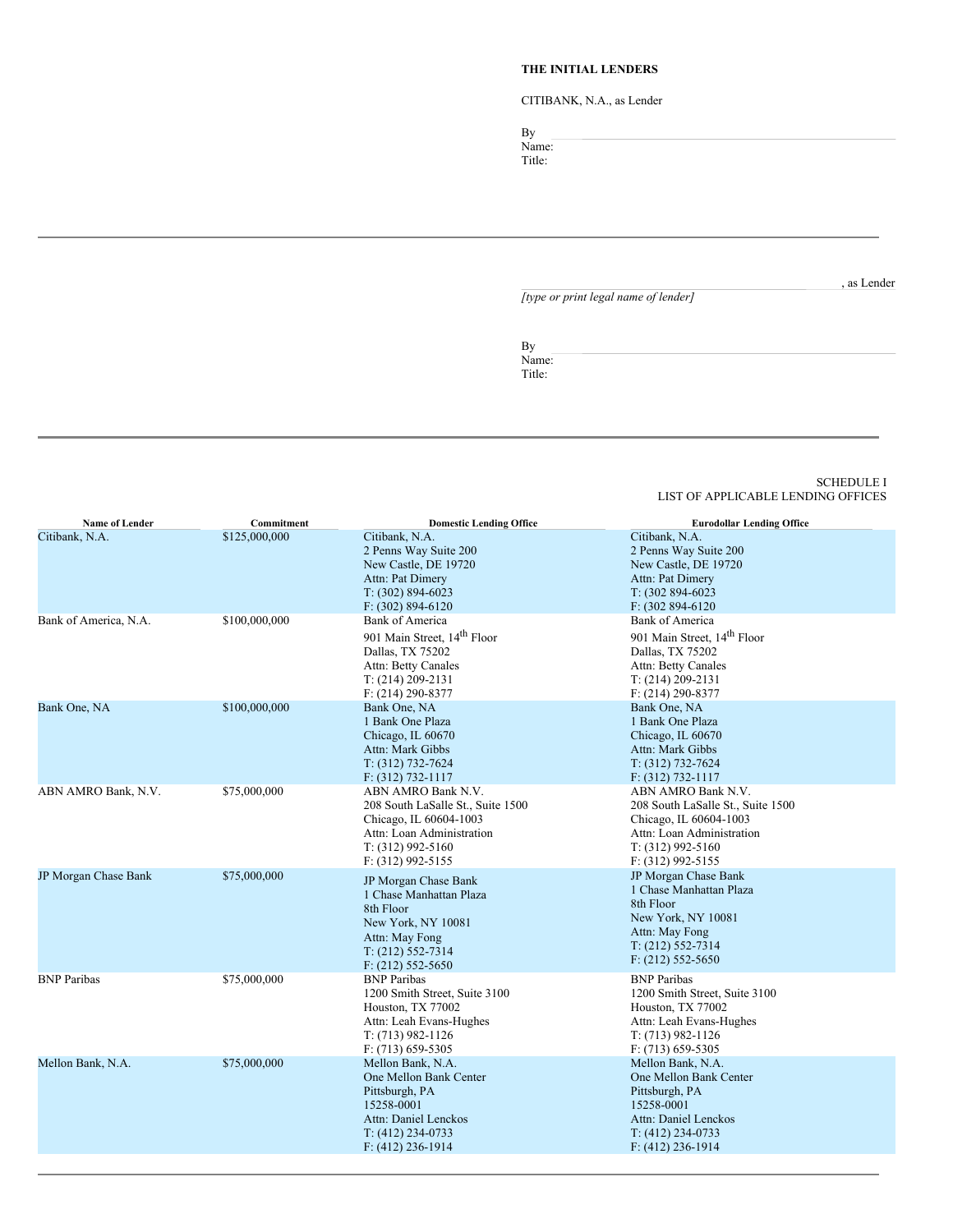**THE INITIAL LENDERS**

CITIBANK, N.A., as Lender

By \_\_\_\_\_\_\_\_\_\_\_\_\_\_\_\_\_\_\_\_\_\_\_\_\_\_\_\_\_\_\_\_\_\_\_\_\_\_\_\_
Name:
Title:

---

\_\_\_\_\_\_\_\_\_\_\_\_\_\_\_\_\_\_\_\_\_\_\_\_\_\_\_\_\_\_\_\_\_\_\_\_\_\_\_\_, as Lender
*[type or print legal name of lender]*

By \_\_\_\_\_\_\_\_\_\_\_\_\_\_\_\_\_\_\_\_\_\_\_\_\_\_\_\_\_\_\_\_\_\_\_\_\_\_\_\_
Name:
Title:

---

SCHEDULE I
LIST OF APPLICABLE LENDING OFFICES

| Name of Lender | Commitment | Domestic Lending Office | Eurodollar Lending Office |
|---|---|---|---|
| Citibank, N.A. | $125,000,000 | Citibank, N.A.<br>2 Penns Way Suite 200<br>New Castle, DE 19720<br>Attn: Pat Dimery<br>T: (302) 894-6023<br>F: (302) 894-6120 | Citibank, N.A.<br>2 Penns Way Suite 200<br>New Castle, DE 19720<br>Attn: Pat Dimery<br>T: (302 894-6023<br>F: (302 894-6120 |
| Bank of America, N.A. | $100,000,000 | Bank of America<br>901 Main Street, 14th Floor<br>Dallas, TX 75202<br>Attn: Betty Canales<br>T: (214) 209-2131<br>F: (214) 290-8377 | Bank of America<br>901 Main Street, 14th Floor<br>Dallas, TX 75202<br>Attn: Betty Canales<br>T: (214) 209-2131<br>F: (214) 290-8377 |
| Bank One, NA | $100,000,000 | Bank One, NA<br>1 Bank One Plaza<br>Chicago, IL 60670<br>Attn: Mark Gibbs<br>T: (312) 732-7624<br>F: (312) 732-1117 | Bank One, NA<br>1 Bank One Plaza<br>Chicago, IL 60670<br>Attn: Mark Gibbs<br>T: (312) 732-7624<br>F: (312) 732-1117 |
| ABN AMRO Bank, N.V. | $75,000,000 | ABN AMRO Bank N.V.<br>208 South LaSalle St., Suite 1500<br>Chicago, IL 60604-1003<br>Attn: Loan Administration<br>T: (312) 992-5160<br>F: (312) 992-5155 | ABN AMRO Bank N.V.<br>208 South LaSalle St., Suite 1500<br>Chicago, IL 60604-1003<br>Attn: Loan Administration<br>T: (312) 992-5160<br>F: (312) 992-5155 |
| JP Morgan Chase Bank | $75,000,000 | JP Morgan Chase Bank<br>1 Chase Manhattan Plaza<br>8th Floor<br>New York, NY 10081<br>Attn: May Fong<br>T: (212) 552-7314<br>F: (212) 552-5650 | JP Morgan Chase Bank<br>1 Chase Manhattan Plaza<br>8th Floor<br>New York, NY 10081<br>Attn: May Fong<br>T: (212) 552-7314<br>F: (212) 552-5650 |
| BNP Paribas | $75,000,000 | BNP Paribas<br>1200 Smith Street, Suite 3100<br>Houston, TX 77002<br>Attn: Leah Evans-Hughes<br>T: (713) 982-1126<br>F: (713) 659-5305 | BNP Paribas<br>1200 Smith Street, Suite 3100<br>Houston, TX 77002<br>Attn: Leah Evans-Hughes<br>T: (713) 982-1126<br>F: (713) 659-5305 |
| Mellon Bank, N.A. | $75,000,000 | Mellon Bank, N.A.<br>One Mellon Bank Center<br>Pittsburgh, PA<br>15258-0001<br>Attn: Daniel Lenckos<br>T: (412) 234-0733<br>F: (412) 236-1914 | Mellon Bank, N.A.<br>One Mellon Bank Center<br>Pittsburgh, PA<br>15258-0001<br>Attn: Daniel Lenckos<br>T: (412) 234-0733<br>F: (412) 236-1914 |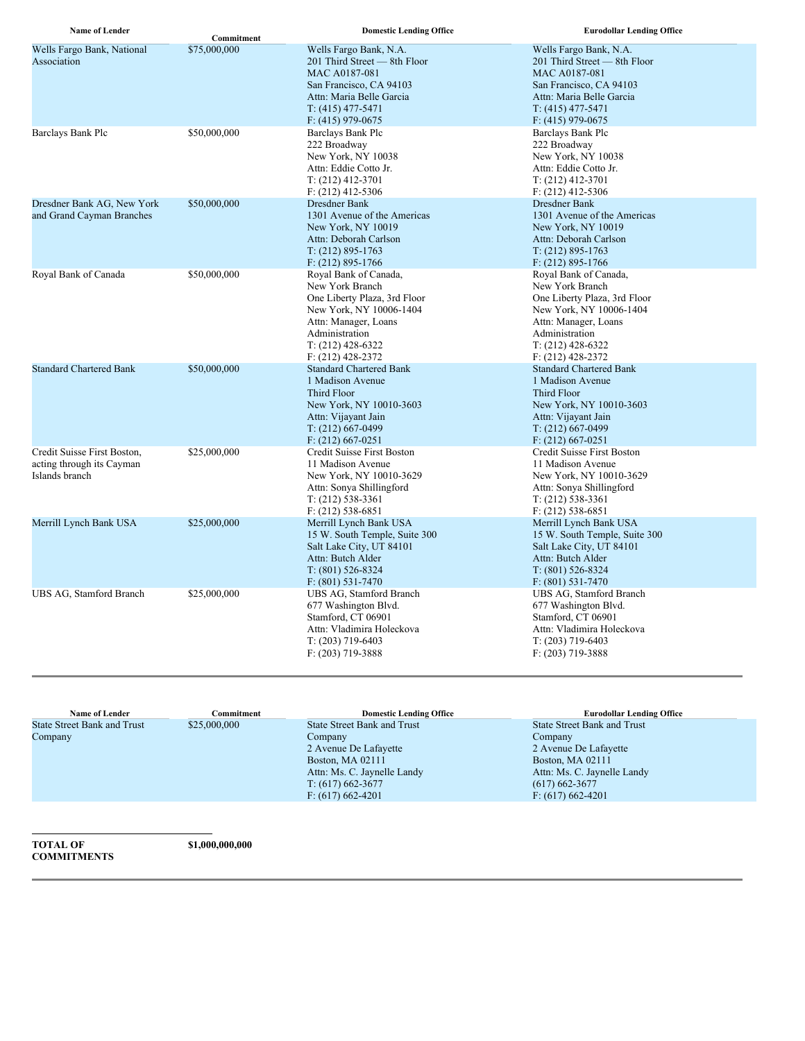| Name of Lender | Commitment | Domestic Lending Office | Eurodollar Lending Office |
|---|---|---|---|
| Wells Fargo Bank, National Association | $75,000,000 | Wells Fargo Bank, N.A.<br>201 Third Street — 8th Floor<br>MAC A0187-081<br>San Francisco, CA 94103<br>Attn: Maria Belle Garcia<br>T: (415) 477-5471<br>F: (415) 979-0675 | Wells Fargo Bank, N.A.<br>201 Third Street — 8th Floor<br>MAC A0187-081<br>San Francisco, CA 94103<br>Attn: Maria Belle Garcia<br>T: (415) 477-5471<br>F: (415) 979-0675 |
| Barclays Bank Plc | $50,000,000 | Barclays Bank Plc<br>222 Broadway<br>New York, NY 10038<br>Attn: Eddie Cotto Jr.<br>T: (212) 412-3701<br>F: (212) 412-5306 | Barclays Bank Plc<br>222 Broadway<br>New York, NY 10038<br>Attn: Eddie Cotto Jr.<br>T: (212) 412-3701<br>F: (212) 412-5306 |
| Dresdner Bank AG, New York and Grand Cayman Branches | $50,000,000 | Dresdner Bank<br>1301 Avenue of the Americas<br>New York, NY 10019<br>Attn: Deborah Carlson<br>T: (212) 895-1763<br>F: (212) 895-1766 | Dresdner Bank<br>1301 Avenue of the Americas<br>New York, NY 10019<br>Attn: Deborah Carlson<br>T: (212) 895-1763<br>F: (212) 895-1766 |
| Royal Bank of Canada | $50,000,000 | Royal Bank of Canada,<br>New York Branch<br>One Liberty Plaza, 3rd Floor<br>New York, NY 10006-1404<br>Attn: Manager, Loans Administration<br>T: (212) 428-6322<br>F: (212) 428-2372 | Royal Bank of Canada,<br>New York Branch<br>One Liberty Plaza, 3rd Floor<br>New York, NY 10006-1404<br>Attn: Manager, Loans Administration<br>T: (212) 428-6322<br>F: (212) 428-2372 |
| Standard Chartered Bank | $50,000,000 | Standard Chartered Bank<br>1 Madison Avenue<br>Third Floor<br>New York, NY 10010-3603<br>Attn: Vijayant Jain<br>T: (212) 667-0499<br>F: (212) 667-0251 | Standard Chartered Bank<br>1 Madison Avenue<br>Third Floor<br>New York, NY 10010-3603<br>Attn: Vijayant Jain<br>T: (212) 667-0499<br>F: (212) 667-0251 |
| Credit Suisse First Boston, acting through its Cayman Islands branch | $25,000,000 | Credit Suisse First Boston<br>11 Madison Avenue<br>New York, NY 10010-3629<br>Attn: Sonya Shillingford<br>T: (212) 538-3361<br>F: (212) 538-6851 | Credit Suisse First Boston<br>11 Madison Avenue<br>New York, NY 10010-3629<br>Attn: Sonya Shillingford<br>T: (212) 538-3361<br>F: (212) 538-6851 |
| Merrill Lynch Bank USA | $25,000,000 | Merrill Lynch Bank USA<br>15 W. South Temple, Suite 300<br>Salt Lake City, UT 84101<br>Attn: Butch Alder<br>T: (801) 526-8324<br>F: (801) 531-7470 | Merrill Lynch Bank USA<br>15 W. South Temple, Suite 300<br>Salt Lake City, UT 84101<br>Attn: Butch Alder<br>T: (801) 526-8324<br>F: (801) 531-7470 |
| UBS AG, Stamford Branch | $25,000,000 | UBS AG, Stamford Branch<br>677 Washington Blvd.<br>Stamford, CT 06901<br>Attn: Vladimira Holeckova<br>T: (203) 719-6403<br>F: (203) 719-3888 | UBS AG, Stamford Branch<br>677 Washington Blvd.<br>Stamford, CT 06901<br>Attn: Vladimira Holeckova<br>T: (203) 719-6403<br>F: (203) 719-3888 |
| State Street Bank and Trust Company | $25,000,000 | State Street Bank and Trust Company<br>2 Avenue De Lafayette<br>Boston, MA 02111<br>Attn: Ms. C. Jaynelle Landy<br>T: (617) 662-3677<br>F: (617) 662-4201 | State Street Bank and Trust Company<br>2 Avenue De Lafayette<br>Boston, MA 02111<br>Attn: Ms. C. Jaynelle Landy<br>(617) 662-3677<br>F: (617) 662-4201 |
| **TOTAL OF COMMITMENTS** | **$1,000,000,000** | | |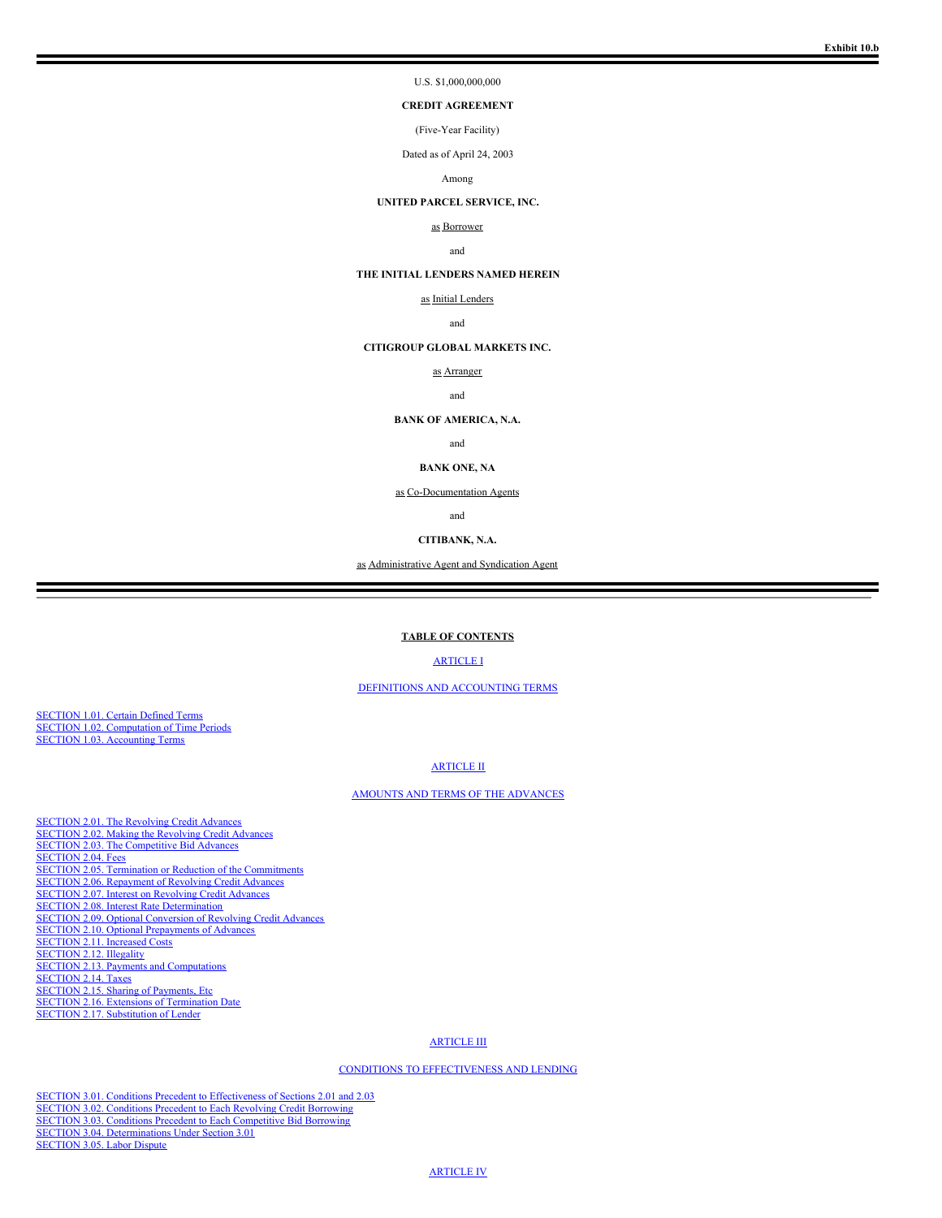**Exhibit 10.b**

U.S. $1,000,000,000

**CREDIT AGREEMENT**

(Five-Year Facility)

Dated as of April 24, 2003

Among

**UNITED PARCEL SERVICE, INC.**

as Borrower

and

**THE INITIAL LENDERS NAMED HEREIN**

as Initial Lenders

and

**CITIGROUP GLOBAL MARKETS INC.**

as Arranger

and

**BANK OF AMERICA, N.A.**

and

**BANK ONE, NA**

as Co-Documentation Agents

and

**CITIBANK, N.A.**

as Administrative Agent and Syndication Agent

---

**TABLE OF CONTENTS**

ARTICLE I

DEFINITIONS AND ACCOUNTING TERMS

SECTION 1.01. Certain Defined Terms
SECTION 1.02. Computation of Time Periods
SECTION 1.03. Accounting Terms

ARTICLE II

AMOUNTS AND TERMS OF THE ADVANCES

SECTION 2.01. The Revolving Credit Advances
SECTION 2.02. Making the Revolving Credit Advances
SECTION 2.03. The Competitive Bid Advances
SECTION 2.04. Fees
SECTION 2.05. Termination or Reduction of the Commitments
SECTION 2.06. Repayment of Revolving Credit Advances
SECTION 2.07. Interest on Revolving Credit Advances
SECTION 2.08. Interest Rate Determination
SECTION 2.09. Optional Conversion of Revolving Credit Advances
SECTION 2.10. Optional Prepayments of Advances
SECTION 2.11. Increased Costs
SECTION 2.12. Illegality
SECTION 2.13. Payments and Computations
SECTION 2.14. Taxes
SECTION 2.15. Sharing of Payments, Etc
SECTION 2.16. Extensions of Termination Date
SECTION 2.17. Substitution of Lender

ARTICLE III

CONDITIONS TO EFFECTIVENESS AND LENDING

SECTION 3.01. Conditions Precedent to Effectiveness of Sections 2.01 and 2.03
SECTION 3.02. Conditions Precedent to Each Revolving Credit Borrowing
SECTION 3.03. Conditions Precedent to Each Competitive Bid Borrowing
SECTION 3.04. Determinations Under Section 3.01
SECTION 3.05. Labor Dispute

ARTICLE IV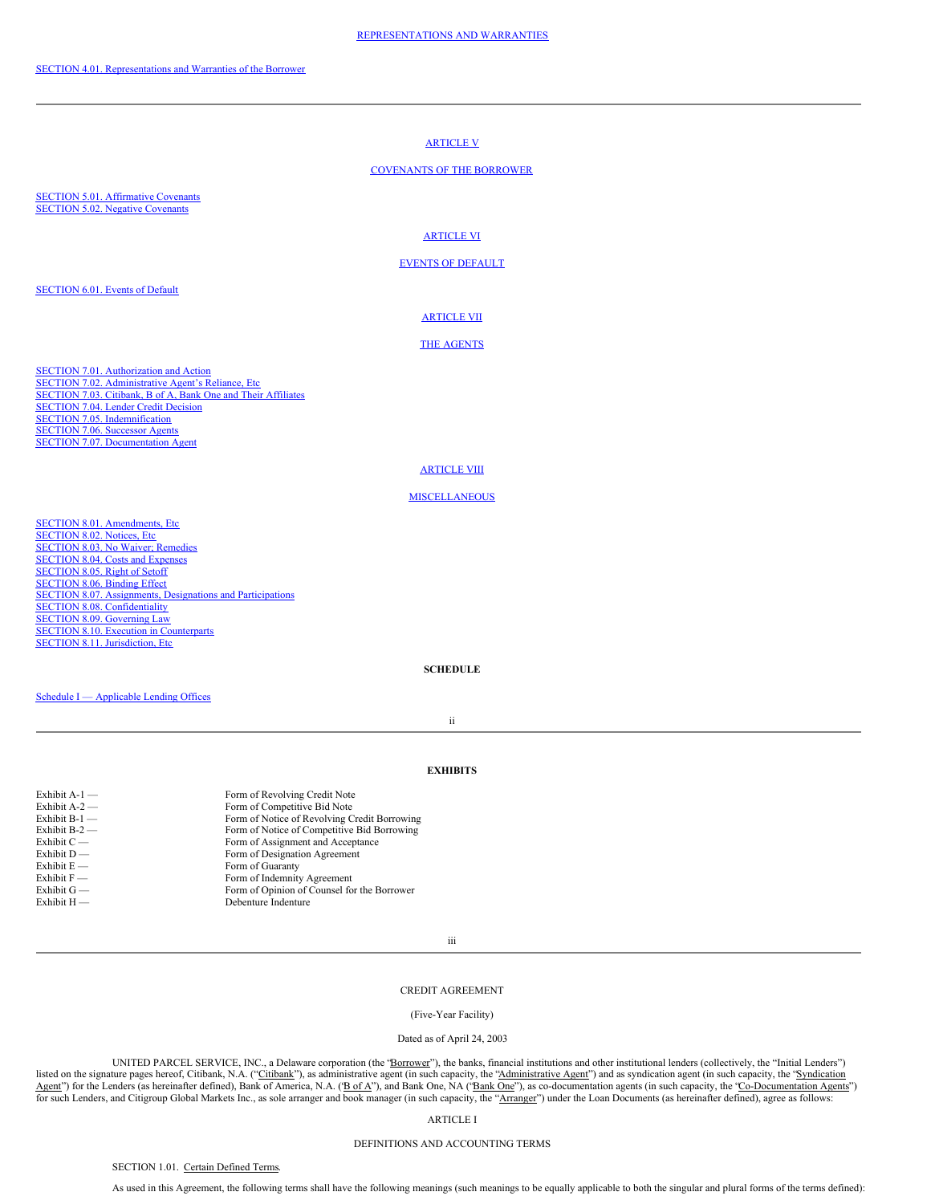REPRESENTATIONS AND WARRANTIES

SECTION 4.01. Representations and Warranties of the Borrower

ARTICLE V

COVENANTS OF THE BORROWER

SECTION 5.01. Affirmative Covenants
SECTION 5.02. Negative Covenants

ARTICLE VI

EVENTS OF DEFAULT

SECTION 6.01. Events of Default

ARTICLE VII

THE AGENTS

SECTION 7.01. Authorization and Action
SECTION 7.02. Administrative Agent's Reliance, Etc
SECTION 7.03. Citibank, B of A, Bank One and Their Affiliates
SECTION 7.04. Lender Credit Decision
SECTION 7.05. Indemnification
SECTION 7.06. Successor Agents
SECTION 7.07. Documentation Agent

ARTICLE VIII

MISCELLANEOUS

SECTION 8.01. Amendments, Etc
SECTION 8.02. Notices, Etc
SECTION 8.03. No Waiver; Remedies
SECTION 8.04. Costs and Expenses
SECTION 8.05. Right of Setoff
SECTION 8.06. Binding Effect
SECTION 8.07. Assignments, Designations and Participations
SECTION 8.08. Confidentiality
SECTION 8.09. Governing Law
SECTION 8.10. Execution in Counterparts
SECTION 8.11. Jurisdiction, Etc

**SCHEDULE**

Schedule I — Applicable Lending Offices

**EXHIBITS**

| | |
|---|---|
| Exhibit A-1 — | Form of Revolving Credit Note |
| Exhibit A-2 — | Form of Competitive Bid Note |
| Exhibit B-1 — | Form of Notice of Revolving Credit Borrowing |
| Exhibit B-2 — | Form of Notice of Competitive Bid Borrowing |
| Exhibit C — | Form of Assignment and Acceptance |
| Exhibit D — | Form of Designation Agreement |
| Exhibit E — | Form of Guaranty |
| Exhibit F — | Form of Indemnity Agreement |
| Exhibit G — | Form of Opinion of Counsel for the Borrower |
| Exhibit H — | Debenture Indenture |

CREDIT AGREEMENT

(Five-Year Facility)

Dated as of April 24, 2003

UNITED PARCEL SERVICE, INC., a Delaware corporation (the "Borrower"), the banks, financial institutions and other institutional lenders (collectively, the "Initial Lenders") listed on the signature pages hereof, Citibank, N.A. ("Citibank"), as administrative agent (in such capacity, the "Administrative Agent") and as syndication agent (in such capacity, the "Syndication Agent") for the Lenders (as hereinafter defined), Bank of America, N.A. ("B of A"), and Bank One, NA ("Bank One"), as co-documentation agents (in such capacity, the "Co-Documentation Agents") for such Lenders, and Citigroup Global Markets Inc., as sole arranger and book manager (in such capacity, the "Arranger") under the Loan Documents (as hereinafter defined), agree as follows:

ARTICLE I

DEFINITIONS AND ACCOUNTING TERMS

SECTION 1.01. Certain Defined Terms.

As used in this Agreement, the following terms shall have the following meanings (such meanings to be equally applicable to both the singular and plural forms of the terms defined):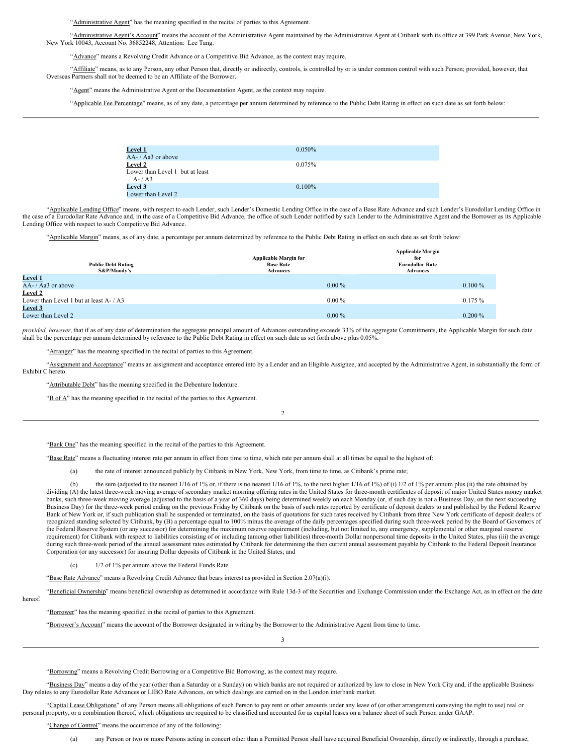"Administrative Agent" has the meaning specified in the recital of parties to this Agreement.

"Administrative Agent's Account" means the account of the Administrative Agent maintained by the Administrative Agent at Citibank with its office at 399 Park Avenue, New York, New York 10043, Account No. 36852248, Attention: Lee Tang.

"Advance" means a Revolving Credit Advance or a Competitive Bid Advance, as the context may require.

"Affiliate" means, as to any Person, any other Person that, directly or indirectly, controls, is controlled by or is under common control with such Person; provided, however, that Overseas Partners shall not be deemed to be an Affiliate of the Borrower.

"Agent" means the Administrative Agent or the Documentation Agent, as the context may require.

"Applicable Fee Percentage" means, as of any date, a percentage per annum determined by reference to the Public Debt Rating in effect on such date as set forth below:

| | |
|---|---|
| **Level 1**<br>AA- / Aa3 or above | 0.050% |
| **Level 2**<br>Lower than Level 1 but at least A- / A3 | 0.075% |
| **Level 3**<br>Lower than Level 2 | 0.100% |

"Applicable Lending Office" means, with respect to each Lender, such Lender's Domestic Lending Office in the case of a Base Rate Advance and such Lender's Eurodollar Lending Office in the case of a Eurodollar Rate Advance and, in the case of a Competitive Bid Advance, the office of such Lender notified by such Lender to the Administrative Agent and the Borrower as its Applicable Lending Office with respect to such Competitive Bid Advance.

"Applicable Margin" means, as of any date, a percentage per annum determined by reference to the Public Debt Rating in effect on such date as set forth below:

| Public Debt Rating S&P/Moody's | Applicable Margin for Base Rate Advances | Applicable Margin for Eurodollar Rate Advances |
|---|---|---|
| **Level 1**<br>AA- / Aa3 or above | 0.00 % | 0.100 % |
| **Level 2**<br>Lower than Level 1 but at least A- / A3 | 0.00 % | 0.175 % |
| **Level 3**<br>Lower than Level 2 | 0.00 % | 0.200 % |

*provided, however*, that if as of any date of determination the aggregate principal amount of Advances outstanding exceeds 33% of the aggregate Commitments, the Applicable Margin for such date shall be the percentage per annum determined by reference to the Public Debt Rating in effect on such date as set forth above plus 0.05%.

"Arranger" has the meaning specified in the recital of parties to this Agreement.

"Assignment and Acceptance" means an assignment and acceptance entered into by a Lender and an Eligible Assignee, and accepted by the Administrative Agent, in substantially the form of Exhibit C hereto.

"Attributable Debt" has the meaning specified in the Debenture Indenture.

"B of A" has the meaning specified in the recital of the parties to this Agreement.

"Bank One" has the meaning specified in the recital of the parties to this Agreement.

"Base Rate" means a fluctuating interest rate per annum in effect from time to time, which rate per annum shall at all times be equal to the highest of:

(a) the rate of interest announced publicly by Citibank in New York, New York, from time to time, as Citibank's prime rate;

(b) the sum (adjusted to the nearest 1/16 of 1% or, if there is no nearest 1/16 of 1%, to the next higher 1/16 of 1%) of (i) 1/2 of 1% per annum plus (ii) the rate obtained by dividing (A) the latest three-week moving average of secondary market morning offering rates in the United States for three-month certificates of deposit of major United States money market banks, such three-week moving average (adjusted to the basis of a year of 360 days) being determined weekly on each Monday (or, if such day is not a Business Day, on the next succeeding Business Day) for the three-week period ending on the previous Friday by Citibank on the basis of such rates reported by certificate of deposit dealers to and published by the Federal Reserve Bank of New York or, if such publication shall be suspended or terminated, on the basis of quotations for such rates received by Citibank from three New York certificate of deposit dealers of recognized standing selected by Citibank, by (B) a percentage equal to 100% minus the average of the daily percentages specified during such three-week period by the Board of Governors of the Federal Reserve System (or any successor) for determining the maximum reserve requirement (including, but not limited to, any emergency, supplemental or other marginal reserve requirement) for Citibank with respect to liabilities consisting of or including (among other liabilities) three-month Dollar nonpersonal time deposits in the United States, plus (iii) the average during such three-week period of the annual assessment rates estimated by Citibank for determining the then current annual assessment payable by Citibank to the Federal Deposit Insurance Corporation (or any successor) for insuring Dollar deposits of Citibank in the United States; and

(c) 1/2 of 1% per annum above the Federal Funds Rate.

"Base Rate Advance" means a Revolving Credit Advance that bears interest as provided in Section 2.07(a)(i).

"Beneficial Ownership" means beneficial ownership as determined in accordance with Rule 13d-3 of the Securities and Exchange Commission under the Exchange Act, as in effect on the date hereof.

"Borrower" has the meaning specified in the recital of parties to this Agreement.

"Borrower's Account" means the account of the Borrower designated in writing by the Borrower to the Administrative Agent from time to time.

"Borrowing" means a Revolving Credit Borrowing or a Competitive Bid Borrowing, as the context may require.

"Business Day" means a day of the year (other than a Saturday or a Sunday) on which banks are not required or authorized by law to close in New York City and, if the applicable Business Day relates to any Eurodollar Rate Advances or LIBO Rate Advances, on which dealings are carried on in the London interbank market.

"Capital Lease Obligations" of any Person means all obligations of such Person to pay rent or other amounts under any lease of (or other arrangement conveying the right to use) real or personal property, or a combination thereof, which obligations are required to be classified and accounted for as capital leases on a balance sheet of such Person under GAAP.

"Change of Control" means the occurrence of any of the following:

(a) any Person or two or more Persons acting in concert other than a Permitted Person shall have acquired Beneficial Ownership, directly or indirectly, through a purchase,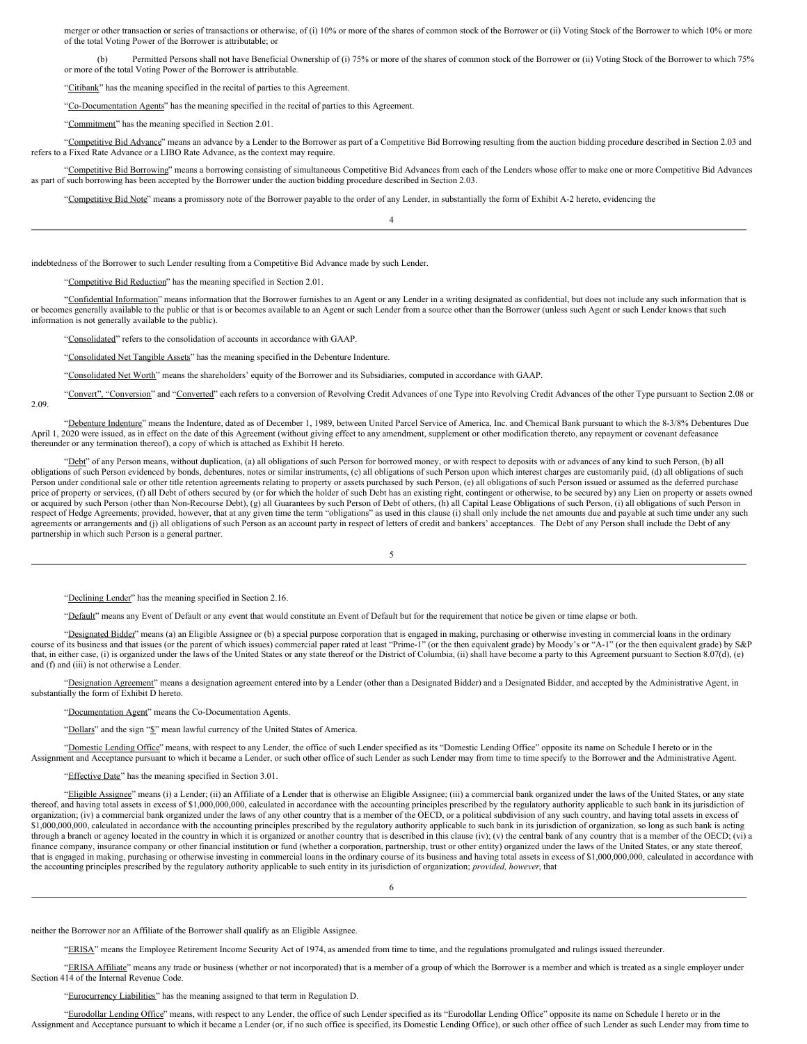merger or other transaction or series of transactions or otherwise, of (i) 10% or more of the shares of common stock of the Borrower or (ii) Voting Stock of the Borrower to which 10% or more of the total Voting Power of the Borrower is attributable; or

(b) Permitted Persons shall not have Beneficial Ownership of (i) 75% or more of the shares of common stock of the Borrower or (ii) Voting Stock of the Borrower to which 75% or more of the total Voting Power of the Borrower is attributable.

"Citibank" has the meaning specified in the recital of parties to this Agreement.

"Co-Documentation Agents" has the meaning specified in the recital of parties to this Agreement.

"Commitment" has the meaning specified in Section 2.01.

"Competitive Bid Advance" means an advance by a Lender to the Borrower as part of a Competitive Bid Borrowing resulting from the auction bidding procedure described in Section 2.03 and refers to a Fixed Rate Advance or a LIBO Rate Advance, as the context may require.

"Competitive Bid Borrowing" means a borrowing consisting of simultaneous Competitive Bid Advances from each of the Lenders whose offer to make one or more Competitive Bid Advances as part of such borrowing has been accepted by the Borrower under the auction bidding procedure described in Section 2.03.

"Competitive Bid Note" means a promissory note of the Borrower payable to the order of any Lender, in substantially the form of Exhibit A-2 hereto, evidencing the indebtedness of the Borrower to such Lender resulting from a Competitive Bid Advance made by such Lender.

"Competitive Bid Reduction" has the meaning specified in Section 2.01.

"Confidential Information" means information that the Borrower furnishes to an Agent or any Lender in a writing designated as confidential, but does not include any such information that is or becomes generally available to the public or that is or becomes available to an Agent or such Lender from a source other than the Borrower (unless such Agent or such Lender knows that such information is not generally available to the public).

"Consolidated" refers to the consolidation of accounts in accordance with GAAP.

"Consolidated Net Tangible Assets" has the meaning specified in the Debenture Indenture.

"Consolidated Net Worth" means the shareholders' equity of the Borrower and its Subsidiaries, computed in accordance with GAAP.

"Convert", "Conversion" and "Converted" each refers to a conversion of Revolving Credit Advances of one Type into Revolving Credit Advances of the other Type pursuant to Section 2.08 or 2.09.

"Debenture Indenture" means the Indenture, dated as of December 1, 1989, between United Parcel Service of America, Inc. and Chemical Bank pursuant to which the 8-3/8% Debentures Due April 1, 2020 were issued, as in effect on the date of this Agreement (without giving effect to any amendment, supplement or other modification thereto, any repayment or covenant defeasance thereunder or any termination thereof), a copy of which is attached as Exhibit H hereto.

"Debt" of any Person means, without duplication, (a) all obligations of such Person for borrowed money, or with respect to deposits with or advances of any kind to such Person, (b) all obligations of such Person evidenced by bonds, debentures, notes or similar instruments, (c) all obligations of such Person upon which interest charges are customarily paid, (d) all obligations of such Person under conditional sale or other title retention agreements relating to property or assets purchased by such Person, (e) all obligations of such Person issued or assumed as the deferred purchase price of property or services, (f) all Debt of others secured by (or for which the holder of such Debt has an existing right, contingent or otherwise, to be secured by) any Lien on property or assets owned or acquired by such Person (other than Non-Recourse Debt), (g) all Guarantees by such Person of Debt of others, (h) all Capital Lease Obligations of such Person, (i) all obligations of such Person in respect of Hedge Agreements; provided, however, that at any given time the term "obligations" as used in this clause (i) shall only include the net amounts due and payable at such time under any such agreements or arrangements and (j) all obligations of such Person as an account party in respect of letters of credit and bankers' acceptances. The Debt of any Person shall include the Debt of any partnership in which such Person is a general partner.

"Declining Lender" has the meaning specified in Section 2.16.

"Default" means any Event of Default or any event that would constitute an Event of Default but for the requirement that notice be given or time elapse or both.

"Designated Bidder" means (a) an Eligible Assignee or (b) a special purpose corporation that is engaged in making, purchasing or otherwise investing in commercial loans in the ordinary course of its business and that issues (or the parent of which issues) commercial paper rated at least "Prime-1" (or the then equivalent grade) by Moody's or "A-1" (or the then equivalent grade) by S&P that, in either case, (i) is organized under the laws of the United States or any state thereof or the District of Columbia, (ii) shall have become a party to this Agreement pursuant to Section 8.07(d), (e) and (f) and (iii) is not otherwise a Lender.

"Designation Agreement" means a designation agreement entered into by a Lender (other than a Designated Bidder) and a Designated Bidder, and accepted by the Administrative Agent, in substantially the form of Exhibit D hereto.

"Documentation Agent" means the Co-Documentation Agents.

"Dollars" and the sign "$" mean lawful currency of the United States of America.

"Domestic Lending Office" means, with respect to any Lender, the office of such Lender specified as its "Domestic Lending Office" opposite its name on Schedule I hereto or in the Assignment and Acceptance pursuant to which it became a Lender, or such other office of such Lender as such Lender may from time to time specify to the Borrower and the Administrative Agent.

"Effective Date" has the meaning specified in Section 3.01.

"Eligible Assignee" means (i) a Lender; (ii) an Affiliate of a Lender that is otherwise an Eligible Assignee; (iii) a commercial bank organized under the laws of the United States, or any state thereof, and having total assets in excess of $1,000,000,000, calculated in accordance with the accounting principles prescribed by the regulatory authority applicable to such bank in its jurisdiction of organization; (iv) a commercial bank organized under the laws of any other country that is a member of the OECD, or a political subdivision of any such country, and having total assets in excess of $1,000,000,000, calculated in accordance with the accounting principles prescribed by the regulatory authority applicable to such bank in its jurisdiction of organization, so long as such bank is acting through a branch or agency located in the country in which it is organized or another country that is described in this clause (iv); (v) the central bank of any country that is a member of the OECD; (vi) a finance company, insurance company or other financial institution or fund (whether a corporation, partnership, trust or other entity) organized under the laws of the United States, or any state thereof, that is engaged in making, purchasing or otherwise investing in commercial loans in the ordinary course of its business and having total assets in excess of $1,000,000,000, calculated in accordance with the accounting principles prescribed by the regulatory authority applicable to such entity in its jurisdiction of organization; *provided, however*, that neither the Borrower nor an Affiliate of the Borrower shall qualify as an Eligible Assignee.

"ERISA" means the Employee Retirement Income Security Act of 1974, as amended from time to time, and the regulations promulgated and rulings issued thereunder.

"ERISA Affiliate" means any trade or business (whether or not incorporated) that is a member of a group of which the Borrower is a member and which is treated as a single employer under Section 414 of the Internal Revenue Code.

"Eurocurrency Liabilities" has the meaning assigned to that term in Regulation D.

"Eurodollar Lending Office" means, with respect to any Lender, the office of such Lender specified as its "Eurodollar Lending Office" opposite its name on Schedule I hereto or in the Assignment and Acceptance pursuant to which it became a Lender (or, if no such office is specified, its Domestic Lending Office), or such other office of such Lender as such Lender may from time to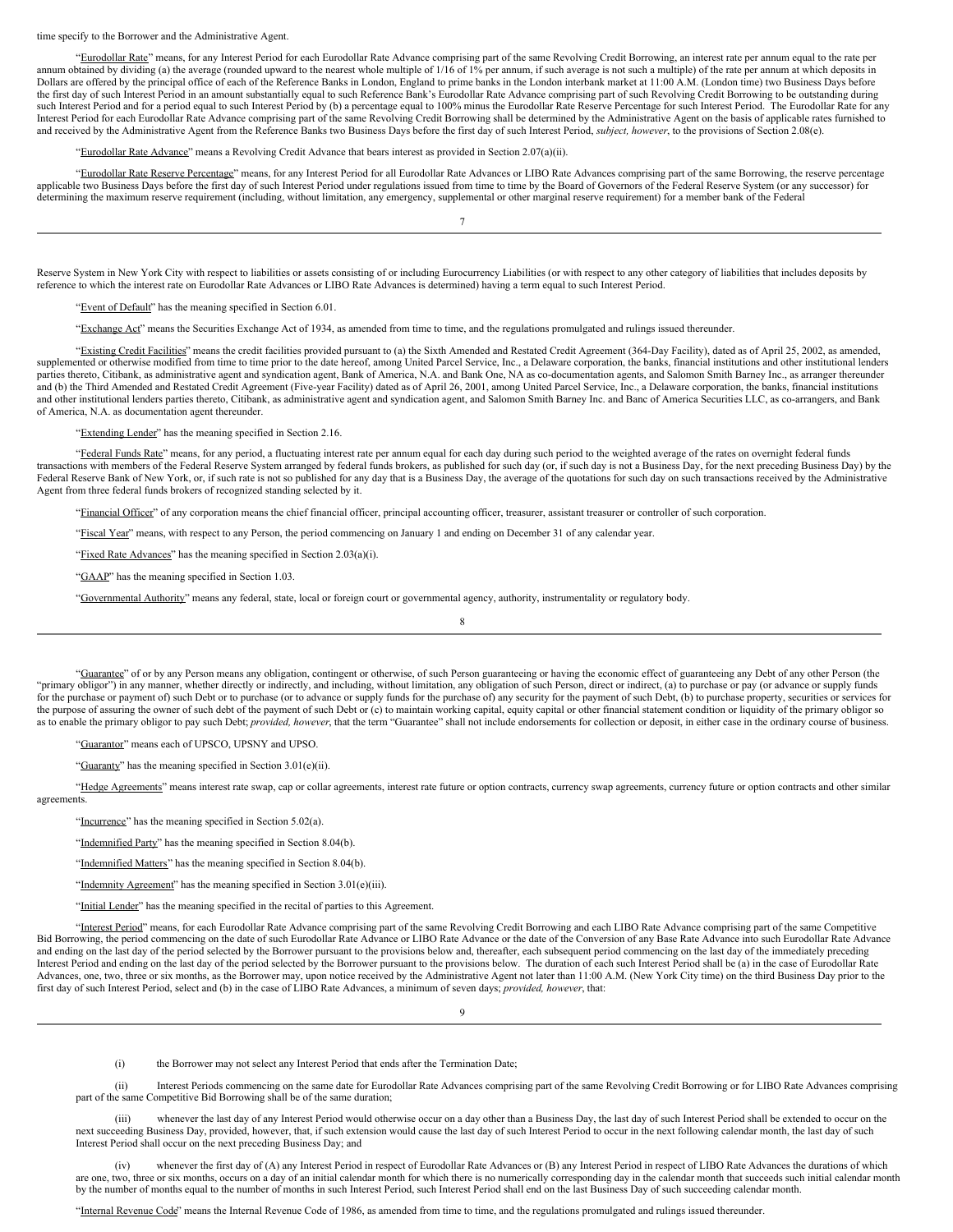time specify to the Borrower and the Administrative Agent.

"Eurodollar Rate" means, for any Interest Period for each Eurodollar Rate Advance comprising part of the same Revolving Credit Borrowing, an interest rate per annum equal to the rate per annum obtained by dividing (a) the average (rounded upward to the nearest whole multiple of 1/16 of 1% per annum, if such average is not such a multiple) of the rate per annum at which deposits in Dollars are offered by the principal office of each of the Reference Banks in London, England to prime banks in the London interbank market at 11:00 A.M. (London time) two Business Days before the first day of such Interest Period in an amount substantially equal to such Reference Bank's Eurodollar Rate Advance comprising part of such Revolving Credit Borrowing to be outstanding during such Interest Period and for a period equal to such Interest Period by (b) a percentage equal to 100% minus the Eurodollar Rate Reserve Percentage for such Interest Period. The Eurodollar Rate for any Interest Period for each Eurodollar Rate Advance comprising part of the same Revolving Credit Borrowing shall be determined by the Administrative Agent on the basis of applicable rates furnished to and received by the Administrative Agent from the Reference Banks two Business Days before the first day of such Interest Period, *subject, however*, to the provisions of Section 2.08(e).

"Eurodollar Rate Advance" means a Revolving Credit Advance that bears interest as provided in Section 2.07(a)(ii).

"Eurodollar Rate Reserve Percentage" means, for any Interest Period for all Eurodollar Rate Advances or LIBO Rate Advances comprising part of the same Borrowing, the reserve percentage applicable two Business Days before the first day of such Interest Period under regulations issued from time to time by the Board of Governors of the Federal Reserve System (or any successor) for determining the maximum reserve requirement (including, without limitation, any emergency, supplemental or other marginal reserve requirement) for a member bank of the Federal Reserve System in New York City with respect to liabilities or assets consisting of or including Eurocurrency Liabilities (or with respect to any other category of liabilities that includes deposits by reference to which the interest rate on Eurodollar Rate Advances or LIBO Rate Advances is determined) having a term equal to such Interest Period.

"Event of Default" has the meaning specified in Section 6.01.

"Exchange Act" means the Securities Exchange Act of 1934, as amended from time to time, and the regulations promulgated and rulings issued thereunder.

"Existing Credit Facilities" means the credit facilities provided pursuant to (a) the Sixth Amended and Restated Credit Agreement (364-Day Facility), dated as of April 25, 2002, as amended, supplemented or otherwise modified from time to time prior to the date hereof, among United Parcel Service, Inc., a Delaware corporation, the banks, financial institutions and other institutional lenders parties thereto, Citibank, as administrative agent and syndication agent, Bank of America, N.A. and Bank One, NA as co-documentation agents, and Salomon Smith Barney Inc., as arranger thereunder and (b) the Third Amended and Restated Credit Agreement (Five-year Facility) dated as of April 26, 2001, among United Parcel Service, Inc., a Delaware corporation, the banks, financial institutions and other institutional lenders parties thereto, Citibank, as administrative agent and syndication agent, and Salomon Smith Barney Inc. and Banc of America Securities LLC, as co-arrangers, and Bank of America, N.A. as documentation agent thereunder.

"Extending Lender" has the meaning specified in Section 2.16.

"Federal Funds Rate" means, for any period, a fluctuating interest rate per annum equal for each day during such period to the weighted average of the rates on overnight federal funds transactions with members of the Federal Reserve System arranged by federal funds brokers, as published for such day (or, if such day is not a Business Day, for the next preceding Business Day) by the Federal Reserve Bank of New York, or, if such rate is not so published for any day that is a Business Day, the average of the quotations for such day on such transactions received by the Administrative Agent from three federal funds brokers of recognized standing selected by it.

"Financial Officer" of any corporation means the chief financial officer, principal accounting officer, treasurer, assistant treasurer or controller of such corporation.

"Fiscal Year" means, with respect to any Person, the period commencing on January 1 and ending on December 31 of any calendar year.

"Fixed Rate Advances" has the meaning specified in Section 2.03(a)(i).

"GAAP" has the meaning specified in Section 1.03.

"Governmental Authority" means any federal, state, local or foreign court or governmental agency, authority, instrumentality or regulatory body.

"Guarantee" of or by any Person means any obligation, contingent or otherwise, of such Person guaranteeing or having the economic effect of guaranteeing any Debt of any other Person (the "primary obligor") in any manner, whether directly or indirectly, and including, without limitation, any obligation of such Person, direct or indirect, (a) to purchase or pay (or advance or supply funds for the purchase or payment of) such Debt or to purchase (or to advance or supply funds for the purchase of) any security for the payment of such Debt, (b) to purchase property, securities or services for the purpose of assuring the owner of such debt of the payment of such Debt or (c) to maintain working capital, equity capital or other financial statement condition or liquidity of the primary obligor so as to enable the primary obligor to pay such Debt; *provided, however*, that the term "Guarantee" shall not include endorsements for collection or deposit, in either case in the ordinary course of business.

"Guarantor" means each of UPSCO, UPSNY and UPSO.

"Guaranty" has the meaning specified in Section 3.01(e)(ii).

"Hedge Agreements" means interest rate swap, cap or collar agreements, interest rate future or option contracts, currency swap agreements, currency future or option contracts and other similar agreements.

"Incurrence" has the meaning specified in Section 5.02(a).

"Indemnified Party" has the meaning specified in Section 8.04(b).

"Indemnified Matters" has the meaning specified in Section 8.04(b).

"Indemnity Agreement" has the meaning specified in Section 3.01(e)(iii).

"Initial Lender" has the meaning specified in the recital of parties to this Agreement.

"Interest Period" means, for each Eurodollar Rate Advance comprising part of the same Revolving Credit Borrowing and each LIBO Rate Advance comprising part of the same Competitive Bid Borrowing, the period commencing on the date of such Eurodollar Rate Advance or LIBO Rate Advance or the date of the Conversion of any Base Rate Advance into such Eurodollar Rate Advance and ending on the last day of the period selected by the Borrower pursuant to the provisions below and, thereafter, each subsequent period commencing on the last day of the immediately preceding Interest Period and ending on the last day of the period selected by the Borrower pursuant to the provisions below. The duration of each such Interest Period shall be (a) in the case of Eurodollar Rate Advances, one, two, three or six months, as the Borrower may, upon notice received by the Administrative Agent not later than 11:00 A.M. (New York City time) on the third Business Day prior to the first day of such Interest Period, select and (b) in the case of LIBO Rate Advances, a minimum of seven days; *provided, however*, that:

(i) the Borrower may not select any Interest Period that ends after the Termination Date;

(ii) Interest Periods commencing on the same date for Eurodollar Rate Advances comprising part of the same Revolving Credit Borrowing or for LIBO Rate Advances comprising part of the same Competitive Bid Borrowing shall be of the same duration;

(iii) whenever the last day of any Interest Period would otherwise occur on a day other than a Business Day, the last day of such Interest Period shall be extended to occur on the next succeeding Business Day, provided, however, that, if such extension would cause the last day of such Interest Period to occur in the next following calendar month, the last day of such Interest Period shall occur on the next preceding Business Day; and

(iv) whenever the first day of (A) any Interest Period in respect of Eurodollar Rate Advances or (B) any Interest Period in respect of LIBO Rate Advances the durations of which are one, two, three or six months, occurs on a day of an initial calendar month for which there is no numerically corresponding day in the calendar month that succeeds such initial calendar month by the number of months equal to the number of months in such Interest Period, such Interest Period shall end on the last Business Day of such succeeding calendar month.

"Internal Revenue Code" means the Internal Revenue Code of 1986, as amended from time to time, and the regulations promulgated and rulings issued thereunder.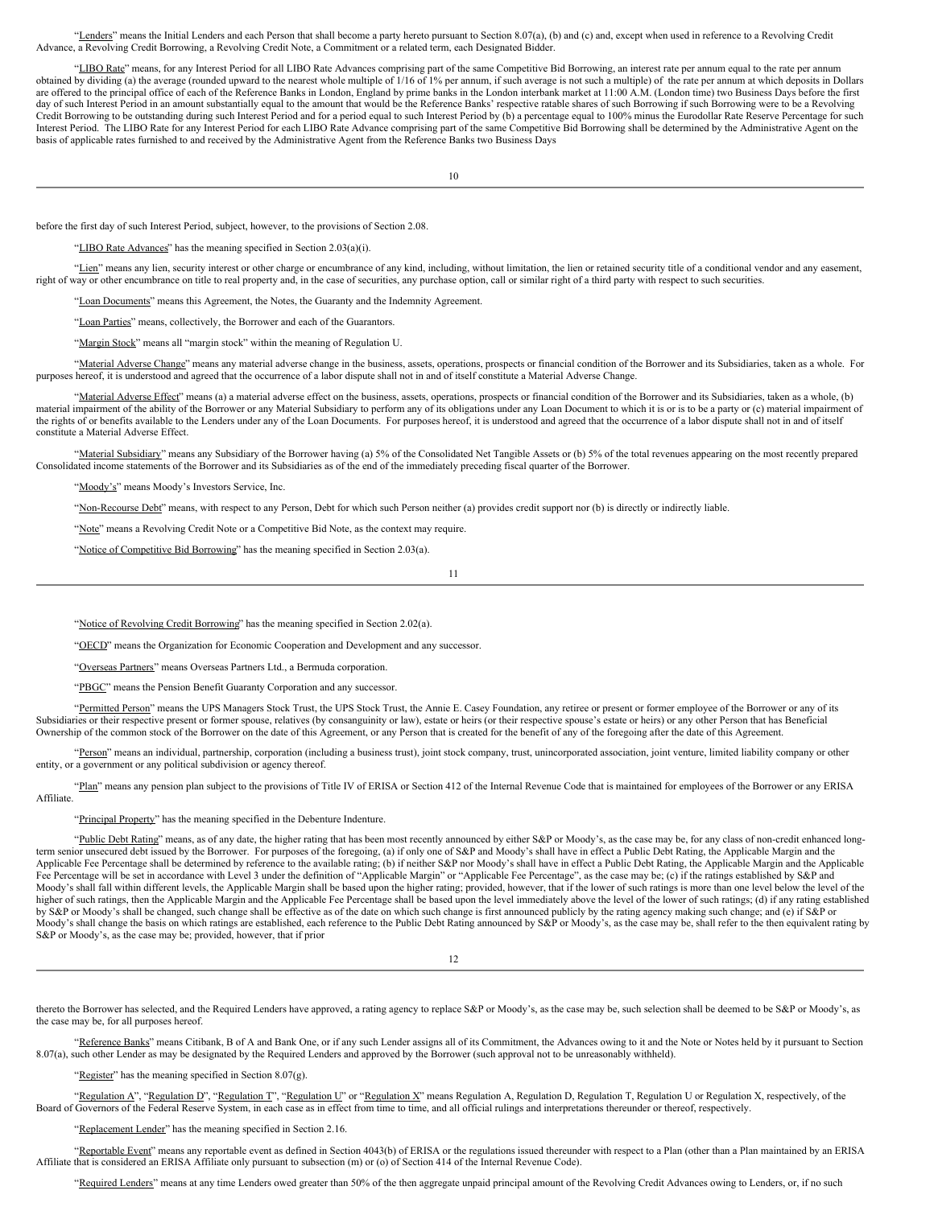"Lenders" means the Initial Lenders and each Person that shall become a party hereto pursuant to Section 8.07(a), (b) and (c) and, except when used in reference to a Revolving Credit Advance, a Revolving Credit Borrowing, a Revolving Credit Note, a Commitment or a related term, each Designated Bidder.

"LIBO Rate" means, for any Interest Period for all LIBO Rate Advances comprising part of the same Competitive Bid Borrowing, an interest rate per annum equal to the rate per annum obtained by dividing (a) the average (rounded upward to the nearest whole multiple of 1/16 of 1% per annum, if such average is not such a multiple) of the rate per annum at which deposits in Dollars are offered to the principal office of each of the Reference Banks in London, England by prime banks in the London interbank market at 11:00 A.M. (London time) two Business Days before the first day of such Interest Period in an amount substantially equal to the amount that would be the Reference Banks' respective ratable shares of such Borrowing if such Borrowing were to be a Revolving Credit Borrowing to be outstanding during such Interest Period and for a period equal to such Interest Period by (b) a percentage equal to 100% minus the Eurodollar Rate Reserve Percentage for such Interest Period. The LIBO Rate for any Interest Period for each LIBO Rate Advance comprising part of the same Competitive Bid Borrowing shall be determined by the Administrative Agent on the basis of applicable rates furnished to and received by the Administrative Agent from the Reference Banks two Business Days before the first day of such Interest Period, subject, however, to the provisions of Section 2.08.

"LIBO Rate Advances" has the meaning specified in Section 2.03(a)(i).

"Lien" means any lien, security interest or other charge or encumbrance of any kind, including, without limitation, the lien or retained security title of a conditional vendor and any easement, right of way or other encumbrance on title to real property and, in the case of securities, any purchase option, call or similar right of a third party with respect to such securities.

"Loan Documents" means this Agreement, the Notes, the Guaranty and the Indemnity Agreement.

"Loan Parties" means, collectively, the Borrower and each of the Guarantors.

"Margin Stock" means all "margin stock" within the meaning of Regulation U.

"Material Adverse Change" means any material adverse change in the business, assets, operations, prospects or financial condition of the Borrower and its Subsidiaries, taken as a whole. For purposes hereof, it is understood and agreed that the occurrence of a labor dispute shall not in and of itself constitute a Material Adverse Change.

"Material Adverse Effect" means (a) a material adverse effect on the business, assets, operations, prospects or financial condition of the Borrower and its Subsidiaries, taken as a whole, (b) material impairment of the ability of the Borrower or any Material Subsidiary to perform any of its obligations under any Loan Document to which it is or is to be a party or (c) material impairment of the rights of or benefits available to the Lenders under any of the Loan Documents. For purposes hereof, it is understood and agreed that the occurrence of a labor dispute shall not in and of itself constitute a Material Adverse Effect.

"Material Subsidiary" means any Subsidiary of the Borrower having (a) 5% of the Consolidated Net Tangible Assets or (b) 5% of the total revenues appearing on the most recently prepared Consolidated income statements of the Borrower and its Subsidiaries as of the end of the immediately preceding fiscal quarter of the Borrower.

"Moody's" means Moody's Investors Service, Inc.

"Non-Recourse Debt" means, with respect to any Person, Debt for which such Person neither (a) provides credit support nor (b) is directly or indirectly liable.

"Note" means a Revolving Credit Note or a Competitive Bid Note, as the context may require.

"Notice of Competitive Bid Borrowing" has the meaning specified in Section 2.03(a).

"Notice of Revolving Credit Borrowing" has the meaning specified in Section 2.02(a).

"OECD" means the Organization for Economic Cooperation and Development and any successor.

"Overseas Partners" means Overseas Partners Ltd., a Bermuda corporation.

"PBGC" means the Pension Benefit Guaranty Corporation and any successor.

"Permitted Person" means the UPS Managers Stock Trust, the UPS Stock Trust, the Annie E. Casey Foundation, any retiree or present or former employee of the Borrower or any of its Subsidiaries or their respective present or former spouse, relatives (by consanguinity or law), estate or heirs (or their respective spouse's estate or heirs) or any other Person that has Beneficial Ownership of the common stock of the Borrower on the date of this Agreement, or any Person that is created for the benefit of any of the foregoing after the date of this Agreement.

"Person" means an individual, partnership, corporation (including a business trust), joint stock company, trust, unincorporated association, joint venture, limited liability company or other entity, or a government or any political subdivision or agency thereof.

"Plan" means any pension plan subject to the provisions of Title IV of ERISA or Section 412 of the Internal Revenue Code that is maintained for employees of the Borrower or any ERISA Affiliate.

"Principal Property" has the meaning specified in the Debenture Indenture.

"Public Debt Rating" means, as of any date, the higher rating that has been most recently announced by either S&P or Moody's, as the case may be, for any class of non-credit enhanced long-term senior unsecured debt issued by the Borrower. For purposes of the foregoing, (a) if only one of S&P and Moody's shall have in effect a Public Debt Rating, the Applicable Margin and the Applicable Fee Percentage shall be determined by reference to the available rating; (b) if neither S&P nor Moody's shall have in effect a Public Debt Rating, the Applicable Margin and the Applicable Fee Percentage will be set in accordance with Level 3 under the definition of "Applicable Margin" or "Applicable Fee Percentage", as the case may be; (c) if the ratings established by S&P and Moody's shall fall within different levels, the Applicable Margin shall be based upon the higher rating; provided, however, that if the lower of such ratings is more than one level below the level of the higher of such ratings, then the Applicable Margin and the Applicable Fee Percentage shall be based upon the level immediately above the level of the lower of such ratings; (d) if any rating established by S&P or Moody's shall be changed, such change shall be effective as of the date on which such change is first announced publicly by the rating agency making such change; and (e) if S&P or Moody's shall change the basis on which ratings are established, each reference to the Public Debt Rating announced by S&P or Moody's, as the case may be, shall refer to the then equivalent rating by S&P or Moody's, as the case may be; provided, however, that if prior thereto the Borrower has selected, and the Required Lenders have approved, a rating agency to replace S&P or Moody's, as the case may be, such selection shall be deemed to be S&P or Moody's, as the case may be, for all purposes hereof.

"Reference Banks" means Citibank, B of A and Bank One, or if any such Lender assigns all of its Commitment, the Advances owing to it and the Note or Notes held by it pursuant to Section 8.07(a), such other Lender as may be designated by the Required Lenders and approved by the Borrower (such approval not to be unreasonably withheld).

"Register" has the meaning specified in Section 8.07(g).

"Regulation A", "Regulation D", "Regulation T", "Regulation U" or "Regulation X" means Regulation A, Regulation D, Regulation T, Regulation U or Regulation X, respectively, of the Board of Governors of the Federal Reserve System, in each case as in effect from time to time, and all official rulings and interpretations thereunder or thereof, respectively.

"Replacement Lender" has the meaning specified in Section 2.16.

"Reportable Event" means any reportable event as defined in Section 4043(b) of ERISA or the regulations issued thereunder with respect to a Plan (other than a Plan maintained by an ERISA Affiliate that is considered an ERISA Affiliate only pursuant to subsection (m) or (o) of Section 414 of the Internal Revenue Code).

"Required Lenders" means at any time Lenders owed greater than 50% of the then aggregate unpaid principal amount of the Revolving Credit Advances owing to Lenders, or, if no such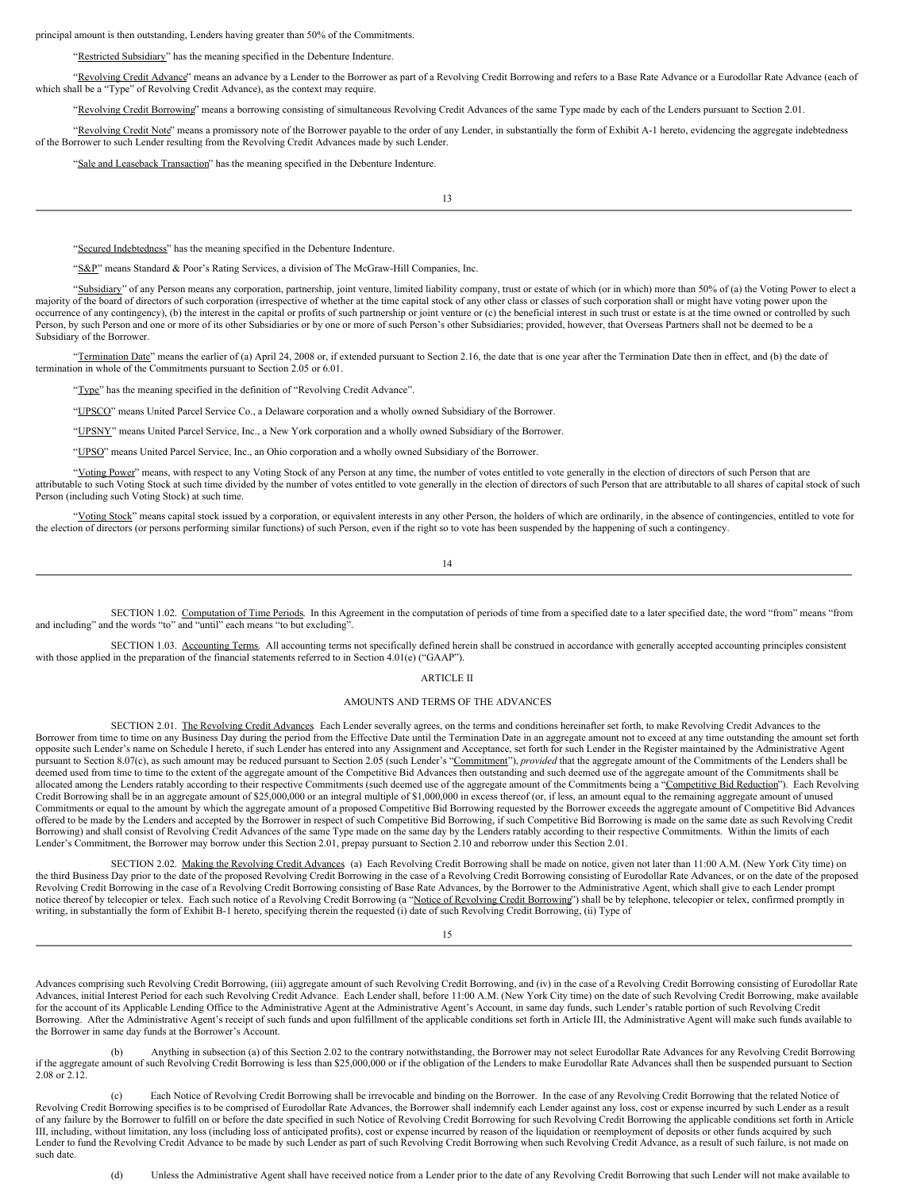principal amount is then outstanding, Lenders having greater than 50% of the Commitments.

"Restricted Subsidiary" has the meaning specified in the Debenture Indenture.

"Revolving Credit Advance" means an advance by a Lender to the Borrower as part of a Revolving Credit Borrowing and refers to a Base Rate Advance or a Eurodollar Rate Advance (each of which shall be a "Type" of Revolving Credit Advance), as the context may require.

"Revolving Credit Borrowing" means a borrowing consisting of simultaneous Revolving Credit Advances of the same Type made by each of the Lenders pursuant to Section 2.01.

"Revolving Credit Note" means a promissory note of the Borrower payable to the order of any Lender, in substantially the form of Exhibit A-1 hereto, evidencing the aggregate indebtedness of the Borrower to such Lender resulting from the Revolving Credit Advances made by such Lender.

"Sale and Leaseback Transaction" has the meaning specified in the Debenture Indenture.

"Secured Indebtedness" has the meaning specified in the Debenture Indenture.

"S&P" means Standard & Poor's Rating Services, a division of The McGraw-Hill Companies, Inc.

"Subsidiary" of any Person means any corporation, partnership, joint venture, limited liability company, trust or estate of which (or in which) more than 50% of (a) the Voting Power to elect a majority of the board of directors of such corporation (irrespective of whether at the time capital stock of any other class or classes of such corporation shall or might have voting power upon the occurrence of any contingency), (b) the interest in the capital or profits of such partnership or joint venture or (c) the beneficial interest in such trust or estate is at the time owned or controlled by such Person, by such Person and one or more of its other Subsidiaries or by one or more of such Person's other Subsidiaries; provided, however, that Overseas Partners shall not be deemed to be a Subsidiary of the Borrower.

"Termination Date" means the earlier of (a) April 24, 2008 or, if extended pursuant to Section 2.16, the date that is one year after the Termination Date then in effect, and (b) the date of termination in whole of the Commitments pursuant to Section 2.05 or 6.01.

"Type" has the meaning specified in the definition of "Revolving Credit Advance".

"UPSCO" means United Parcel Service Co., a Delaware corporation and a wholly owned Subsidiary of the Borrower.

"UPSNY" means United Parcel Service, Inc., a New York corporation and a wholly owned Subsidiary of the Borrower.

"UPSO" means United Parcel Service, Inc., an Ohio corporation and a wholly owned Subsidiary of the Borrower.

"Voting Power" means, with respect to any Voting Stock of any Person at any time, the number of votes entitled to vote generally in the election of directors of such Person that are attributable to such Voting Stock at such time divided by the number of votes entitled to vote generally in the election of directors of such Person that are attributable to all shares of capital stock of such Person (including such Voting Stock) at such time.

"Voting Stock" means capital stock issued by a corporation, or equivalent interests in any other Person, the holders of which are ordinarily, in the absence of contingencies, entitled to vote for the election of directors (or persons performing similar functions) of such Person, even if the right so to vote has been suspended by the happening of such a contingency.

SECTION 1.02. Computation of Time Periods. In this Agreement in the computation of periods of time from a specified date to a later specified date, the word "from" means "from and including" and the words "to" and "until" each means "to but excluding".

SECTION 1.03. Accounting Terms. All accounting terms not specifically defined herein shall be construed in accordance with generally accepted accounting principles consistent with those applied in the preparation of the financial statements referred to in Section 4.01(e) ("GAAP").

## ARTICLE II

## AMOUNTS AND TERMS OF THE ADVANCES

SECTION 2.01. The Revolving Credit Advances. Each Lender severally agrees, on the terms and conditions hereinafter set forth, to make Revolving Credit Advances to the Borrower from time to time on any Business Day during the period from the Effective Date until the Termination Date in an aggregate amount not to exceed at any time outstanding the amount set forth opposite such Lender's name on Schedule I hereto, if such Lender has entered into any Assignment and Acceptance, set forth for such Lender in the Register maintained by the Administrative Agent pursuant to Section 8.07(c), as such amount may be reduced pursuant to Section 2.05 (such Lender's "Commitment"), *provided* that the aggregate amount of the Commitments of the Lenders shall be deemed used from time to time to the extent of the aggregate amount of the Competitive Bid Advances then outstanding and such deemed use of the aggregate amount of the Commitments shall be allocated among the Lenders ratably according to their respective Commitments (such deemed use of the aggregate amount of the Commitments being a "Competitive Bid Reduction"). Each Revolving Credit Borrowing shall be in an aggregate amount of $25,000,000 or an integral multiple of $1,000,000 in excess thereof (or, if less, an amount equal to the remaining aggregate amount of unused Commitments or equal to the amount by which the aggregate amount of a proposed Competitive Bid Borrowing requested by the Borrower exceeds the aggregate amount of Competitive Bid Advances offered to be made by the Lenders and accepted by the Borrower in respect of such Competitive Bid Borrowing, if such Competitive Bid Borrowing is made on the same date as such Revolving Credit Borrowing) and shall consist of Revolving Credit Advances of the same Type made on the same day by the Lenders ratably according to their respective Commitments. Within the limits of each Lender's Commitment, the Borrower may borrow under this Section 2.01, prepay pursuant to Section 2.10 and reborrow under this Section 2.01.

SECTION 2.02. Making the Revolving Credit Advances. (a) Each Revolving Credit Borrowing shall be made on notice, given not later than 11:00 A.M. (New York City time) on the third Business Day prior to the date of the proposed Revolving Credit Borrowing in the case of a Revolving Credit Borrowing consisting of Eurodollar Rate Advances, or on the date of the proposed Revolving Credit Borrowing in the case of a Revolving Credit Borrowing consisting of Base Rate Advances, by the Borrower to the Administrative Agent, which shall give to each Lender prompt notice thereof by telecopier or telex. Each such notice of a Revolving Credit Borrowing (a "Notice of Revolving Credit Borrowing") shall be by telephone, telecopier or telex, confirmed promptly in writing, in substantially the form of Exhibit B-1 hereto, specifying therein the requested (i) date of such Revolving Credit Borrowing, (ii) Type of Advances comprising such Revolving Credit Borrowing, (iii) aggregate amount of such Revolving Credit Borrowing, and (iv) in the case of a Revolving Credit Borrowing consisting of Eurodollar Rate Advances, initial Interest Period for each such Revolving Credit Advance. Each Lender shall, before 11:00 A.M. (New York City time) on the date of such Revolving Credit Borrowing, make available for the account of its Applicable Lending Office to the Administrative Agent at the Administrative Agent's Account, in same day funds, such Lender's ratable portion of such Revolving Credit Borrowing. After the Administrative Agent's receipt of such funds and upon fulfillment of the applicable conditions set forth in Article III, the Administrative Agent will make such funds available to the Borrower in same day funds at the Borrower's Account.

(b) Anything in subsection (a) of this Section 2.02 to the contrary notwithstanding, the Borrower may not select Eurodollar Rate Advances for any Revolving Credit Borrowing if the aggregate amount of such Revolving Credit Borrowing is less than $25,000,000 or if the obligation of the Lenders to make Eurodollar Rate Advances shall then be suspended pursuant to Section 2.08 or 2.12.

(c) Each Notice of Revolving Credit Borrowing shall be irrevocable and binding on the Borrower. In the case of any Revolving Credit Borrowing that the related Notice of Revolving Credit Borrowing specifies is to be comprised of Eurodollar Rate Advances, the Borrower shall indemnify each Lender against any loss, cost or expense incurred by such Lender as a result of any failure by the Borrower to fulfill on or before the date specified in such Notice of Revolving Credit Borrowing for such Revolving Credit Borrowing the applicable conditions set forth in Article III, including, without limitation, any loss (including loss of anticipated profits), cost or expense incurred by reason of the liquidation or reemployment of deposits or other funds acquired by such Lender to fund the Revolving Credit Advance to be made by such Lender as part of such Revolving Credit Borrowing when such Revolving Credit Advance, as a result of such failure, is not made on such date.

(d) Unless the Administrative Agent shall have received notice from a Lender prior to the date of any Revolving Credit Borrowing that such Lender will not make available to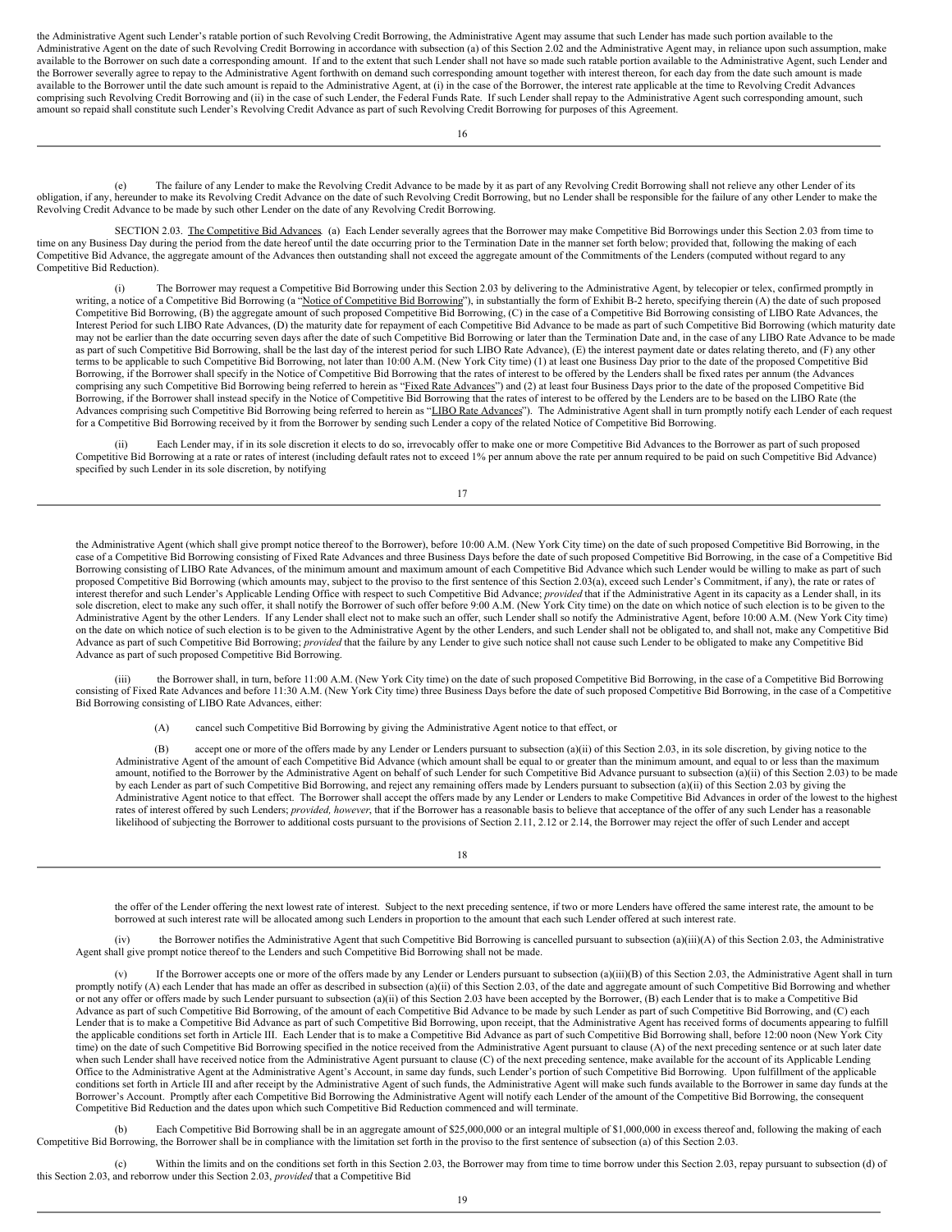the Administrative Agent such Lender's ratable portion of such Revolving Credit Borrowing, the Administrative Agent may assume that such Lender has made such portion available to the Administrative Agent on the date of such Revolving Credit Borrowing in accordance with subsection (a) of this Section 2.02 and the Administrative Agent may, in reliance upon such assumption, make available to the Borrower on such date a corresponding amount. If and to the extent that such Lender shall not have so made such ratable portion available to the Administrative Agent, such Lender and the Borrower severally agree to repay to the Administrative Agent forthwith on demand such corresponding amount together with interest thereon, for each day from the date such amount is made available to the Borrower until the date such amount is repaid to the Administrative Agent, at (i) in the case of the Borrower, the interest rate applicable at the time to Revolving Credit Advances comprising such Revolving Credit Borrowing and (ii) in the case of such Lender, the Federal Funds Rate. If such Lender shall repay to the Administrative Agent such corresponding amount, such amount so repaid shall constitute such Lender's Revolving Credit Advance as part of such Revolving Credit Borrowing for purposes of this Agreement.

(e) The failure of any Lender to make the Revolving Credit Advance to be made by it as part of any Revolving Credit Borrowing shall not relieve any other Lender of its obligation, if any, hereunder to make its Revolving Credit Advance on the date of such Revolving Credit Borrowing, but no Lender shall be responsible for the failure of any other Lender to make the Revolving Credit Advance to be made by such other Lender on the date of any Revolving Credit Borrowing.

SECTION 2.03. The Competitive Bid Advances. (a) Each Lender severally agrees that the Borrower may make Competitive Bid Borrowings under this Section 2.03 from time to time on any Business Day during the period from the date hereof until the date occurring prior to the Termination Date in the manner set forth below; provided that, following the making of each Competitive Bid Advance, the aggregate amount of the Advances then outstanding shall not exceed the aggregate amount of the Commitments of the Lenders (computed without regard to any Competitive Bid Reduction).

(i) The Borrower may request a Competitive Bid Borrowing under this Section 2.03 by delivering to the Administrative Agent, by telecopier or telex, confirmed promptly in writing, a notice of a Competitive Bid Borrowing (a "Notice of Competitive Bid Borrowing"), in substantially the form of Exhibit B-2 hereto, specifying therein (A) the date of such proposed Competitive Bid Borrowing, (B) the aggregate amount of such proposed Competitive Bid Borrowing, (C) in the case of a Competitive Bid Borrowing consisting of LIBO Rate Advances, the Interest Period for such LIBO Rate Advances, (D) the maturity date for repayment of each Competitive Bid Advance to be made as part of such Competitive Bid Borrowing (which maturity date may not be earlier than the date occurring seven days after the date of such Competitive Bid Borrowing or later than the Termination Date and, in the case of any LIBO Rate Advance to be made as part of such Competitive Bid Borrowing, shall be the last day of the interest period for such LIBO Rate Advance), (E) the interest payment date or dates relating thereto, and (F) any other terms to be applicable to such Competitive Bid Borrowing, not later than 10:00 A.M. (New York City time) (1) at least one Business Day prior to the date of the proposed Competitive Bid Borrowing, if the Borrower shall specify in the Notice of Competitive Bid Borrowing that the rates of interest to be offered by the Lenders shall be fixed rates per annum (the Advances comprising any such Competitive Bid Borrowing being referred to herein as "Fixed Rate Advances") and (2) at least four Business Days prior to the date of the proposed Competitive Bid Borrowing, if the Borrower shall instead specify in the Notice of Competitive Bid Borrowing that the rates of interest to be offered by the Lenders are to be based on the LIBO Rate (the Advances comprising such Competitive Bid Borrowing being referred to herein as "LIBO Rate Advances"). The Administrative Agent shall in turn promptly notify each Lender of each request for a Competitive Bid Borrowing received by it from the Borrower by sending such Lender a copy of the related Notice of Competitive Bid Borrowing.

(ii) Each Lender may, if in its sole discretion it elects to do so, irrevocably offer to make one or more Competitive Bid Advances to the Borrower as part of such proposed Competitive Bid Borrowing at a rate or rates of interest (including default rates not to exceed 1% per annum above the rate per annum required to be paid on such Competitive Bid Advance) specified by such Lender in its sole discretion, by notifying the Administrative Agent (which shall give prompt notice thereof to the Borrower), before 10:00 A.M. (New York City time) on the date of such proposed Competitive Bid Borrowing, in the case of a Competitive Bid Borrowing consisting of Fixed Rate Advances and three Business Days before the date of such proposed Competitive Bid Borrowing, in the case of a Competitive Bid Borrowing consisting of LIBO Rate Advances, of the minimum amount and maximum amount of each Competitive Bid Advance which such Lender would be willing to make as part of such proposed Competitive Bid Borrowing (which amounts may, subject to the proviso to the first sentence of this Section 2.03(a), exceed such Lender's Commitment, if any), the rate or rates of interest therefor and such Lender's Applicable Lending Office with respect to such Competitive Bid Advance; *provided* that if the Administrative Agent in its capacity as a Lender shall, in its sole discretion, elect to make any such offer, it shall notify the Borrower of such offer before 9:00 A.M. (New York City time) on the date on which notice of such election is to be given to the Administrative Agent by the other Lenders. If any Lender shall elect not to make such an offer, such Lender shall so notify the Administrative Agent, before 10:00 A.M. (New York City time) on the date on which notice of such election is to be given to the Administrative Agent by the other Lenders, and such Lender shall not be obligated to, and shall not, make any Competitive Bid Advance as part of such Competitive Bid Borrowing; *provided* that the failure by any Lender to give such notice shall not cause such Lender to be obligated to make any Competitive Bid Advance as part of such proposed Competitive Bid Borrowing.

(iii) the Borrower shall, in turn, before 11:00 A.M. (New York City time) on the date of such proposed Competitive Bid Borrowing, in the case of a Competitive Bid Borrowing consisting of Fixed Rate Advances and before 11:30 A.M. (New York City time) three Business Days before the date of such proposed Competitive Bid Borrowing, in the case of a Competitive Bid Borrowing consisting of LIBO Rate Advances, either:

(A) cancel such Competitive Bid Borrowing by giving the Administrative Agent notice to that effect, or

(B) accept one or more of the offers made by any Lender or Lenders pursuant to subsection (a)(ii) of this Section 2.03, in its sole discretion, by giving notice to the Administrative Agent of the amount of each Competitive Bid Advance (which amount shall be equal to or greater than the minimum amount, and equal to or less than the maximum amount, notified to the Borrower by the Administrative Agent on behalf of such Lender for such Competitive Bid Advance pursuant to subsection (a)(ii) of this Section 2.03) to be made by each Lender as part of such Competitive Bid Borrowing, and reject any remaining offers made by Lenders pursuant to subsection (a)(ii) of this Section 2.03 by giving the Administrative Agent notice to that effect. The Borrower shall accept the offers made by any Lender or Lenders to make Competitive Bid Advances in order of the lowest to the highest rates of interest offered by such Lenders; *provided, however*, that if the Borrower has a reasonable basis to believe that acceptance of the offer of any such Lender has a reasonable likelihood of subjecting the Borrower to additional costs pursuant to the provisions of Section 2.11, 2.12 or 2.14, the Borrower may reject the offer of such Lender and accept the offer of the Lender offering the next lowest rate of interest. Subject to the next preceding sentence, if two or more Lenders have offered the same interest rate, the amount to be borrowed at such interest rate will be allocated among such Lenders in proportion to the amount that each such Lender offered at such interest rate.

(iv) the Borrower notifies the Administrative Agent that such Competitive Bid Borrowing is cancelled pursuant to subsection (a)(iii)(A) of this Section 2.03, the Administrative Agent shall give prompt notice thereof to the Lenders and such Competitive Bid Borrowing shall not be made.

(v) If the Borrower accepts one or more of the offers made by any Lender or Lenders pursuant to subsection (a)(iii)(B) of this Section 2.03, the Administrative Agent shall in turn promptly notify (A) each Lender that has made an offer as described in subsection (a)(ii) of this Section 2.03, of the date and aggregate amount of such Competitive Bid Borrowing and whether or not any offer or offers made by such Lender pursuant to subsection (a)(ii) of this Section 2.03 have been accepted by the Borrower, (B) each Lender that is to make a Competitive Bid Advance as part of such Competitive Bid Borrowing, of the amount of each Competitive Bid Advance to be made by such Lender as part of such Competitive Bid Borrowing, and (C) each Lender that is to make a Competitive Bid Advance as part of such Competitive Bid Borrowing, upon receipt, that the Administrative Agent has received forms of documents appearing to fulfill the applicable conditions set forth in Article III. Each Lender that is to make a Competitive Bid Advance as part of such Competitive Bid Borrowing shall, before 12:00 noon (New York City time) on the date of such Competitive Bid Borrowing specified in the notice received from the Administrative Agent pursuant to clause (A) of the next preceding sentence or at such later date when such Lender shall have received notice from the Administrative Agent pursuant to clause (C) of the next preceding sentence, make available for the account of its Applicable Lending Office to the Administrative Agent at the Administrative Agent's Account, in same day funds, such Lender's portion of such Competitive Bid Borrowing. Upon fulfillment of the applicable conditions set forth in Article III and after receipt by the Administrative Agent of such funds, the Administrative Agent will make such funds available to the Borrower in same day funds at the Borrower's Account. Promptly after each Competitive Bid Borrowing the Administrative Agent will notify each Lender of the amount of the Competitive Bid Borrowing, the consequent Competitive Bid Reduction and the dates upon which such Competitive Bid Reduction commenced and will terminate.

(b) Each Competitive Bid Borrowing shall be in an aggregate amount of $25,000,000 or an integral multiple of $1,000,000 in excess thereof and, following the making of each Competitive Bid Borrowing, the Borrower shall be in compliance with the limitation set forth in the proviso to the first sentence of subsection (a) of this Section 2.03.

(c) Within the limits and on the conditions set forth in this Section 2.03, the Borrower may from time to time borrow under this Section 2.03, repay pursuant to subsection (d) of this Section 2.03, and reborrow under this Section 2.03, *provided* that a Competitive Bid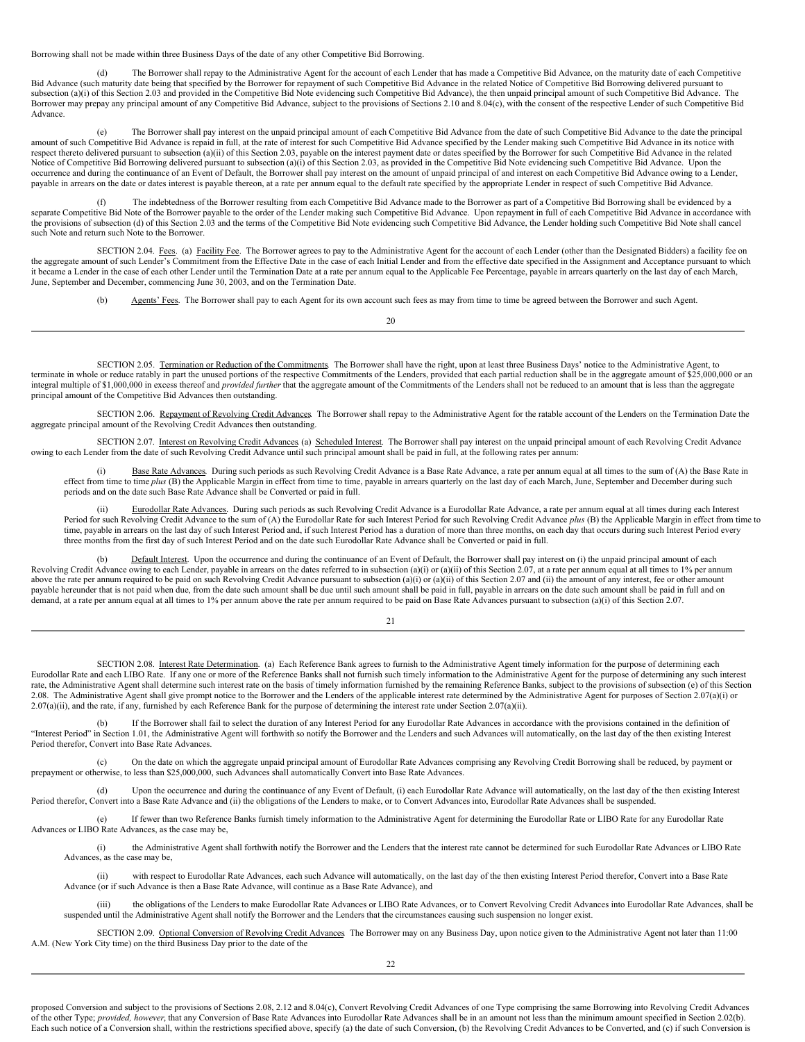Borrowing shall not be made within three Business Days of the date of any other Competitive Bid Borrowing.

(d) The Borrower shall repay to the Administrative Agent for the account of each Lender that has made a Competitive Bid Advance, on the maturity date of each Competitive Bid Advance (such maturity date being that specified by the Borrower for repayment of such Competitive Bid Advance in the related Notice of Competitive Bid Borrowing delivered pursuant to subsection (a)(i) of this Section 2.03 and provided in the Competitive Bid Note evidencing such Competitive Bid Advance), the then unpaid principal amount of such Competitive Bid Advance. The Borrower may prepay any principal amount of any Competitive Bid Advance, subject to the provisions of Sections 2.10 and 8.04(c), with the consent of the respective Lender of such Competitive Bid Advance.

(e) The Borrower shall pay interest on the unpaid principal amount of each Competitive Bid Advance from the date of such Competitive Bid Advance to the date the principal amount of such Competitive Bid Advance is repaid in full, at the rate of interest for such Competitive Bid Advance specified by the Lender making such Competitive Bid Advance in its notice with respect thereto delivered pursuant to subsection (a)(ii) of this Section 2.03, payable on the interest payment date or dates specified by the Borrower for such Competitive Bid Advance in the related Notice of Competitive Bid Borrowing delivered pursuant to subsection (a)(i) of this Section 2.03, as provided in the Competitive Bid Note evidencing such Competitive Bid Advance. Upon the occurrence and during the continuance of an Event of Default, the Borrower shall pay interest on the amount of unpaid principal of and interest on each Competitive Bid Advance owing to a Lender, payable in arrears on the date or dates interest is payable thereon, at a rate per annum equal to the default rate specified by the appropriate Lender in respect of such Competitive Bid Advance.

(f) The indebtedness of the Borrower resulting from each Competitive Bid Advance made to the Borrower as part of a Competitive Bid Borrowing shall be evidenced by a separate Competitive Bid Note of the Borrower payable to the order of the Lender making such Competitive Bid Advance. Upon repayment in full of each Competitive Bid Advance in accordance with the provisions of subsection (d) of this Section 2.03 and the terms of the Competitive Bid Note evidencing such Competitive Bid Advance, the Lender holding such Competitive Bid Note shall cancel such Note and return such Note to the Borrower.

SECTION 2.04. Fees. (a) Facility Fee. The Borrower agrees to pay to the Administrative Agent for the account of each Lender (other than the Designated Bidders) a facility fee on the aggregate amount of such Lender's Commitment from the Effective Date in the case of each Initial Lender and from the effective date specified in the Assignment and Acceptance pursuant to which it became a Lender in the case of each other Lender until the Termination Date at a rate per annum equal to the Applicable Fee Percentage, payable in arrears quarterly on the last day of each March, June, September and December, commencing June 30, 2003, and on the Termination Date.

(b) Agents' Fees. The Borrower shall pay to each Agent for its own account such fees as may from time to time be agreed between the Borrower and such Agent.

SECTION 2.05. Termination or Reduction of the Commitments. The Borrower shall have the right, upon at least three Business Days' notice to the Administrative Agent, to terminate in whole or reduce ratably in part the unused portions of the respective Commitments of the Lenders, provided that each partial reduction shall be in the aggregate amount of $25,000,000 or an integral multiple of $1,000,000 in excess thereof and *provided further* that the aggregate amount of the Commitments of the Lenders shall not be reduced to an amount that is less than the aggregate principal amount of the Competitive Bid Advances then outstanding.

SECTION 2.06. Repayment of Revolving Credit Advances. The Borrower shall repay to the Administrative Agent for the ratable account of the Lenders on the Termination Date the aggregate principal amount of the Revolving Credit Advances then outstanding.

SECTION 2.07. Interest on Revolving Credit Advances. (a) Scheduled Interest. The Borrower shall pay interest on the unpaid principal amount of each Revolving Credit Advance owing to each Lender from the date of such Revolving Credit Advance until such principal amount shall be paid in full, at the following rates per annum:

(i) Base Rate Advances. During such periods as such Revolving Credit Advance is a Base Rate Advance, a rate per annum equal at all times to the sum of (A) the Base Rate in effect from time to time *plus* (B) the Applicable Margin in effect from time to time, payable in arrears quarterly on the last day of each March, June, September and December during such periods and on the date such Base Rate Advance shall be Converted or paid in full.

(ii) Eurodollar Rate Advances. During such periods as such Revolving Credit Advance is a Eurodollar Rate Advance, a rate per annum equal at all times during each Interest Period for such Revolving Credit Advance to the sum of (A) the Eurodollar Rate for such Interest Period for such Revolving Credit Advance *plus* (B) the Applicable Margin in effect from time to time, payable in arrears on the last day of such Interest Period and, if such Interest Period has a duration of more than three months, on each day that occurs during such Interest Period every three months from the first day of such Interest Period and on the date such Eurodollar Rate Advance shall be Converted or paid in full.

(b) Default Interest. Upon the occurrence and during the continuance of an Event of Default, the Borrower shall pay interest on (i) the unpaid principal amount of each Revolving Credit Advance owing to each Lender, payable in arrears on the dates referred to in subsection (a)(i) or (a)(ii) of this Section 2.07, at a rate per annum equal at all times to 1% per annum above the rate per annum required to be paid on such Revolving Credit Advance pursuant to subsection (a)(i) or (a)(ii) of this Section 2.07 and (ii) the amount of any interest, fee or other amount payable hereunder that is not paid when due, from the date such amount shall be due until such amount shall be paid in full, payable in arrears on the date such amount shall be paid in full and on demand, at a rate per annum equal at all times to 1% per annum above the rate per annum required to be paid on Base Rate Advances pursuant to subsection (a)(i) of this Section 2.07.

SECTION 2.08. Interest Rate Determination. (a) Each Reference Bank agrees to furnish to the Administrative Agent timely information for the purpose of determining each Eurodollar Rate and each LIBO Rate. If any one or more of the Reference Banks shall not furnish such timely information to the Administrative Agent for the purpose of determining any such interest rate, the Administrative Agent shall determine such interest rate on the basis of timely information furnished by the remaining Reference Banks, subject to the provisions of subsection (e) of this Section 2.08. The Administrative Agent shall give prompt notice to the Borrower and the Lenders of the applicable interest rate determined by the Administrative Agent for purposes of Section 2.07(a)(i) or 2.07(a)(ii), and the rate, if any, furnished by each Reference Bank for the purpose of determining the interest rate under Section 2.07(a)(ii).

(b) If the Borrower shall fail to select the duration of any Interest Period for any Eurodollar Rate Advances in accordance with the provisions contained in the definition of "Interest Period" in Section 1.01, the Administrative Agent will forthwith so notify the Borrower and the Lenders and such Advances will automatically, on the last day of the then existing Interest Period therefor, Convert into Base Rate Advances.

(c) On the date on which the aggregate unpaid principal amount of Eurodollar Rate Advances comprising any Revolving Credit Borrowing shall be reduced, by payment or prepayment or otherwise, to less than $25,000,000, such Advances shall automatically Convert into Base Rate Advances.

(d) Upon the occurrence and during the continuance of any Event of Default, (i) each Eurodollar Rate Advance will automatically, on the last day of the then existing Interest Period therefor, Convert into a Base Rate Advance and (ii) the obligations of the Lenders to make, or to Convert Advances into, Eurodollar Rate Advances shall be suspended.

(e) If fewer than two Reference Banks furnish timely information to the Administrative Agent for determining the Eurodollar Rate or LIBO Rate for any Eurodollar Rate Advances or LIBO Rate Advances, as the case may be,

(i) the Administrative Agent shall forthwith notify the Borrower and the Lenders that the interest rate cannot be determined for such Eurodollar Rate Advances or LIBO Rate Advances, as the case may be,

(ii) with respect to Eurodollar Rate Advances, each such Advance will automatically, on the last day of the then existing Interest Period therefor, Convert into a Base Rate Advance (or if such Advance is then a Base Rate Advance, will continue as a Base Rate Advance), and

(iii) the obligations of the Lenders to make Eurodollar Rate Advances or LIBO Rate Advances, or to Convert Revolving Credit Advances into Eurodollar Rate Advances, shall be suspended until the Administrative Agent shall notify the Borrower and the Lenders that the circumstances causing such suspension no longer exist.

SECTION 2.09. Optional Conversion of Revolving Credit Advances. The Borrower may on any Business Day, upon notice given to the Administrative Agent not later than 11:00 A.M. (New York City time) on the third Business Day prior to the date of the proposed Conversion and subject to the provisions of Sections 2.08, 2.12 and 8.04(c), Convert Revolving Credit Advances of one Type comprising the same Borrowing into Revolving Credit Advances of the other Type; *provided, however*, that any Conversion of Base Rate Advances into Eurodollar Rate Advances shall be in an amount not less than the minimum amount specified in Section 2.02(b). Each such notice of a Conversion shall, within the restrictions specified above, specify (a) the date of such Conversion, (b) the Revolving Credit Advances to be Converted, and (c) if such Conversion is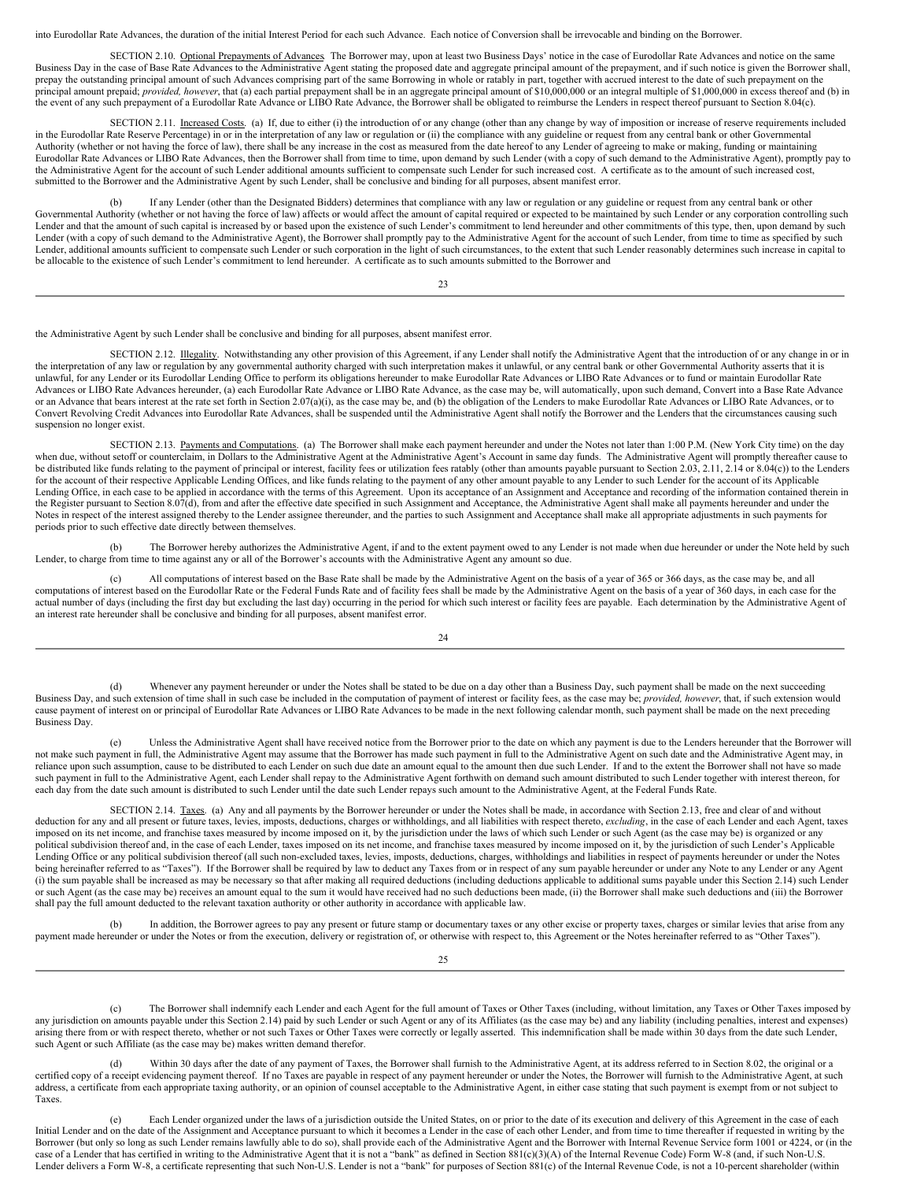into Eurodollar Rate Advances, the duration of the initial Interest Period for each such Advance. Each notice of Conversion shall be irrevocable and binding on the Borrower.

SECTION 2.10. Optional Prepayments of Advances. The Borrower may, upon at least two Business Days' notice in the case of Eurodollar Rate Advances and notice on the same Business Day in the case of Base Rate Advances to the Administrative Agent stating the proposed date and aggregate principal amount of the prepayment, and if such notice is given the Borrower shall, prepay the outstanding principal amount of such Advances comprising part of the same Borrowing in whole or ratably in part, together with accrued interest to the date of such prepayment on the principal amount prepaid; *provided, however*, that (a) each partial prepayment shall be in an aggregate principal amount of $10,000,000 or an integral multiple of $1,000,000 in excess thereof and (b) in the event of any such prepayment of a Eurodollar Rate Advance or LIBO Rate Advance, the Borrower shall be obligated to reimburse the Lenders in respect thereof pursuant to Section 8.04(c).

SECTION 2.11. Increased Costs. (a) If, due to either (i) the introduction of or any change (other than any change by way of imposition or increase of reserve requirements included in the Eurodollar Rate Reserve Percentage) in or in the interpretation of any law or regulation or (ii) the compliance with any guideline or request from any central bank or other Governmental Authority (whether or not having the force of law), there shall be any increase in the cost as measured from the date hereof to any Lender of agreeing to make or making, funding or maintaining Eurodollar Rate Advances or LIBO Rate Advances, then the Borrower shall from time to time, upon demand by such Lender (with a copy of such demand to the Administrative Agent), promptly pay to the Administrative Agent for the account of such Lender additional amounts sufficient to compensate such Lender for such increased cost. A certificate as to the amount of such increased cost, submitted to the Borrower and the Administrative Agent by such Lender, shall be conclusive and binding for all purposes, absent manifest error.

(b) If any Lender (other than the Designated Bidders) determines that compliance with any law or regulation or any guideline or request from any central bank or other Governmental Authority (whether or not having the force of law) affects or would affect the amount of capital required or expected to be maintained by such Lender or any corporation controlling such Lender and that the amount of such capital is increased by or based upon the existence of such Lender's commitment to lend hereunder and other commitments of this type, then, upon demand by such Lender (with a copy of such demand to the Administrative Agent), the Borrower shall promptly pay to the Administrative Agent for the account of such Lender, from time to time as specified by such Lender, additional amounts sufficient to compensate such Lender or such corporation in the light of such circumstances, to the extent that such Lender reasonably determines such increase in capital to be allocable to the existence of such Lender's commitment to lend hereunder. A certificate as to such amounts submitted to the Borrower and the Administrative Agent by such Lender shall be conclusive and binding for all purposes, absent manifest error.

SECTION 2.12. Illegality. Notwithstanding any other provision of this Agreement, if any Lender shall notify the Administrative Agent that the introduction of or any change in or in the interpretation of any law or regulation by any governmental authority charged with such interpretation makes it unlawful, or any central bank or other Governmental Authority asserts that it is unlawful, for any Lender or its Eurodollar Lending Office to perform its obligations hereunder to make Eurodollar Rate Advances or LIBO Rate Advances or to fund or maintain Eurodollar Rate Advances or LIBO Rate Advances hereunder, (a) each Eurodollar Rate Advance or LIBO Rate Advance, as the case may be, will automatically, upon such demand, Convert into a Base Rate Advance or an Advance that bears interest at the rate set forth in Section 2.07(a)(i), as the case may be, and (b) the obligation of the Lenders to make Eurodollar Rate Advances or LIBO Rate Advances, or to Convert Revolving Credit Advances into Eurodollar Rate Advances, shall be suspended until the Administrative Agent shall notify the Borrower and the Lenders that the circumstances causing such suspension no longer exist.

SECTION 2.13. Payments and Computations. (a) The Borrower shall make each payment hereunder and under the Notes not later than 1:00 P.M. (New York City time) on the day when due, without setoff or counterclaim, in Dollars to the Administrative Agent at the Administrative Agent's Account in same day funds. The Administrative Agent will promptly thereafter cause to be distributed like funds relating to the payment of principal or interest, facility fees or utilization fees ratably (other than amounts payable pursuant to Section 2.03, 2.11, 2.14 or 8.04(c)) to the Lenders for the account of their respective Applicable Lending Offices, and like funds relating to the payment of any other amount payable to any Lender to such Lender for the account of its Applicable Lending Office, in each case to be applied in accordance with the terms of this Agreement. Upon its acceptance of an Assignment and Acceptance and recording of the information contained therein in the Register pursuant to Section 8.07(d), from and after the effective date specified in such Assignment and Acceptance, the Administrative Agent shall make all payments hereunder and under the Notes in respect of the interest assigned thereby to the Lender assignee thereunder, and the parties to such Assignment and Acceptance shall make all appropriate adjustments in such payments for periods prior to such effective date directly between themselves.

(b) The Borrower hereby authorizes the Administrative Agent, if and to the extent payment owed to any Lender is not made when due hereunder or under the Note held by such Lender, to charge from time to time against any or all of the Borrower's accounts with the Administrative Agent any amount so due.

(c) All computations of interest based on the Base Rate shall be made by the Administrative Agent on the basis of a year of 365 or 366 days, as the case may be, and all computations of interest based on the Eurodollar Rate or the Federal Funds Rate and of facility fees shall be made by the Administrative Agent on the basis of a year of 360 days, in each case for the actual number of days (including the first day but excluding the last day) occurring in the period for which such interest or facility fees are payable. Each determination by the Administrative Agent of an interest rate hereunder shall be conclusive and binding for all purposes, absent manifest error.

(d) Whenever any payment hereunder or under the Notes shall be stated to be due on a day other than a Business Day, such payment shall be made on the next succeeding Business Day, and such extension of time shall in such case be included in the computation of payment of interest or facility fees, as the case may be; *provided, however*, that, if such extension would cause payment of interest on or principal of Eurodollar Rate Advances or LIBO Rate Advances to be made in the next following calendar month, such payment shall be made on the next preceding Business Day.

(e) Unless the Administrative Agent shall have received notice from the Borrower prior to the date on which any payment is due to the Lenders hereunder that the Borrower will not make such payment in full, the Administrative Agent may assume that the Borrower has made such payment in full to the Administrative Agent on such date and the Administrative Agent may, in reliance upon such assumption, cause to be distributed to each Lender on such due date an amount equal to the amount then due such Lender. If and to the extent the Borrower shall not have so made such payment in full to the Administrative Agent, each Lender shall repay to the Administrative Agent forthwith on demand such amount distributed to such Lender together with interest thereon, for each day from the date such amount is distributed to such Lender until the date such Lender repays such amount to the Administrative Agent, at the Federal Funds Rate.

SECTION 2.14. Taxes. (a) Any and all payments by the Borrower hereunder or under the Notes shall be made, in accordance with Section 2.13, free and clear of and without deduction for any and all present or future taxes, levies, imposts, deductions, charges or withholdings, and all liabilities with respect thereto, *excluding*, in the case of each Lender and each Agent, taxes imposed on its net income, and franchise taxes measured by income imposed on it, by the jurisdiction under the laws of which such Lender or such Agent (as the case may be) is organized or any political subdivision thereof and, in the case of each Lender, taxes imposed on its net income, and franchise taxes measured by income imposed on it, by the jurisdiction of such Lender's Applicable Lending Office or any political subdivision thereof (all such non-excluded taxes, levies, imposts, deductions, charges, withholdings and liabilities in respect of payments hereunder or under the Notes being hereinafter referred to as "Taxes"). If the Borrower shall be required by law to deduct any Taxes from or in respect of any sum payable hereunder or under any Note to any Lender or any Agent (i) the sum payable shall be increased as may be necessary so that after making all required deductions (including deductions applicable to additional sums payable under this Section 2.14) such Lender or such Agent (as the case may be) receives an amount equal to the sum it would have received had no such deductions been made, (ii) the Borrower shall make such deductions and (iii) the Borrower shall pay the full amount deducted to the relevant taxation authority or other authority in accordance with applicable law.

(b) In addition, the Borrower agrees to pay any present or future stamp or documentary taxes or any other excise or property taxes, charges or similar levies that arise from any payment made hereunder or under the Notes or from the execution, delivery or registration of, or otherwise with respect to, this Agreement or the Notes hereinafter referred to as "Other Taxes").

(c) The Borrower shall indemnify each Lender and each Agent for the full amount of Taxes or Other Taxes (including, without limitation, any Taxes or Other Taxes imposed by any jurisdiction on amounts payable under this Section 2.14) paid by such Lender or such Agent or any of its Affiliates (as the case may be) and any liability (including penalties, interest and expenses) arising there from or with respect thereto, whether or not such Taxes or Other Taxes were correctly or legally asserted. This indemnification shall be made within 30 days from the date such Lender, such Agent or such Affiliate (as the case may be) makes written demand therefor.

(d) Within 30 days after the date of any payment of Taxes, the Borrower shall furnish to the Administrative Agent, at its address referred to in Section 8.02, the original or a certified copy of a receipt evidencing payment thereof. If no Taxes are payable in respect of any payment hereunder or under the Notes, the Borrower will furnish to the Administrative Agent, at such address, a certificate from each appropriate taxing authority, or an opinion of counsel acceptable to the Administrative Agent, in either case stating that such payment is exempt from or not subject to Taxes.

(e) Each Lender organized under the laws of a jurisdiction outside the United States, on or prior to the date of its execution and delivery of this Agreement in the case of each Initial Lender and on the date of the Assignment and Acceptance pursuant to which it becomes a Lender in the case of each other Lender, and from time to time thereafter if requested in writing by the Borrower (but only so long as such Lender remains lawfully able to do so), shall provide each of the Administrative Agent and the Borrower with Internal Revenue Service form 1001 or 4224, or (in the case of a Lender that has certified in writing to the Administrative Agent that it is not a "bank" as defined in Section 881(c)(3)(A) of the Internal Revenue Code) Form W-8 (and, if such Non-U.S. Lender delivers a Form W-8, a certificate representing that such Non-U.S. Lender is not a "bank" for purposes of Section 881(c) of the Internal Revenue Code, is not a 10-percent shareholder (within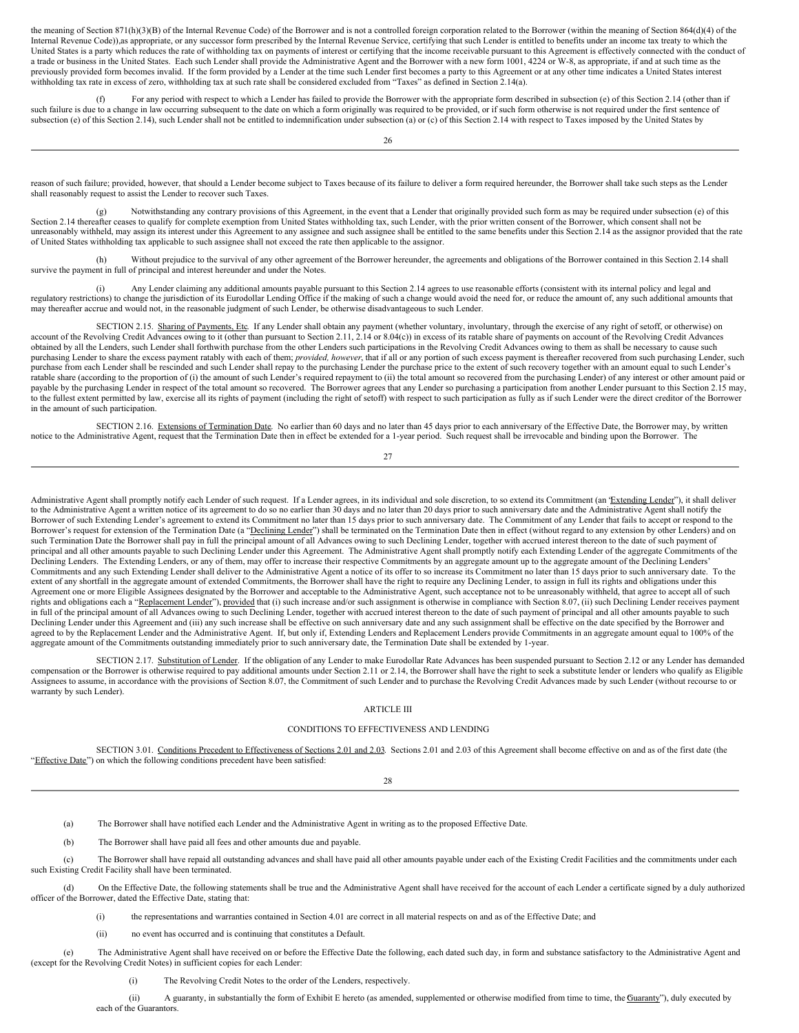the meaning of Section 871(h)(3)(B) of the Internal Revenue Code) of the Borrower and is not a controlled foreign corporation related to the Borrower (within the meaning of Section 864(d)(4) of the Internal Revenue Code)),as appropriate, or any successor form prescribed by the Internal Revenue Service, certifying that such Lender is entitled to benefits under an income tax treaty to which the United States is a party which reduces the rate of withholding tax on payments of interest or certifying that the income receivable pursuant to this Agreement is effectively connected with the conduct of a trade or business in the United States. Each such Lender shall provide the Administrative Agent and the Borrower with a new form 1001, 4224 or W-8, as appropriate, if and at such time as the previously provided form becomes invalid. If the form provided by a Lender at the time such Lender first becomes a party to this Agreement or at any other time indicates a United States interest withholding tax rate in excess of zero, withholding tax at such rate shall be considered excluded from "Taxes" as defined in Section 2.14(a).

(f) For any period with respect to which a Lender has failed to provide the Borrower with the appropriate form described in subsection (e) of this Section 2.14 (other than if such failure is due to a change in law occurring subsequent to the date on which a form originally was required to be provided, or if such form otherwise is not required under the first sentence of subsection (e) of this Section 2.14), such Lender shall not be entitled to indemnification under subsection (a) or (c) of this Section 2.14 with respect to Taxes imposed by the United States by reason of such failure; provided, however, that should a Lender become subject to Taxes because of its failure to deliver a form required hereunder, the Borrower shall take such steps as the Lender shall reasonably request to assist the Lender to recover such Taxes.

(g) Notwithstanding any contrary provisions of this Agreement, in the event that a Lender that originally provided such form as may be required under subsection (e) of this Section 2.14 thereafter ceases to qualify for complete exemption from United States withholding tax, such Lender, with the prior written consent of the Borrower, which consent shall not be unreasonably withheld, may assign its interest under this Agreement to any assignee and such assignee shall be entitled to the same benefits under this Section 2.14 as the assignor provided that the rate of United States withholding tax applicable to such assignee shall not exceed the rate then applicable to the assignor.

(h) Without prejudice to the survival of any other agreement of the Borrower hereunder, the agreements and obligations of the Borrower contained in this Section 2.14 shall survive the payment in full of principal and interest hereunder and under the Notes.

(i) Any Lender claiming any additional amounts payable pursuant to this Section 2.14 agrees to use reasonable efforts (consistent with its internal policy and legal and regulatory restrictions) to change the jurisdiction of its Eurodollar Lending Office if the making of such a change would avoid the need for, or reduce the amount of, any such additional amounts that may thereafter accrue and would not, in the reasonable judgment of such Lender, be otherwise disadvantageous to such Lender.

SECTION 2.15. Sharing of Payments, Etc. If any Lender shall obtain any payment (whether voluntary, involuntary, through the exercise of any right of setoff, or otherwise) on account of the Revolving Credit Advances owing to it (other than pursuant to Section 2.11, 2.14 or 8.04(c)) in excess of its ratable share of payments on account of the Revolving Credit Advances obtained by all the Lenders, such Lender shall forthwith purchase from the other Lenders such participations in the Revolving Credit Advances owing to them as shall be necessary to cause such purchasing Lender to share the excess payment ratably with each of them; *provided, however*, that if all or any portion of such excess payment is thereafter recovered from such purchasing Lender, such purchase from each Lender shall be rescinded and such Lender shall repay to the purchasing Lender the purchase price to the extent of such recovery together with an amount equal to such Lender's ratable share (according to the proportion of (i) the amount of such Lender's required repayment to (ii) the total amount so recovered from the purchasing Lender) of any interest or other amount paid or payable by the purchasing Lender in respect of the total amount so recovered. The Borrower agrees that any Lender so purchasing a participation from another Lender pursuant to this Section 2.15 may, to the fullest extent permitted by law, exercise all its rights of payment (including the right of setoff) with respect to such participation as fully as if such Lender were the direct creditor of the Borrower in the amount of such participation.

SECTION 2.16. Extensions of Termination Date. No earlier than 60 days and no later than 45 days prior to each anniversary of the Effective Date, the Borrower may, by written notice to the Administrative Agent, request that the Termination Date then in effect be extended for a 1-year period. Such request shall be irrevocable and binding upon the Borrower. The Administrative Agent shall promptly notify each Lender of such request. If a Lender agrees, in its individual and sole discretion, to so extend its Commitment (an "Extending Lender"), it shall deliver to the Administrative Agent a written notice of its agreement to do so no earlier than 30 days and no later than 20 days prior to such anniversary date and the Administrative Agent shall notify the Borrower of such Extending Lender's agreement to extend its Commitment no later than 15 days prior to such anniversary date. The Commitment of any Lender that fails to accept or respond to the Borrower's request for extension of the Termination Date (a "Declining Lender") shall be terminated on the Termination Date then in effect (without regard to any extension by other Lenders) and on such Termination Date the Borrower shall pay in full the principal amount of all Advances owing to such Declining Lender, together with accrued interest thereon to the date of such payment of principal and all other amounts payable to such Declining Lender under this Agreement. The Administrative Agent shall promptly notify each Extending Lender of the aggregate Commitments of the Declining Lenders. The Extending Lenders, or any of them, may offer to increase their respective Commitments by an aggregate amount up to the aggregate amount of the Declining Lenders' Commitments and any such Extending Lender shall deliver to the Administrative Agent a notice of its offer to so increase its Commitment no later than 15 days prior to such anniversary date. To the extent of any shortfall in the aggregate amount of extended Commitments, the Borrower shall have the right to require any Declining Lender, to assign in full its rights and obligations under this Agreement one or more Eligible Assignees designated by the Borrower and acceptable to the Administrative Agent, such acceptance not to be unreasonably withheld, that agree to accept all of such rights and obligations each a "Replacement Lender"), provided that (i) such increase and/or such assignment is otherwise in compliance with Section 8.07, (ii) such Declining Lender receives payment in full of the principal amount of all Advances owing to such Declining Lender, together with accrued interest thereon to the date of such payment of principal and all other amounts payable to such Declining Lender under this Agreement and (iii) any such increase shall be effective on such anniversary date and any such assignment shall be effective on the date specified by the Borrower and agreed to by the Replacement Lender and the Administrative Agent. If, but only if, Extending Lenders and Replacement Lenders provide Commitments in an aggregate amount equal to 100% of the aggregate amount of the Commitments outstanding immediately prior to such anniversary date, the Termination Date shall be extended by 1-year.

SECTION 2.17. Substitution of Lender. If the obligation of any Lender to make Eurodollar Rate Advances has been suspended pursuant to Section 2.12 or any Lender has demanded compensation or the Borrower is otherwise required to pay additional amounts under Section 2.11 or 2.14, the Borrower shall have the right to seek a substitute lender or lenders who qualify as Eligible Assignees to assume, in accordance with the provisions of Section 8.07, the Commitment of such Lender and to purchase the Revolving Credit Advances made by such Lender (without recourse to or warranty by such Lender).

## ARTICLE III

## CONDITIONS TO EFFECTIVENESS AND LENDING

SECTION 3.01. Conditions Precedent to Effectiveness of Sections 2.01 and 2.03. Sections 2.01 and 2.03 of this Agreement shall become effective on and as of the first date (the "Effective Date") on which the following conditions precedent have been satisfied:

(a) The Borrower shall have notified each Lender and the Administrative Agent in writing as to the proposed Effective Date.

(b) The Borrower shall have paid all fees and other amounts due and payable.

(c) The Borrower shall have repaid all outstanding advances and shall have paid all other amounts payable under each of the Existing Credit Facilities and the commitments under each such Existing Credit Facility shall have been terminated.

(d) On the Effective Date, the following statements shall be true and the Administrative Agent shall have received for the account of each Lender a certificate signed by a duly authorized officer of the Borrower, dated the Effective Date, stating that:

(i) the representations and warranties contained in Section 4.01 are correct in all material respects on and as of the Effective Date; and

(ii) no event has occurred and is continuing that constitutes a Default.

(e) The Administrative Agent shall have received on or before the Effective Date the following, each dated such day, in form and substance satisfactory to the Administrative Agent and (except for the Revolving Credit Notes) in sufficient copies for each Lender:

(i) The Revolving Credit Notes to the order of the Lenders, respectively.

(ii) A guaranty, in substantially the form of Exhibit E hereto (as amended, supplemented or otherwise modified from time to time, the "Guaranty"), duly executed by each of the Guarantors.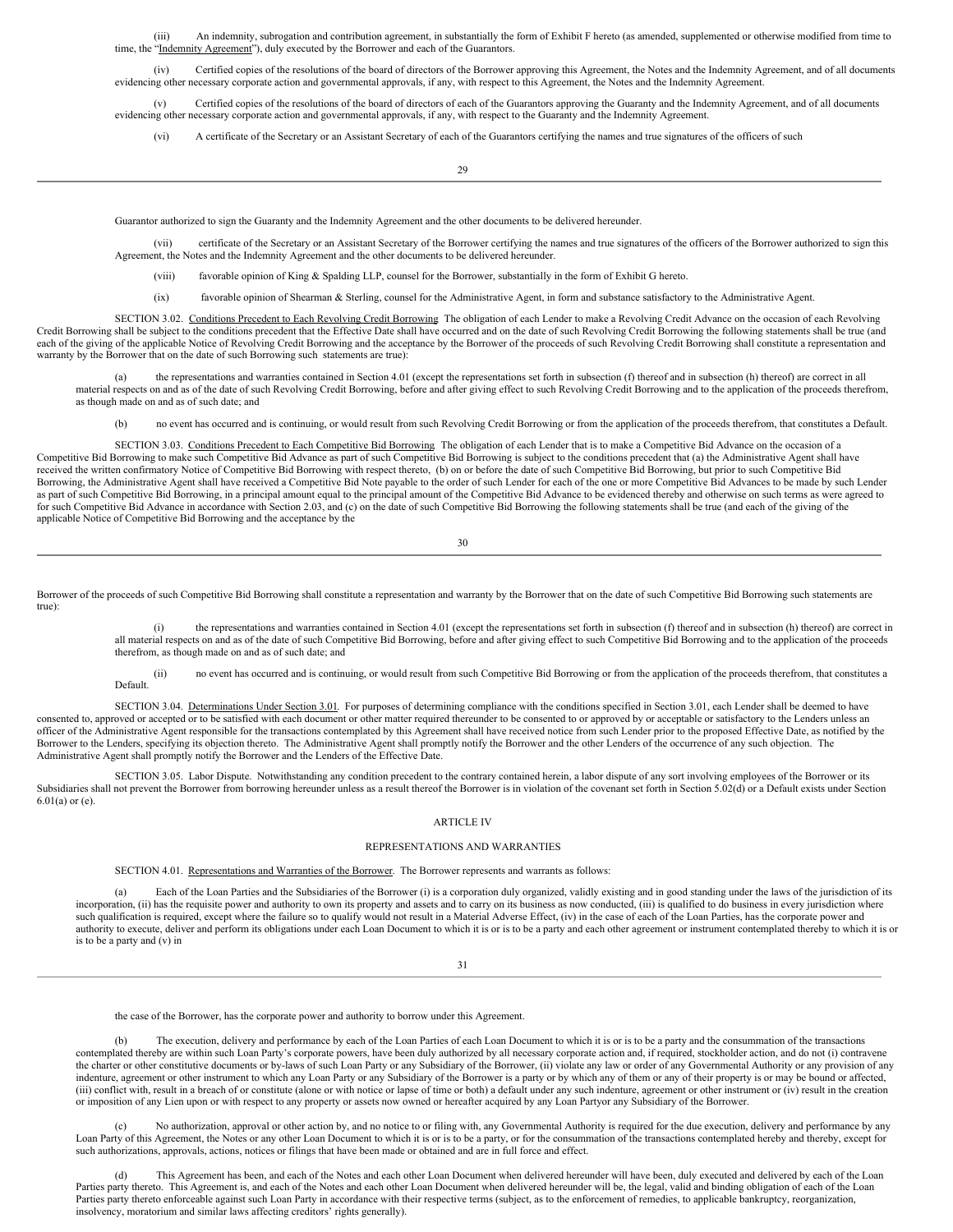(iii) An indemnity, subrogation and contribution agreement, in substantially the form of Exhibit F hereto (as amended, supplemented or otherwise modified from time to time, the "Indemnity Agreement"), duly executed by the Borrower and each of the Guarantors.

(iv) Certified copies of the resolutions of the board of directors of the Borrower approving this Agreement, the Notes and the Indemnity Agreement, and of all documents evidencing other necessary corporate action and governmental approvals, if any, with respect to this Agreement, the Notes and the Indemnity Agreement.

(v) Certified copies of the resolutions of the board of directors of each of the Guarantors approving the Guaranty and the Indemnity Agreement, and of all documents evidencing other necessary corporate action and governmental approvals, if any, with respect to the Guaranty and the Indemnity Agreement.

(vi) A certificate of the Secretary or an Assistant Secretary of each of the Guarantors certifying the names and true signatures of the officers of such Guarantor authorized to sign the Guaranty and the Indemnity Agreement and the other documents to be delivered hereunder.

(vii) certificate of the Secretary or an Assistant Secretary of the Borrower certifying the names and true signatures of the officers of the Borrower authorized to sign this Agreement, the Notes and the Indemnity Agreement and the other documents to be delivered hereunder.

(viii) favorable opinion of King & Spalding LLP, counsel for the Borrower, substantially in the form of Exhibit G hereto.

(ix) favorable opinion of Shearman & Sterling, counsel for the Administrative Agent, in form and substance satisfactory to the Administrative Agent.

SECTION 3.02. Conditions Precedent to Each Revolving Credit Borrowing The obligation of each Lender to make a Revolving Credit Advance on the occasion of each Revolving Credit Borrowing shall be subject to the conditions precedent that the Effective Date shall have occurred and on the date of such Revolving Credit Borrowing the following statements shall be true (and each of the giving of the applicable Notice of Revolving Credit Borrowing and the acceptance by the Borrower of the proceeds of such Revolving Credit Borrowing shall constitute a representation and warranty by the Borrower that on the date of such Borrowing such statements are true):

(a) the representations and warranties contained in Section 4.01 (except the representations set forth in subsection (f) thereof and in subsection (h) thereof) are correct in all material respects on and as of the date of such Revolving Credit Borrowing, before and after giving effect to such Revolving Credit Borrowing and to the application of the proceeds therefrom, as though made on and as of such date; and

(b) no event has occurred and is continuing, or would result from such Revolving Credit Borrowing or from the application of the proceeds therefrom, that constitutes a Default.

SECTION 3.03. Conditions Precedent to Each Competitive Bid Borrowing The obligation of each Lender that is to make a Competitive Bid Advance on the occasion of a Competitive Bid Borrowing to make such Competitive Bid Advance as part of such Competitive Bid Borrowing is subject to the conditions precedent that (a) the Administrative Agent shall have received the written confirmatory Notice of Competitive Bid Borrowing with respect thereto, (b) on or before the date of such Competitive Bid Borrowing, but prior to such Competitive Bid Borrowing, the Administrative Agent shall have received a Competitive Bid Note payable to the order of such Lender for each of the one or more Competitive Bid Advances to be made by such Lender as part of such Competitive Bid Borrowing, in a principal amount equal to the principal amount of the Competitive Bid Advance to be evidenced thereby and otherwise on such terms as were agreed to for such Competitive Bid Advance in accordance with Section 2.03, and (c) on the date of such Competitive Bid Borrowing the following statements shall be true (and each of the giving of the applicable Notice of Competitive Bid Borrowing and the acceptance by the Borrower of the proceeds of such Competitive Bid Borrowing shall constitute a representation and warranty by the Borrower that on the date of such Competitive Bid Borrowing such statements are true):

(i) the representations and warranties contained in Section 4.01 (except the representations set forth in subsection (f) thereof and in subsection (h) thereof) are correct in all material respects on and as of the date of such Competitive Bid Borrowing, before and after giving effect to such Competitive Bid Borrowing and to the application of the proceeds therefrom, as though made on and as of such date; and

(ii) no event has occurred and is continuing, or would result from such Competitive Bid Borrowing or from the application of the proceeds therefrom, that constitutes a Default.

SECTION 3.04. Determinations Under Section 3.01. For purposes of determining compliance with the conditions specified in Section 3.01, each Lender shall be deemed to have consented to, approved or accepted or to be satisfied with each document or other matter required thereunder to be consented to or approved by or acceptable or satisfactory to the Lenders unless an officer of the Administrative Agent responsible for the transactions contemplated by this Agreement shall have received notice from such Lender prior to the proposed Effective Date, as notified by the Borrower to the Lenders, specifying its objection thereto. The Administrative Agent shall promptly notify the Borrower and the other Lenders of the occurrence of any such objection. The Administrative Agent shall promptly notify the Borrower and the Lenders of the Effective Date.

SECTION 3.05. Labor Dispute. Notwithstanding any condition precedent to the contrary contained herein, a labor dispute of any sort involving employees of the Borrower or its Subsidiaries shall not prevent the Borrower from borrowing hereunder unless as a result thereof the Borrower is in violation of the covenant set forth in Section 5.02(d) or a Default exists under Section 6.01(a) or (e).

## ARTICLE IV

## REPRESENTATIONS AND WARRANTIES

SECTION 4.01. Representations and Warranties of the Borrower. The Borrower represents and warrants as follows:

(a) Each of the Loan Parties and the Subsidiaries of the Borrower (i) is a corporation duly organized, validly existing and in good standing under the laws of the jurisdiction of its incorporation, (ii) has the requisite power and authority to own its property and assets and to carry on its business as now conducted, (iii) is qualified to do business in every jurisdiction where such qualification is required, except where the failure so to qualify would not result in a Material Adverse Effect, (iv) in the case of each of the Loan Parties, has the corporate power and authority to execute, deliver and perform its obligations under each Loan Document to which it is or is to be a party and each other agreement or instrument contemplated thereby to which it is or is to be a party and (v) in the case of the Borrower, has the corporate power and authority to borrow under this Agreement.

(b) The execution, delivery and performance by each of the Loan Parties of each Loan Document to which it is or is to be a party and the consummation of the transactions contemplated thereby are within such Loan Party's corporate powers, have been duly authorized by all necessary corporate action and, if required, stockholder action, and do not (i) contravene the charter or other constitutive documents or by-laws of such Loan Party or any Subsidiary of the Borrower, (ii) violate any law or order of any Governmental Authority or any provision of any indenture, agreement or other instrument to which any Loan Party or any Subsidiary of the Borrower is a party or by which any of them or any of their property is or may be bound or affected, (iii) conflict with, result in a breach of or constitute (alone or with notice or lapse of time or both) a default under any such indenture, agreement or other instrument or (iv) result in the creation or imposition of any Lien upon or with respect to any property or assets now owned or hereafter acquired by any Loan Partyor any Subsidiary of the Borrower.

(c) No authorization, approval or other action by, and no notice to or filing with, any Governmental Authority is required for the due execution, delivery and performance by any Loan Party of this Agreement, the Notes or any other Loan Document to which it is or is to be a party, or for the consummation of the transactions contemplated hereby and thereby, except for such authorizations, approvals, actions, notices or filings that have been made or obtained and are in full force and effect.

(d) This Agreement has been, and each of the Notes and each other Loan Document when delivered hereunder will have been, duly executed and delivered by each of the Loan Parties party thereto. This Agreement is, and each of the Notes and each other Loan Document when delivered hereunder will be, the legal, valid and binding obligation of each of the Loan Parties party thereto enforceable against such Loan Party in accordance with their respective terms (subject, as to the enforcement of remedies, to applicable bankruptcy, reorganization, insolvency, moratorium and similar laws affecting creditors' rights generally).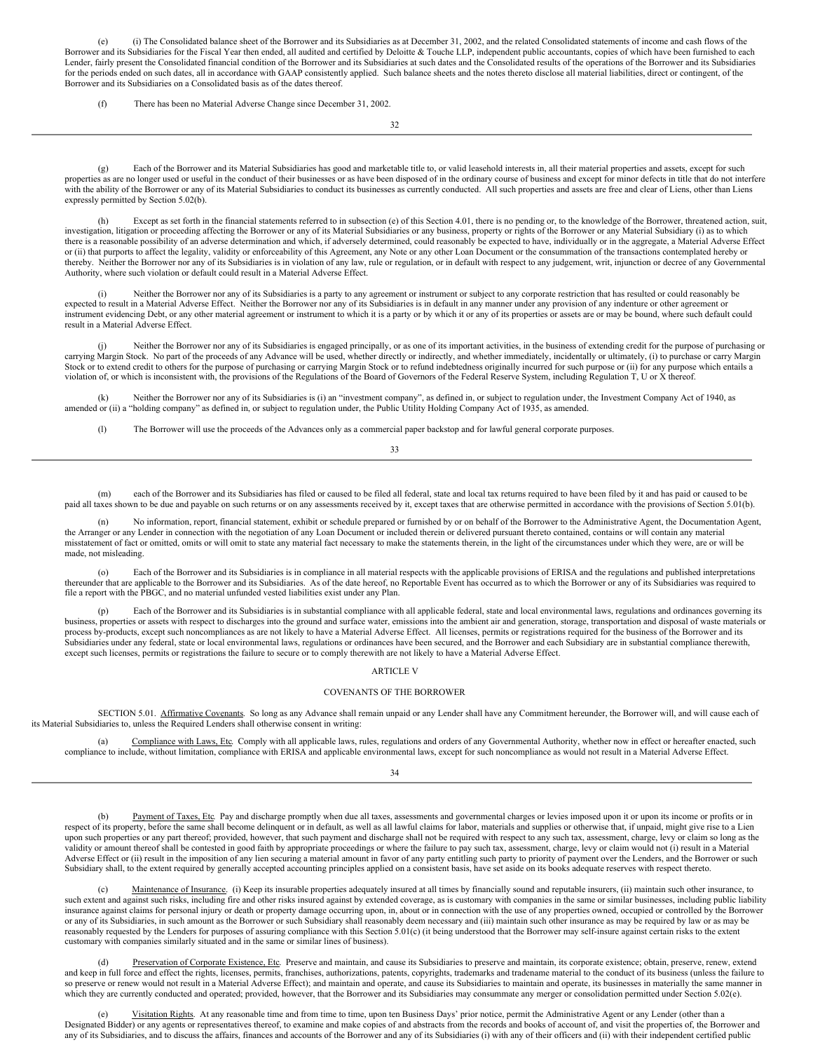(e) (i) The Consolidated balance sheet of the Borrower and its Subsidiaries as at December 31, 2002, and the related Consolidated statements of income and cash flows of the Borrower and its Subsidiaries for the Fiscal Year then ended, all audited and certified by Deloitte & Touche LLP, independent public accountants, copies of which have been furnished to each Lender, fairly present the Consolidated financial condition of the Borrower and its Subsidiaries at such dates and the Consolidated results of the operations of the Borrower and its Subsidiaries for the periods ended on such dates, all in accordance with GAAP consistently applied. Such balance sheets and the notes thereto disclose all material liabilities, direct or contingent, of the Borrower and its Subsidiaries on a Consolidated basis as of the dates thereof.

(f) There has been no Material Adverse Change since December 31, 2002.

(g) Each of the Borrower and its Material Subsidiaries has good and marketable title to, or valid leasehold interests in, all their material properties and assets, except for such properties as are no longer used or useful in the conduct of their businesses or as have been disposed of in the ordinary course of business and except for minor defects in title that do not interfere with the ability of the Borrower or any of its Material Subsidiaries to conduct its businesses as currently conducted. All such properties and assets are free and clear of Liens, other than Liens expressly permitted by Section 5.02(b).

(h) Except as set forth in the financial statements referred to in subsection (e) of this Section 4.01, there is no pending or, to the knowledge of the Borrower, threatened action, suit, investigation, litigation or proceeding affecting the Borrower or any of its Material Subsidiaries or any business, property or rights of the Borrower or any Material Subsidiary (i) as to which there is a reasonable possibility of an adverse determination and which, if adversely determined, could reasonably be expected to have, individually or in the aggregate, a Material Adverse Effect or (ii) that purports to affect the legality, validity or enforceability of this Agreement, any Note or any other Loan Document or the consummation of the transactions contemplated hereby or thereby. Neither the Borrower nor any of its Subsidiaries is in violation of any law, rule or regulation, or in default with respect to any judgement, writ, injunction or decree of any Governmental Authority, where such violation or default could result in a Material Adverse Effect.

(i) Neither the Borrower nor any of its Subsidiaries is a party to any agreement or instrument or subject to any corporate restriction that has resulted or could reasonably be expected to result in a Material Adverse Effect. Neither the Borrower nor any of its Subsidiaries is in default in any manner under any provision of any indenture or other agreement or instrument evidencing Debt, or any other material agreement or instrument to which it is a party or by which it or any of its properties or assets are or may be bound, where such default could result in a Material Adverse Effect.

(j) Neither the Borrower nor any of its Subsidiaries is engaged principally, or as one of its important activities, in the business of extending credit for the purpose of purchasing or carrying Margin Stock. No part of the proceeds of any Advance will be used, whether directly or indirectly, and whether immediately, incidentally or ultimately, (i) to purchase or carry Margin Stock or to extend credit to others for the purpose of purchasing or carrying Margin Stock or to refund indebtedness originally incurred for such purpose or (ii) for any purpose which entails a violation of, or which is inconsistent with, the provisions of the Regulations of the Board of Governors of the Federal Reserve System, including Regulation T, U or X thereof.

(k) Neither the Borrower nor any of its Subsidiaries is (i) an "investment company", as defined in, or subject to regulation under, the Investment Company Act of 1940, as amended or (ii) a "holding company" as defined in, or subject to regulation under, the Public Utility Holding Company Act of 1935, as amended.

(l) The Borrower will use the proceeds of the Advances only as a commercial paper backstop and for lawful general corporate purposes.

(m) each of the Borrower and its Subsidiaries has filed or caused to be filed all federal, state and local tax returns required to have been filed by it and has paid or caused to be paid all taxes shown to be due and payable on such returns or on any assessments received by it, except taxes that are otherwise permitted in accordance with the provisions of Section 5.01(b).

(n) No information, report, financial statement, exhibit or schedule prepared or furnished by or on behalf of the Borrower to the Administrative Agent, the Documentation Agent, the Arranger or any Lender in connection with the negotiation of any Loan Document or included therein or delivered pursuant thereto contained, contains or will contain any material misstatement of fact or omitted, omits or will omit to state any material fact necessary to make the statements therein, in the light of the circumstances under which they were, are or will be made, not misleading.

(o) Each of the Borrower and its Subsidiaries is in compliance in all material respects with the applicable provisions of ERISA and the regulations and published interpretations thereunder that are applicable to the Borrower and its Subsidiaries. As of the date hereof, no Reportable Event has occurred as to which the Borrower or any of its Subsidiaries was required to file a report with the PBGC, and no material unfunded vested liabilities exist under any Plan.

(p) Each of the Borrower and its Subsidiaries is in substantial compliance with all applicable federal, state and local environmental laws, regulations and ordinances governing its business, properties or assets with respect to discharges into the ground and surface water, emissions into the ambient air and generation, storage, transportation and disposal of waste materials or process by-products, except such noncompliances as are not likely to have a Material Adverse Effect. All licenses, permits or registrations required for the business of the Borrower and its Subsidiaries under any federal, state or local environmental laws, regulations or ordinances have been secured, and the Borrower and each Subsidiary are in substantial compliance therewith, except such licenses, permits or registrations the failure to secure or to comply therewith are not likely to have a Material Adverse Effect.

## ARTICLE V

## COVENANTS OF THE BORROWER

SECTION 5.01. Affirmative Covenants. So long as any Advance shall remain unpaid or any Lender shall have any Commitment hereunder, the Borrower will, and will cause each of its Material Subsidiaries to, unless the Required Lenders shall otherwise consent in writing:

(a) Compliance with Laws, Etc. Comply with all applicable laws, rules, regulations and orders of any Governmental Authority, whether now in effect or hereafter enacted, such compliance to include, without limitation, compliance with ERISA and applicable environmental laws, except for such noncompliance as would not result in a Material Adverse Effect.

(b) Payment of Taxes, Etc. Pay and discharge promptly when due all taxes, assessments and governmental charges or levies imposed upon it or upon its income or profits or in respect of its property, before the same shall become delinquent or in default, as well as all lawful claims for labor, materials and supplies or otherwise that, if unpaid, might give rise to a Lien upon such properties or any part thereof; provided, however, that such payment and discharge shall not be required with respect to any such tax, assessment, charge, levy or claim so long as the validity or amount thereof shall be contested in good faith by appropriate proceedings or where the failure to pay such tax, assessment, charge, levy or claim would not (i) result in a Material Adverse Effect or (ii) result in the imposition of any lien securing a material amount in favor of any party entitling such party to priority of payment over the Lenders, and the Borrower or such Subsidiary shall, to the extent required by generally accepted accounting principles applied on a consistent basis, have set aside on its books adequate reserves with respect thereto.

(c) Maintenance of Insurance. (i) Keep its insurable properties adequately insured at all times by financially sound and reputable insurers, (ii) maintain such other insurance, to such extent and against such risks, including fire and other risks insured against by extended coverage, as is customary with companies in the same or similar businesses, including public liability insurance against claims for personal injury or death or property damage occurring upon, in, about or in connection with the use of any properties owned, occupied or controlled by the Borrower or any of its Subsidiaries, in such amount as the Borrower or such Subsidiary shall reasonably deem necessary and (iii) maintain such other insurance as may be required by law or as may be reasonably requested by the Lenders for purposes of assuring compliance with this Section 5.01(c) (it being understood that the Borrower may self-insure against certain risks to the extent customary with companies similarly situated and in the same or similar lines of business).

(d) Preservation of Corporate Existence, Etc. Preserve and maintain, and cause its Subsidiaries to preserve and maintain, its corporate existence; obtain, preserve, renew, extend and keep in full force and effect the rights, licenses, permits, franchises, authorizations, patents, copyrights, trademarks and tradename material to the conduct of its business (unless the failure to so preserve or renew would not result in a Material Adverse Effect); and maintain and operate, and cause its Subsidiaries to maintain and operate, its businesses in materially the same manner in which they are currently conducted and operated; provided, however, that the Borrower and its Subsidiaries may consummate any merger or consolidation permitted under Section 5.02(e).

(e) Visitation Rights. At any reasonable time and from time to time, upon ten Business Days' prior notice, permit the Administrative Agent or any Lender (other than a Designated Bidder) or any agents or representatives thereof, to examine and make copies of and abstracts from the records and books of account of, and visit the properties of, the Borrower and any of its Subsidiaries, and to discuss the affairs, finances and accounts of the Borrower and any of its Subsidiaries (i) with any of their officers and (ii) with their independent certified public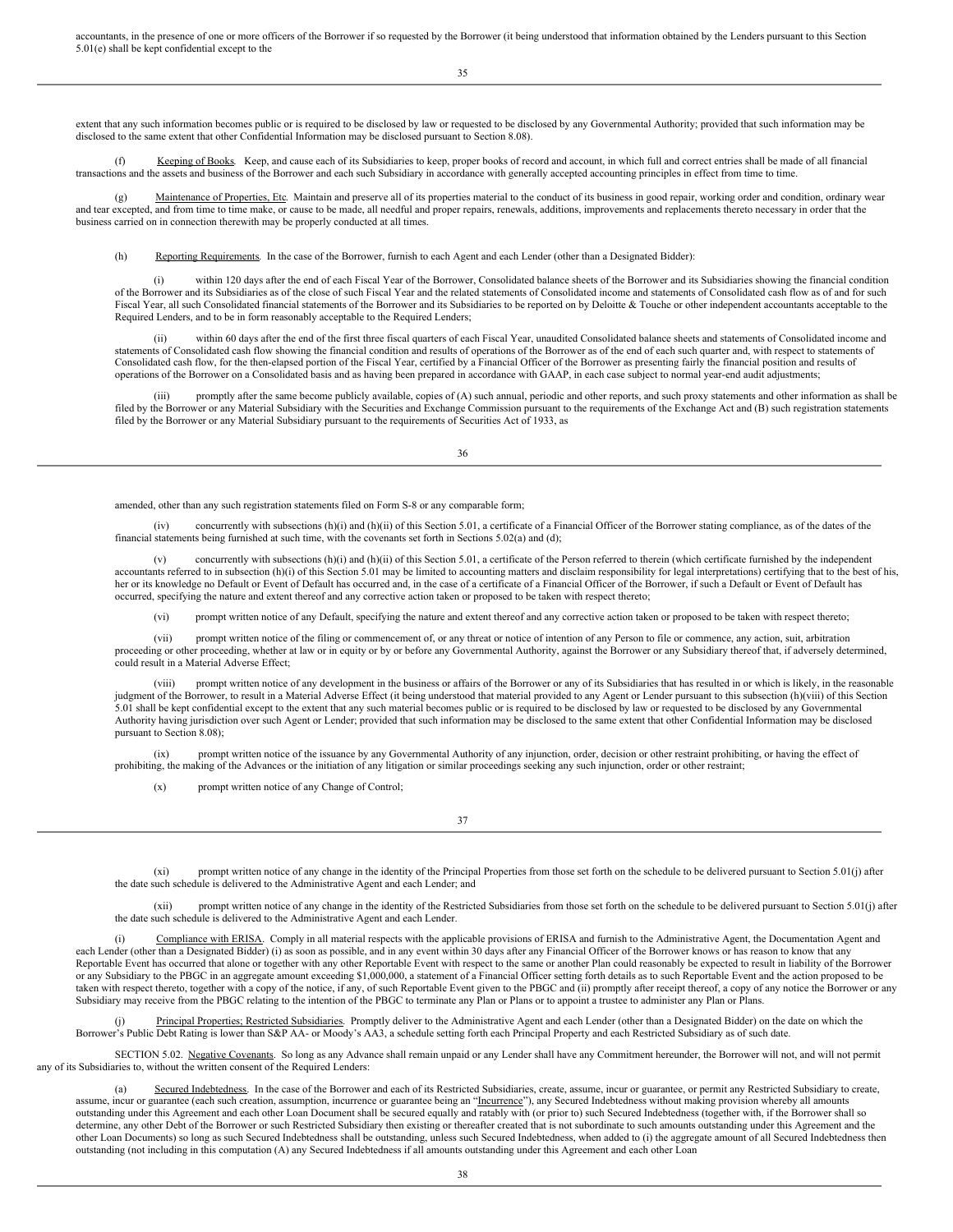accountants, in the presence of one or more officers of the Borrower if so requested by the Borrower (it being understood that information obtained by the Lenders pursuant to this Section 5.01(e) shall be kept confidential except to the extent that any such information becomes public or is required to be disclosed by law or requested to be disclosed by any Governmental Authority; provided that such information may be disclosed to the same extent that other Confidential Information may be disclosed pursuant to Section 8.08).

(f) Keeping of Books. Keep, and cause each of its Subsidiaries to keep, proper books of record and account, in which full and correct entries shall be made of all financial transactions and the assets and business of the Borrower and each such Subsidiary in accordance with generally accepted accounting principles in effect from time to time.

(g) Maintenance of Properties, Etc. Maintain and preserve all of its properties material to the conduct of its business in good repair, working order and condition, ordinary wear and tear excepted, and from time to time make, or cause to be made, all needful and proper repairs, renewals, additions, improvements and replacements thereto necessary in order that the business carried on in connection therewith may be properly conducted at all times.

(h) Reporting Requirements. In the case of the Borrower, furnish to each Agent and each Lender (other than a Designated Bidder):

(i) within 120 days after the end of each Fiscal Year of the Borrower, Consolidated balance sheets of the Borrower and its Subsidiaries showing the financial condition of the Borrower and its Subsidiaries as of the close of such Fiscal Year and the related statements of Consolidated income and statements of Consolidated cash flow as of and for such Fiscal Year, all such Consolidated financial statements of the Borrower and its Subsidiaries to be reported on by Deloitte & Touche or other independent accountants acceptable to the Required Lenders, and to be in form reasonably acceptable to the Required Lenders;

(ii) within 60 days after the end of the first three fiscal quarters of each Fiscal Year, unaudited Consolidated balance sheets and statements of Consolidated income and statements of Consolidated cash flow showing the financial condition and results of operations of the Borrower as of the end of each such quarter and, with respect to statements of Consolidated cash flow, for the then-elapsed portion of the Fiscal Year, certified by a Financial Officer of the Borrower as presenting fairly the financial position and results of operations of the Borrower on a Consolidated basis and as having been prepared in accordance with GAAP, in each case subject to normal year-end audit adjustments;

(iii) promptly after the same become publicly available, copies of (A) such annual, periodic and other reports, and such proxy statements and other information as shall be filed by the Borrower or any Material Subsidiary with the Securities and Exchange Commission pursuant to the requirements of the Exchange Act and (B) such registration statements filed by the Borrower or any Material Subsidiary pursuant to the requirements of Securities Act of 1933, as amended, other than any such registration statements filed on Form S-8 or any comparable form;

(iv) concurrently with subsections (h)(i) and (h)(ii) of this Section 5.01, a certificate of a Financial Officer of the Borrower stating compliance, as of the dates of the financial statements being furnished at such time, with the covenants set forth in Sections 5.02(a) and (d);

(v) concurrently with subsections (h)(i) and (h)(ii) of this Section 5.01, a certificate of the Person referred to therein (which certificate furnished by the independent accountants referred to in subsection (h)(i) of this Section 5.01 may be limited to accounting matters and disclaim responsibility for legal interpretations) certifying that to the best of his, her or its knowledge no Default or Event of Default has occurred and, in the case of a certificate of a Financial Officer of the Borrower, if such a Default or Event of Default has occurred, specifying the nature and extent thereof and any corrective action taken or proposed to be taken with respect thereto;

(vi) prompt written notice of any Default, specifying the nature and extent thereof and any corrective action taken or proposed to be taken with respect thereto;

(vii) prompt written notice of the filing or commencement of, or any threat or notice of intention of any Person to file or commence, any action, suit, arbitration proceeding or other proceeding, whether at law or in equity or by or before any Governmental Authority, against the Borrower or any Subsidiary thereof that, if adversely determined, could result in a Material Adverse Effect;

(viii) prompt written notice of any development in the business or affairs of the Borrower or any of its Subsidiaries that has resulted in or which is likely, in the reasonable judgment of the Borrower, to result in a Material Adverse Effect (it being understood that material provided to any Agent or Lender pursuant to this subsection (h)(viii) of this Section 5.01 shall be kept confidential except to the extent that any such material becomes public or is required to be disclosed by law or requested to be disclosed by any Governmental Authority having jurisdiction over such Agent or Lender; provided that such information may be disclosed to the same extent that other Confidential Information may be disclosed pursuant to Section 8.08);

(ix) prompt written notice of the issuance by any Governmental Authority of any injunction, order, decision or other restraint prohibiting, or having the effect of prohibiting, the making of the Advances or the initiation of any litigation or similar proceedings seeking any such injunction, order or other restraint;

(x) prompt written notice of any Change of Control;

(xi) prompt written notice of any change in the identity of the Principal Properties from those set forth on the schedule to be delivered pursuant to Section 5.01(j) after the date such schedule is delivered to the Administrative Agent and each Lender; and

(xii) prompt written notice of any change in the identity of the Restricted Subsidiaries from those set forth on the schedule to be delivered pursuant to Section 5.01(j) after the date such schedule is delivered to the Administrative Agent and each Lender.

(i) Compliance with ERISA. Comply in all material respects with the applicable provisions of ERISA and furnish to the Administrative Agent, the Documentation Agent and each Lender (other than a Designated Bidder) (i) as soon as possible, and in any event within 30 days after any Financial Officer of the Borrower knows or has reason to know that any Reportable Event has occurred that alone or together with any other Reportable Event with respect to the same or another Plan could reasonably be expected to result in liability of the Borrower or any Subsidiary to the PBGC in an aggregate amount exceeding $1,000,000, a statement of a Financial Officer setting forth details as to such Reportable Event and the action proposed to be taken with respect thereto, together with a copy of the notice, if any, of such Reportable Event given to the PBGC and (ii) promptly after receipt thereof, a copy of any notice the Borrower or any Subsidiary may receive from the PBGC relating to the intention of the PBGC to terminate any Plan or Plans or to appoint a trustee to administer any Plan or Plans.

(j) Principal Properties; Restricted Subsidiaries. Promptly deliver to the Administrative Agent and each Lender (other than a Designated Bidder) on the date on which the Borrower's Public Debt Rating is lower than S&P AA- or Moody's AA3, a schedule setting forth each Principal Property and each Restricted Subsidiary as of such date.

SECTION 5.02. Negative Covenants. So long as any Advance shall remain unpaid or any Lender shall have any Commitment hereunder, the Borrower will not, and will not permit any of its Subsidiaries to, without the written consent of the Required Lenders:

(a) Secured Indebtedness. In the case of the Borrower and each of its Restricted Subsidiaries, create, assume, incur or guarantee, or permit any Restricted Subsidiary to create, assume, incur or guarantee (each such creation, assumption, incurrence or guarantee being an "Incurrence"), any Secured Indebtedness without making provision whereby all amounts outstanding under this Agreement and each other Loan Document shall be secured equally and ratably with (or prior to) such Secured Indebtedness (together with, if the Borrower shall so determine, any other Debt of the Borrower or such Restricted Subsidiary then existing or thereafter created that is not subordinate to such amounts outstanding under this Agreement and the other Loan Documents) so long as such Secured Indebtedness shall be outstanding, unless such Secured Indebtedness, when added to (i) the aggregate amount of all Secured Indebtedness then outstanding (not including in this computation (A) any Secured Indebtedness if all amounts outstanding under this Agreement and each other Loan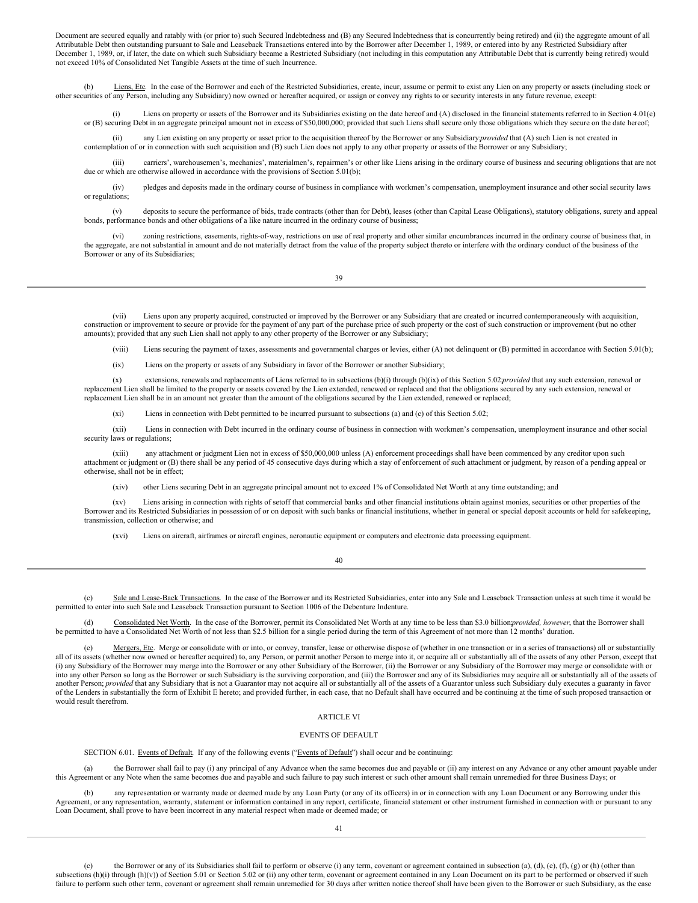Document are secured equally and ratably with (or prior to) such Secured Indebtedness and (B) any Secured Indebtedness that is concurrently being retired) and (ii) the aggregate amount of all Attributable Debt then outstanding pursuant to Sale and Leaseback Transactions entered into by the Borrower after December 1, 1989, or entered into by any Restricted Subsidiary after December 1, 1989, or, if later, the date on which such Subsidiary became a Restricted Subsidiary (not including in this computation any Attributable Debt that is currently being retired) would not exceed 10% of Consolidated Net Tangible Assets at the time of such Incurrence.

(b) Liens, Etc. In the case of the Borrower and each of the Restricted Subsidiaries, create, incur, assume or permit to exist any Lien on any property or assets (including stock or other securities of any Person, including any Subsidiary) now owned or hereafter acquired, or assign or convey any rights to or security interests in any future revenue, except:

(i) Liens on property or assets of the Borrower and its Subsidiaries existing on the date hereof and (A) disclosed in the financial statements referred to in Section 4.01(e) or (B) securing Debt in an aggregate principal amount not in excess of $50,000,000; provided that such Liens shall secure only those obligations which they secure on the date hereof;

(ii) any Lien existing on any property or asset prior to the acquisition thereof by the Borrower or any Subsidiary; *provided* that (A) such Lien is not created in contemplation of or in connection with such acquisition and (B) such Lien does not apply to any other property or assets of the Borrower or any Subsidiary;

(iii) carriers', warehousemen's, mechanics', materialmen's, repairmen's or other like Liens arising in the ordinary course of business and securing obligations that are not due or which are otherwise allowed in accordance with the provisions of Section 5.01(b);

(iv) pledges and deposits made in the ordinary course of business in compliance with workmen's compensation, unemployment insurance and other social security laws or regulations;

(v) deposits to secure the performance of bids, trade contracts (other than for Debt), leases (other than Capital Lease Obligations), statutory obligations, surety and appeal bonds, performance bonds and other obligations of a like nature incurred in the ordinary course of business;

(vi) zoning restrictions, easements, rights-of-way, restrictions on use of real property and other similar encumbrances incurred in the ordinary course of business that, in the aggregate, are not substantial in amount and do not materially detract from the value of the property subject thereto or interfere with the ordinary conduct of the business of the Borrower or any of its Subsidiaries;

(vii) Liens upon any property acquired, constructed or improved by the Borrower or any Subsidiary that are created or incurred contemporaneously with acquisition, construction or improvement to secure or provide for the payment of any part of the purchase price of such property or the cost of such construction or improvement (but no other amounts); provided that any such Lien shall not apply to any other property of the Borrower or any Subsidiary;

(viii) Liens securing the payment of taxes, assessments and governmental charges or levies, either (A) not delinquent or (B) permitted in accordance with Section 5.01(b);

(ix) Liens on the property or assets of any Subsidiary in favor of the Borrower or another Subsidiary;

(x) extensions, renewals and replacements of Liens referred to in subsections (b)(i) through (b)(ix) of this Section 5.02; *provided* that any such extension, renewal or replacement Lien shall be limited to the property or assets covered by the Lien extended, renewed or replaced and that the obligations secured by any such extension, renewal or replacement Lien shall be in an amount not greater than the amount of the obligations secured by the Lien extended, renewed or replaced;

(xi) Liens in connection with Debt permitted to be incurred pursuant to subsections (a) and (c) of this Section 5.02;

(xii) Liens in connection with Debt incurred in the ordinary course of business in connection with workmen's compensation, unemployment insurance and other social security laws or regulations;

(xiii) any attachment or judgment Lien not in excess of $50,000,000 unless (A) enforcement proceedings shall have been commenced by any creditor upon such attachment or judgment or (B) there shall be any period of 45 consecutive days during which a stay of enforcement of such attachment or judgment, by reason of a pending appeal or otherwise, shall not be in effect;

(xiv) other Liens securing Debt in an aggregate principal amount not to exceed 1% of Consolidated Net Worth at any time outstanding; and

(xv) Liens arising in connection with rights of setoff that commercial banks and other financial institutions obtain against monies, securities or other properties of the Borrower and its Restricted Subsidiaries in possession of or on deposit with such banks or financial institutions, whether in general or special deposit accounts or held for safekeeping, transmission, collection or otherwise; and

(xvi) Liens on aircraft, airframes or aircraft engines, aeronautic equipment or computers and electronic data processing equipment.

(c) Sale and Lease-Back Transactions. In the case of the Borrower and its Restricted Subsidiaries, enter into any Sale and Leaseback Transaction unless at such time it would be permitted to enter into such Sale and Leaseback Transaction pursuant to Section 1006 of the Debenture Indenture.

(d) Consolidated Net Worth. In the case of the Borrower, permit its Consolidated Net Worth at any time to be less than $3.0 billion; *provided, however*, that the Borrower shall be permitted to have a Consolidated Net Worth of not less than $2.5 billion for a single period during the term of this Agreement of not more than 12 months' duration.

(e) Mergers, Etc. Merge or consolidate with or into, or convey, transfer, lease or otherwise dispose of (whether in one transaction or in a series of transactions) all or substantially all of its assets (whether now owned or hereafter acquired) to, any Person, or permit another Person to merge into it, or acquire all or substantially all of the assets of any other Person, except that (i) any Subsidiary of the Borrower may merge into the Borrower or any other Subsidiary of the Borrower, (ii) the Borrower or any Subsidiary of the Borrower may merge or consolidate with or into any other Person so long as the Borrower or such Subsidiary is the surviving corporation, and (iii) the Borrower and any of its Subsidiaries may acquire all or substantially all of the assets of another Person; *provided* that any Subsidiary that is not a Guarantor may not acquire all or substantially all of the assets of a Guarantor unless such Subsidiary duly executes a guaranty in favor of the Lenders in substantially the form of Exhibit E hereto; and provided further, in each case, that no Default shall have occurred and be continuing at the time of such proposed transaction or would result therefrom.

## ARTICLE VI

## EVENTS OF DEFAULT

SECTION 6.01. Events of Default. If any of the following events ("Events of Default") shall occur and be continuing:

(a) the Borrower shall fail to pay (i) any principal of any Advance when the same becomes due and payable or (ii) any interest on any Advance or any other amount payable under this Agreement or any Note when the same becomes due and payable and such failure to pay such interest or such other amount shall remain unremedied for three Business Days; or

(b) any representation or warranty made or deemed made by any Loan Party (or any of its officers) in or in connection with any Loan Document or any Borrowing under this Agreement, or any representation, warranty, statement or information contained in any report, certificate, financial statement or other instrument furnished in connection with or pursuant to any Loan Document, shall prove to have been incorrect in any material respect when made or deemed made; or

(c) the Borrower or any of its Subsidiaries shall fail to perform or observe (i) any term, covenant or agreement contained in subsection (a), (d), (e), (f), (g) or (h) (other than subsections (h)(i) through (h)(v)) of Section 5.01 or Section 5.02 or (ii) any other term, covenant or agreement contained in any Loan Document on its part to be performed or observed if such failure to perform such other term, covenant or agreement shall remain unremedied for 30 days after written notice thereof shall have been given to the Borrower or such Subsidiary, as the case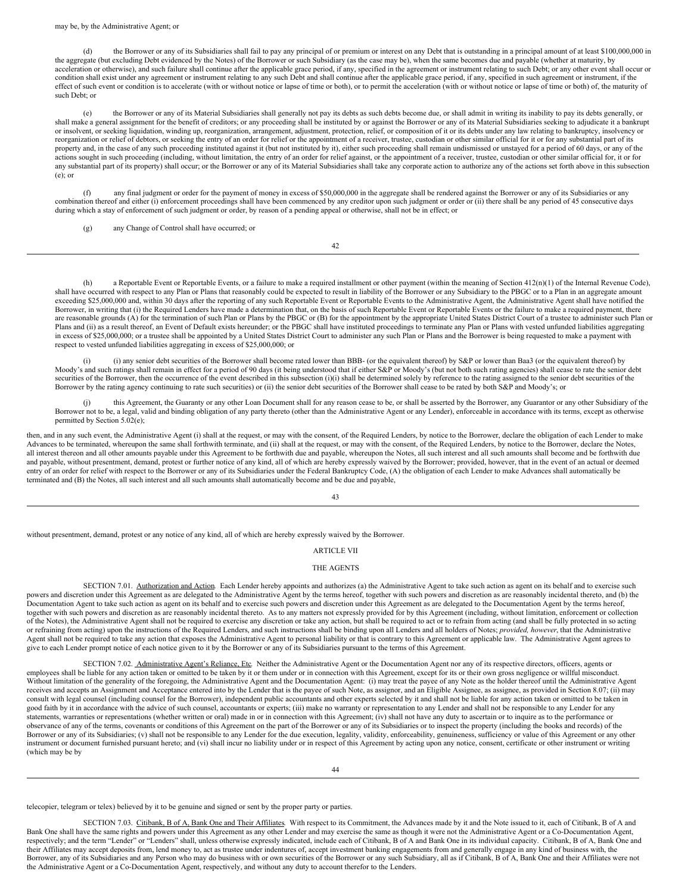may be, by the Administrative Agent; or

(d) the Borrower or any of its Subsidiaries shall fail to pay any principal of or premium or interest on any Debt that is outstanding in a principal amount of at least $100,000,000 in the aggregate (but excluding Debt evidenced by the Notes) of the Borrower or such Subsidiary (as the case may be), when the same becomes due and payable (whether at maturity, by acceleration or otherwise), and such failure shall continue after the applicable grace period, if any, specified in the agreement or instrument relating to such Debt; or any other event shall occur or condition shall exist under any agreement or instrument relating to any such Debt and shall continue after the applicable grace period, if any, specified in such agreement or instrument, if the effect of such event or condition is to accelerate (with or without notice or lapse of time or both), or to permit the acceleration (with or without notice or lapse of time or both) of, the maturity of such Debt; or

(e) the Borrower or any of its Material Subsidiaries shall generally not pay its debts as such debts become due, or shall admit in writing its inability to pay its debts generally, or shall make a general assignment for the benefit of creditors; or any proceeding shall be instituted by or against the Borrower or any of its Material Subsidiaries seeking to adjudicate it a bankrupt or insolvent, or seeking liquidation, winding up, reorganization, arrangement, adjustment, protection, relief, or composition of it or its debts under any law relating to bankruptcy, insolvency or reorganization or relief of debtors, or seeking the entry of an order for relief or the appointment of a receiver, trustee, custodian or other similar official for it or for any substantial part of its property and, in the case of any such proceeding instituted against it (but not instituted by it), either such proceeding shall remain undismissed or unstayed for a period of 60 days, or any of the actions sought in such proceeding (including, without limitation, the entry of an order for relief against, or the appointment of a receiver, trustee, custodian or other similar official for, it or for any substantial part of its property) shall occur; or the Borrower or any of its Material Subsidiaries shall take any corporate action to authorize any of the actions set forth above in this subsection (e); or

(f) any final judgment or order for the payment of money in excess of $50,000,000 in the aggregate shall be rendered against the Borrower or any of its Subsidiaries or any combination thereof and either (i) enforcement proceedings shall have been commenced by any creditor upon such judgment or order or (ii) there shall be any period of 45 consecutive days during which a stay of enforcement of such judgment or order, by reason of a pending appeal or otherwise, shall not be in effect; or

(g) any Change of Control shall have occurred; or

(h) a Reportable Event or Reportable Events, or a failure to make a required installment or other payment (within the meaning of Section 412(n)(1) of the Internal Revenue Code), shall have occurred with respect to any Plan or Plans that reasonably could be expected to result in liability of the Borrower or any Subsidiary to the PBGC or to a Plan in an aggregate amount exceeding $25,000,000 and, within 30 days after the reporting of any such Reportable Event or Reportable Events to the Administrative Agent, the Administrative Agent shall have notified the Borrower, in writing that (i) the Required Lenders have made a determination that, on the basis of such Reportable Event or Reportable Events or the failure to make a required payment, there are reasonable grounds (A) for the termination of such Plan or Plans by the PBGC or (B) for the appointment by the appropriate United States District Court of a trustee to administer such Plan or Plans and (ii) as a result thereof, an Event of Default exists hereunder; or the PBGC shall have instituted proceedings to terminate any Plan or Plans with vested unfunded liabilities aggregating in excess of $25,000,000; or a trustee shall be appointed by a United States District Court to administer any such Plan or Plans and the Borrower is being requested to make a payment with respect to vested unfunded liabilities aggregating in excess of $25,000,000; or

(i) (i) any senior debt securities of the Borrower shall become rated lower than BBB- (or the equivalent thereof) by S&P or lower than Baa3 (or the equivalent thereof) by Moody's and such ratings shall remain in effect for a period of 90 days (it being understood that if either S&P or Moody's (but not both such rating agencies) shall cease to rate the senior debt securities of the Borrower, then the occurrence of the event described in this subsection (i)(i) shall be determined solely by reference to the rating assigned to the senior debt securities of the Borrower by the rating agency continuing to rate such securities) or (ii) the senior debt securities of the Borrower shall cease to be rated by both S&P and Moody's; or

(j) this Agreement, the Guaranty or any other Loan Document shall for any reason cease to be, or shall be asserted by the Borrower, any Guarantor or any other Subsidiary of the Borrower not to be, a legal, valid and binding obligation of any party thereto (other than the Administrative Agent or any Lender), enforceable in accordance with its terms, except as otherwise permitted by Section 5.02(e);

then, and in any such event, the Administrative Agent (i) shall at the request, or may with the consent, of the Required Lenders, by notice to the Borrower, declare the obligation of each Lender to make Advances to be terminated, whereupon the same shall forthwith terminate, and (ii) shall at the request, or may with the consent, of the Required Lenders, by notice to the Borrower, declare the Notes, all interest thereon and all other amounts payable under this Agreement to be forthwith due and payable, whereupon the Notes, all such interest and all such amounts shall become and be forthwith due and payable, without presentment, demand, protest or further notice of any kind, all of which are hereby expressly waived by the Borrower; provided, however, that in the event of an actual or deemed entry of an order for relief with respect to the Borrower or any of its Subsidiaries under the Federal Bankruptcy Code, (A) the obligation of each Lender to make Advances shall automatically be terminated and (B) the Notes, all such interest and all such amounts shall automatically become and be due and payable, without presentment, demand, protest or any notice of any kind, all of which are hereby expressly waived by the Borrower.

## ARTICLE VII

## THE AGENTS

SECTION 7.01. Authorization and Action. Each Lender hereby appoints and authorizes (a) the Administrative Agent to take such action as agent on its behalf and to exercise such powers and discretion under this Agreement as are delegated to the Administrative Agent by the terms hereof, together with such powers and discretion as are reasonably incidental thereto, and (b) the Documentation Agent to take such action as agent on its behalf and to exercise such powers and discretion under this Agreement as are delegated to the Documentation Agent by the terms hereof, together with such powers and discretion as are reasonably incidental thereto. As to any matters not expressly provided for by this Agreement (including, without limitation, enforcement or collection of the Notes), the Administrative Agent shall not be required to exercise any discretion or take any action, but shall be required to act or to refrain from acting (and shall be fully protected in so acting or refraining from acting) upon the instructions of the Required Lenders, and such instructions shall be binding upon all Lenders and all holders of Notes; *provided, however*, that the Administrative Agent shall not be required to take any action that exposes the Administrative Agent to personal liability or that is contrary to this Agreement or applicable law. The Administrative Agent agrees to give to each Lender prompt notice of each notice given to it by the Borrower or any of its Subsidiaries pursuant to the terms of this Agreement.

SECTION 7.02. Administrative Agent's Reliance, Etc. Neither the Administrative Agent or the Documentation Agent nor any of its respective directors, officers, agents or employees shall be liable for any action taken or omitted to be taken by it or them under or in connection with this Agreement, except for its or their own gross negligence or willful misconduct. Without limitation of the generality of the foregoing, the Administrative Agent and the Documentation Agent: (i) may treat the payee of any Note as the holder thereof until the Administrative Agent receives and accepts an Assignment and Acceptance entered into by the Lender that is the payee of such Note, as assignor, and an Eligible Assignee, as assignee, as provided in Section 8.07; (ii) may consult with legal counsel (including counsel for the Borrower), independent public accountants and other experts selected by it and shall not be liable for any action taken or omitted to be taken in good faith by it in accordance with the advice of such counsel, accountants or experts; (iii) make no warranty or representation to any Lender and shall not be responsible to any Lender for any statements, warranties or representations (whether written or oral) made in or in connection with this Agreement; (iv) shall not have any duty to ascertain or to inquire as to the performance or observance of any of the terms, covenants or conditions of this Agreement on the part of the Borrower or any of its Subsidiaries or to inspect the property (including the books and records) of the Borrower or any of its Subsidiaries; (v) shall not be responsible to any Lender for the due execution, legality, validity, enforceability, genuineness, sufficiency or value of this Agreement or any other instrument or document furnished pursuant hereto; and (vi) shall incur no liability under or in respect of this Agreement by acting upon any notice, consent, certificate or other instrument or writing (which may be by telecopier, telegram or telex) believed by it to be genuine and signed or sent by the proper party or parties.

SECTION 7.03. Citibank, B of A, Bank One and Their Affiliates. With respect to its Commitment, the Advances made by it and the Note issued to it, each of Citibank, B of A and Bank One shall have the same rights and powers under this Agreement as any other Lender and may exercise the same as though it were not the Administrative Agent or a Co-Documentation Agent, respectively; and the term "Lender" or "Lenders" shall, unless otherwise expressly indicated, include each of Citibank, B of A and Bank One in its individual capacity. Citibank, B of A, Bank One and their Affiliates may accept deposits from, lend money to, act as trustee under indentures of, accept investment banking engagements from and generally engage in any kind of business with, the Borrower, any of its Subsidiaries and any Person who may do business with or own securities of the Borrower or any such Subsidiary, all as if Citibank, B of A, Bank One and their Affiliates were not the Administrative Agent or a Co-Documentation Agent, respectively, and without any duty to account therefor to the Lenders.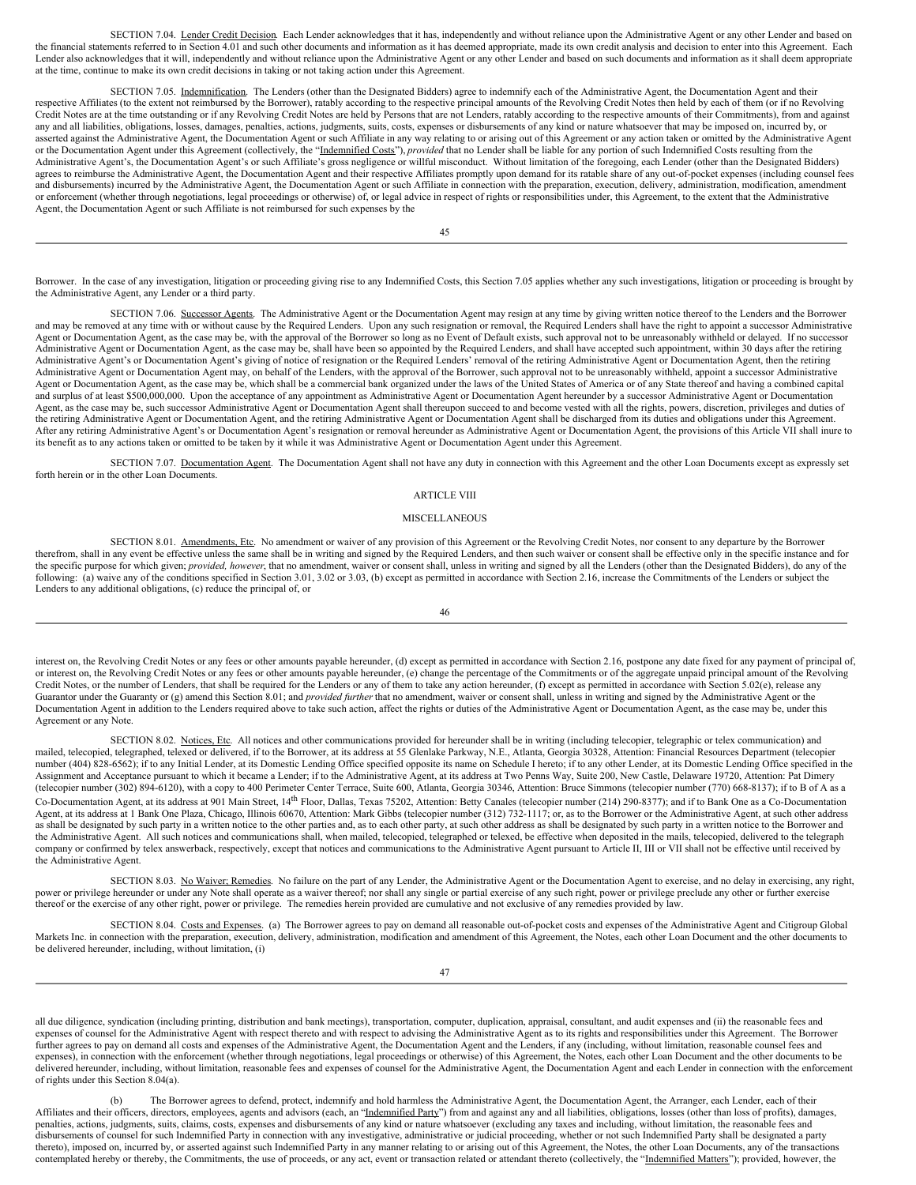SECTION 7.04. Lender Credit Decision. Each Lender acknowledges that it has, independently and without reliance upon the Administrative Agent or any other Lender and based on the financial statements referred to in Section 4.01 and such other documents and information as it has deemed appropriate, made its own credit analysis and decision to enter into this Agreement. Each Lender also acknowledges that it will, independently and without reliance upon the Administrative Agent or any other Lender and based on such documents and information as it shall deem appropriate at the time, continue to make its own credit decisions in taking or not taking action under this Agreement.

SECTION 7.05. Indemnification. The Lenders (other than the Designated Bidders) agree to indemnify each of the Administrative Agent, the Documentation Agent and their respective Affiliates (to the extent not reimbursed by the Borrower), ratably according to the respective principal amounts of the Revolving Credit Notes then held by each of them (or if no Revolving Credit Notes are at the time outstanding or if any Revolving Credit Notes are held by Persons that are not Lenders, ratably according to the respective amounts of their Commitments), from and against any and all liabilities, obligations, losses, damages, penalties, actions, judgments, suits, costs, expenses or disbursements of any kind or nature whatsoever that may be imposed on, incurred by, or asserted against the Administrative Agent, the Documentation Agent or such Affiliate in any way relating to or arising out of this Agreement or any action taken or omitted by the Administrative Agent or the Documentation Agent under this Agreement (collectively, the "Indemnified Costs"), *provided* that no Lender shall be liable for any portion of such Indemnified Costs resulting from the Administrative Agent's, the Documentation Agent's or such Affiliate's gross negligence or willful misconduct. Without limitation of the foregoing, each Lender (other than the Designated Bidders) agrees to reimburse the Administrative Agent, the Documentation Agent and their respective Affiliates promptly upon demand for its ratable share of any out-of-pocket expenses (including counsel fees and disbursements) incurred by the Administrative Agent, the Documentation Agent or such Affiliate in connection with the preparation, execution, delivery, administration, modification, amendment or enforcement (whether through negotiations, legal proceedings or otherwise) of, or legal advice in respect of rights or responsibilities under, this Agreement, to the extent that the Administrative Agent, the Documentation Agent or such Affiliate is not reimbursed for such expenses by the Borrower. In the case of any investigation, litigation or proceeding giving rise to any Indemnified Costs, this Section 7.05 applies whether any such investigations, litigation or proceeding is brought by the Administrative Agent, any Lender or a third party.

SECTION 7.06. Successor Agents. The Administrative Agent or the Documentation Agent may resign at any time by giving written notice thereof to the Lenders and the Borrower and may be removed at any time with or without cause by the Required Lenders. Upon any such resignation or removal, the Required Lenders shall have the right to appoint a successor Administrative Agent or Documentation Agent, as the case may be, with the approval of the Borrower so long as no Event of Default exists, such approval not to be unreasonably withheld or delayed. If no successor Administrative Agent or Documentation Agent, as the case may be, shall have been so appointed by the Required Lenders, and shall have accepted such appointment, within 30 days after the retiring Administrative Agent's or Documentation Agent's giving of notice of resignation or the Required Lenders' removal of the retiring Administrative Agent or Documentation Agent, then the retiring Administrative Agent or Documentation Agent may, on behalf of the Lenders, with the approval of the Borrower, such approval not to be unreasonably withheld, appoint a successor Administrative Agent or Documentation Agent, as the case may be, which shall be a commercial bank organized under the laws of the United States of America or of any State thereof and having a combined capital and surplus of at least $500,000,000. Upon the acceptance of any appointment as Administrative Agent or Documentation Agent hereunder by a successor Administrative Agent or Documentation Agent, as the case may be, such successor Administrative Agent or Documentation Agent shall thereupon succeed to and become vested with all the rights, powers, discretion, privileges and duties of the retiring Administrative Agent or Documentation Agent, and the retiring Administrative Agent or Documentation Agent shall be discharged from its duties and obligations under this Agreement. After any retiring Administrative Agent's or Documentation Agent's resignation or removal hereunder as Administrative Agent or Documentation Agent, the provisions of this Article VII shall inure to its benefit as to any actions taken or omitted to be taken by it while it was Administrative Agent or Documentation Agent under this Agreement.

SECTION 7.07. Documentation Agent. The Documentation Agent shall not have any duty in connection with this Agreement and the other Loan Documents except as expressly set forth herein or in the other Loan Documents.

## ARTICLE VIII

## MISCELLANEOUS

SECTION 8.01. Amendments, Etc. No amendment or waiver of any provision of this Agreement or the Revolving Credit Notes, nor consent to any departure by the Borrower therefrom, shall in any event be effective unless the same shall be in writing and signed by the Required Lenders, and then such waiver or consent shall be effective only in the specific instance and for the specific purpose for which given; *provided, however*, that no amendment, waiver or consent shall, unless in writing and signed by all the Lenders (other than the Designated Bidders), do any of the following: (a) waive any of the conditions specified in Section 3.01, 3.02 or 3.03, (b) except as permitted in accordance with Section 2.16, increase the Commitments of the Lenders or subject the Lenders to any additional obligations, (c) reduce the principal of, or interest on, the Revolving Credit Notes or any fees or other amounts payable hereunder, (d) except as permitted in accordance with Section 2.16, postpone any date fixed for any payment of principal of, or interest on, the Revolving Credit Notes or any fees or other amounts payable hereunder, (e) change the percentage of the Commitments or of the aggregate unpaid principal amount of the Revolving Credit Notes, or the number of Lenders, that shall be required for the Lenders or any of them to take any action hereunder, (f) except as permitted in accordance with Section 5.02(e), release any Guarantor under the Guaranty or (g) amend this Section 8.01; and *provided further* that no amendment, waiver or consent shall, unless in writing and signed by the Administrative Agent or the Documentation Agent in addition to the Lenders required above to take such action, affect the rights or duties of the Administrative Agent or Documentation Agent, as the case may be, under this Agreement or any Note.

SECTION 8.02. Notices, Etc. All notices and other communications provided for hereunder shall be in writing (including telecopier, telegraphic or telex communication) and mailed, telecopied, telegraphed, telexed or delivered, if to the Borrower, at its address at 55 Glenlake Parkway, N.E., Atlanta, Georgia 30328, Attention: Financial Resources Department (telecopier number (404) 828-6562); if to any Initial Lender, at its Domestic Lending Office specified opposite its name on Schedule I hereto; if to any other Lender, at its Domestic Lending Office specified in the Assignment and Acceptance pursuant to which it became a Lender; if to the Administrative Agent, at its address at Two Penns Way, Suite 200, New Castle, Delaware 19720, Attention: Pat Dimery (telecopier number (302) 894-6120), with a copy to 400 Perimeter Center Terrace, Suite 600, Atlanta, Georgia 30346, Attention: Bruce Simmons (telecopier number (770) 668-8137); if to B of A as a Co-Documentation Agent, at its address at 901 Main Street, 14th Floor, Dallas, Texas 75202, Attention: Betty Canales (telecopier number (214) 290-8377); and if to Bank One as a Co-Documentation Agent, at its address at 1 Bank One Plaza, Chicago, Illinois 60670, Attention: Mark Gibbs (telecopier number (312) 732-1117; or, as to the Borrower or the Administrative Agent, at such other address as shall be designated by such party in a written notice to the other parties and, as to each other party, at such other address as shall be designated by such party in a written notice to the Borrower and the Administrative Agent. All such notices and communications shall, when mailed, telecopied, telegraphed or telexed, be effective when deposited in the mails, telecopied, delivered to the telegraph company or confirmed by telex answerback, respectively, except that notices and communications to the Administrative Agent pursuant to Article II, III or VII shall not be effective until received by the Administrative Agent.

SECTION 8.03. No Waiver; Remedies. No failure on the part of any Lender, the Administrative Agent or the Documentation Agent to exercise, and no delay in exercising, any right, power or privilege hereunder or under any Note shall operate as a waiver thereof; nor shall any single or partial exercise of any such right, power or privilege preclude any other or further exercise thereof or the exercise of any other right, power or privilege. The remedies herein provided are cumulative and not exclusive of any remedies provided by law.

SECTION 8.04. Costs and Expenses. (a) The Borrower agrees to pay on demand all reasonable out-of-pocket costs and expenses of the Administrative Agent and Citigroup Global Markets Inc. in connection with the preparation, execution, delivery, administration, modification and amendment of this Agreement, the Notes, each other Loan Document and the other documents to be delivered hereunder, including, without limitation, (i) all due diligence, syndication (including printing, distribution and bank meetings), transportation, computer, duplication, appraisal, consultant, and audit expenses and (ii) the reasonable fees and expenses of counsel for the Administrative Agent with respect thereto and with respect to advising the Administrative Agent as to its rights and responsibilities under this Agreement. The Borrower further agrees to pay on demand all costs and expenses of the Administrative Agent, the Documentation Agent and the Lenders, if any (including, without limitation, reasonable counsel fees and expenses), in connection with the enforcement (whether through negotiations, legal proceedings or otherwise) of this Agreement, the Notes, each other Loan Document and the other documents to be delivered hereunder, including, without limitation, reasonable fees and expenses of counsel for the Administrative Agent, the Documentation Agent and each Lender in connection with the enforcement of rights under this Section 8.04(a).

(b) The Borrower agrees to defend, protect, indemnify and hold harmless the Administrative Agent, the Documentation Agent, the Arranger, each Lender, each of their Affiliates and their officers, directors, employees, agents and advisors (each, an "Indemnified Party") from and against any and all liabilities, obligations, losses (other than loss of profits), damages, penalties, actions, judgments, suits, claims, costs, expenses and disbursements of any kind or nature whatsoever (excluding any taxes and including, without limitation, the reasonable fees and disbursements of counsel for such Indemnified Party in connection with any investigative, administrative or judicial proceeding, whether or not such Indemnified Party shall be designated a party thereto), imposed on, incurred by, or asserted against such Indemnified Party in any manner relating to or arising out of this Agreement, the Notes, the other Loan Documents, any of the transactions contemplated hereby or thereby, the Commitments, the use of proceeds, or any act, event or transaction related or attendant thereto (collectively, the "Indemnified Matters"); provided, however, the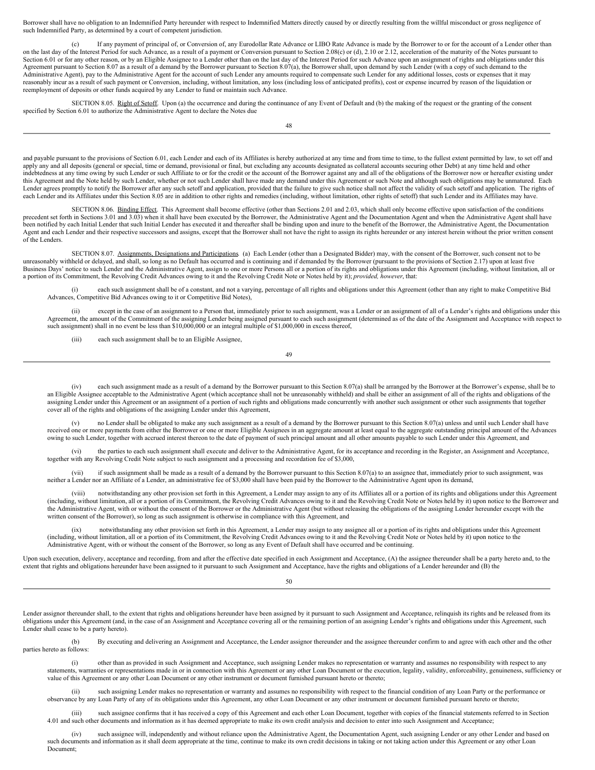Borrower shall have no obligation to an Indemnified Party hereunder with respect to Indemnified Matters directly caused by or directly resulting from the willful misconduct or gross negligence of such Indemnified Party, as determined by a court of competent jurisdiction.

(c) If any payment of principal of, or Conversion of, any Eurodollar Rate Advance or LIBO Rate Advance is made by the Borrower to or for the account of a Lender other than on the last day of the Interest Period for such Advance, as a result of a payment or Conversion pursuant to Section 2.08(c) or (d), 2.10 or 2.12, acceleration of the maturity of the Notes pursuant to Section 6.01 or for any other reason, or by an Eligible Assignee to a Lender other than on the last day of the Interest Period for such Advance upon an assignment of rights and obligations under this Agreement pursuant to Section 8.07 as a result of a demand by the Borrower pursuant to Section 8.07(a), the Borrower shall, upon demand by such Lender (with a copy of such demand to the Administrative Agent), pay to the Administrative Agent for the account of such Lender any amounts required to compensate such Lender for any additional losses, costs or expenses that it may reasonably incur as a result of such payment or Conversion, including, without limitation, any loss (including loss of anticipated profits), cost or expense incurred by reason of the liquidation or reemployment of deposits or other funds acquired by any Lender to fund or maintain such Advance.

SECTION 8.05. Right of Setoff. Upon (a) the occurrence and during the continuance of any Event of Default and (b) the making of the request or the granting of the consent specified by Section 6.01 to authorize the Administrative Agent to declare the Notes due and payable pursuant to the provisions of Section 6.01, each Lender and each of its Affiliates is hereby authorized at any time and from time to time, to the fullest extent permitted by law, to set off and apply any and all deposits (general or special, time or demand, provisional or final, but excluding any accounts designated as collateral accounts securing other Debt) at any time held and other indebtedness at any time owing by such Lender or such Affiliate to or for the credit or the account of the Borrower against any and all of the obligations of the Borrower now or hereafter existing under this Agreement and the Note held by such Lender, whether or not such Lender shall have made any demand under this Agreement or such Note and although such obligations may be unmatured. Each Lender agrees promptly to notify the Borrower after any such setoff and application, provided that the failure to give such notice shall not affect the validity of such setoff and application. The rights of each Lender and its Affiliates under this Section 8.05 are in addition to other rights and remedies (including, without limitation, other rights of setoff) that such Lender and its Affiliates may have.

SECTION 8.06. Binding Effect. This Agreement shall become effective (other than Sections 2.01 and 2.03, which shall only become effective upon satisfaction of the conditions precedent set forth in Sections 3.01 and 3.03) when it shall have been executed by the Borrower, the Administrative Agent and the Documentation Agent and when the Administrative Agent shall have been notified by each Initial Lender that such Initial Lender has executed it and thereafter shall be binding upon and inure to the benefit of the Borrower, the Administrative Agent, the Documentation Agent and each Lender and their respective successors and assigns, except that the Borrower shall not have the right to assign its rights hereunder or any interest herein without the prior written consent of the Lenders.

SECTION 8.07. Assignments, Designations and Participations. (a) Each Lender (other than a Designated Bidder) may, with the consent of the Borrower, such consent not to be unreasonably withheld or delayed, and shall, so long as no Default has occurred and is continuing and if demanded by the Borrower (pursuant to the provisions of Section 2.17) upon at least five Business Days' notice to such Lender and the Administrative Agent, assign to one or more Persons all or a portion of its rights and obligations under this Agreement (including, without limitation, all or a portion of its Commitment, the Revolving Credit Advances owing to it and the Revolving Credit Note or Notes held by it); *provided, however*, that:

(i) each such assignment shall be of a constant, and not a varying, percentage of all rights and obligations under this Agreement (other than any right to make Competitive Bid Advances, Competitive Bid Advances owing to it or Competitive Bid Notes),

(ii) except in the case of an assignment to a Person that, immediately prior to such assignment, was a Lender or an assignment of all of a Lender's rights and obligations under this Agreement, the amount of the Commitment of the assigning Lender being assigned pursuant to each such assignment (determined as of the date of the Assignment and Acceptance with respect to such assignment) shall in no event be less than $10,000,000 or an integral multiple of $1,000,000 in excess thereof,

(iii) each such assignment shall be to an Eligible Assignee,

(iv) each such assignment made as a result of a demand by the Borrower pursuant to this Section 8.07(a) shall be arranged by the Borrower at the Borrower's expense, shall be to an Eligible Assignee acceptable to the Administrative Agent (which acceptance shall not be unreasonably withheld) and shall be either an assignment of all of the rights and obligations of the assigning Lender under this Agreement or an assignment of a portion of such rights and obligations made concurrently with another such assignment or other such assignments that together cover all of the rights and obligations of the assigning Lender under this Agreement,

(v) no Lender shall be obligated to make any such assignment as a result of a demand by the Borrower pursuant to this Section 8.07(a) unless and until such Lender shall have received one or more payments from either the Borrower or one or more Eligible Assignees in an aggregate amount at least equal to the aggregate outstanding principal amount of the Advances owing to such Lender, together with accrued interest thereon to the date of payment of such principal amount and all other amounts payable to such Lender under this Agreement, and

(vi) the parties to each such assignment shall execute and deliver to the Administrative Agent, for its acceptance and recording in the Register, an Assignment and Acceptance, together with any Revolving Credit Note subject to such assignment and a processing and recordation fee of $3,000,

(vii) if such assignment shall be made as a result of a demand by the Borrower pursuant to this Section 8.07(a) to an assignee that, immediately prior to such assignment, was neither a Lender nor an Affiliate of a Lender, an administrative fee of $3,000 shall have been paid by the Borrower to the Administrative Agent upon its demand,

(viii) notwithstanding any other provision set forth in this Agreement, a Lender may assign to any of its Affiliates all or a portion of its rights and obligations under this Agreement (including, without limitation, all or a portion of its Commitment, the Revolving Credit Advances owing to it and the Revolving Credit Note or Notes held by it) upon notice to the Borrower and the Administrative Agent, with or without the consent of the Borrower or the Administrative Agent (but without releasing the obligations of the assigning Lender hereunder except with the written consent of the Borrower), so long as such assignment is otherwise in compliance with this Agreement, and

(ix) notwithstanding any other provision set forth in this Agreement, a Lender may assign to any assignee all or a portion of its rights and obligations under this Agreement (including, without limitation, all or a portion of its Commitment, the Revolving Credit Advances owing to it and the Revolving Credit Note or Notes held by it) upon notice to the Administrative Agent, with or without the consent of the Borrower, so long as any Event of Default shall have occurred and be continuing.

Upon such execution, delivery, acceptance and recording, from and after the effective date specified in each Assignment and Acceptance, (A) the assignee thereunder shall be a party hereto and, to the extent that rights and obligations hereunder have been assigned to it pursuant to such Assignment and Acceptance, have the rights and obligations of a Lender hereunder and (B) the Lender assignor thereunder shall, to the extent that rights and obligations hereunder have been assigned by it pursuant to such Assignment and Acceptance, relinquish its rights and be released from its obligations under this Agreement (and, in the case of an Assignment and Acceptance covering all or the remaining portion of an assigning Lender's rights and obligations under this Agreement, such Lender shall cease to be a party hereto).

(b) By executing and delivering an Assignment and Acceptance, the Lender assignor thereunder and the assignee thereunder confirm to and agree with each other and the other parties hereto as follows:

(i) other than as provided in such Assignment and Acceptance, such assigning Lender makes no representation or warranty and assumes no responsibility with respect to any statements, warranties or representations made in or in connection with this Agreement or any other Loan Document or the execution, legality, validity, enforceability, genuineness, sufficiency or value of this Agreement or any other Loan Document or any other instrument or document furnished pursuant hereto or thereto;

(ii) such assigning Lender makes no representation or warranty and assumes no responsibility with respect to the financial condition of any Loan Party or the performance or observance by any Loan Party of any of its obligations under this Agreement, any other Loan Document or any other instrument or document furnished pursuant hereto or thereto;

(iii) such assignee confirms that it has received a copy of this Agreement and each other Loan Document, together with copies of the financial statements referred to in Section 4.01 and such other documents and information as it has deemed appropriate to make its own credit analysis and decision to enter into such Assignment and Acceptance;

(iv) such assignee will, independently and without reliance upon the Administrative Agent, the Documentation Agent, such assigning Lender or any other Lender and based on such documents and information as it shall deem appropriate at the time, continue to make its own credit decisions in taking or not taking action under this Agreement or any other Loan Document;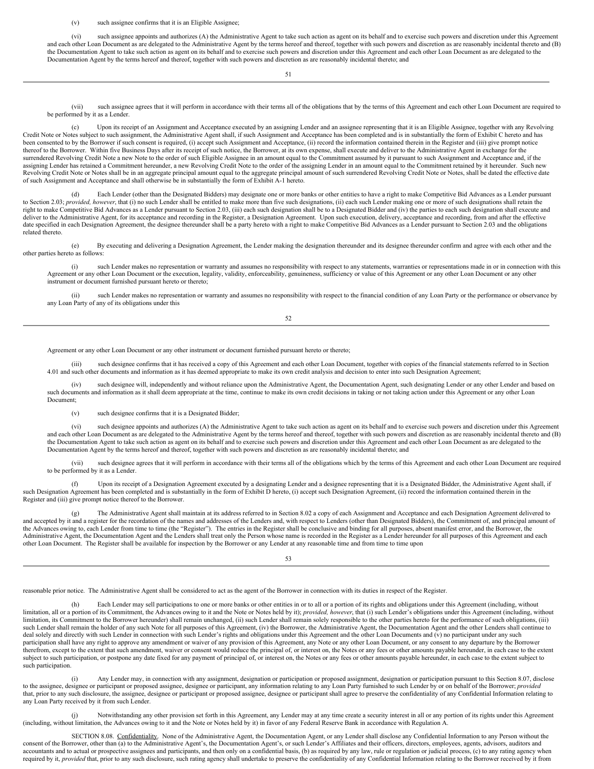(v) such assignee confirms that it is an Eligible Assignee;

(vi) such assignee appoints and authorizes (A) the Administrative Agent to take such action as agent on its behalf and to exercise such powers and discretion under this Agreement and each other Loan Document as are delegated to the Administrative Agent by the terms hereof and thereof, together with such powers and discretion as are reasonably incidental thereto and (B) the Documentation Agent to take such action as agent on its behalf and to exercise such powers and discretion under this Agreement and each other Loan Document as are delegated to the Documentation Agent by the terms hereof and thereof, together with such powers and discretion as are reasonably incidental thereto; and

(vii) such assignee agrees that it will perform in accordance with their terms all of the obligations that by the terms of this Agreement and each other Loan Document are required to be performed by it as a Lender.

(c) Upon its receipt of an Assignment and Acceptance executed by an assigning Lender and an assignee representing that it is an Eligible Assignee, together with any Revolving Credit Note or Notes subject to such assignment, the Administrative Agent shall, if such Assignment and Acceptance has been completed and is in substantially the form of Exhibit C hereto and has been consented to by the Borrower if such consent is required, (i) accept such Assignment and Acceptance, (ii) record the information contained therein in the Register and (iii) give prompt notice thereof to the Borrower. Within five Business Days after its receipt of such notice, the Borrower, at its own expense, shall execute and deliver to the Administrative Agent in exchange for the surrendered Revolving Credit Note a new Note to the order of such Eligible Assignee in an amount equal to the Commitment assumed by it pursuant to such Assignment and Acceptance and, if the assigning Lender has retained a Commitment hereunder, a new Revolving Credit Note to the order of the assigning Lender in an amount equal to the Commitment retained by it hereunder. Such new Revolving Credit Note or Notes shall be in an aggregate principal amount equal to the aggregate principal amount of such surrendered Revolving Credit Note or Notes, shall be dated the effective date of such Assignment and Acceptance and shall otherwise be in substantially the form of Exhibit A-1 hereto.

(d) Each Lender (other than the Designated Bidders) may designate one or more banks or other entities to have a right to make Competitive Bid Advances as a Lender pursuant to Section 2.03; *provided, however*, that (i) no such Lender shall be entitled to make more than five such designations, (ii) each such Lender making one or more of such designations shall retain the right to make Competitive Bid Advances as a Lender pursuant to Section 2.03, (iii) each such designation shall be to a Designated Bidder and (iv) the parties to each such designation shall execute and deliver to the Administrative Agent, for its acceptance and recording in the Register, a Designation Agreement. Upon such execution, delivery, acceptance and recording, from and after the effective date specified in each Designation Agreement, the designee thereunder shall be a party hereto with a right to make Competitive Bid Advances as a Lender pursuant to Section 2.03 and the obligations related thereto.

(e) By executing and delivering a Designation Agreement, the Lender making the designation thereunder and its designee thereunder confirm and agree with each other and the other parties hereto as follows:

(i) such Lender makes no representation or warranty and assumes no responsibility with respect to any statements, warranties or representations made in or in connection with this Agreement or any other Loan Document or the execution, legality, validity, enforceability, genuineness, sufficiency or value of this Agreement or any other Loan Document or any other instrument or document furnished pursuant hereto or thereto;

(ii) such Lender makes no representation or warranty and assumes no responsibility with respect to the financial condition of any Loan Party or the performance or observance by any Loan Party of any of its obligations under this Agreement or any other Loan Document or any other instrument or document furnished pursuant hereto or thereto;

(iii) such designee confirms that it has received a copy of this Agreement and each other Loan Document, together with copies of the financial statements referred to in Section 4.01 and such other documents and information as it has deemed appropriate to make its own credit analysis and decision to enter into such Designation Agreement;

(iv) such designee will, independently and without reliance upon the Administrative Agent, the Documentation Agent, such designating Lender or any other Lender and based on such documents and information as it shall deem appropriate at the time, continue to make its own credit decisions in taking or not taking action under this Agreement or any other Loan Document;

(v) such designee confirms that it is a Designated Bidder;

(vi) such designee appoints and authorizes (A) the Administrative Agent to take such action as agent on its behalf and to exercise such powers and discretion under this Agreement and each other Loan Document as are delegated to the Administrative Agent by the terms hereof and thereof, together with such powers and discretion as are reasonably incidental thereto and (B) the Documentation Agent to take such action as agent on its behalf and to exercise such powers and discretion under this Agreement and each other Loan Document as are delegated to the Documentation Agent by the terms hereof and thereof, together with such powers and discretion as are reasonably incidental thereto; and

(vii) such designee agrees that it will perform in accordance with their terms all of the obligations which by the terms of this Agreement and each other Loan Document are required to be performed by it as a Lender.

(f) Upon its receipt of a Designation Agreement executed by a designating Lender and a designee representing that it is a Designated Bidder, the Administrative Agent shall, if such Designation Agreement has been completed and is substantially in the form of Exhibit D hereto, (i) accept such Designation Agreement, (ii) record the information contained therein in the Register and (iii) give prompt notice thereof to the Borrower.

(g) The Administrative Agent shall maintain at its address referred to in Section 8.02 a copy of each Assignment and Acceptance and each Designation Agreement delivered to and accepted by it and a register for the recordation of the names and addresses of the Lenders and, with respect to Lenders (other than Designated Bidders), the Commitment of, and principal amount of the Advances owing to, each Lender from time to time (the "Register"). The entries in the Register shall be conclusive and binding for all purposes, absent manifest error, and the Borrower, the Administrative Agent, the Documentation Agent and the Lenders shall treat only the Person whose name is recorded in the Register as a Lender hereunder for all purposes of this Agreement and each other Loan Document. The Register shall be available for inspection by the Borrower or any Lender at any reasonable time and from time to time upon reasonable prior notice. The Administrative Agent shall be considered to act as the agent of the Borrower in connection with its duties in respect of the Register.

(h) Each Lender may sell participations to one or more banks or other entities in or to all or a portion of its rights and obligations under this Agreement (including, without limitation, all or a portion of its Commitment, the Advances owing to it and the Note or Notes held by it); *provided, however*, that (i) such Lender's obligations under this Agreement (including, without limitation, its Commitment to the Borrower hereunder) shall remain unchanged, (ii) such Lender shall remain solely responsible to the other parties hereto for the performance of such obligations, (iii) such Lender shall remain the holder of any such Note for all purposes of this Agreement, (iv) the Borrower, the Administrative Agent, the Documentation Agent and the other Lenders shall continue to deal solely and directly with such Lender in connection with such Lender's rights and obligations under this Agreement and the other Loan Documents and (v) no participant under any such participation shall have any right to approve any amendment or waiver of any provision of this Agreement, any Note or any other Loan Document, or any consent to any departure by the Borrower therefrom, except to the extent that such amendment, waiver or consent would reduce the principal of, or interest on, the Notes or any fees or other amounts payable hereunder, in each case to the extent subject to such participation, or postpone any date fixed for any payment of principal of, or interest on, the Notes or any fees or other amounts payable hereunder, in each case to the extent subject to such participation.

(i) Any Lender may, in connection with any assignment, designation or participation or proposed assignment, designation or participation pursuant to this Section 8.07, disclose to the assignee, designee or participant or proposed assignee, designee or participant, any information relating to any Loan Party furnished to such Lender by or on behalf of the Borrower; *provided* that, prior to any such disclosure, the assignee, designee or participant or proposed assignee, designee or participant shall agree to preserve the confidentiality of any Confidential Information relating to any Loan Party received by it from such Lender.

(j) Notwithstanding any other provision set forth in this Agreement, any Lender may at any time create a security interest in all or any portion of its rights under this Agreement (including, without limitation, the Advances owing to it and the Note or Notes held by it) in favor of any Federal Reserve Bank in accordance with Regulation A.

SECTION 8.08. Confidentiality. None of the Administrative Agent, the Documentation Agent, or any Lender shall disclose any Confidential Information to any Person without the consent of the Borrower, other than (a) to the Administrative Agent's, the Documentation Agent's, or such Lender's Affiliates and their officers, directors, employees, agents, advisors, auditors and accountants and to actual or prospective assignees and participants, and then only on a confidential basis, (b) as required by any law, rule or regulation or judicial process, (c) to any rating agency when required by it, *provided* that, prior to any such disclosure, such rating agency shall undertake to preserve the confidentiality of any Confidential Information relating to the Borrower received by it from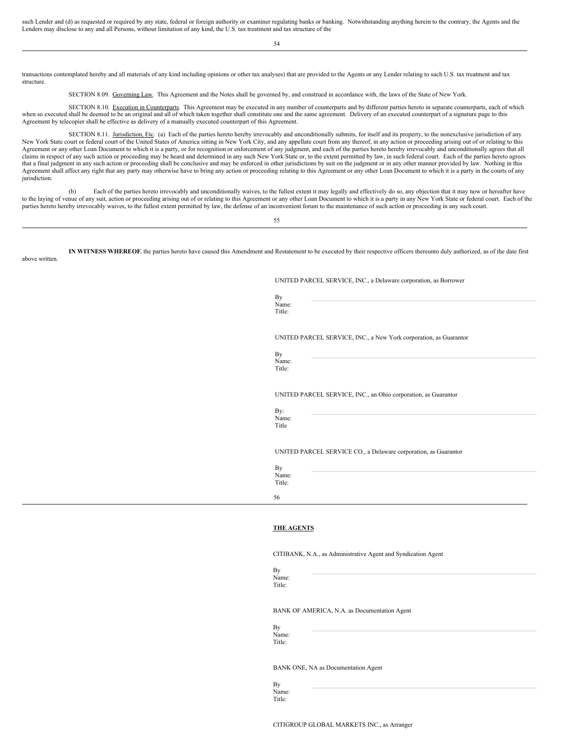such Lender and (d) as requested or required by any state, federal or foreign authority or examiner regulating banks or banking. Notwithstanding anything herein to the contrary, the Agents and the Lenders may disclose to any and all Persons, without limitation of any kind, the U.S. tax treatment and tax structure of the transactions contemplated hereby and all materials of any kind including opinions or other tax analyses) that are provided to the Agents or any Lender relating to such U.S. tax treatment and tax structure.

SECTION 8.09. Governing Law. This Agreement and the Notes shall be governed by, and construed in accordance with, the laws of the State of New York.

SECTION 8.10. Execution in Counterparts. This Agreement may be executed in any number of counterparts and by different parties hereto in separate counterparts, each of which when so executed shall be deemed to be an original and all of which taken together shall constitute one and the same agreement. Delivery of an executed counterpart of a signature page to this Agreement by telecopier shall be effective as delivery of a manually executed counterpart of this Agreement.

SECTION 8.11. Jurisdiction, Etc. (a) Each of the parties hereto hereby irrevocably and unconditionally submits, for itself and its property, to the nonexclusive jurisdiction of any New York State court or federal court of the United States of America sitting in New York City, and any appellate court from any thereof, in any action or proceeding arising out of or relating to this Agreement or any other Loan Document to which it is a party, or for recognition or enforcement of any judgment, and each of the parties hereto hereby irrevocably and unconditionally agrees that all claims in respect of any such action or proceeding may be heard and determined in any such New York State or, to the extent permitted by law, in such federal court. Each of the parties hereto agrees that a final judgment in any such action or proceeding shall be conclusive and may be enforced in other jurisdictions by suit on the judgment or in any other manner provided by law. Nothing in this Agreement shall affect any right that any party may otherwise have to bring any action or proceeding relating to this Agreement or any other Loan Document to which it is a party in the courts of any jurisdiction.

(b) Each of the parties hereto irrevocably and unconditionally waives, to the fullest extent it may legally and effectively do so, any objection that it may now or hereafter have to the laying of venue of any suit, action or proceeding arising out of or relating to this Agreement or any other Loan Document to which it is a party in any New York State or federal court. Each of the parties hereto hereby irrevocably waives, to the fullest extent permitted by law, the defense of an inconvenient forum to the maintenance of such action or proceeding in any such court.

**IN WITNESS WHEREOF**, the parties hereto have caused this Amendment and Restatement to be executed by their respective officers thereunto duly authorized, as of the date first above written.

UNITED PARCEL SERVICE, INC., a Delaware corporation, as Borrower

By \_\_\_\_\_\_\_\_\_\_\_\_\_\_\_\_\_\_\_\_\_\_\_\_\_\_\_\_
Name:
Title:

UNITED PARCEL SERVICE, INC., a New York corporation, as Guarantor

By \_\_\_\_\_\_\_\_\_\_\_\_\_\_\_\_\_\_\_\_\_\_\_\_\_\_\_\_
Name:
Title:

UNITED PARCEL SERVICE, INC., an Ohio corporation, as Guarantor

By: \_\_\_\_\_\_\_\_\_\_\_\_\_\_\_\_\_\_\_\_\_\_\_\_\_\_\_\_
Name:
Title

UNITED PARCEL SERVICE CO., a Delaware corporation, as Guarantor

By \_\_\_\_\_\_\_\_\_\_\_\_\_\_\_\_\_\_\_\_\_\_\_\_\_\_\_\_
Name:
Title:

**THE AGENTS**

CITIBANK, N.A., as Administrative Agent and Syndication Agent

By \_\_\_\_\_\_\_\_\_\_\_\_\_\_\_\_\_\_\_\_\_\_\_\_\_\_\_\_
Name:
Title:

BANK OF AMERICA, N.A. as Documentation Agent

By \_\_\_\_\_\_\_\_\_\_\_\_\_\_\_\_\_\_\_\_\_\_\_\_\_\_\_\_
Name:
Title:

BANK ONE, NA as Documentation Agent

By \_\_\_\_\_\_\_\_\_\_\_\_\_\_\_\_\_\_\_\_\_\_\_\_\_\_\_\_
Name:
Title:

CITIGROUP GLOBAL MARKETS INC., as Arranger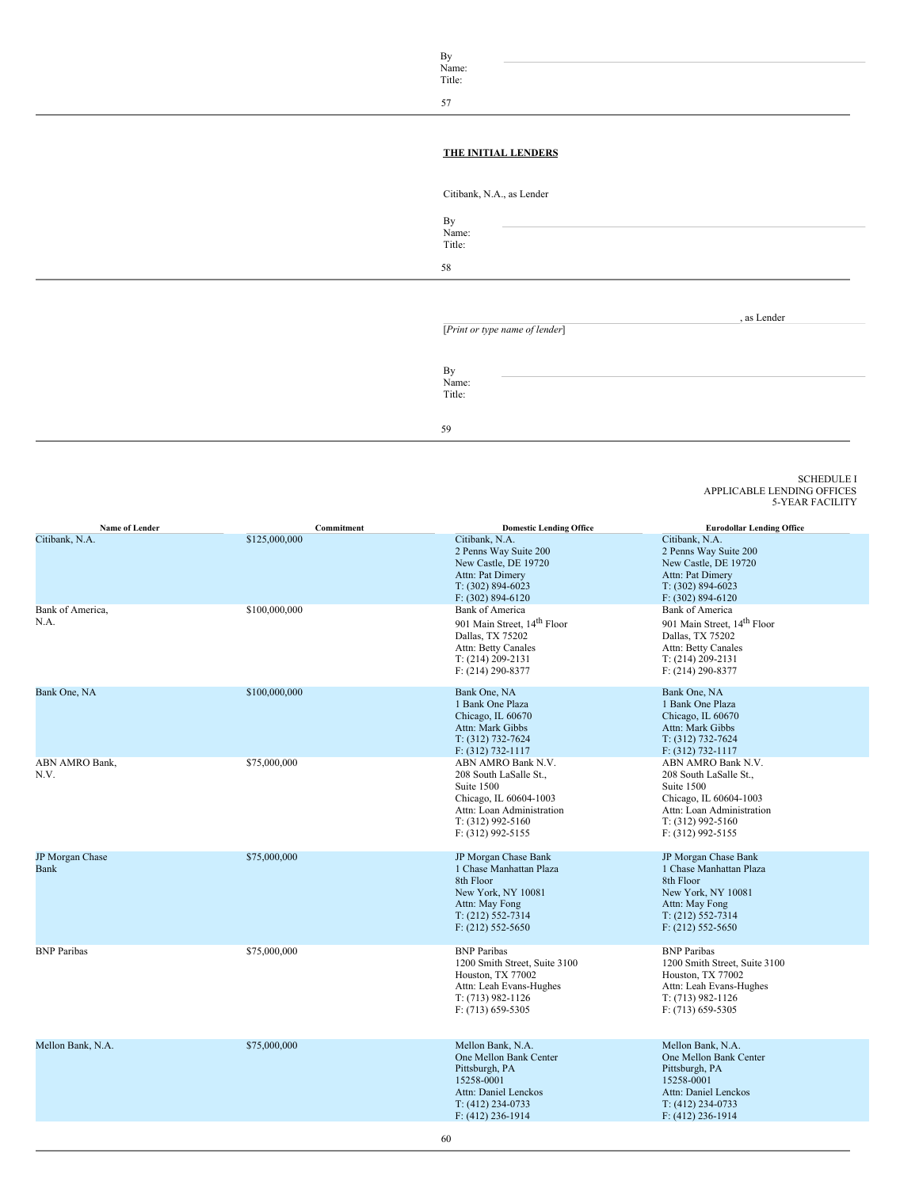By
Name:
Title:

**THE INITIAL LENDERS**

Citibank, N.A., as Lender

By
Name:
Title:

\_\_\_\_\_\_\_\_\_\_\_\_\_\_\_\_\_\_\_\_\_\_\_\_\_\_\_\_\_\_\_\_\_\_\_\_\_\_\_\_, as Lender
[*Print or type name of lender*]

By
Name:
Title:

SCHEDULE I
APPLICABLE LENDING OFFICES
5-YEAR FACILITY

| Name of Lender | Commitment | Domestic Lending Office | Eurodollar Lending Office |
|---|---|---|---|
| Citibank, N.A. | $125,000,000 | Citibank, N.A.<br>2 Penns Way Suite 200<br>New Castle, DE 19720<br>Attn: Pat Dimery<br>T: (302) 894-6023<br>F: (302) 894-6120 | Citibank, N.A.<br>2 Penns Way Suite 200<br>New Castle, DE 19720<br>Attn: Pat Dimery<br>T: (302) 894-6023<br>F: (302) 894-6120 |
| Bank of America, N.A. | $100,000,000 | Bank of America<br>901 Main Street, 14th Floor<br>Dallas, TX 75202<br>Attn: Betty Canales<br>T: (214) 209-2131<br>F: (214) 290-8377 | Bank of America<br>901 Main Street, 14th Floor<br>Dallas, TX 75202<br>Attn: Betty Canales<br>T: (214) 209-2131<br>F: (214) 290-8377 |
| Bank One, NA | $100,000,000 | Bank One, NA<br>1 Bank One Plaza<br>Chicago, IL 60670<br>Attn: Mark Gibbs<br>T: (312) 732-7624<br>F: (312) 732-1117 | Bank One, NA<br>1 Bank One Plaza<br>Chicago, IL 60670<br>Attn: Mark Gibbs<br>T: (312) 732-7624<br>F: (312) 732-1117 |
| ABN AMRO Bank, N.V. | $75,000,000 | ABN AMRO Bank N.V.<br>208 South LaSalle St.,<br>Suite 1500<br>Chicago, IL 60604-1003<br>Attn: Loan Administration<br>T: (312) 992-5160<br>F: (312) 992-5155 | ABN AMRO Bank N.V.<br>208 South LaSalle St.,<br>Suite 1500<br>Chicago, IL 60604-1003<br>Attn: Loan Administration<br>T: (312) 992-5160<br>F: (312) 992-5155 |
| JP Morgan Chase Bank | $75,000,000 | JP Morgan Chase Bank<br>1 Chase Manhattan Plaza<br>8th Floor<br>New York, NY 10081<br>Attn: May Fong<br>T: (212) 552-7314<br>F: (212) 552-5650 | JP Morgan Chase Bank<br>1 Chase Manhattan Plaza<br>8th Floor<br>New York, NY 10081<br>Attn: May Fong<br>T: (212) 552-7314<br>F: (212) 552-5650 |
| BNP Paribas | $75,000,000 | BNP Paribas<br>1200 Smith Street, Suite 3100<br>Houston, TX 77002<br>Attn: Leah Evans-Hughes<br>T: (713) 982-1126<br>F: (713) 659-5305 | BNP Paribas<br>1200 Smith Street, Suite 3100<br>Houston, TX 77002<br>Attn: Leah Evans-Hughes<br>T: (713) 982-1126<br>F: (713) 659-5305 |
| Mellon Bank, N.A. | $75,000,000 | Mellon Bank, N.A.<br>One Mellon Bank Center<br>Pittsburgh, PA<br>15258-0001<br>Attn: Daniel Lenckos<br>T: (412) 234-0733<br>F: (412) 236-1914 | Mellon Bank, N.A.<br>One Mellon Bank Center<br>Pittsburgh, PA<br>15258-0001<br>Attn: Daniel Lenckos<br>T: (412) 234-0733<br>F: (412) 236-1914 |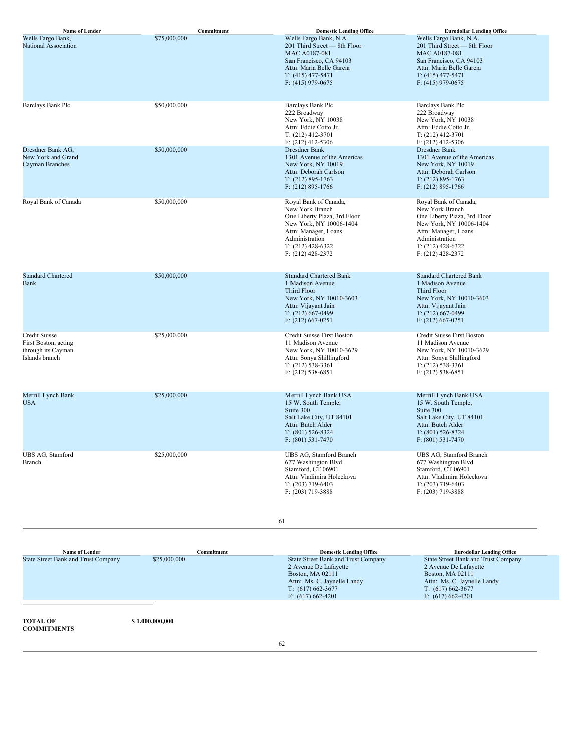| Name of Lender | Commitment | Domestic Lending Office | Eurodollar Lending Office |
|---|---|---|---|
| Wells Fargo Bank, National Association | $75,000,000 | Wells Fargo Bank, N.A.<br>201 Third Street — 8th Floor<br>MAC A0187-081<br>San Francisco, CA 94103<br>Attn: Maria Belle Garcia<br>T: (415) 477-5471<br>F: (415) 979-0675 | Wells Fargo Bank, N.A.<br>201 Third Street — 8th Floor<br>MAC A0187-081<br>San Francisco, CA 94103<br>Attn: Maria Belle Garcia<br>T: (415) 477-5471<br>F: (415) 979-0675 |
| Barclays Bank Plc | $50,000,000 | Barclays Bank Plc<br>222 Broadway<br>New York, NY 10038<br>Attn: Eddie Cotto Jr.<br>T: (212) 412-3701<br>F: (212) 412-5306 | Barclays Bank Plc<br>222 Broadway<br>New York, NY 10038<br>Attn: Eddie Cotto Jr.<br>T: (212) 412-3701<br>F: (212) 412-5306 |
| Dresdner Bank AG, New York and Grand Cayman Branches | $50,000,000 | Dresdner Bank<br>1301 Avenue of the Americas<br>New York, NY 10019<br>Attn: Deborah Carlson<br>T: (212) 895-1763<br>F: (212) 895-1766 | Dresdner Bank<br>1301 Avenue of the Americas<br>New York, NY 10019<br>Attn: Deborah Carlson<br>T: (212) 895-1763<br>F: (212) 895-1766 |
| Royal Bank of Canada | $50,000,000 | Royal Bank of Canada, New York Branch<br>One Liberty Plaza, 3rd Floor<br>New York, NY 10006-1404<br>Attn: Manager, Loans Administration<br>T: (212) 428-6322<br>F: (212) 428-2372 | Royal Bank of Canada, New York Branch<br>One Liberty Plaza, 3rd Floor<br>New York, NY 10006-1404<br>Attn: Manager, Loans Administration<br>T: (212) 428-6322<br>F: (212) 428-2372 |
| Standard Chartered Bank | $50,000,000 | Standard Chartered Bank<br>1 Madison Avenue<br>Third Floor<br>New York, NY 10010-3603<br>Attn: Vijayant Jain<br>T: (212) 667-0499<br>F: (212) 667-0251 | Standard Chartered Bank<br>1 Madison Avenue<br>Third Floor<br>New York, NY 10010-3603<br>Attn: Vijayant Jain<br>T: (212) 667-0499<br>F: (212) 667-0251 |
| Credit Suisse First Boston, acting through its Cayman Islands branch | $25,000,000 | Credit Suisse First Boston<br>11 Madison Avenue<br>New York, NY 10010-3629<br>Attn: Sonya Shillingford<br>T: (212) 538-3361<br>F: (212) 538-6851 | Credit Suisse First Boston<br>11 Madison Avenue<br>New York, NY 10010-3629<br>Attn: Sonya Shillingford<br>T: (212) 538-3361<br>F: (212) 538-6851 |
| Merrill Lynch Bank USA | $25,000,000 | Merrill Lynch Bank USA<br>15 W. South Temple,<br>Suite 300<br>Salt Lake City, UT 84101<br>Attn: Butch Alder<br>T: (801) 526-8324<br>F: (801) 531-7470 | Merrill Lynch Bank USA<br>15 W. South Temple,<br>Suite 300<br>Salt Lake City, UT 84101<br>Attn: Butch Alder<br>T: (801) 526-8324<br>F: (801) 531-7470 |
| UBS AG, Stamford Branch | $25,000,000 | UBS AG, Stamford Branch<br>677 Washington Blvd.<br>Stamford, CT 06901<br>Attn: Vladimira Holeckova<br>T: (203) 719-6403<br>F: (203) 719-3888 | UBS AG, Stamford Branch<br>677 Washington Blvd.<br>Stamford, CT 06901<br>Attn: Vladimira Holeckova<br>T: (203) 719-6403<br>F: (203) 719-3888 |
| State Street Bank and Trust Company | $25,000,000 | State Street Bank and Trust Company<br>2 Avenue De Lafayette<br>Boston, MA 02111<br>Attn: Ms. C. Jaynelle Landy<br>T: (617) 662-3677<br>F: (617) 662-4201 | State Street Bank and Trust Company<br>2 Avenue De Lafayette<br>Boston, MA 02111<br>Attn: Ms. C. Jaynelle Landy<br>T: (617) 662-3677<br>F: (617) 662-4201 |
| **TOTAL OF COMMITMENTS** | **$ 1,000,000,000** | | |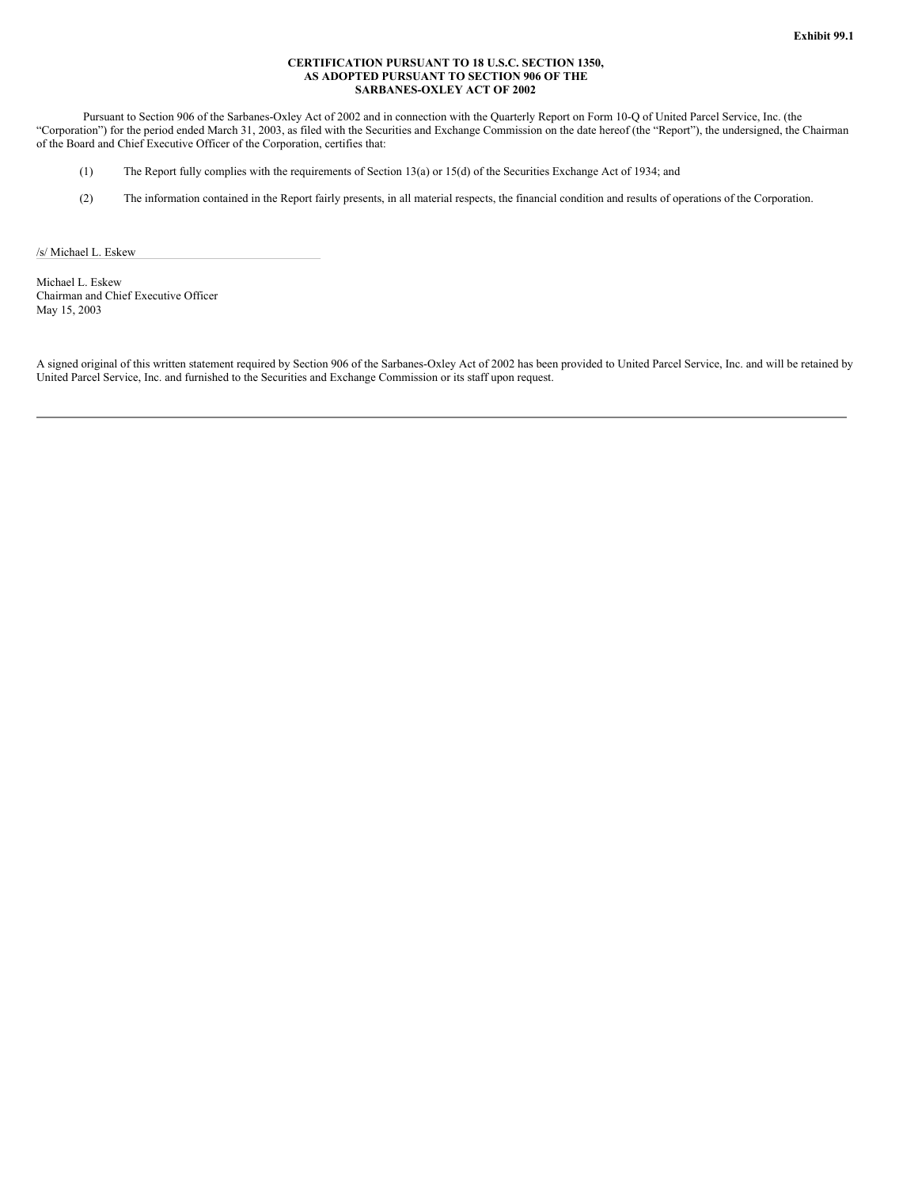**Exhibit 99.1**

**CERTIFICATION PURSUANT TO 18 U.S.C. SECTION 1350,
AS ADOPTED PURSUANT TO SECTION 906 OF THE
SARBANES-OXLEY ACT OF 2002**

Pursuant to Section 906 of the Sarbanes-Oxley Act of 2002 and in connection with the Quarterly Report on Form 10-Q of United Parcel Service, Inc. (the "Corporation") for the period ended March 31, 2003, as filed with the Securities and Exchange Commission on the date hereof (the "Report"), the undersigned, the Chairman of the Board and Chief Executive Officer of the Corporation, certifies that:

(1) The Report fully complies with the requirements of Section 13(a) or 15(d) of the Securities Exchange Act of 1934; and

(2) The information contained in the Report fairly presents, in all material respects, the financial condition and results of operations of the Corporation.

/s/ Michael L. Eskew

Michael L. Eskew
Chairman and Chief Executive Officer
May 15, 2003

A signed original of this written statement required by Section 906 of the Sarbanes-Oxley Act of 2002 has been provided to United Parcel Service, Inc. and will be retained by United Parcel Service, Inc. and furnished to the Securities and Exchange Commission or its staff upon request.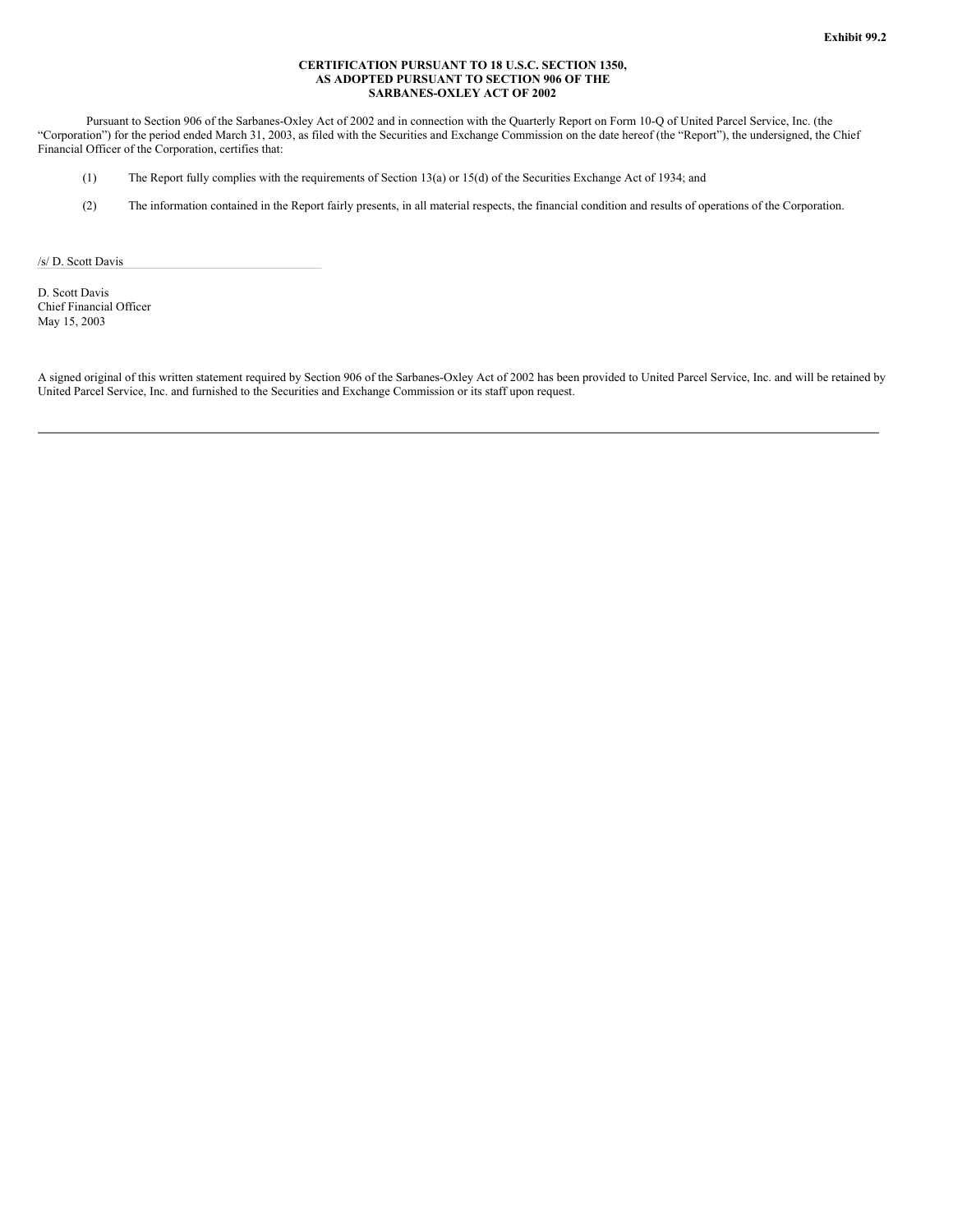Exhibit 99.2

**CERTIFICATION PURSUANT TO 18 U.S.C. SECTION 1350,
AS ADOPTED PURSUANT TO SECTION 906 OF THE
SARBANES-OXLEY ACT OF 2002**

Pursuant to Section 906 of the Sarbanes-Oxley Act of 2002 and in connection with the Quarterly Report on Form 10-Q of United Parcel Service, Inc. (the "Corporation") for the period ended March 31, 2003, as filed with the Securities and Exchange Commission on the date hereof (the "Report"), the undersigned, the Chief Financial Officer of the Corporation, certifies that:

(1) The Report fully complies with the requirements of Section 13(a) or 15(d) of the Securities Exchange Act of 1934; and

(2) The information contained in the Report fairly presents, in all material respects, the financial condition and results of operations of the Corporation.

/s/ D. Scott Davis

D. Scott Davis
Chief Financial Officer
May 15, 2003

A signed original of this written statement required by Section 906 of the Sarbanes-Oxley Act of 2002 has been provided to United Parcel Service, Inc. and will be retained by United Parcel Service, Inc. and furnished to the Securities and Exchange Commission or its staff upon request.